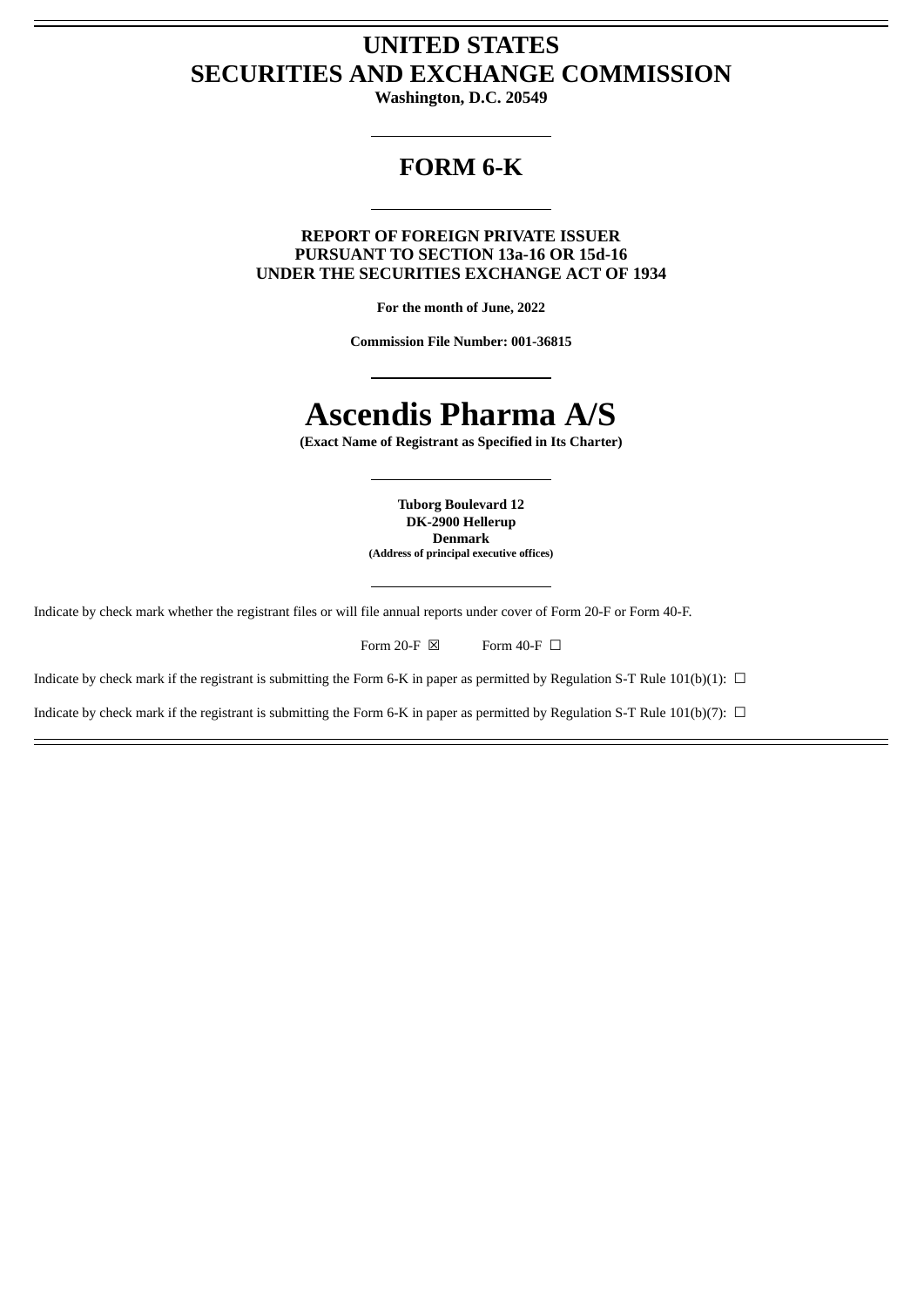# UNITED STATES
# SECURITIES AND EXCHANGE COMMISSION

**Washington, D.C. 20549**

---

## FORM 6-K

---

**REPORT OF FOREIGN PRIVATE ISSUER**
**PURSUANT TO SECTION 13a-16 OR 15d-16**
**UNDER THE SECURITIES EXCHANGE ACT OF 1934**

**For the month of June, 2022**

**Commission File Number: 001-36815**

---

# Ascendis Pharma A/S

**(Exact Name of Registrant as Specified in Its Charter)**

---

**Tuborg Boulevard 12**
**DK-2900 Hellerup**
**Denmark**
**(Address of principal executive offices)**

---

Indicate by check mark whether the registrant files or will file annual reports under cover of Form 20-F or Form 40-F.

Form 20-F ☒ Form 40-F ☐

Indicate by check mark if the registrant is submitting the Form 6-K in paper as permitted by Regulation S-T Rule 101(b)(1): ☐

Indicate by check mark if the registrant is submitting the Form 6-K in paper as permitted by Regulation S-T Rule 101(b)(7): ☐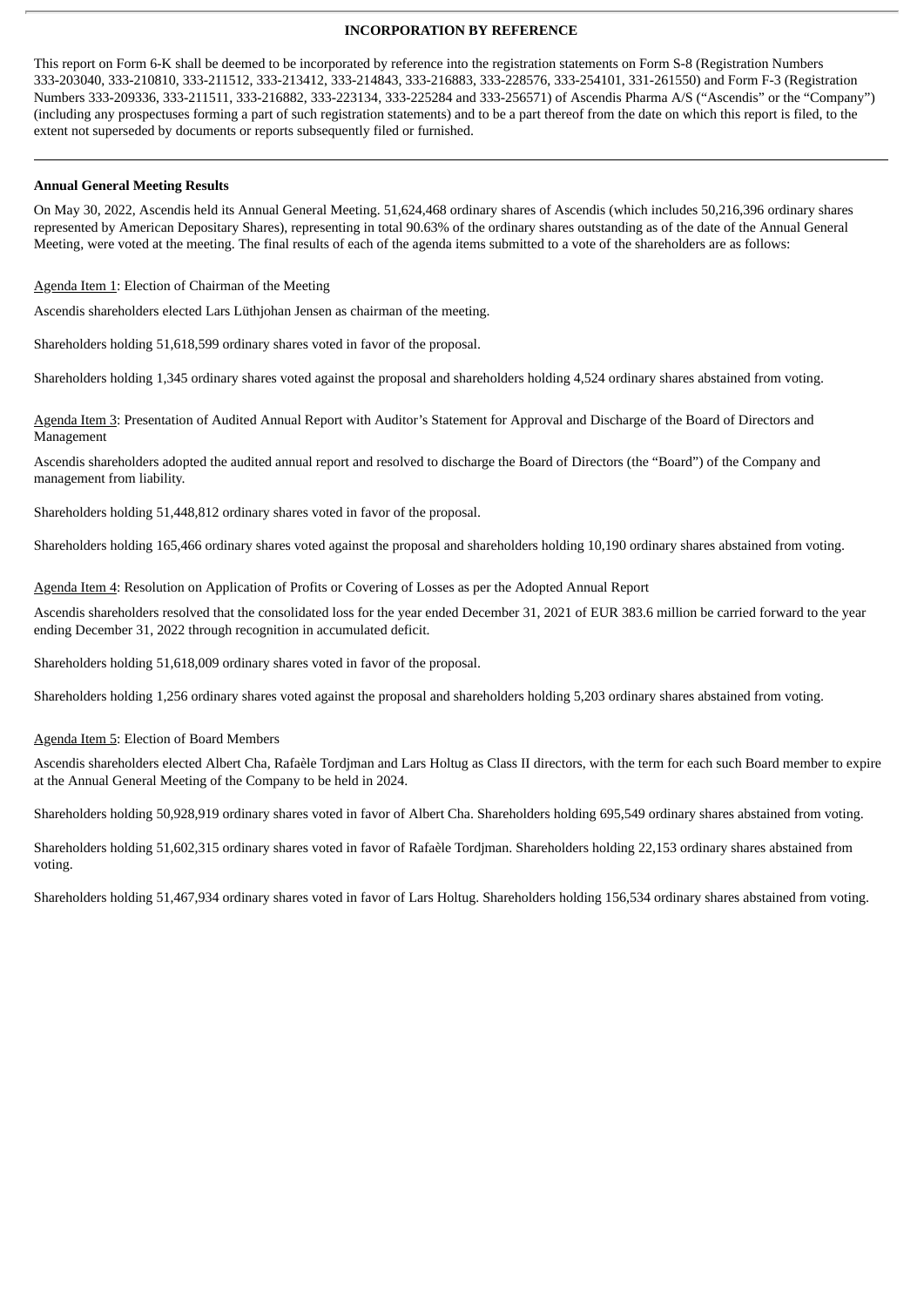**INCORPORATION BY REFERENCE**

This report on Form 6-K shall be deemed to be incorporated by reference into the registration statements on Form S-8 (Registration Numbers 333-203040, 333-210810, 333-211512, 333-213412, 333-214843, 333-216883, 333-228576, 333-254101, 331-261550) and Form F-3 (Registration Numbers 333-209336, 333-211511, 333-216882, 333-223134, 333-225284 and 333-256571) of Ascendis Pharma A/S ("Ascendis" or the "Company") (including any prospectuses forming a part of such registration statements) and to be a part thereof from the date on which this report is filed, to the extent not superseded by documents or reports subsequently filed or furnished.

---

**Annual General Meeting Results**

On May 30, 2022, Ascendis held its Annual General Meeting. 51,624,468 ordinary shares of Ascendis (which includes 50,216,396 ordinary shares represented by American Depositary Shares), representing in total 90.63% of the ordinary shares outstanding as of the date of the Annual General Meeting, were voted at the meeting. The final results of each of the agenda items submitted to a vote of the shareholders are as follows:

Agenda Item 1: Election of Chairman of the Meeting

Ascendis shareholders elected Lars Lüthjohan Jensen as chairman of the meeting.

Shareholders holding 51,618,599 ordinary shares voted in favor of the proposal.

Shareholders holding 1,345 ordinary shares voted against the proposal and shareholders holding 4,524 ordinary shares abstained from voting.

Agenda Item 3: Presentation of Audited Annual Report with Auditor's Statement for Approval and Discharge of the Board of Directors and Management

Ascendis shareholders adopted the audited annual report and resolved to discharge the Board of Directors (the "Board") of the Company and management from liability.

Shareholders holding 51,448,812 ordinary shares voted in favor of the proposal.

Shareholders holding 165,466 ordinary shares voted against the proposal and shareholders holding 10,190 ordinary shares abstained from voting.

Agenda Item 4: Resolution on Application of Profits or Covering of Losses as per the Adopted Annual Report

Ascendis shareholders resolved that the consolidated loss for the year ended December 31, 2021 of EUR 383.6 million be carried forward to the year ending December 31, 2022 through recognition in accumulated deficit.

Shareholders holding 51,618,009 ordinary shares voted in favor of the proposal.

Shareholders holding 1,256 ordinary shares voted against the proposal and shareholders holding 5,203 ordinary shares abstained from voting.

Agenda Item 5: Election of Board Members

Ascendis shareholders elected Albert Cha, Rafaèle Tordjman and Lars Holtug as Class II directors, with the term for each such Board member to expire at the Annual General Meeting of the Company to be held in 2024.

Shareholders holding 50,928,919 ordinary shares voted in favor of Albert Cha. Shareholders holding 695,549 ordinary shares abstained from voting.

Shareholders holding 51,602,315 ordinary shares voted in favor of Rafaèle Tordjman. Shareholders holding 22,153 ordinary shares abstained from voting.

Shareholders holding 51,467,934 ordinary shares voted in favor of Lars Holtug. Shareholders holding 156,534 ordinary shares abstained from voting.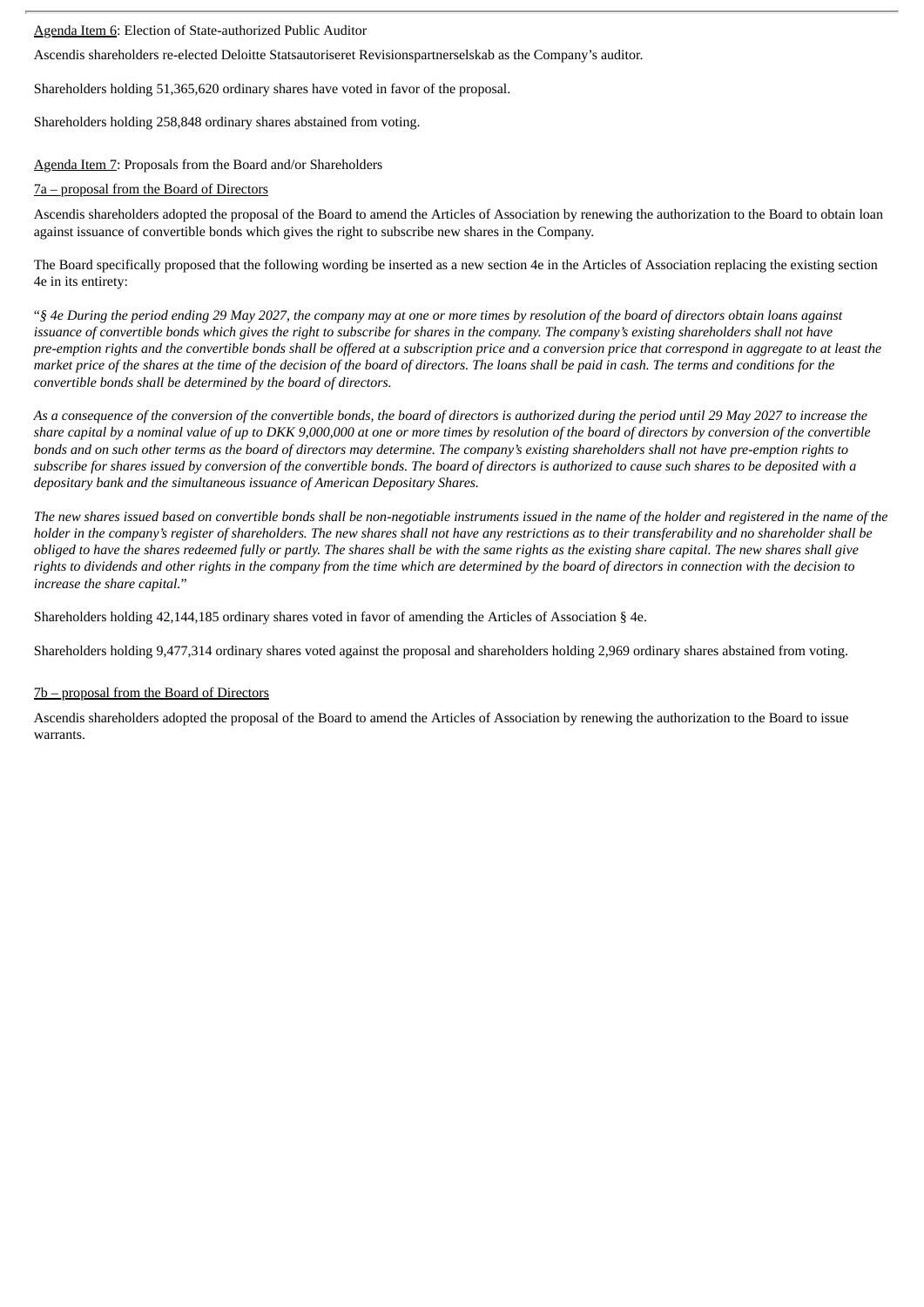<u>Agenda Item 6</u>: Election of State-authorized Public Auditor

Ascendis shareholders re-elected Deloitte Statsautoriseret Revisionspartnerselskab as the Company's auditor.

Shareholders holding 51,365,620 ordinary shares have voted in favor of the proposal.

Shareholders holding 258,848 ordinary shares abstained from voting.

<u>Agenda Item 7</u>: Proposals from the Board and/or Shareholders

<u>7a – proposal from the Board of Directors</u>

Ascendis shareholders adopted the proposal of the Board to amend the Articles of Association by renewing the authorization to the Board to obtain loan against issuance of convertible bonds which gives the right to subscribe new shares in the Company.

The Board specifically proposed that the following wording be inserted as a new section 4e in the Articles of Association replacing the existing section 4e in its entirety:

"*§ 4e During the period ending 29 May 2027, the company may at one or more times by resolution of the board of directors obtain loans against issuance of convertible bonds which gives the right to subscribe for shares in the company. The company's existing shareholders shall not have pre-emption rights and the convertible bonds shall be offered at a subscription price and a conversion price that correspond in aggregate to at least the market price of the shares at the time of the decision of the board of directors. The loans shall be paid in cash. The terms and conditions for the convertible bonds shall be determined by the board of directors.*

*As a consequence of the conversion of the convertible bonds, the board of directors is authorized during the period until 29 May 2027 to increase the share capital by a nominal value of up to DKK 9,000,000 at one or more times by resolution of the board of directors by conversion of the convertible bonds and on such other terms as the board of directors may determine. The company's existing shareholders shall not have pre-emption rights to subscribe for shares issued by conversion of the convertible bonds. The board of directors is authorized to cause such shares to be deposited with a depositary bank and the simultaneous issuance of American Depositary Shares.*

*The new shares issued based on convertible bonds shall be non-negotiable instruments issued in the name of the holder and registered in the name of the holder in the company's register of shareholders. The new shares shall not have any restrictions as to their transferability and no shareholder shall be obliged to have the shares redeemed fully or partly. The shares shall be with the same rights as the existing share capital. The new shares shall give rights to dividends and other rights in the company from the time which are determined by the board of directors in connection with the decision to increase the share capital.*"

Shareholders holding 42,144,185 ordinary shares voted in favor of amending the Articles of Association § 4e.

Shareholders holding 9,477,314 ordinary shares voted against the proposal and shareholders holding 2,969 ordinary shares abstained from voting.

<u>7b – proposal from the Board of Directors</u>

Ascendis shareholders adopted the proposal of the Board to amend the Articles of Association by renewing the authorization to the Board to issue warrants.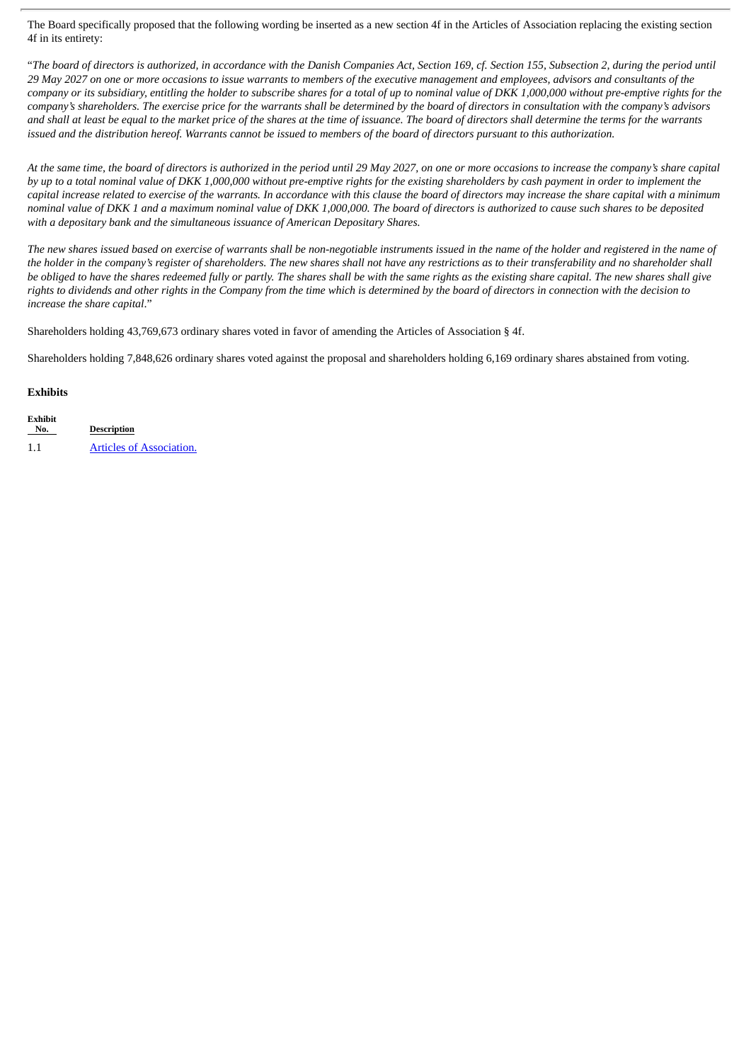The Board specifically proposed that the following wording be inserted as a new section 4f in the Articles of Association replacing the existing section 4f in its entirety:

"*The board of directors is authorized, in accordance with the Danish Companies Act, Section 169, cf. Section 155, Subsection 2, during the period until 29 May 2027 on one or more occasions to issue warrants to members of the executive management and employees, advisors and consultants of the company or its subsidiary, entitling the holder to subscribe shares for a total of up to nominal value of DKK 1,000,000 without pre-emptive rights for the company's shareholders. The exercise price for the warrants shall be determined by the board of directors in consultation with the company's advisors and shall at least be equal to the market price of the shares at the time of issuance. The board of directors shall determine the terms for the warrants issued and the distribution hereof. Warrants cannot be issued to members of the board of directors pursuant to this authorization.*

*At the same time, the board of directors is authorized in the period until 29 May 2027, on one or more occasions to increase the company's share capital by up to a total nominal value of DKK 1,000,000 without pre-emptive rights for the existing shareholders by cash payment in order to implement the capital increase related to exercise of the warrants. In accordance with this clause the board of directors may increase the share capital with a minimum nominal value of DKK 1 and a maximum nominal value of DKK 1,000,000. The board of directors is authorized to cause such shares to be deposited with a depositary bank and the simultaneous issuance of American Depositary Shares.*

*The new shares issued based on exercise of warrants shall be non-negotiable instruments issued in the name of the holder and registered in the name of the holder in the company's register of shareholders. The new shares shall not have any restrictions as to their transferability and no shareholder shall be obliged to have the shares redeemed fully or partly. The shares shall be with the same rights as the existing share capital. The new shares shall give rights to dividends and other rights in the Company from the time which is determined by the board of directors in connection with the decision to increase the share capital.*"

Shareholders holding 43,769,673 ordinary shares voted in favor of amending the Articles of Association § 4f.

Shareholders holding 7,848,626 ordinary shares voted against the proposal and shareholders holding 6,169 ordinary shares abstained from voting.

**Exhibits**

| Exhibit No. | Description |
|---|---|
| 1.1 | Articles of Association. |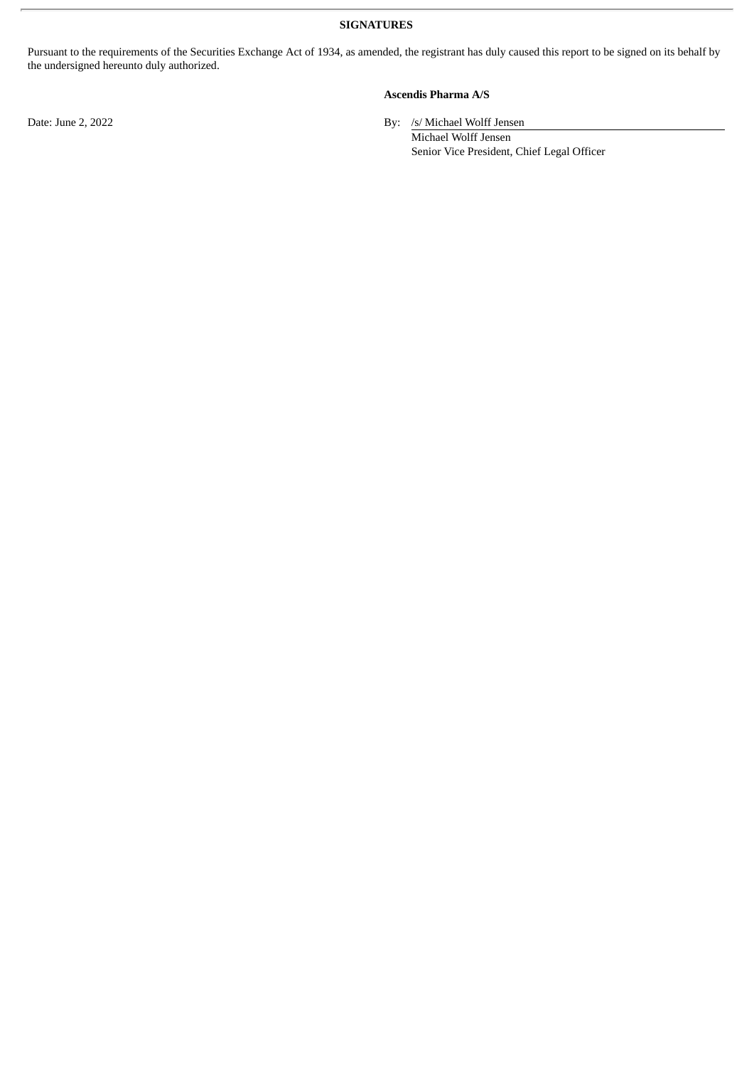**SIGNATURES**

Pursuant to the requirements of the Securities Exchange Act of 1934, as amended, the registrant has duly caused this report to be signed on its behalf by the undersigned hereunto duly authorized.

**Ascendis Pharma A/S**

Date: June 2, 2022

By: /s/ Michael Wolff Jensen
Michael Wolff Jensen
Senior Vice President, Chief Legal Officer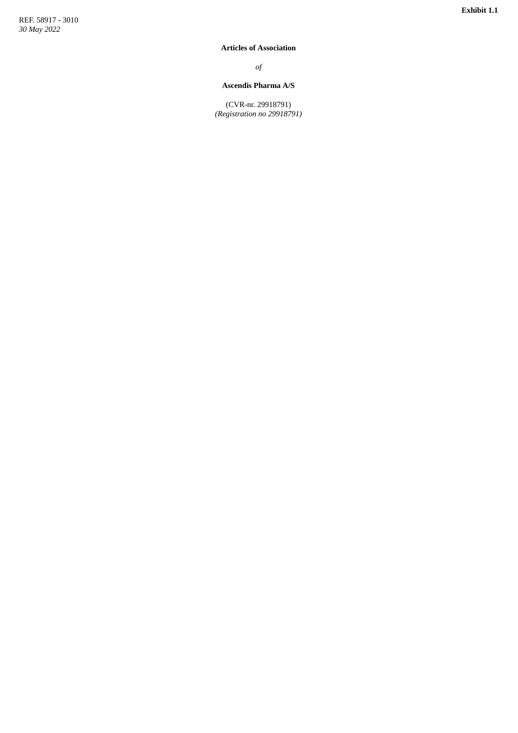**Exhibit 1.1**

REF. 58917 - 3010
*30 May 2022*

**Articles of Association**

*of*

**Ascendis Pharma A/S**

(CVR-nr. 29918791)
*(Registration no 29918791)*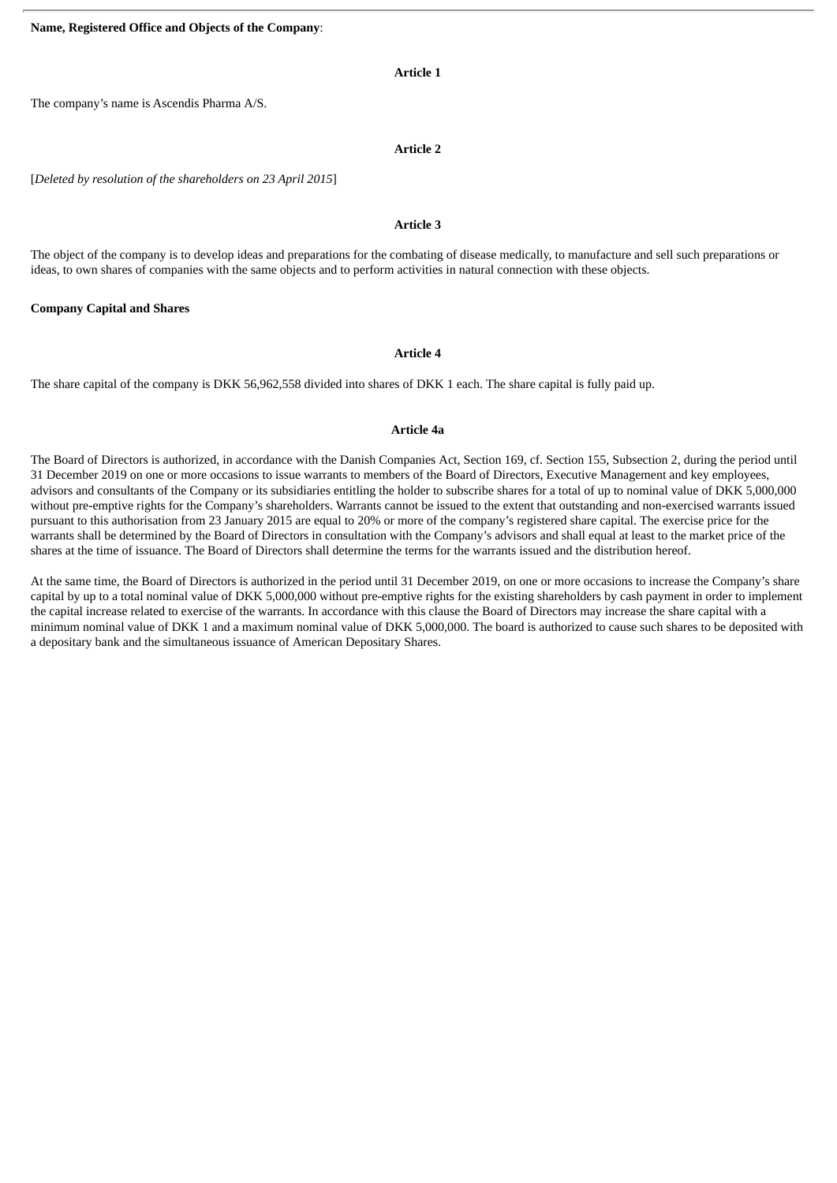**Name, Registered Office and Objects of the Company**:

**Article 1**

The company's name is Ascendis Pharma A/S.

**Article 2**

[*Deleted by resolution of the shareholders on 23 April 2015*]

**Article 3**

The object of the company is to develop ideas and preparations for the combating of disease medically, to manufacture and sell such preparations or ideas, to own shares of companies with the same objects and to perform activities in natural connection with these objects.

**Company Capital and Shares**

**Article 4**

The share capital of the company is DKK 56,962,558 divided into shares of DKK 1 each. The share capital is fully paid up.

**Article 4a**

The Board of Directors is authorized, in accordance with the Danish Companies Act, Section 169, cf. Section 155, Subsection 2, during the period until 31 December 2019 on one or more occasions to issue warrants to members of the Board of Directors, Executive Management and key employees, advisors and consultants of the Company or its subsidiaries entitling the holder to subscribe shares for a total of up to nominal value of DKK 5,000,000 without pre-emptive rights for the Company's shareholders. Warrants cannot be issued to the extent that outstanding and non-exercised warrants issued pursuant to this authorisation from 23 January 2015 are equal to 20% or more of the company's registered share capital. The exercise price for the warrants shall be determined by the Board of Directors in consultation with the Company's advisors and shall equal at least to the market price of the shares at the time of issuance. The Board of Directors shall determine the terms for the warrants issued and the distribution hereof.

At the same time, the Board of Directors is authorized in the period until 31 December 2019, on one or more occasions to increase the Company's share capital by up to a total nominal value of DKK 5,000,000 without pre-emptive rights for the existing shareholders by cash payment in order to implement the capital increase related to exercise of the warrants. In accordance with this clause the Board of Directors may increase the share capital with a minimum nominal value of DKK 1 and a maximum nominal value of DKK 5,000,000. The board is authorized to cause such shares to be deposited with a depositary bank and the simultaneous issuance of American Depositary Shares.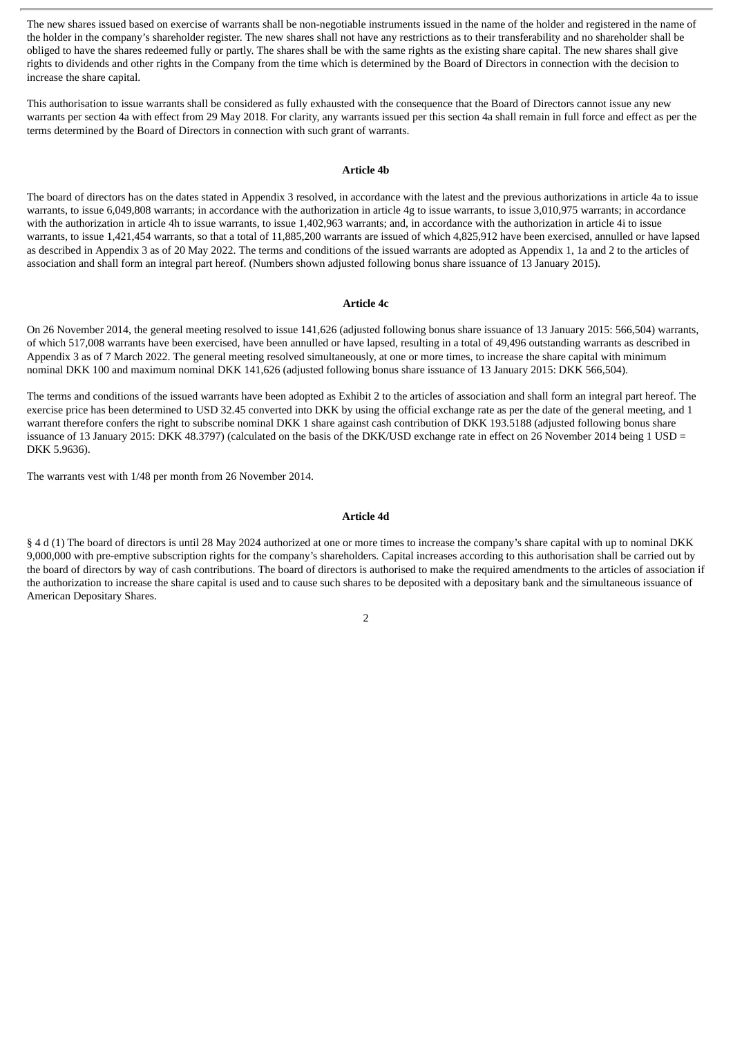The new shares issued based on exercise of warrants shall be non-negotiable instruments issued in the name of the holder and registered in the name of the holder in the company's shareholder register. The new shares shall not have any restrictions as to their transferability and no shareholder shall be obliged to have the shares redeemed fully or partly. The shares shall be with the same rights as the existing share capital. The new shares shall give rights to dividends and other rights in the Company from the time which is determined by the Board of Directors in connection with the decision to increase the share capital.

This authorisation to issue warrants shall be considered as fully exhausted with the consequence that the Board of Directors cannot issue any new warrants per section 4a with effect from 29 May 2018. For clarity, any warrants issued per this section 4a shall remain in full force and effect as per the terms determined by the Board of Directors in connection with such grant of warrants.

**Article 4b**

The board of directors has on the dates stated in Appendix 3 resolved, in accordance with the latest and the previous authorizations in article 4a to issue warrants, to issue 6,049,808 warrants; in accordance with the authorization in article 4g to issue warrants, to issue 3,010,975 warrants; in accordance with the authorization in article 4h to issue warrants, to issue 1,402,963 warrants; and, in accordance with the authorization in article 4i to issue warrants, to issue 1,421,454 warrants, so that a total of 11,885,200 warrants are issued of which 4,825,912 have been exercised, annulled or have lapsed as described in Appendix 3 as of 20 May 2022. The terms and conditions of the issued warrants are adopted as Appendix 1, 1a and 2 to the articles of association and shall form an integral part hereof. (Numbers shown adjusted following bonus share issuance of 13 January 2015).

**Article 4c**

On 26 November 2014, the general meeting resolved to issue 141,626 (adjusted following bonus share issuance of 13 January 2015: 566,504) warrants, of which 517,008 warrants have been exercised, have been annulled or have lapsed, resulting in a total of 49,496 outstanding warrants as described in Appendix 3 as of 7 March 2022. The general meeting resolved simultaneously, at one or more times, to increase the share capital with minimum nominal DKK 100 and maximum nominal DKK 141,626 (adjusted following bonus share issuance of 13 January 2015: DKK 566,504).

The terms and conditions of the issued warrants have been adopted as Exhibit 2 to the articles of association and shall form an integral part hereof. The exercise price has been determined to USD 32.45 converted into DKK by using the official exchange rate as per the date of the general meeting, and 1 warrant therefore confers the right to subscribe nominal DKK 1 share against cash contribution of DKK 193.5188 (adjusted following bonus share issuance of 13 January 2015: DKK 48.3797) (calculated on the basis of the DKK/USD exchange rate in effect on 26 November 2014 being 1 USD = DKK 5.9636).

The warrants vest with 1/48 per month from 26 November 2014.

**Article 4d**

§ 4 d (1) The board of directors is until 28 May 2024 authorized at one or more times to increase the company's share capital with up to nominal DKK 9,000,000 with pre-emptive subscription rights for the company's shareholders. Capital increases according to this authorisation shall be carried out by the board of directors by way of cash contributions. The board of directors is authorised to make the required amendments to the articles of association if the authorization to increase the share capital is used and to cause such shares to be deposited with a depositary bank and the simultaneous issuance of American Depositary Shares.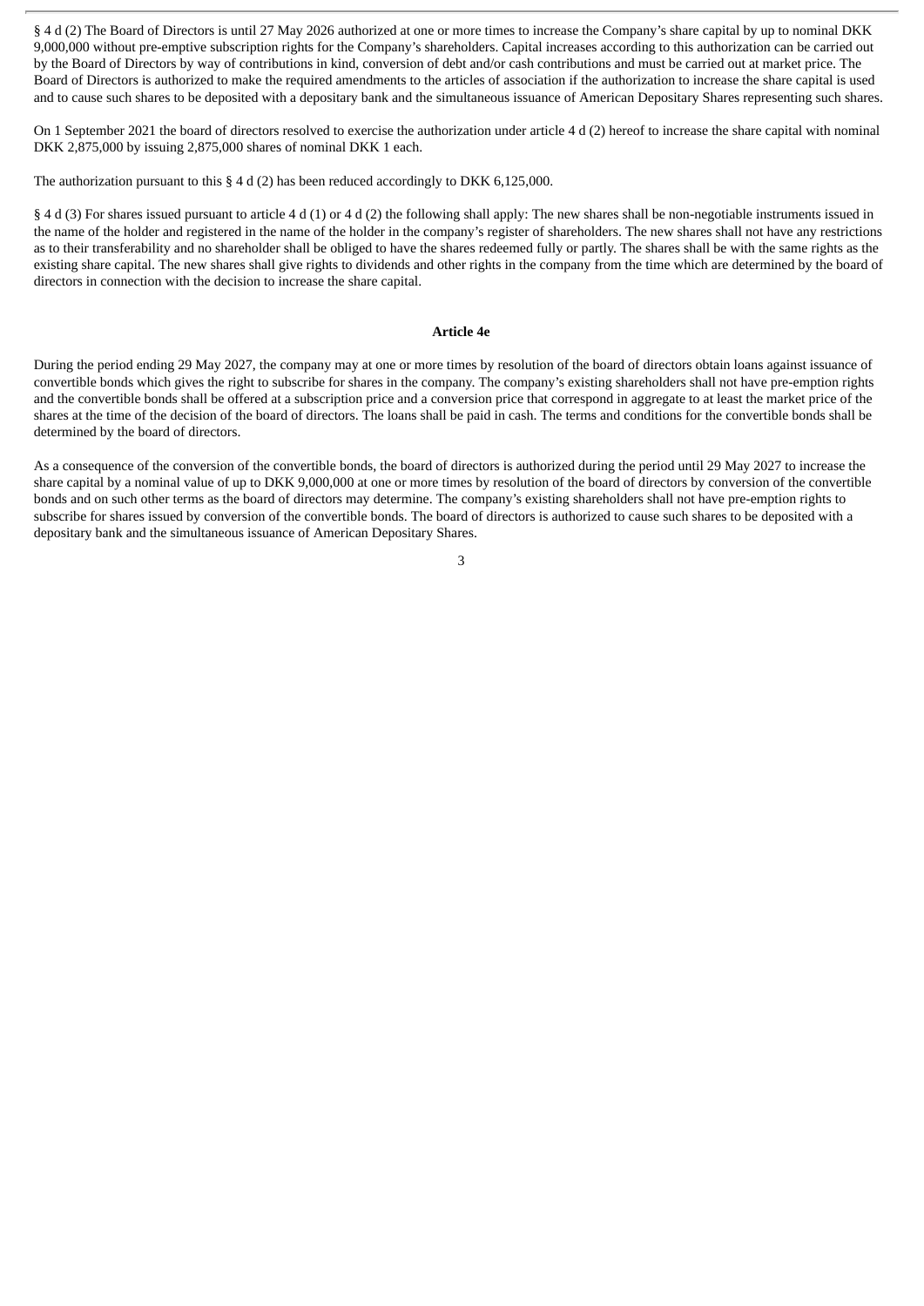§ 4 d (2) The Board of Directors is until 27 May 2026 authorized at one or more times to increase the Company's share capital by up to nominal DKK 9,000,000 without pre-emptive subscription rights for the Company's shareholders. Capital increases according to this authorization can be carried out by the Board of Directors by way of contributions in kind, conversion of debt and/or cash contributions and must be carried out at market price. The Board of Directors is authorized to make the required amendments to the articles of association if the authorization to increase the share capital is used and to cause such shares to be deposited with a depositary bank and the simultaneous issuance of American Depositary Shares representing such shares.

On 1 September 2021 the board of directors resolved to exercise the authorization under article 4 d (2) hereof to increase the share capital with nominal DKK 2,875,000 by issuing 2,875,000 shares of nominal DKK 1 each.

The authorization pursuant to this § 4 d (2) has been reduced accordingly to DKK 6,125,000.

§ 4 d (3) For shares issued pursuant to article 4 d (1) or 4 d (2) the following shall apply: The new shares shall be non-negotiable instruments issued in the name of the holder and registered in the name of the holder in the company's register of shareholders. The new shares shall not have any restrictions as to their transferability and no shareholder shall be obliged to have the shares redeemed fully or partly. The shares shall be with the same rights as the existing share capital. The new shares shall give rights to dividends and other rights in the company from the time which are determined by the board of directors in connection with the decision to increase the share capital.

**Article 4e**

During the period ending 29 May 2027, the company may at one or more times by resolution of the board of directors obtain loans against issuance of convertible bonds which gives the right to subscribe for shares in the company. The company's existing shareholders shall not have pre-emption rights and the convertible bonds shall be offered at a subscription price and a conversion price that correspond in aggregate to at least the market price of the shares at the time of the decision of the board of directors. The loans shall be paid in cash. The terms and conditions for the convertible bonds shall be determined by the board of directors.

As a consequence of the conversion of the convertible bonds, the board of directors is authorized during the period until 29 May 2027 to increase the share capital by a nominal value of up to DKK 9,000,000 at one or more times by resolution of the board of directors by conversion of the convertible bonds and on such other terms as the board of directors may determine. The company's existing shareholders shall not have pre-emption rights to subscribe for shares issued by conversion of the convertible bonds. The board of directors is authorized to cause such shares to be deposited with a depositary bank and the simultaneous issuance of American Depositary Shares.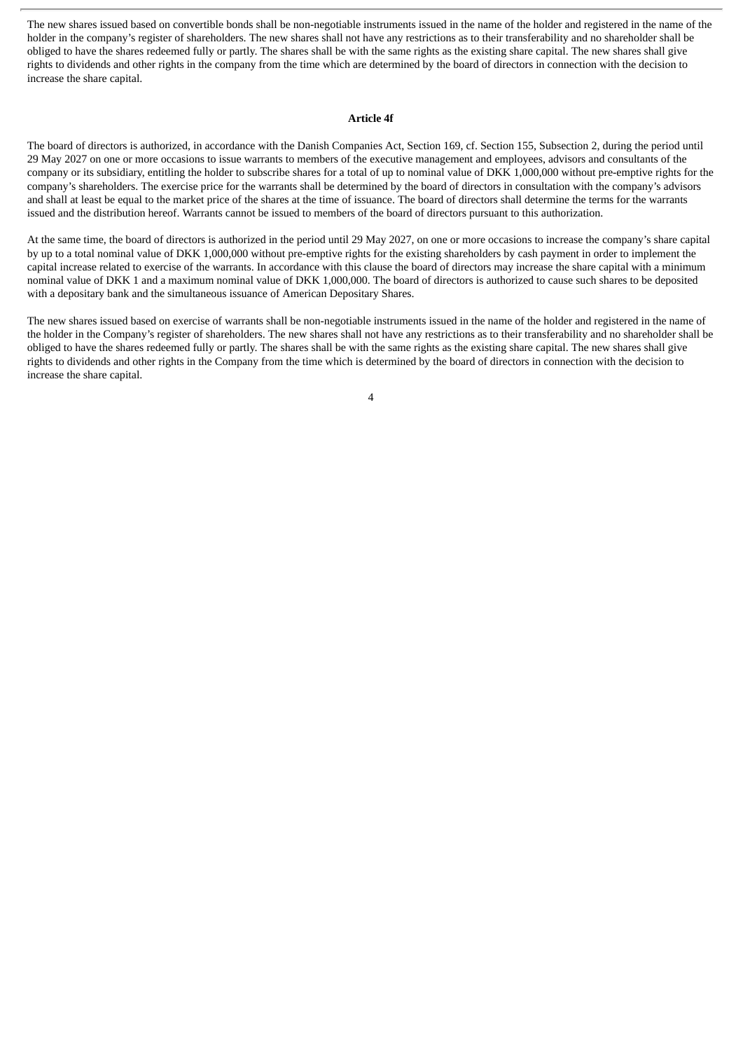The new shares issued based on convertible bonds shall be non-negotiable instruments issued in the name of the holder and registered in the name of the holder in the company's register of shareholders. The new shares shall not have any restrictions as to their transferability and no shareholder shall be obliged to have the shares redeemed fully or partly. The shares shall be with the same rights as the existing share capital. The new shares shall give rights to dividends and other rights in the company from the time which are determined by the board of directors in connection with the decision to increase the share capital.

**Article 4f**

The board of directors is authorized, in accordance with the Danish Companies Act, Section 169, cf. Section 155, Subsection 2, during the period until 29 May 2027 on one or more occasions to issue warrants to members of the executive management and employees, advisors and consultants of the company or its subsidiary, entitling the holder to subscribe shares for a total of up to nominal value of DKK 1,000,000 without pre-emptive rights for the company's shareholders. The exercise price for the warrants shall be determined by the board of directors in consultation with the company's advisors and shall at least be equal to the market price of the shares at the time of issuance. The board of directors shall determine the terms for the warrants issued and the distribution hereof. Warrants cannot be issued to members of the board of directors pursuant to this authorization.

At the same time, the board of directors is authorized in the period until 29 May 2027, on one or more occasions to increase the company's share capital by up to a total nominal value of DKK 1,000,000 without pre-emptive rights for the existing shareholders by cash payment in order to implement the capital increase related to exercise of the warrants. In accordance with this clause the board of directors may increase the share capital with a minimum nominal value of DKK 1 and a maximum nominal value of DKK 1,000,000. The board of directors is authorized to cause such shares to be deposited with a depositary bank and the simultaneous issuance of American Depositary Shares.

The new shares issued based on exercise of warrants shall be non-negotiable instruments issued in the name of the holder and registered in the name of the holder in the Company's register of shareholders. The new shares shall not have any restrictions as to their transferability and no shareholder shall be obliged to have the shares redeemed fully or partly. The shares shall be with the same rights as the existing share capital. The new shares shall give rights to dividends and other rights in the Company from the time which is determined by the board of directors in connection with the decision to increase the share capital.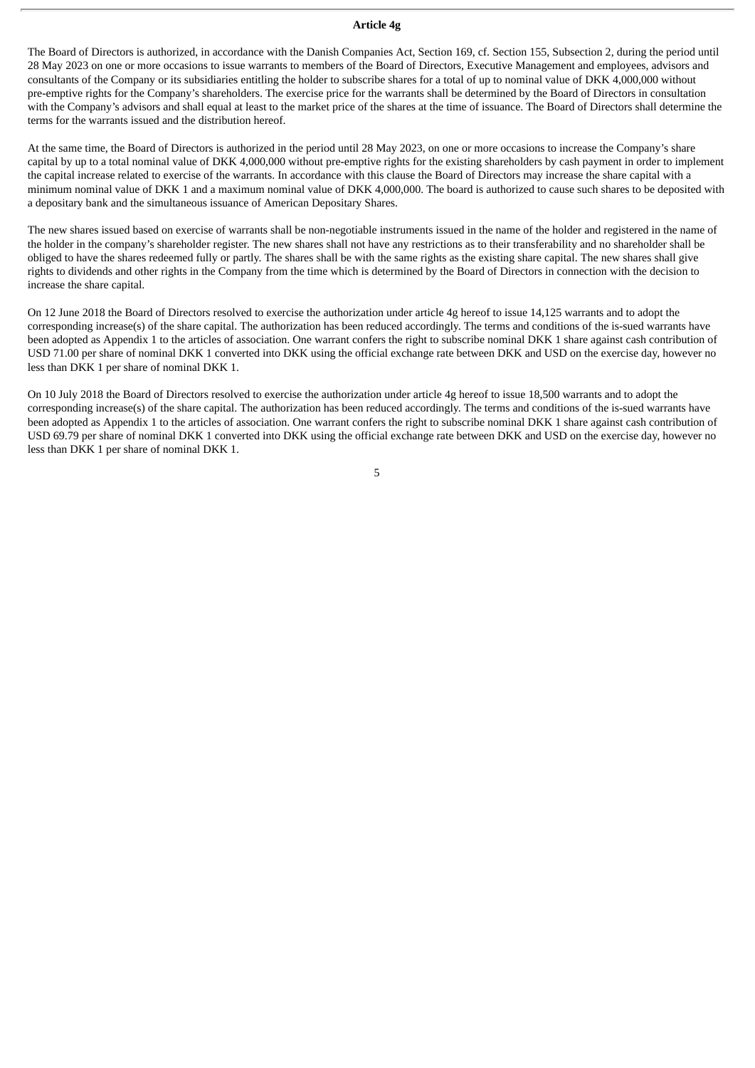### Article 4g

The Board of Directors is authorized, in accordance with the Danish Companies Act, Section 169, cf. Section 155, Subsection 2, during the period until 28 May 2023 on one or more occasions to issue warrants to members of the Board of Directors, Executive Management and employees, advisors and consultants of the Company or its subsidiaries entitling the holder to subscribe shares for a total of up to nominal value of DKK 4,000,000 without pre-emptive rights for the Company's shareholders. The exercise price for the warrants shall be determined by the Board of Directors in consultation with the Company's advisors and shall equal at least to the market price of the shares at the time of issuance. The Board of Directors shall determine the terms for the warrants issued and the distribution hereof.

At the same time, the Board of Directors is authorized in the period until 28 May 2023, on one or more occasions to increase the Company's share capital by up to a total nominal value of DKK 4,000,000 without pre-emptive rights for the existing shareholders by cash payment in order to implement the capital increase related to exercise of the warrants. In accordance with this clause the Board of Directors may increase the share capital with a minimum nominal value of DKK 1 and a maximum nominal value of DKK 4,000,000. The board is authorized to cause such shares to be deposited with a depositary bank and the simultaneous issuance of American Depositary Shares.

The new shares issued based on exercise of warrants shall be non-negotiable instruments issued in the name of the holder and registered in the name of the holder in the company's shareholder register. The new shares shall not have any restrictions as to their transferability and no shareholder shall be obliged to have the shares redeemed fully or partly. The shares shall be with the same rights as the existing share capital. The new shares shall give rights to dividends and other rights in the Company from the time which is determined by the Board of Directors in connection with the decision to increase the share capital.

On 12 June 2018 the Board of Directors resolved to exercise the authorization under article 4g hereof to issue 14,125 warrants and to adopt the corresponding increase(s) of the share capital. The authorization has been reduced accordingly. The terms and conditions of the is-sued warrants have been adopted as Appendix 1 to the articles of association. One warrant confers the right to subscribe nominal DKK 1 share against cash contribution of USD 71.00 per share of nominal DKK 1 converted into DKK using the official exchange rate between DKK and USD on the exercise day, however no less than DKK 1 per share of nominal DKK 1.

On 10 July 2018 the Board of Directors resolved to exercise the authorization under article 4g hereof to issue 18,500 warrants and to adopt the corresponding increase(s) of the share capital. The authorization has been reduced accordingly. The terms and conditions of the is-sued warrants have been adopted as Appendix 1 to the articles of association. One warrant confers the right to subscribe nominal DKK 1 share against cash contribution of USD 69.79 per share of nominal DKK 1 converted into DKK using the official exchange rate between DKK and USD on the exercise day, however no less than DKK 1 per share of nominal DKK 1.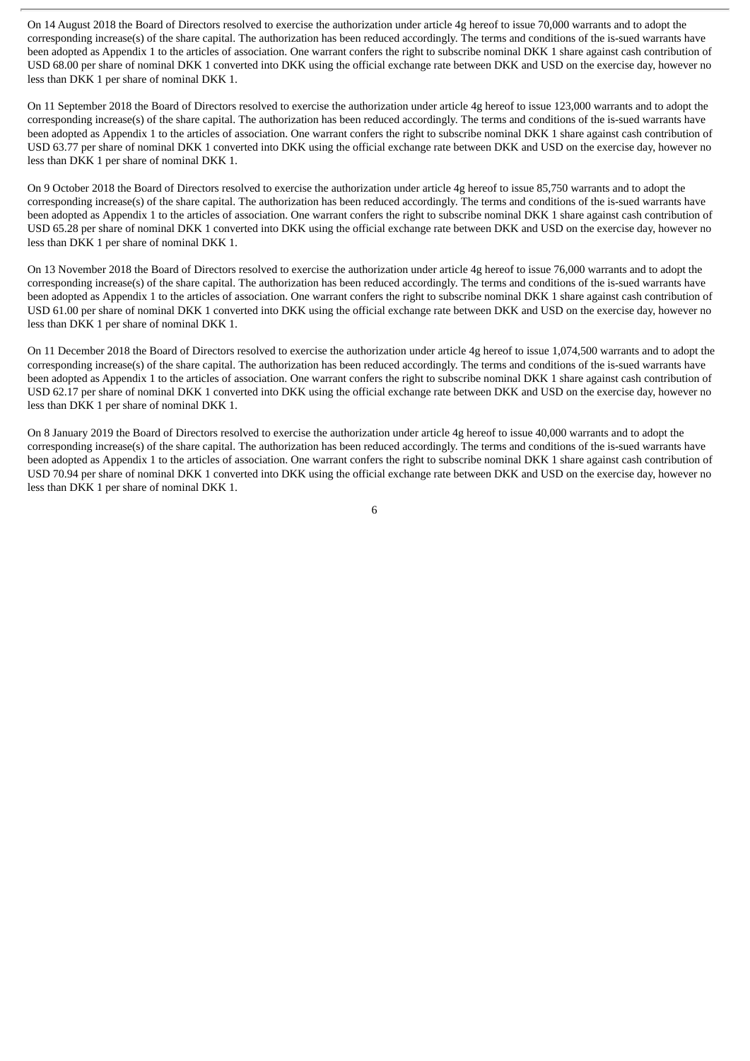On 14 August 2018 the Board of Directors resolved to exercise the authorization under article 4g hereof to issue 70,000 warrants and to adopt the corresponding increase(s) of the share capital. The authorization has been reduced accordingly. The terms and conditions of the is-sued warrants have been adopted as Appendix 1 to the articles of association. One warrant confers the right to subscribe nominal DKK 1 share against cash contribution of USD 68.00 per share of nominal DKK 1 converted into DKK using the official exchange rate between DKK and USD on the exercise day, however no less than DKK 1 per share of nominal DKK 1.

On 11 September 2018 the Board of Directors resolved to exercise the authorization under article 4g hereof to issue 123,000 warrants and to adopt the corresponding increase(s) of the share capital. The authorization has been reduced accordingly. The terms and conditions of the is-sued warrants have been adopted as Appendix 1 to the articles of association. One warrant confers the right to subscribe nominal DKK 1 share against cash contribution of USD 63.77 per share of nominal DKK 1 converted into DKK using the official exchange rate between DKK and USD on the exercise day, however no less than DKK 1 per share of nominal DKK 1.

On 9 October 2018 the Board of Directors resolved to exercise the authorization under article 4g hereof to issue 85,750 warrants and to adopt the corresponding increase(s) of the share capital. The authorization has been reduced accordingly. The terms and conditions of the is-sued warrants have been adopted as Appendix 1 to the articles of association. One warrant confers the right to subscribe nominal DKK 1 share against cash contribution of USD 65.28 per share of nominal DKK 1 converted into DKK using the official exchange rate between DKK and USD on the exercise day, however no less than DKK 1 per share of nominal DKK 1.

On 13 November 2018 the Board of Directors resolved to exercise the authorization under article 4g hereof to issue 76,000 warrants and to adopt the corresponding increase(s) of the share capital. The authorization has been reduced accordingly. The terms and conditions of the is-sued warrants have been adopted as Appendix 1 to the articles of association. One warrant confers the right to subscribe nominal DKK 1 share against cash contribution of USD 61.00 per share of nominal DKK 1 converted into DKK using the official exchange rate between DKK and USD on the exercise day, however no less than DKK 1 per share of nominal DKK 1.

On 11 December 2018 the Board of Directors resolved to exercise the authorization under article 4g hereof to issue 1,074,500 warrants and to adopt the corresponding increase(s) of the share capital. The authorization has been reduced accordingly. The terms and conditions of the is-sued warrants have been adopted as Appendix 1 to the articles of association. One warrant confers the right to subscribe nominal DKK 1 share against cash contribution of USD 62.17 per share of nominal DKK 1 converted into DKK using the official exchange rate between DKK and USD on the exercise day, however no less than DKK 1 per share of nominal DKK 1.

On 8 January 2019 the Board of Directors resolved to exercise the authorization under article 4g hereof to issue 40,000 warrants and to adopt the corresponding increase(s) of the share capital. The authorization has been reduced accordingly. The terms and conditions of the is-sued warrants have been adopted as Appendix 1 to the articles of association. One warrant confers the right to subscribe nominal DKK 1 share against cash contribution of USD 70.94 per share of nominal DKK 1 converted into DKK using the official exchange rate between DKK and USD on the exercise day, however no less than DKK 1 per share of nominal DKK 1.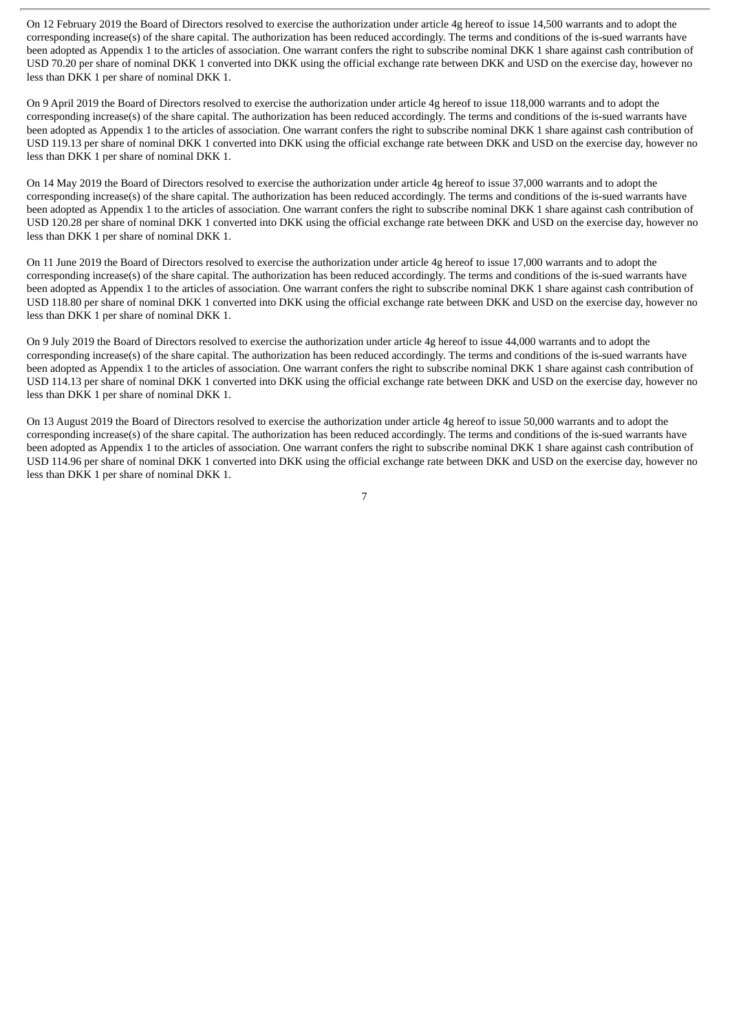On 12 February 2019 the Board of Directors resolved to exercise the authorization under article 4g hereof to issue 14,500 warrants and to adopt the corresponding increase(s) of the share capital. The authorization has been reduced accordingly. The terms and conditions of the is-sued warrants have been adopted as Appendix 1 to the articles of association. One warrant confers the right to subscribe nominal DKK 1 share against cash contribution of USD 70.20 per share of nominal DKK 1 converted into DKK using the official exchange rate between DKK and USD on the exercise day, however no less than DKK 1 per share of nominal DKK 1.

On 9 April 2019 the Board of Directors resolved to exercise the authorization under article 4g hereof to issue 118,000 warrants and to adopt the corresponding increase(s) of the share capital. The authorization has been reduced accordingly. The terms and conditions of the is-sued warrants have been adopted as Appendix 1 to the articles of association. One warrant confers the right to subscribe nominal DKK 1 share against cash contribution of USD 119.13 per share of nominal DKK 1 converted into DKK using the official exchange rate between DKK and USD on the exercise day, however no less than DKK 1 per share of nominal DKK 1.

On 14 May 2019 the Board of Directors resolved to exercise the authorization under article 4g hereof to issue 37,000 warrants and to adopt the corresponding increase(s) of the share capital. The authorization has been reduced accordingly. The terms and conditions of the is-sued warrants have been adopted as Appendix 1 to the articles of association. One warrant confers the right to subscribe nominal DKK 1 share against cash contribution of USD 120.28 per share of nominal DKK 1 converted into DKK using the official exchange rate between DKK and USD on the exercise day, however no less than DKK 1 per share of nominal DKK 1.

On 11 June 2019 the Board of Directors resolved to exercise the authorization under article 4g hereof to issue 17,000 warrants and to adopt the corresponding increase(s) of the share capital. The authorization has been reduced accordingly. The terms and conditions of the is-sued warrants have been adopted as Appendix 1 to the articles of association. One warrant confers the right to subscribe nominal DKK 1 share against cash contribution of USD 118.80 per share of nominal DKK 1 converted into DKK using the official exchange rate between DKK and USD on the exercise day, however no less than DKK 1 per share of nominal DKK 1.

On 9 July 2019 the Board of Directors resolved to exercise the authorization under article 4g hereof to issue 44,000 warrants and to adopt the corresponding increase(s) of the share capital. The authorization has been reduced accordingly. The terms and conditions of the is-sued warrants have been adopted as Appendix 1 to the articles of association. One warrant confers the right to subscribe nominal DKK 1 share against cash contribution of USD 114.13 per share of nominal DKK 1 converted into DKK using the official exchange rate between DKK and USD on the exercise day, however no less than DKK 1 per share of nominal DKK 1.

On 13 August 2019 the Board of Directors resolved to exercise the authorization under article 4g hereof to issue 50,000 warrants and to adopt the corresponding increase(s) of the share capital. The authorization has been reduced accordingly. The terms and conditions of the is-sued warrants have been adopted as Appendix 1 to the articles of association. One warrant confers the right to subscribe nominal DKK 1 share against cash contribution of USD 114.96 per share of nominal DKK 1 converted into DKK using the official exchange rate between DKK and USD on the exercise day, however no less than DKK 1 per share of nominal DKK 1.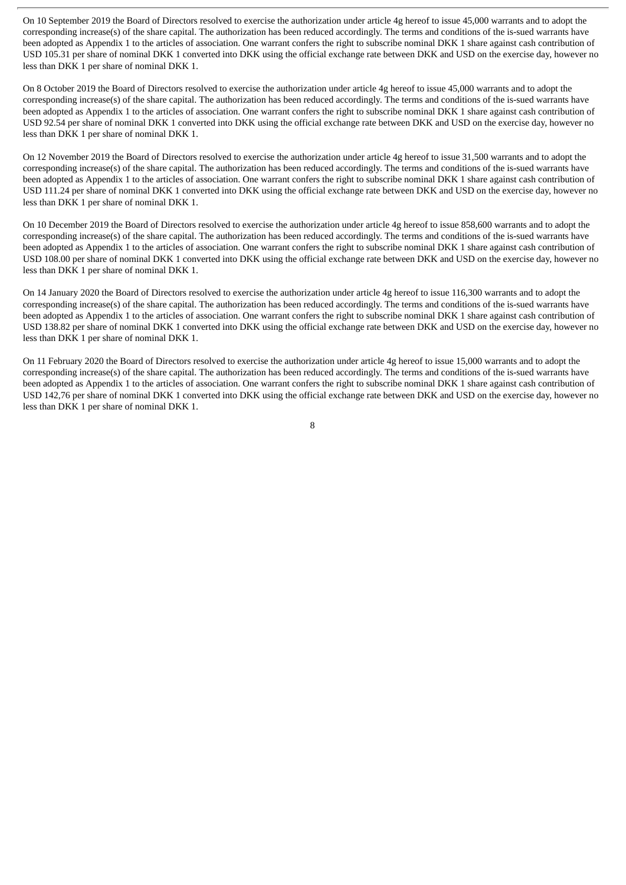On 10 September 2019 the Board of Directors resolved to exercise the authorization under article 4g hereof to issue 45,000 warrants and to adopt the corresponding increase(s) of the share capital. The authorization has been reduced accordingly. The terms and conditions of the is-sued warrants have been adopted as Appendix 1 to the articles of association. One warrant confers the right to subscribe nominal DKK 1 share against cash contribution of USD 105.31 per share of nominal DKK 1 converted into DKK using the official exchange rate between DKK and USD on the exercise day, however no less than DKK 1 per share of nominal DKK 1.

On 8 October 2019 the Board of Directors resolved to exercise the authorization under article 4g hereof to issue 45,000 warrants and to adopt the corresponding increase(s) of the share capital. The authorization has been reduced accordingly. The terms and conditions of the is-sued warrants have been adopted as Appendix 1 to the articles of association. One warrant confers the right to subscribe nominal DKK 1 share against cash contribution of USD 92.54 per share of nominal DKK 1 converted into DKK using the official exchange rate between DKK and USD on the exercise day, however no less than DKK 1 per share of nominal DKK 1.

On 12 November 2019 the Board of Directors resolved to exercise the authorization under article 4g hereof to issue 31,500 warrants and to adopt the corresponding increase(s) of the share capital. The authorization has been reduced accordingly. The terms and conditions of the is-sued warrants have been adopted as Appendix 1 to the articles of association. One warrant confers the right to subscribe nominal DKK 1 share against cash contribution of USD 111.24 per share of nominal DKK 1 converted into DKK using the official exchange rate between DKK and USD on the exercise day, however no less than DKK 1 per share of nominal DKK 1.

On 10 December 2019 the Board of Directors resolved to exercise the authorization under article 4g hereof to issue 858,600 warrants and to adopt the corresponding increase(s) of the share capital. The authorization has been reduced accordingly. The terms and conditions of the is-sued warrants have been adopted as Appendix 1 to the articles of association. One warrant confers the right to subscribe nominal DKK 1 share against cash contribution of USD 108.00 per share of nominal DKK 1 converted into DKK using the official exchange rate between DKK and USD on the exercise day, however no less than DKK 1 per share of nominal DKK 1.

On 14 January 2020 the Board of Directors resolved to exercise the authorization under article 4g hereof to issue 116,300 warrants and to adopt the corresponding increase(s) of the share capital. The authorization has been reduced accordingly. The terms and conditions of the is-sued warrants have been adopted as Appendix 1 to the articles of association. One warrant confers the right to subscribe nominal DKK 1 share against cash contribution of USD 138.82 per share of nominal DKK 1 converted into DKK using the official exchange rate between DKK and USD on the exercise day, however no less than DKK 1 per share of nominal DKK 1.

On 11 February 2020 the Board of Directors resolved to exercise the authorization under article 4g hereof to issue 15,000 warrants and to adopt the corresponding increase(s) of the share capital. The authorization has been reduced accordingly. The terms and conditions of the is-sued warrants have been adopted as Appendix 1 to the articles of association. One warrant confers the right to subscribe nominal DKK 1 share against cash contribution of USD 142,76 per share of nominal DKK 1 converted into DKK using the official exchange rate between DKK and USD on the exercise day, however no less than DKK 1 per share of nominal DKK 1.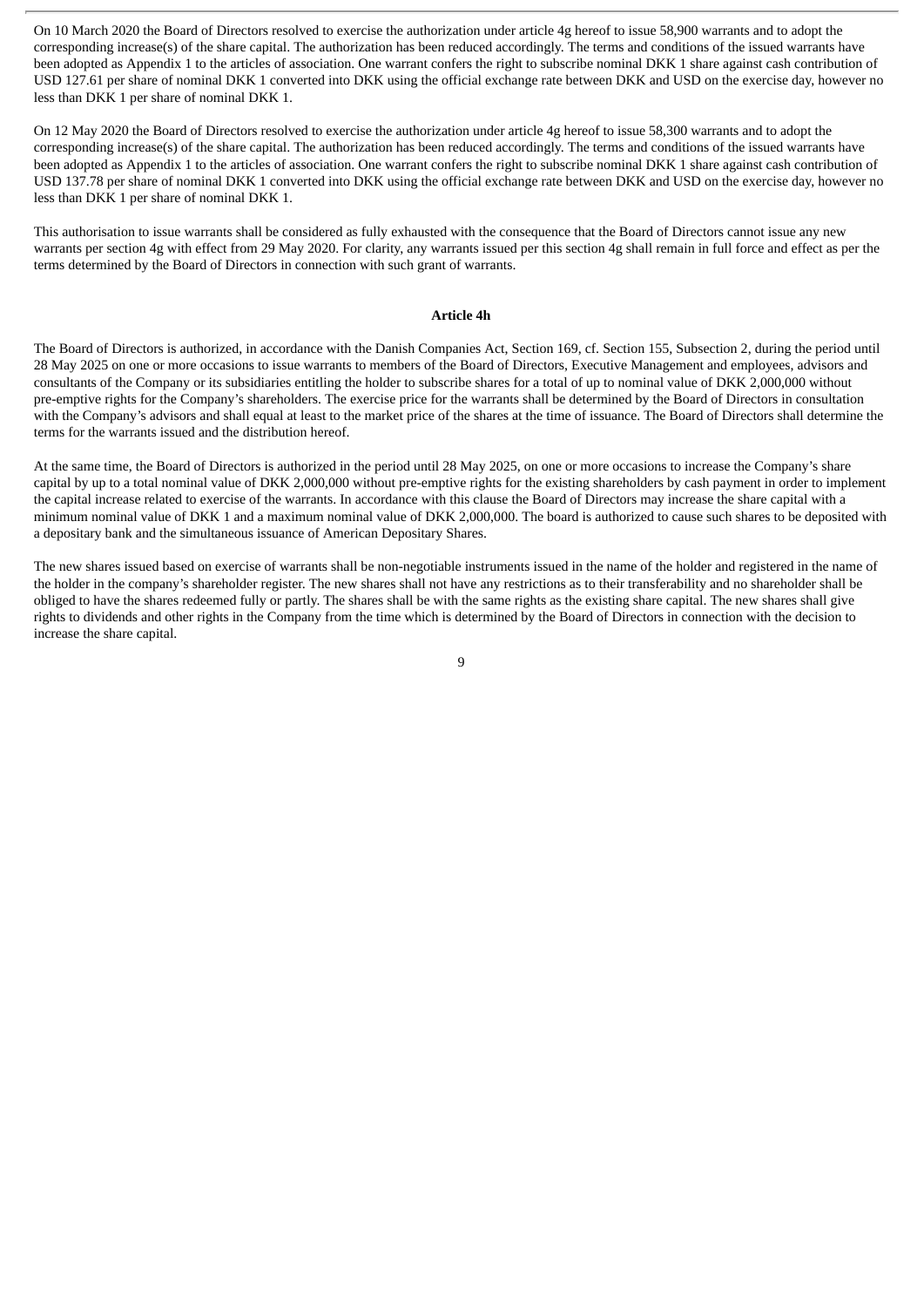On 10 March 2020 the Board of Directors resolved to exercise the authorization under article 4g hereof to issue 58,900 warrants and to adopt the corresponding increase(s) of the share capital. The authorization has been reduced accordingly. The terms and conditions of the issued warrants have been adopted as Appendix 1 to the articles of association. One warrant confers the right to subscribe nominal DKK 1 share against cash contribution of USD 127.61 per share of nominal DKK 1 converted into DKK using the official exchange rate between DKK and USD on the exercise day, however no less than DKK 1 per share of nominal DKK 1.

On 12 May 2020 the Board of Directors resolved to exercise the authorization under article 4g hereof to issue 58,300 warrants and to adopt the corresponding increase(s) of the share capital. The authorization has been reduced accordingly. The terms and conditions of the issued warrants have been adopted as Appendix 1 to the articles of association. One warrant confers the right to subscribe nominal DKK 1 share against cash contribution of USD 137.78 per share of nominal DKK 1 converted into DKK using the official exchange rate between DKK and USD on the exercise day, however no less than DKK 1 per share of nominal DKK 1.

This authorisation to issue warrants shall be considered as fully exhausted with the consequence that the Board of Directors cannot issue any new warrants per section 4g with effect from 29 May 2020. For clarity, any warrants issued per this section 4g shall remain in full force and effect as per the terms determined by the Board of Directors in connection with such grant of warrants.

**Article 4h**

The Board of Directors is authorized, in accordance with the Danish Companies Act, Section 169, cf. Section 155, Subsection 2, during the period until 28 May 2025 on one or more occasions to issue warrants to members of the Board of Directors, Executive Management and employees, advisors and consultants of the Company or its subsidiaries entitling the holder to subscribe shares for a total of up to nominal value of DKK 2,000,000 without pre-emptive rights for the Company's shareholders. The exercise price for the warrants shall be determined by the Board of Directors in consultation with the Company's advisors and shall equal at least to the market price of the shares at the time of issuance. The Board of Directors shall determine the terms for the warrants issued and the distribution hereof.

At the same time, the Board of Directors is authorized in the period until 28 May 2025, on one or more occasions to increase the Company's share capital by up to a total nominal value of DKK 2,000,000 without pre-emptive rights for the existing shareholders by cash payment in order to implement the capital increase related to exercise of the warrants. In accordance with this clause the Board of Directors may increase the share capital with a minimum nominal value of DKK 1 and a maximum nominal value of DKK 2,000,000. The board is authorized to cause such shares to be deposited with a depositary bank and the simultaneous issuance of American Depositary Shares.

The new shares issued based on exercise of warrants shall be non-negotiable instruments issued in the name of the holder and registered in the name of the holder in the company's shareholder register. The new shares shall not have any restrictions as to their transferability and no shareholder shall be obliged to have the shares redeemed fully or partly. The shares shall be with the same rights as the existing share capital. The new shares shall give rights to dividends and other rights in the Company from the time which is determined by the Board of Directors in connection with the decision to increase the share capital.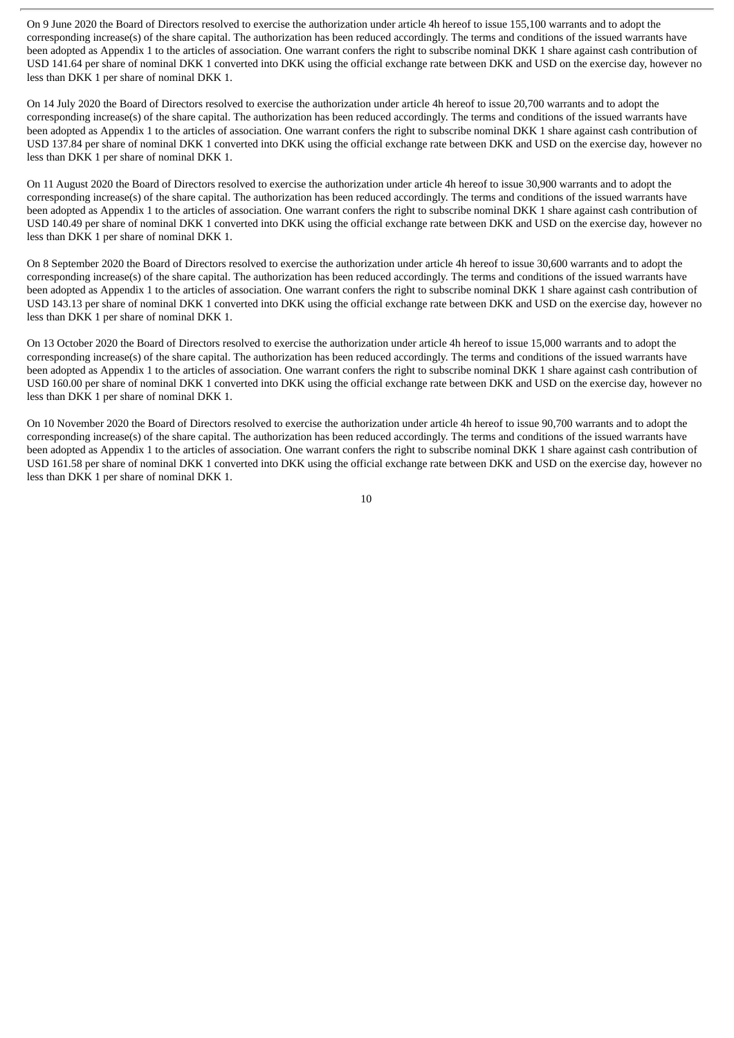On 9 June 2020 the Board of Directors resolved to exercise the authorization under article 4h hereof to issue 155,100 warrants and to adopt the corresponding increase(s) of the share capital. The authorization has been reduced accordingly. The terms and conditions of the issued warrants have been adopted as Appendix 1 to the articles of association. One warrant confers the right to subscribe nominal DKK 1 share against cash contribution of USD 141.64 per share of nominal DKK 1 converted into DKK using the official exchange rate between DKK and USD on the exercise day, however no less than DKK 1 per share of nominal DKK 1.

On 14 July 2020 the Board of Directors resolved to exercise the authorization under article 4h hereof to issue 20,700 warrants and to adopt the corresponding increase(s) of the share capital. The authorization has been reduced accordingly. The terms and conditions of the issued warrants have been adopted as Appendix 1 to the articles of association. One warrant confers the right to subscribe nominal DKK 1 share against cash contribution of USD 137.84 per share of nominal DKK 1 converted into DKK using the official exchange rate between DKK and USD on the exercise day, however no less than DKK 1 per share of nominal DKK 1.

On 11 August 2020 the Board of Directors resolved to exercise the authorization under article 4h hereof to issue 30,900 warrants and to adopt the corresponding increase(s) of the share capital. The authorization has been reduced accordingly. The terms and conditions of the issued warrants have been adopted as Appendix 1 to the articles of association. One warrant confers the right to subscribe nominal DKK 1 share against cash contribution of USD 140.49 per share of nominal DKK 1 converted into DKK using the official exchange rate between DKK and USD on the exercise day, however no less than DKK 1 per share of nominal DKK 1.

On 8 September 2020 the Board of Directors resolved to exercise the authorization under article 4h hereof to issue 30,600 warrants and to adopt the corresponding increase(s) of the share capital. The authorization has been reduced accordingly. The terms and conditions of the issued warrants have been adopted as Appendix 1 to the articles of association. One warrant confers the right to subscribe nominal DKK 1 share against cash contribution of USD 143.13 per share of nominal DKK 1 converted into DKK using the official exchange rate between DKK and USD on the exercise day, however no less than DKK 1 per share of nominal DKK 1.

On 13 October 2020 the Board of Directors resolved to exercise the authorization under article 4h hereof to issue 15,000 warrants and to adopt the corresponding increase(s) of the share capital. The authorization has been reduced accordingly. The terms and conditions of the issued warrants have been adopted as Appendix 1 to the articles of association. One warrant confers the right to subscribe nominal DKK 1 share against cash contribution of USD 160.00 per share of nominal DKK 1 converted into DKK using the official exchange rate between DKK and USD on the exercise day, however no less than DKK 1 per share of nominal DKK 1.

On 10 November 2020 the Board of Directors resolved to exercise the authorization under article 4h hereof to issue 90,700 warrants and to adopt the corresponding increase(s) of the share capital. The authorization has been reduced accordingly. The terms and conditions of the issued warrants have been adopted as Appendix 1 to the articles of association. One warrant confers the right to subscribe nominal DKK 1 share against cash contribution of USD 161.58 per share of nominal DKK 1 converted into DKK using the official exchange rate between DKK and USD on the exercise day, however no less than DKK 1 per share of nominal DKK 1.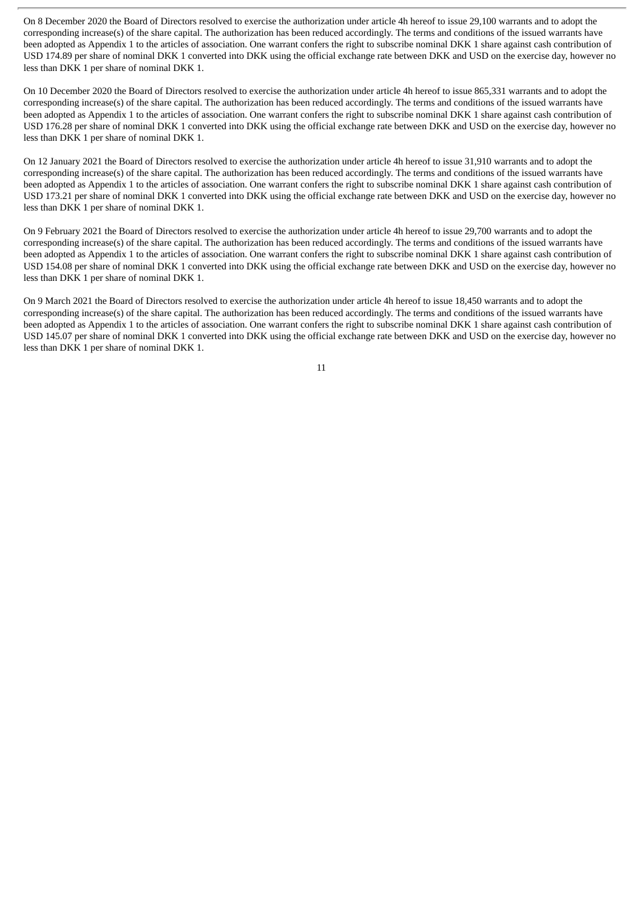On 8 December 2020 the Board of Directors resolved to exercise the authorization under article 4h hereof to issue 29,100 warrants and to adopt the corresponding increase(s) of the share capital. The authorization has been reduced accordingly. The terms and conditions of the issued warrants have been adopted as Appendix 1 to the articles of association. One warrant confers the right to subscribe nominal DKK 1 share against cash contribution of USD 174.89 per share of nominal DKK 1 converted into DKK using the official exchange rate between DKK and USD on the exercise day, however no less than DKK 1 per share of nominal DKK 1.

On 10 December 2020 the Board of Directors resolved to exercise the authorization under article 4h hereof to issue 865,331 warrants and to adopt the corresponding increase(s) of the share capital. The authorization has been reduced accordingly. The terms and conditions of the issued warrants have been adopted as Appendix 1 to the articles of association. One warrant confers the right to subscribe nominal DKK 1 share against cash contribution of USD 176.28 per share of nominal DKK 1 converted into DKK using the official exchange rate between DKK and USD on the exercise day, however no less than DKK 1 per share of nominal DKK 1.

On 12 January 2021 the Board of Directors resolved to exercise the authorization under article 4h hereof to issue 31,910 warrants and to adopt the corresponding increase(s) of the share capital. The authorization has been reduced accordingly. The terms and conditions of the issued warrants have been adopted as Appendix 1 to the articles of association. One warrant confers the right to subscribe nominal DKK 1 share against cash contribution of USD 173.21 per share of nominal DKK 1 converted into DKK using the official exchange rate between DKK and USD on the exercise day, however no less than DKK 1 per share of nominal DKK 1.

On 9 February 2021 the Board of Directors resolved to exercise the authorization under article 4h hereof to issue 29,700 warrants and to adopt the corresponding increase(s) of the share capital. The authorization has been reduced accordingly. The terms and conditions of the issued warrants have been adopted as Appendix 1 to the articles of association. One warrant confers the right to subscribe nominal DKK 1 share against cash contribution of USD 154.08 per share of nominal DKK 1 converted into DKK using the official exchange rate between DKK and USD on the exercise day, however no less than DKK 1 per share of nominal DKK 1.

On 9 March 2021 the Board of Directors resolved to exercise the authorization under article 4h hereof to issue 18,450 warrants and to adopt the corresponding increase(s) of the share capital. The authorization has been reduced accordingly. The terms and conditions of the issued warrants have been adopted as Appendix 1 to the articles of association. One warrant confers the right to subscribe nominal DKK 1 share against cash contribution of USD 145.07 per share of nominal DKK 1 converted into DKK using the official exchange rate between DKK and USD on the exercise day, however no less than DKK 1 per share of nominal DKK 1.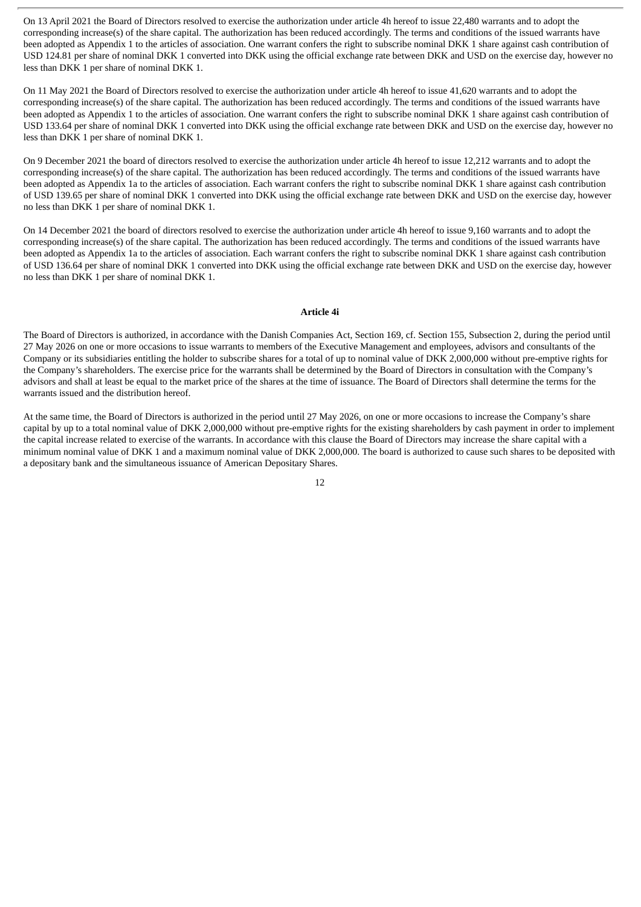On 13 April 2021 the Board of Directors resolved to exercise the authorization under article 4h hereof to issue 22,480 warrants and to adopt the corresponding increase(s) of the share capital. The authorization has been reduced accordingly. The terms and conditions of the issued warrants have been adopted as Appendix 1 to the articles of association. One warrant confers the right to subscribe nominal DKK 1 share against cash contribution of USD 124.81 per share of nominal DKK 1 converted into DKK using the official exchange rate between DKK and USD on the exercise day, however no less than DKK 1 per share of nominal DKK 1.

On 11 May 2021 the Board of Directors resolved to exercise the authorization under article 4h hereof to issue 41,620 warrants and to adopt the corresponding increase(s) of the share capital. The authorization has been reduced accordingly. The terms and conditions of the issued warrants have been adopted as Appendix 1 to the articles of association. One warrant confers the right to subscribe nominal DKK 1 share against cash contribution of USD 133.64 per share of nominal DKK 1 converted into DKK using the official exchange rate between DKK and USD on the exercise day, however no less than DKK 1 per share of nominal DKK 1.

On 9 December 2021 the board of directors resolved to exercise the authorization under article 4h hereof to issue 12,212 warrants and to adopt the corresponding increase(s) of the share capital. The authorization has been reduced accordingly. The terms and conditions of the issued warrants have been adopted as Appendix 1a to the articles of association. Each warrant confers the right to subscribe nominal DKK 1 share against cash contribution of USD 139.65 per share of nominal DKK 1 converted into DKK using the official exchange rate between DKK and USD on the exercise day, however no less than DKK 1 per share of nominal DKK 1.

On 14 December 2021 the board of directors resolved to exercise the authorization under article 4h hereof to issue 9,160 warrants and to adopt the corresponding increase(s) of the share capital. The authorization has been reduced accordingly. The terms and conditions of the issued warrants have been adopted as Appendix 1a to the articles of association. Each warrant confers the right to subscribe nominal DKK 1 share against cash contribution of USD 136.64 per share of nominal DKK 1 converted into DKK using the official exchange rate between DKK and USD on the exercise day, however no less than DKK 1 per share of nominal DKK 1.

## Article 4i

The Board of Directors is authorized, in accordance with the Danish Companies Act, Section 169, cf. Section 155, Subsection 2, during the period until 27 May 2026 on one or more occasions to issue warrants to members of the Executive Management and employees, advisors and consultants of the Company or its subsidiaries entitling the holder to subscribe shares for a total of up to nominal value of DKK 2,000,000 without pre-emptive rights for the Company's shareholders. The exercise price for the warrants shall be determined by the Board of Directors in consultation with the Company's advisors and shall at least be equal to the market price of the shares at the time of issuance. The Board of Directors shall determine the terms for the warrants issued and the distribution hereof.

At the same time, the Board of Directors is authorized in the period until 27 May 2026, on one or more occasions to increase the Company's share capital by up to a total nominal value of DKK 2,000,000 without pre-emptive rights for the existing shareholders by cash payment in order to implement the capital increase related to exercise of the warrants. In accordance with this clause the Board of Directors may increase the share capital with a minimum nominal value of DKK 1 and a maximum nominal value of DKK 2,000,000. The board is authorized to cause such shares to be deposited with a depositary bank and the simultaneous issuance of American Depositary Shares.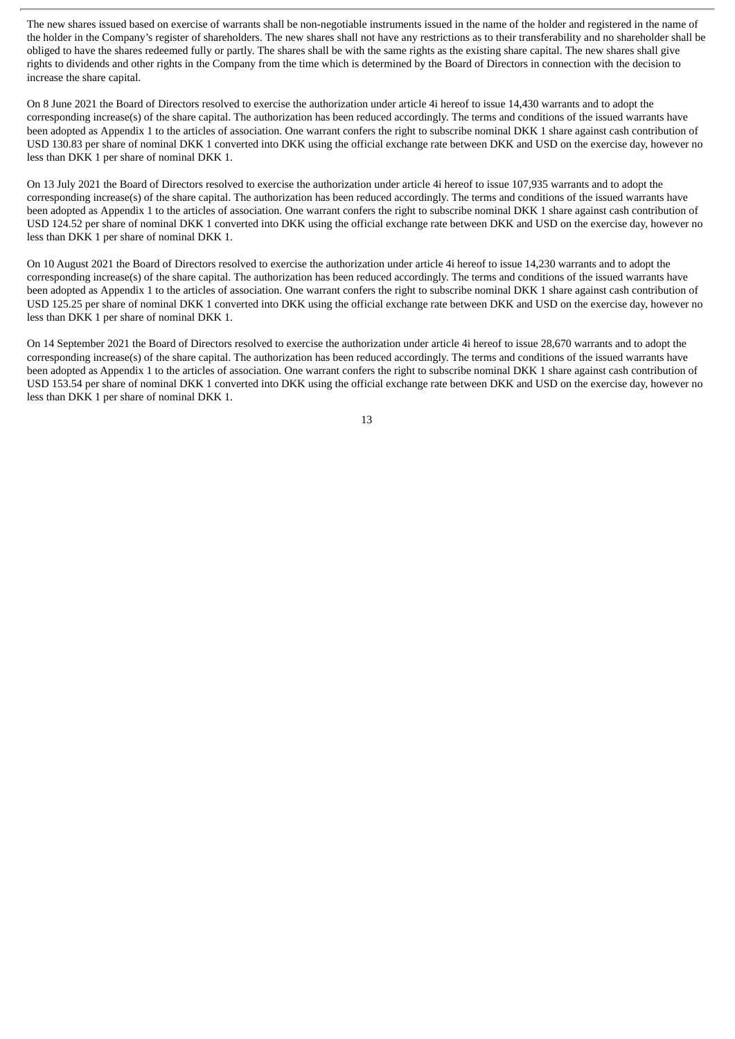The new shares issued based on exercise of warrants shall be non-negotiable instruments issued in the name of the holder and registered in the name of the holder in the Company's register of shareholders. The new shares shall not have any restrictions as to their transferability and no shareholder shall be obliged to have the shares redeemed fully or partly. The shares shall be with the same rights as the existing share capital. The new shares shall give rights to dividends and other rights in the Company from the time which is determined by the Board of Directors in connection with the decision to increase the share capital.

On 8 June 2021 the Board of Directors resolved to exercise the authorization under article 4i hereof to issue 14,430 warrants and to adopt the corresponding increase(s) of the share capital. The authorization has been reduced accordingly. The terms and conditions of the issued warrants have been adopted as Appendix 1 to the articles of association. One warrant confers the right to subscribe nominal DKK 1 share against cash contribution of USD 130.83 per share of nominal DKK 1 converted into DKK using the official exchange rate between DKK and USD on the exercise day, however no less than DKK 1 per share of nominal DKK 1.

On 13 July 2021 the Board of Directors resolved to exercise the authorization under article 4i hereof to issue 107,935 warrants and to adopt the corresponding increase(s) of the share capital. The authorization has been reduced accordingly. The terms and conditions of the issued warrants have been adopted as Appendix 1 to the articles of association. One warrant confers the right to subscribe nominal DKK 1 share against cash contribution of USD 124.52 per share of nominal DKK 1 converted into DKK using the official exchange rate between DKK and USD on the exercise day, however no less than DKK 1 per share of nominal DKK 1.

On 10 August 2021 the Board of Directors resolved to exercise the authorization under article 4i hereof to issue 14,230 warrants and to adopt the corresponding increase(s) of the share capital. The authorization has been reduced accordingly. The terms and conditions of the issued warrants have been adopted as Appendix 1 to the articles of association. One warrant confers the right to subscribe nominal DKK 1 share against cash contribution of USD 125.25 per share of nominal DKK 1 converted into DKK using the official exchange rate between DKK and USD on the exercise day, however no less than DKK 1 per share of nominal DKK 1.

On 14 September 2021 the Board of Directors resolved to exercise the authorization under article 4i hereof to issue 28,670 warrants and to adopt the corresponding increase(s) of the share capital. The authorization has been reduced accordingly. The terms and conditions of the issued warrants have been adopted as Appendix 1 to the articles of association. One warrant confers the right to subscribe nominal DKK 1 share against cash contribution of USD 153.54 per share of nominal DKK 1 converted into DKK using the official exchange rate between DKK and USD on the exercise day, however no less than DKK 1 per share of nominal DKK 1.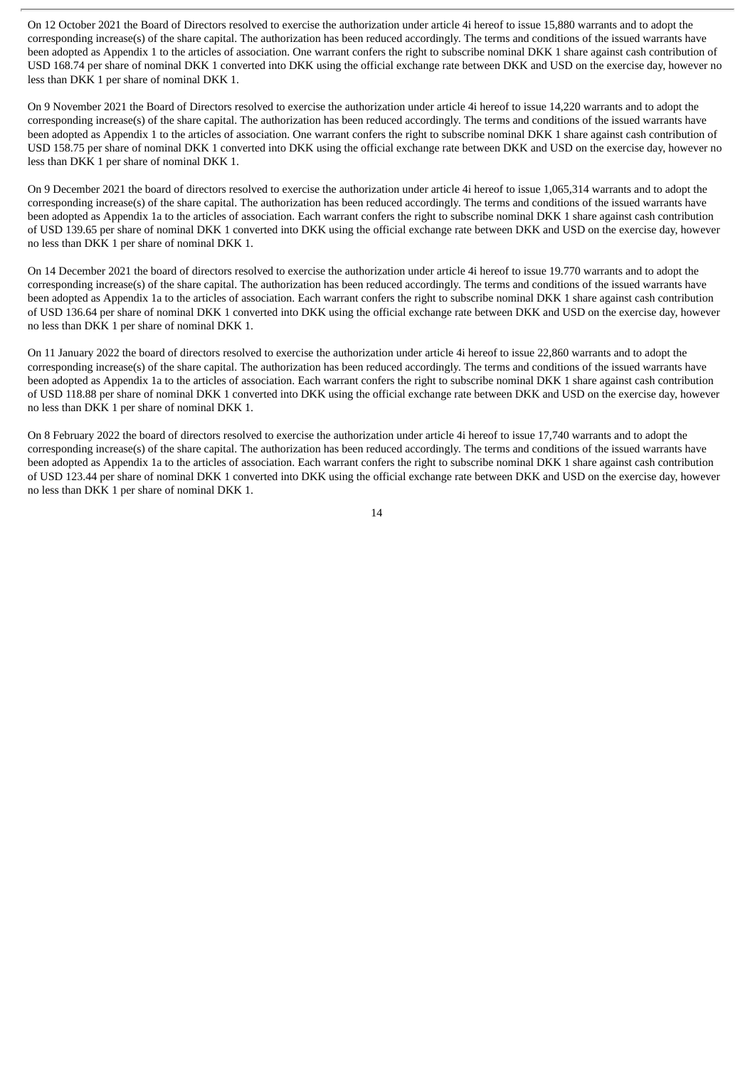On 12 October 2021 the Board of Directors resolved to exercise the authorization under article 4i hereof to issue 15,880 warrants and to adopt the corresponding increase(s) of the share capital. The authorization has been reduced accordingly. The terms and conditions of the issued warrants have been adopted as Appendix 1 to the articles of association. One warrant confers the right to subscribe nominal DKK 1 share against cash contribution of USD 168.74 per share of nominal DKK 1 converted into DKK using the official exchange rate between DKK and USD on the exercise day, however no less than DKK 1 per share of nominal DKK 1.

On 9 November 2021 the Board of Directors resolved to exercise the authorization under article 4i hereof to issue 14,220 warrants and to adopt the corresponding increase(s) of the share capital. The authorization has been reduced accordingly. The terms and conditions of the issued warrants have been adopted as Appendix 1 to the articles of association. One warrant confers the right to subscribe nominal DKK 1 share against cash contribution of USD 158.75 per share of nominal DKK 1 converted into DKK using the official exchange rate between DKK and USD on the exercise day, however no less than DKK 1 per share of nominal DKK 1.

On 9 December 2021 the board of directors resolved to exercise the authorization under article 4i hereof to issue 1,065,314 warrants and to adopt the corresponding increase(s) of the share capital. The authorization has been reduced accordingly. The terms and conditions of the issued warrants have been adopted as Appendix 1a to the articles of association. Each warrant confers the right to subscribe nominal DKK 1 share against cash contribution of USD 139.65 per share of nominal DKK 1 converted into DKK using the official exchange rate between DKK and USD on the exercise day, however no less than DKK 1 per share of nominal DKK 1.

On 14 December 2021 the board of directors resolved to exercise the authorization under article 4i hereof to issue 19.770 warrants and to adopt the corresponding increase(s) of the share capital. The authorization has been reduced accordingly. The terms and conditions of the issued warrants have been adopted as Appendix 1a to the articles of association. Each warrant confers the right to subscribe nominal DKK 1 share against cash contribution of USD 136.64 per share of nominal DKK 1 converted into DKK using the official exchange rate between DKK and USD on the exercise day, however no less than DKK 1 per share of nominal DKK 1.

On 11 January 2022 the board of directors resolved to exercise the authorization under article 4i hereof to issue 22,860 warrants and to adopt the corresponding increase(s) of the share capital. The authorization has been reduced accordingly. The terms and conditions of the issued warrants have been adopted as Appendix 1a to the articles of association. Each warrant confers the right to subscribe nominal DKK 1 share against cash contribution of USD 118.88 per share of nominal DKK 1 converted into DKK using the official exchange rate between DKK and USD on the exercise day, however no less than DKK 1 per share of nominal DKK 1.

On 8 February 2022 the board of directors resolved to exercise the authorization under article 4i hereof to issue 17,740 warrants and to adopt the corresponding increase(s) of the share capital. The authorization has been reduced accordingly. The terms and conditions of the issued warrants have been adopted as Appendix 1a to the articles of association. Each warrant confers the right to subscribe nominal DKK 1 share against cash contribution of USD 123.44 per share of nominal DKK 1 converted into DKK using the official exchange rate between DKK and USD on the exercise day, however no less than DKK 1 per share of nominal DKK 1.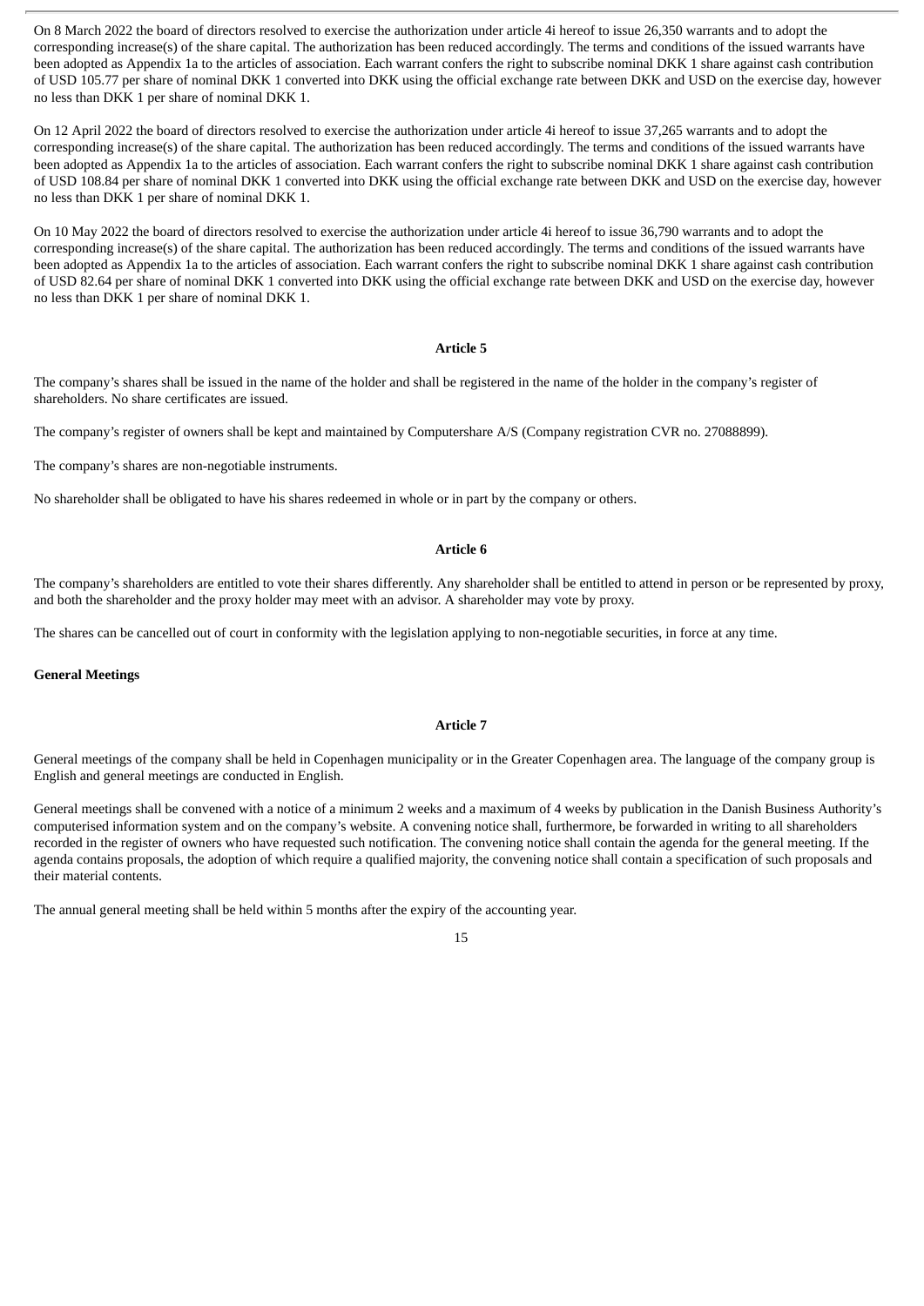On 8 March 2022 the board of directors resolved to exercise the authorization under article 4i hereof to issue 26,350 warrants and to adopt the corresponding increase(s) of the share capital. The authorization has been reduced accordingly. The terms and conditions of the issued warrants have been adopted as Appendix 1a to the articles of association. Each warrant confers the right to subscribe nominal DKK 1 share against cash contribution of USD 105.77 per share of nominal DKK 1 converted into DKK using the official exchange rate between DKK and USD on the exercise day, however no less than DKK 1 per share of nominal DKK 1.

On 12 April 2022 the board of directors resolved to exercise the authorization under article 4i hereof to issue 37,265 warrants and to adopt the corresponding increase(s) of the share capital. The authorization has been reduced accordingly. The terms and conditions of the issued warrants have been adopted as Appendix 1a to the articles of association. Each warrant confers the right to subscribe nominal DKK 1 share against cash contribution of USD 108.84 per share of nominal DKK 1 converted into DKK using the official exchange rate between DKK and USD on the exercise day, however no less than DKK 1 per share of nominal DKK 1.

On 10 May 2022 the board of directors resolved to exercise the authorization under article 4i hereof to issue 36,790 warrants and to adopt the corresponding increase(s) of the share capital. The authorization has been reduced accordingly. The terms and conditions of the issued warrants have been adopted as Appendix 1a to the articles of association. Each warrant confers the right to subscribe nominal DKK 1 share against cash contribution of USD 82.64 per share of nominal DKK 1 converted into DKK using the official exchange rate between DKK and USD on the exercise day, however no less than DKK 1 per share of nominal DKK 1.

**Article 5**

The company's shares shall be issued in the name of the holder and shall be registered in the name of the holder in the company's register of shareholders. No share certificates are issued.

The company's register of owners shall be kept and maintained by Computershare A/S (Company registration CVR no. 27088899).

The company's shares are non-negotiable instruments.

No shareholder shall be obligated to have his shares redeemed in whole or in part by the company or others.

**Article 6**

The company's shareholders are entitled to vote their shares differently. Any shareholder shall be entitled to attend in person or be represented by proxy, and both the shareholder and the proxy holder may meet with an advisor. A shareholder may vote by proxy.

The shares can be cancelled out of court in conformity with the legislation applying to non-negotiable securities, in force at any time.

**General Meetings**

**Article 7**

General meetings of the company shall be held in Copenhagen municipality or in the Greater Copenhagen area. The language of the company group is English and general meetings are conducted in English.

General meetings shall be convened with a notice of a minimum 2 weeks and a maximum of 4 weeks by publication in the Danish Business Authority's computerised information system and on the company's website. A convening notice shall, furthermore, be forwarded in writing to all shareholders recorded in the register of owners who have requested such notification. The convening notice shall contain the agenda for the general meeting. If the agenda contains proposals, the adoption of which require a qualified majority, the convening notice shall contain a specification of such proposals and their material contents.

The annual general meeting shall be held within 5 months after the expiry of the accounting year.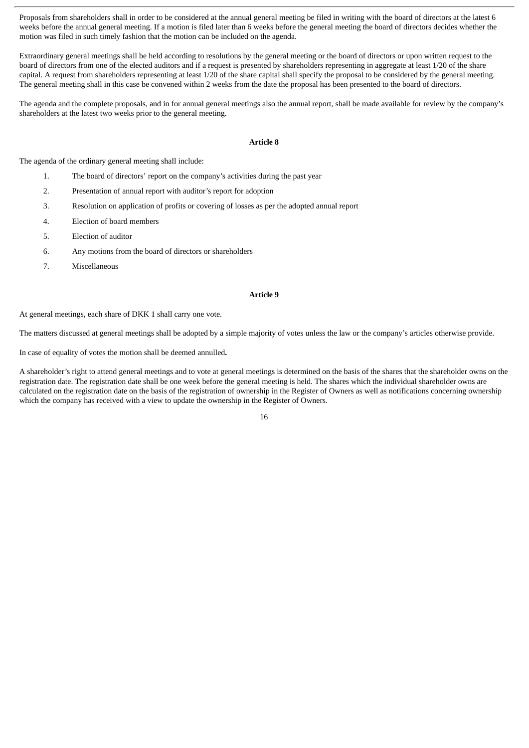Proposals from shareholders shall in order to be considered at the annual general meeting be filed in writing with the board of directors at the latest 6 weeks before the annual general meeting. If a motion is filed later than 6 weeks before the general meeting the board of directors decides whether the motion was filed in such timely fashion that the motion can be included on the agenda.

Extraordinary general meetings shall be held according to resolutions by the general meeting or the board of directors or upon written request to the board of directors from one of the elected auditors and if a request is presented by shareholders representing in aggregate at least 1/20 of the share capital. A request from shareholders representing at least 1/20 of the share capital shall specify the proposal to be considered by the general meeting. The general meeting shall in this case be convened within 2 weeks from the date the proposal has been presented to the board of directors.

The agenda and the complete proposals, and in for annual general meetings also the annual report, shall be made available for review by the company's shareholders at the latest two weeks prior to the general meeting.

**Article 8**

The agenda of the ordinary general meeting shall include:

1. The board of directors' report on the company's activities during the past year
2. Presentation of annual report with auditor's report for adoption
3. Resolution on application of profits or covering of losses as per the adopted annual report
4. Election of board members
5. Election of auditor
6. Any motions from the board of directors or shareholders
7. Miscellaneous

**Article 9**

At general meetings, each share of DKK 1 shall carry one vote.

The matters discussed at general meetings shall be adopted by a simple majority of votes unless the law or the company's articles otherwise provide.

In case of equality of votes the motion shall be deemed annulled**.**

A shareholder's right to attend general meetings and to vote at general meetings is determined on the basis of the shares that the shareholder owns on the registration date. The registration date shall be one week before the general meeting is held. The shares which the individual shareholder owns are calculated on the registration date on the basis of the registration of ownership in the Register of Owners as well as notifications concerning ownership which the company has received with a view to update the ownership in the Register of Owners.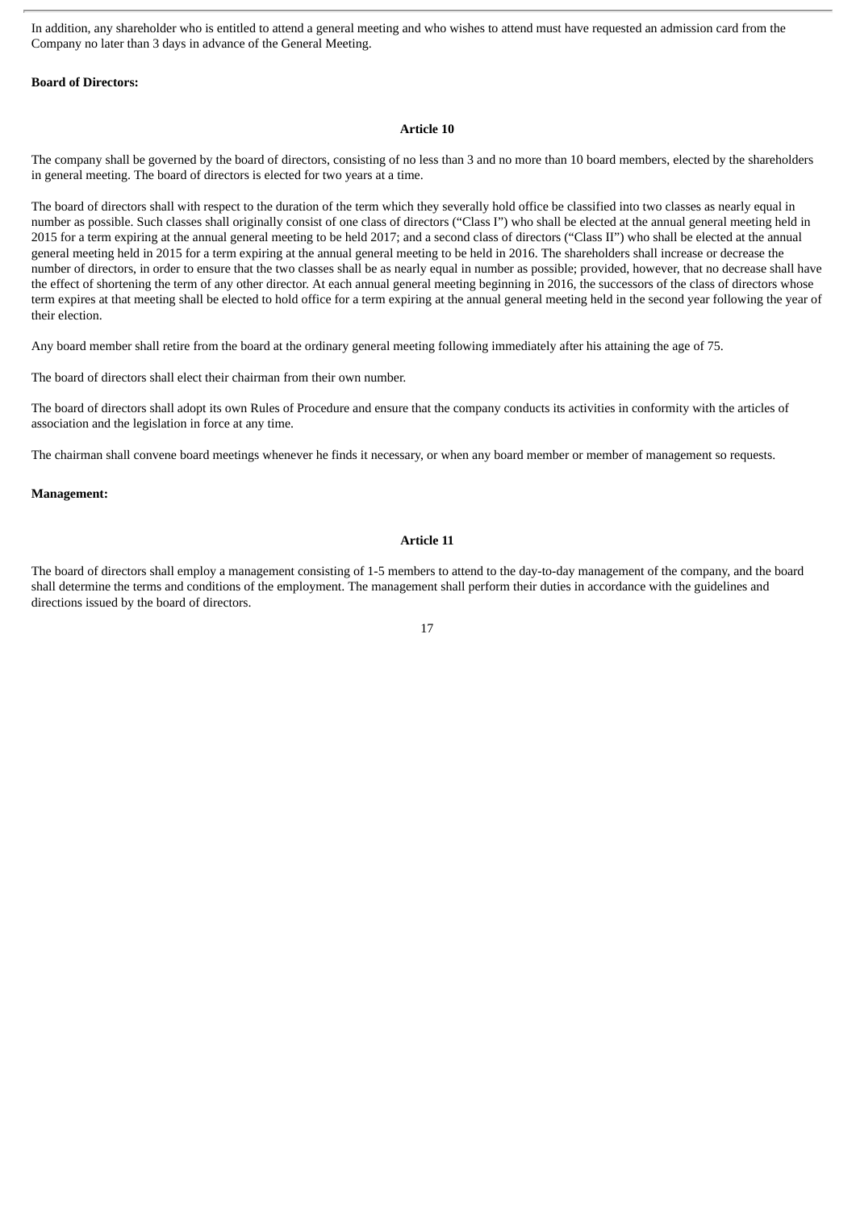In addition, any shareholder who is entitled to attend a general meeting and who wishes to attend must have requested an admission card from the Company no later than 3 days in advance of the General Meeting.

**Board of Directors:**

**Article 10**

The company shall be governed by the board of directors, consisting of no less than 3 and no more than 10 board members, elected by the shareholders in general meeting. The board of directors is elected for two years at a time.

The board of directors shall with respect to the duration of the term which they severally hold office be classified into two classes as nearly equal in number as possible. Such classes shall originally consist of one class of directors ("Class I") who shall be elected at the annual general meeting held in 2015 for a term expiring at the annual general meeting to be held 2017; and a second class of directors ("Class II") who shall be elected at the annual general meeting held in 2015 for a term expiring at the annual general meeting to be held in 2016. The shareholders shall increase or decrease the number of directors, in order to ensure that the two classes shall be as nearly equal in number as possible; provided, however, that no decrease shall have the effect of shortening the term of any other director. At each annual general meeting beginning in 2016, the successors of the class of directors whose term expires at that meeting shall be elected to hold office for a term expiring at the annual general meeting held in the second year following the year of their election.

Any board member shall retire from the board at the ordinary general meeting following immediately after his attaining the age of 75.

The board of directors shall elect their chairman from their own number.

The board of directors shall adopt its own Rules of Procedure and ensure that the company conducts its activities in conformity with the articles of association and the legislation in force at any time.

The chairman shall convene board meetings whenever he finds it necessary, or when any board member or member of management so requests.

**Management:**

**Article 11**

The board of directors shall employ a management consisting of 1-5 members to attend to the day-to-day management of the company, and the board shall determine the terms and conditions of the employment. The management shall perform their duties in accordance with the guidelines and directions issued by the board of directors.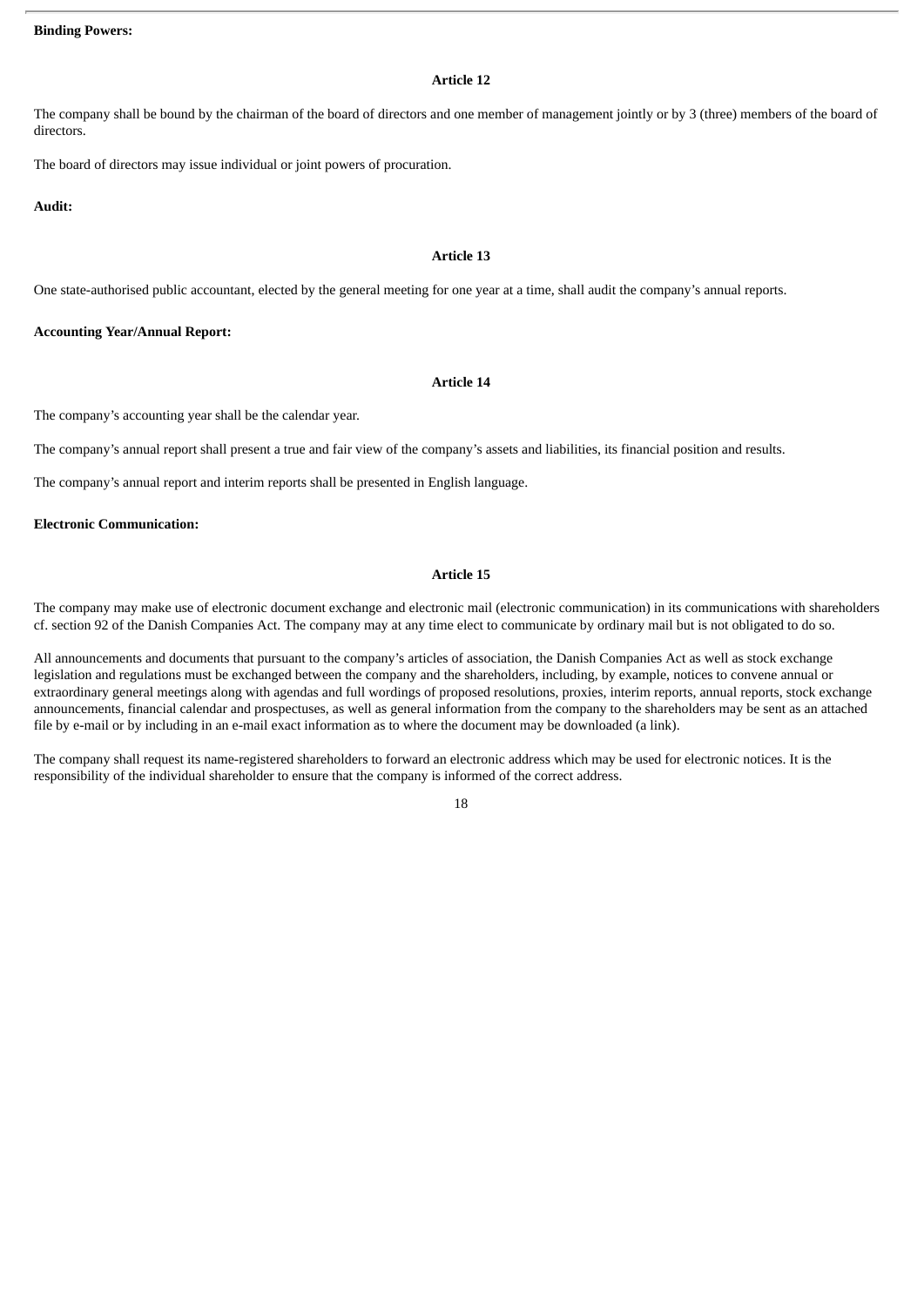**Binding Powers:**

### Article 12

The company shall be bound by the chairman of the board of directors and one member of management jointly or by 3 (three) members of the board of directors.

The board of directors may issue individual or joint powers of procuration.

**Audit:**

### Article 13

One state-authorised public accountant, elected by the general meeting for one year at a time, shall audit the company's annual reports.

**Accounting Year/Annual Report:**

### Article 14

The company's accounting year shall be the calendar year.

The company's annual report shall present a true and fair view of the company's assets and liabilities, its financial position and results.

The company's annual report and interim reports shall be presented in English language.

**Electronic Communication:**

### Article 15

The company may make use of electronic document exchange and electronic mail (electronic communication) in its communications with shareholders cf. section 92 of the Danish Companies Act. The company may at any time elect to communicate by ordinary mail but is not obligated to do so.

All announcements and documents that pursuant to the company's articles of association, the Danish Companies Act as well as stock exchange legislation and regulations must be exchanged between the company and the shareholders, including, by example, notices to convene annual or extraordinary general meetings along with agendas and full wordings of proposed resolutions, proxies, interim reports, annual reports, stock exchange announcements, financial calendar and prospectuses, as well as general information from the company to the shareholders may be sent as an attached file by e-mail or by including in an e-mail exact information as to where the document may be downloaded (a link).

The company shall request its name-registered shareholders to forward an electronic address which may be used for electronic notices. It is the responsibility of the individual shareholder to ensure that the company is informed of the correct address.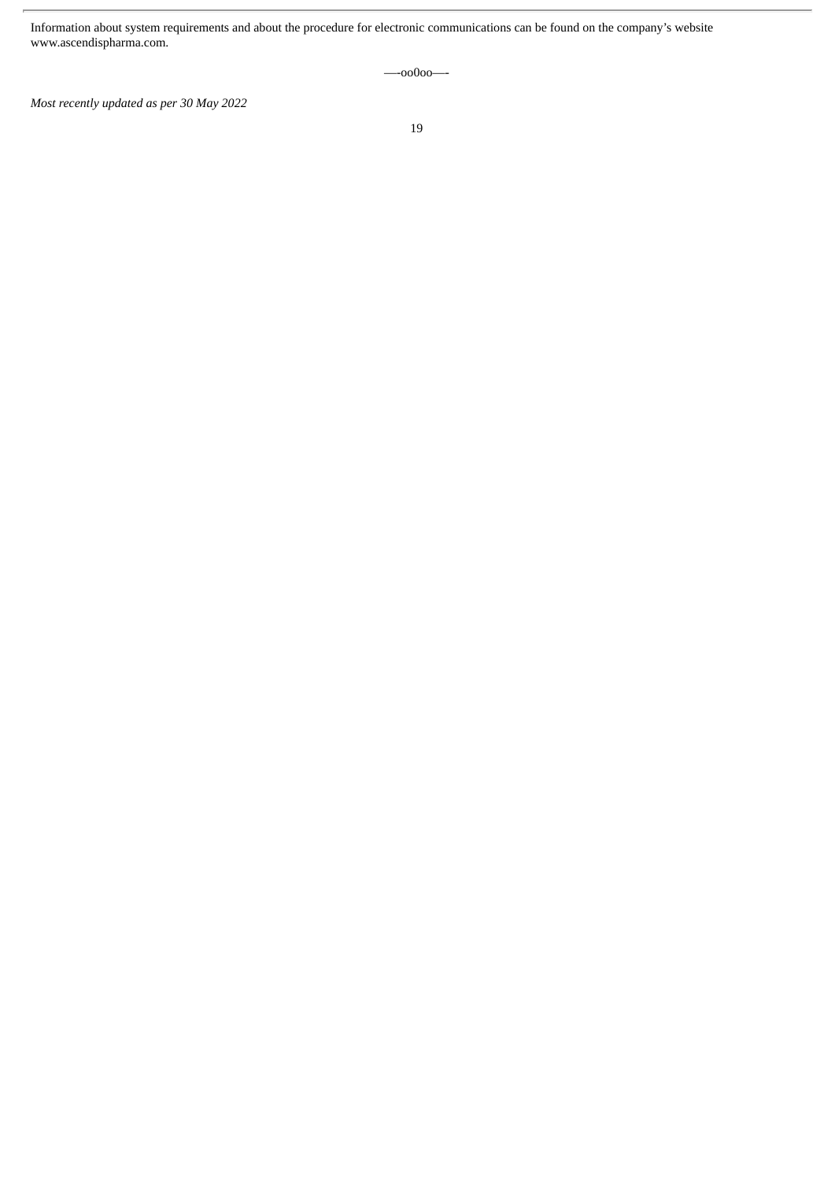Information about system requirements and about the procedure for electronic communications can be found on the company's website www.ascendispharma.com.

—-oo0oo—-

*Most recently updated as per 30 May 2022*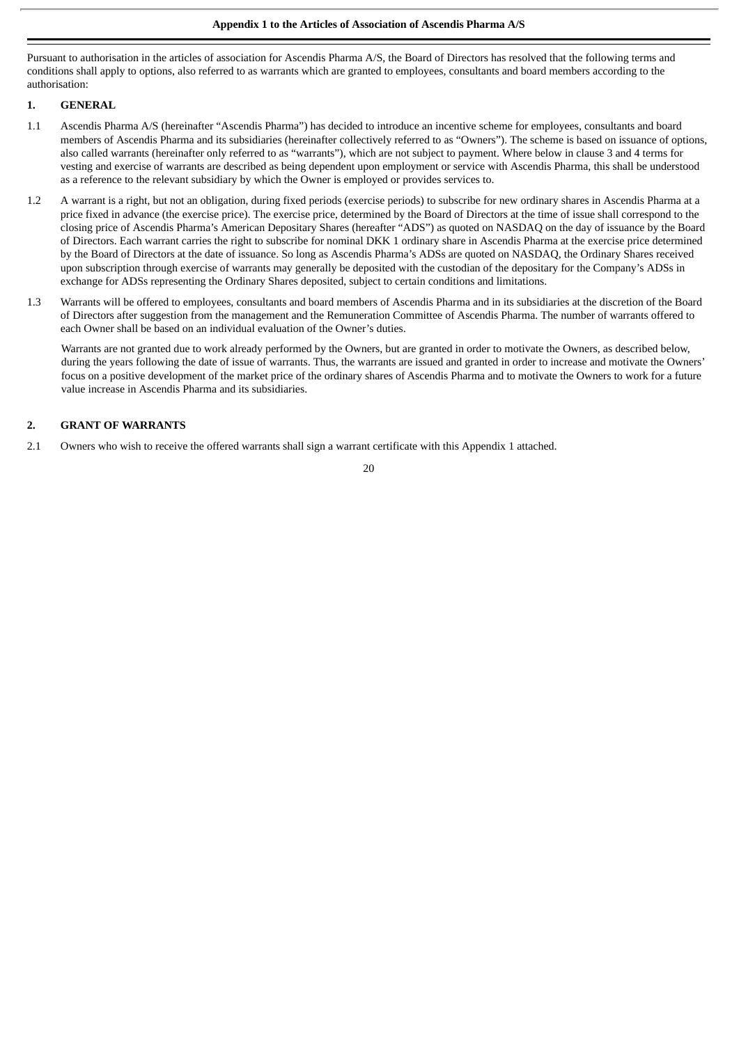**Appendix 1 to the Articles of Association of Ascendis Pharma A/S**

Pursuant to authorisation in the articles of association for Ascendis Pharma A/S, the Board of Directors has resolved that the following terms and conditions shall apply to options, also referred to as warrants which are granted to employees, consultants and board members according to the authorisation:

## 1. GENERAL

1.1 Ascendis Pharma A/S (hereinafter "Ascendis Pharma") has decided to introduce an incentive scheme for employees, consultants and board members of Ascendis Pharma and its subsidiaries (hereinafter collectively referred to as "Owners"). The scheme is based on issuance of options, also called warrants (hereinafter only referred to as "warrants"), which are not subject to payment. Where below in clause 3 and 4 terms for vesting and exercise of warrants are described as being dependent upon employment or service with Ascendis Pharma, this shall be understood as a reference to the relevant subsidiary by which the Owner is employed or provides services to.

1.2 A warrant is a right, but not an obligation, during fixed periods (exercise periods) to subscribe for new ordinary shares in Ascendis Pharma at a price fixed in advance (the exercise price). The exercise price, determined by the Board of Directors at the time of issue shall correspond to the closing price of Ascendis Pharma's American Depositary Shares (hereafter "ADS") as quoted on NASDAQ on the day of issuance by the Board of Directors. Each warrant carries the right to subscribe for nominal DKK 1 ordinary share in Ascendis Pharma at the exercise price determined by the Board of Directors at the date of issuance. So long as Ascendis Pharma's ADSs are quoted on NASDAQ, the Ordinary Shares received upon subscription through exercise of warrants may generally be deposited with the custodian of the depositary for the Company's ADSs in exchange for ADSs representing the Ordinary Shares deposited, subject to certain conditions and limitations.

1.3 Warrants will be offered to employees, consultants and board members of Ascendis Pharma and in its subsidiaries at the discretion of the Board of Directors after suggestion from the management and the Remuneration Committee of Ascendis Pharma. The number of warrants offered to each Owner shall be based on an individual evaluation of the Owner's duties.

Warrants are not granted due to work already performed by the Owners, but are granted in order to motivate the Owners, as described below, during the years following the date of issue of warrants. Thus, the warrants are issued and granted in order to increase and motivate the Owners' focus on a positive development of the market price of the ordinary shares of Ascendis Pharma and to motivate the Owners to work for a future value increase in Ascendis Pharma and its subsidiaries.

## 2. GRANT OF WARRANTS

2.1 Owners who wish to receive the offered warrants shall sign a warrant certificate with this Appendix 1 attached.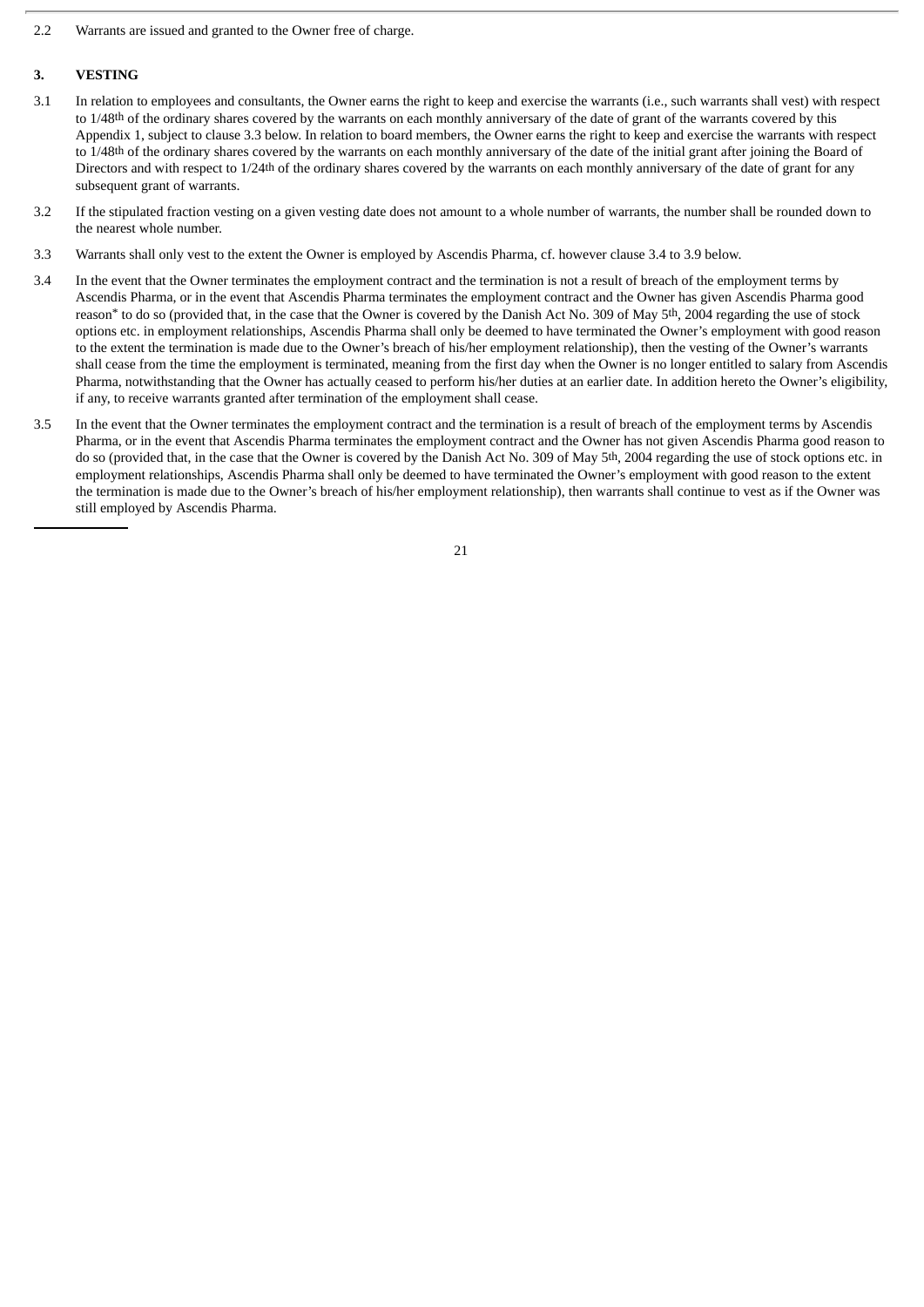2.2 Warrants are issued and granted to the Owner free of charge.

## 3. VESTING

3.1 In relation to employees and consultants, the Owner earns the right to keep and exercise the warrants (i.e., such warrants shall vest) with respect to 1/48th of the ordinary shares covered by the warrants on each monthly anniversary of the date of grant of the warrants covered by this Appendix 1, subject to clause 3.3 below. In relation to board members, the Owner earns the right to keep and exercise the warrants with respect to 1/48th of the ordinary shares covered by the warrants on each monthly anniversary of the date of the initial grant after joining the Board of Directors and with respect to 1/24th of the ordinary shares covered by the warrants on each monthly anniversary of the date of grant for any subsequent grant of warrants.

3.2 If the stipulated fraction vesting on a given vesting date does not amount to a whole number of warrants, the number shall be rounded down to the nearest whole number.

3.3 Warrants shall only vest to the extent the Owner is employed by Ascendis Pharma, cf. however clause 3.4 to 3.9 below.

3.4 In the event that the Owner terminates the employment contract and the termination is not a result of breach of the employment terms by Ascendis Pharma, or in the event that Ascendis Pharma terminates the employment contract and the Owner has given Ascendis Pharma good reason* to do so (provided that, in the case that the Owner is covered by the Danish Act No. 309 of May 5th, 2004 regarding the use of stock options etc. in employment relationships, Ascendis Pharma shall only be deemed to have terminated the Owner's employment with good reason to the extent the termination is made due to the Owner's breach of his/her employment relationship), then the vesting of the Owner's warrants shall cease from the time the employment is terminated, meaning from the first day when the Owner is no longer entitled to salary from Ascendis Pharma, notwithstanding that the Owner has actually ceased to perform his/her duties at an earlier date. In addition hereto the Owner's eligibility, if any, to receive warrants granted after termination of the employment shall cease.

3.5 In the event that the Owner terminates the employment contract and the termination is a result of breach of the employment terms by Ascendis Pharma, or in the event that Ascendis Pharma terminates the employment contract and the Owner has not given Ascendis Pharma good reason to do so (provided that, in the case that the Owner is covered by the Danish Act No. 309 of May 5th, 2004 regarding the use of stock options etc. in employment relationships, Ascendis Pharma shall only be deemed to have terminated the Owner's employment with good reason to the extent the termination is made due to the Owner's breach of his/her employment relationship), then warrants shall continue to vest as if the Owner was still employed by Ascendis Pharma.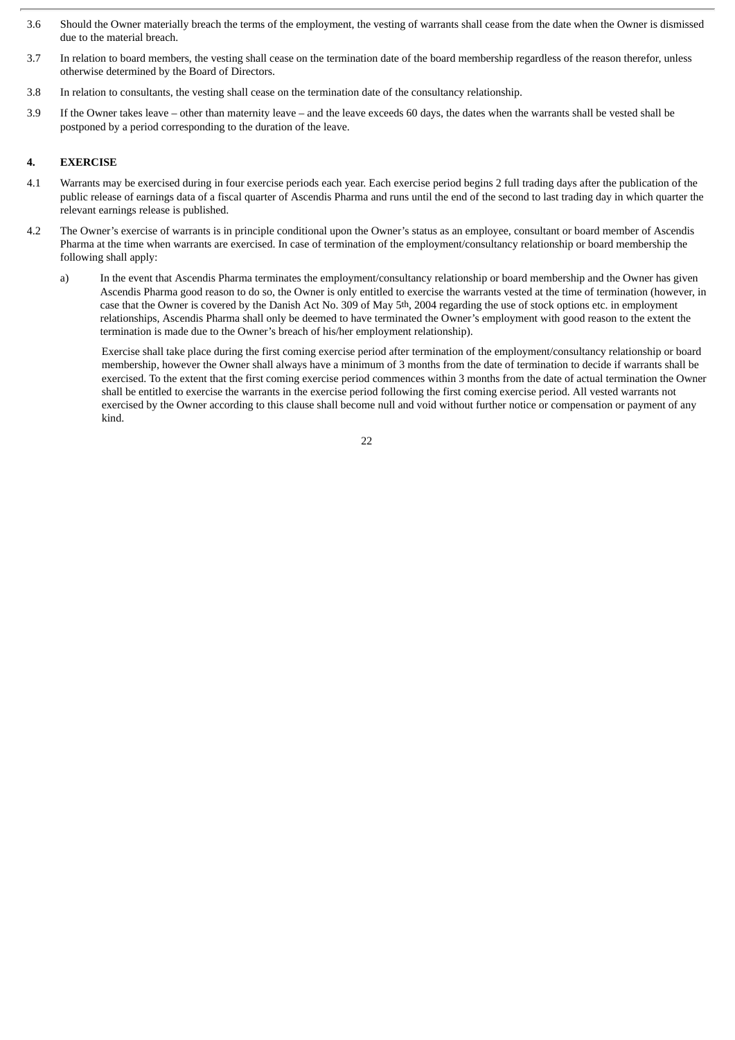3.6 Should the Owner materially breach the terms of the employment, the vesting of warrants shall cease from the date when the Owner is dismissed due to the material breach.

3.7 In relation to board members, the vesting shall cease on the termination date of the board membership regardless of the reason therefor, unless otherwise determined by the Board of Directors.

3.8 In relation to consultants, the vesting shall cease on the termination date of the consultancy relationship.

3.9 If the Owner takes leave – other than maternity leave – and the leave exceeds 60 days, the dates when the warrants shall be vested shall be postponed by a period corresponding to the duration of the leave.

## 4. EXERCISE

4.1 Warrants may be exercised during in four exercise periods each year. Each exercise period begins 2 full trading days after the publication of the public release of earnings data of a fiscal quarter of Ascendis Pharma and runs until the end of the second to last trading day in which quarter the relevant earnings release is published.

4.2 The Owner's exercise of warrants is in principle conditional upon the Owner's status as an employee, consultant or board member of Ascendis Pharma at the time when warrants are exercised. In case of termination of the employment/consultancy relationship or board membership the following shall apply:

a) In the event that Ascendis Pharma terminates the employment/consultancy relationship or board membership and the Owner has given Ascendis Pharma good reason to do so, the Owner is only entitled to exercise the warrants vested at the time of termination (however, in case that the Owner is covered by the Danish Act No. 309 of May 5th, 2004 regarding the use of stock options etc. in employment relationships, Ascendis Pharma shall only be deemed to have terminated the Owner's employment with good reason to the extent the termination is made due to the Owner's breach of his/her employment relationship).

Exercise shall take place during the first coming exercise period after termination of the employment/consultancy relationship or board membership, however the Owner shall always have a minimum of 3 months from the date of termination to decide if warrants shall be exercised. To the extent that the first coming exercise period commences within 3 months from the date of actual termination the Owner shall be entitled to exercise the warrants in the exercise period following the first coming exercise period. All vested warrants not exercised by the Owner according to this clause shall become null and void without further notice or compensation or payment of any kind.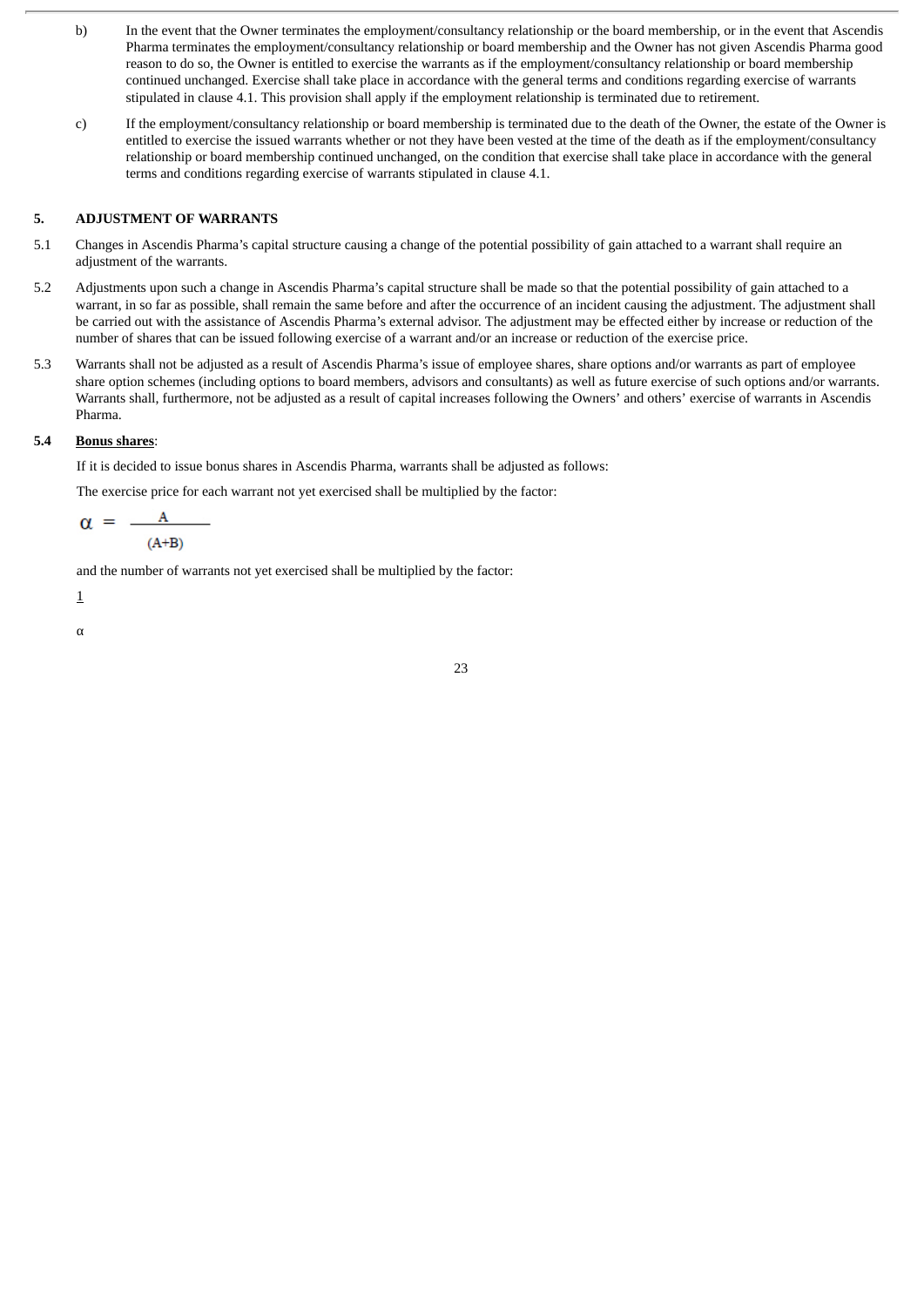b) In the event that the Owner terminates the employment/consultancy relationship or the board membership, or in the event that Ascendis Pharma terminates the employment/consultancy relationship or board membership and the Owner has not given Ascendis Pharma good reason to do so, the Owner is entitled to exercise the warrants as if the employment/consultancy relationship or board membership continued unchanged. Exercise shall take place in accordance with the general terms and conditions regarding exercise of warrants stipulated in clause 4.1. This provision shall apply if the employment relationship is terminated due to retirement.

c) If the employment/consultancy relationship or board membership is terminated due to the death of the Owner, the estate of the Owner is entitled to exercise the issued warrants whether or not they have been vested at the time of the death as if the employment/consultancy relationship or board membership continued unchanged, on the condition that exercise shall take place in accordance with the general terms and conditions regarding exercise of warrants stipulated in clause 4.1.

## 5. ADJUSTMENT OF WARRANTS

5.1 Changes in Ascendis Pharma's capital structure causing a change of the potential possibility of gain attached to a warrant shall require an adjustment of the warrants.

5.2 Adjustments upon such a change in Ascendis Pharma's capital structure shall be made so that the potential possibility of gain attached to a warrant, in so far as possible, shall remain the same before and after the occurrence of an incident causing the adjustment. The adjustment shall be carried out with the assistance of Ascendis Pharma's external advisor. The adjustment may be effected either by increase or reduction of the number of shares that can be issued following exercise of a warrant and/or an increase or reduction of the exercise price.

5.3 Warrants shall not be adjusted as a result of Ascendis Pharma's issue of employee shares, share options and/or warrants as part of employee share option schemes (including options to board members, advisors and consultants) as well as future exercise of such options and/or warrants. Warrants shall, furthermore, not be adjusted as a result of capital increases following the Owners' and others' exercise of warrants in Ascendis Pharma.

**5.4** **Bonus shares**:

If it is decided to issue bonus shares in Ascendis Pharma, warrants shall be adjusted as follows:

The exercise price for each warrant not yet exercised shall be multiplied by the factor:

$$\alpha = \frac{A}{(A+B)}$$

and the number of warrants not yet exercised shall be multiplied by the factor:

$$\frac{1}{\alpha}$$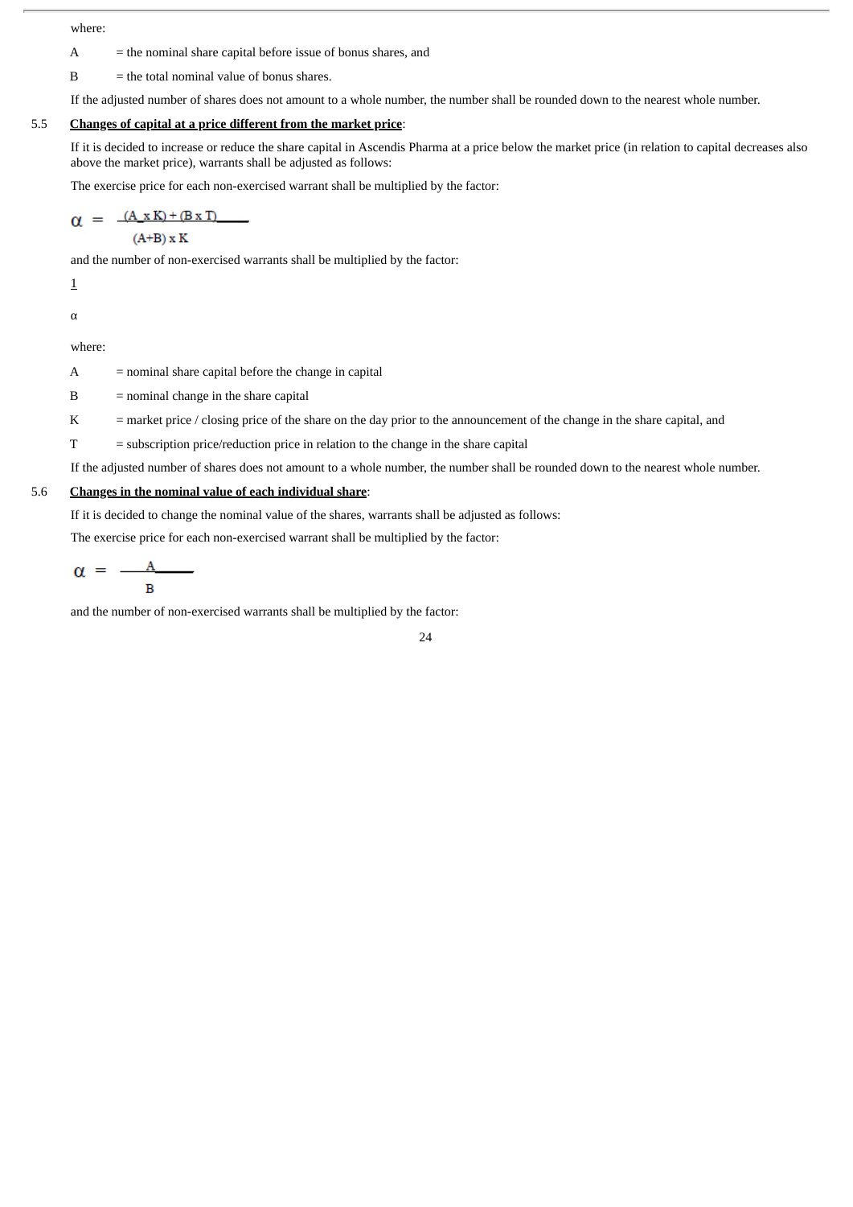where:

A = the nominal share capital before issue of bonus shares, and

B = the total nominal value of bonus shares.

If the adjusted number of shares does not amount to a whole number, the number shall be rounded down to the nearest whole number.

5.5 **Changes of capital at a price different from the market price**:

If it is decided to increase or reduce the share capital in Ascendis Pharma at a price below the market price (in relation to capital decreases also above the market price), warrants shall be adjusted as follows:

The exercise price for each non-exercised warrant shall be multiplied by the factor:

$$\alpha = \frac{(A \times K) + (B \times T)}{(A+B) \times K}$$

and the number of non-exercised warrants shall be multiplied by the factor:

$$\frac{1}{\alpha}$$

where:

A = nominal share capital before the change in capital

B = nominal change in the share capital

K = market price / closing price of the share on the day prior to the announcement of the change in the share capital, and

T = subscription price/reduction price in relation to the change in the share capital

If the adjusted number of shares does not amount to a whole number, the number shall be rounded down to the nearest whole number.

5.6 **Changes in the nominal value of each individual share**:

If it is decided to change the nominal value of the shares, warrants shall be adjusted as follows:

The exercise price for each non-exercised warrant shall be multiplied by the factor:

$$\alpha = \frac{A}{B}$$

and the number of non-exercised warrants shall be multiplied by the factor: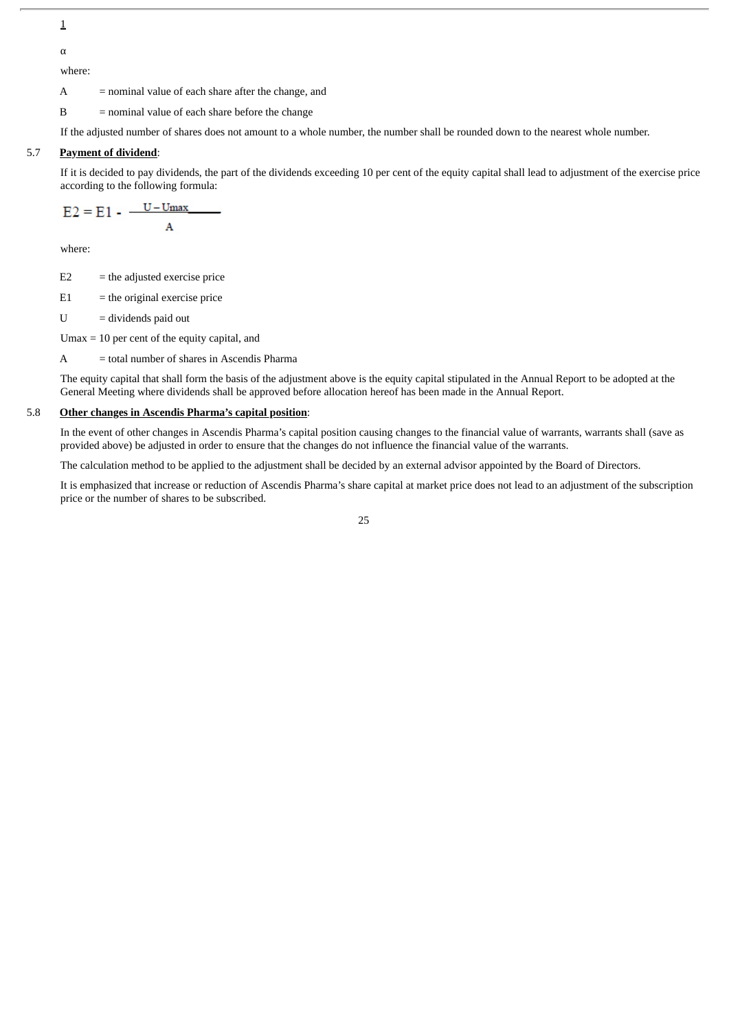1

α

where:

A = nominal value of each share after the change, and

B = nominal value of each share before the change

If the adjusted number of shares does not amount to a whole number, the number shall be rounded down to the nearest whole number.

5.7 **Payment of dividend**:

If it is decided to pay dividends, the part of the dividends exceeding 10 per cent of the equity capital shall lead to adjustment of the exercise price according to the following formula:

$$E2 = E1 - \frac{U - Umax}{A}$$

where:

E2 = the adjusted exercise price

E1 = the original exercise price

U = dividends paid out

Umax = 10 per cent of the equity capital, and

A = total number of shares in Ascendis Pharma

The equity capital that shall form the basis of the adjustment above is the equity capital stipulated in the Annual Report to be adopted at the General Meeting where dividends shall be approved before allocation hereof has been made in the Annual Report.

5.8 **Other changes in Ascendis Pharma's capital position**:

In the event of other changes in Ascendis Pharma's capital position causing changes to the financial value of warrants, warrants shall (save as provided above) be adjusted in order to ensure that the changes do not influence the financial value of the warrants.

The calculation method to be applied to the adjustment shall be decided by an external advisor appointed by the Board of Directors.

It is emphasized that increase or reduction of Ascendis Pharma's share capital at market price does not lead to an adjustment of the subscription price or the number of shares to be subscribed.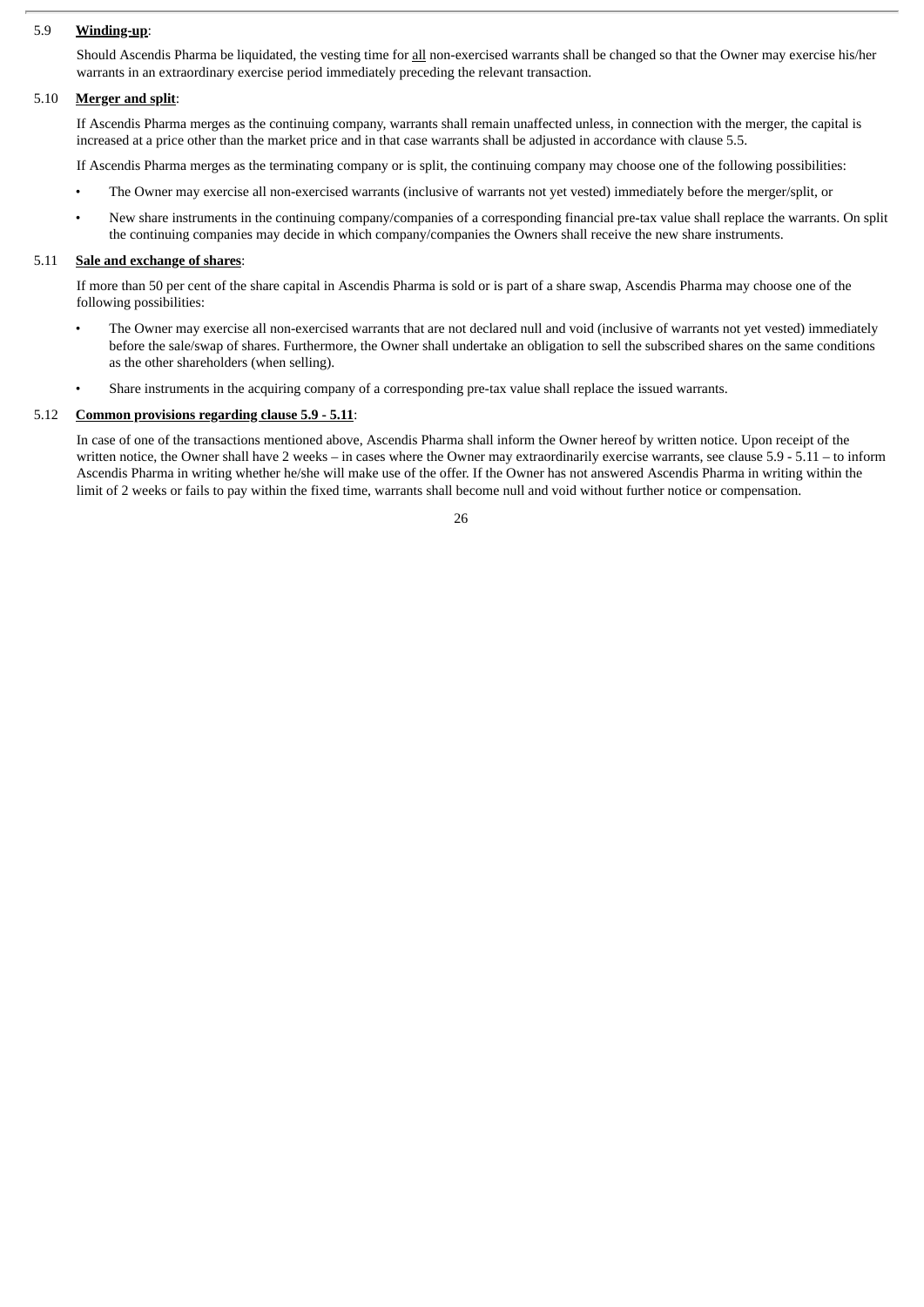5.9 **Winding-up**:

Should Ascendis Pharma be liquidated, the vesting time for all non-exercised warrants shall be changed so that the Owner may exercise his/her warrants in an extraordinary exercise period immediately preceding the relevant transaction.

5.10 **Merger and split**:

If Ascendis Pharma merges as the continuing company, warrants shall remain unaffected unless, in connection with the merger, the capital is increased at a price other than the market price and in that case warrants shall be adjusted in accordance with clause 5.5.

If Ascendis Pharma merges as the terminating company or is split, the continuing company may choose one of the following possibilities:

- The Owner may exercise all non-exercised warrants (inclusive of warrants not yet vested) immediately before the merger/split, or
- New share instruments in the continuing company/companies of a corresponding financial pre-tax value shall replace the warrants. On split the continuing companies may decide in which company/companies the Owners shall receive the new share instruments.

5.11 **Sale and exchange of shares**:

If more than 50 per cent of the share capital in Ascendis Pharma is sold or is part of a share swap, Ascendis Pharma may choose one of the following possibilities:

- The Owner may exercise all non-exercised warrants that are not declared null and void (inclusive of warrants not yet vested) immediately before the sale/swap of shares. Furthermore, the Owner shall undertake an obligation to sell the subscribed shares on the same conditions as the other shareholders (when selling).
- Share instruments in the acquiring company of a corresponding pre-tax value shall replace the issued warrants.

5.12 **Common provisions regarding clause 5.9 - 5.11**:

In case of one of the transactions mentioned above, Ascendis Pharma shall inform the Owner hereof by written notice. Upon receipt of the written notice, the Owner shall have 2 weeks – in cases where the Owner may extraordinarily exercise warrants, see clause 5.9 - 5.11 – to inform Ascendis Pharma in writing whether he/she will make use of the offer. If the Owner has not answered Ascendis Pharma in writing within the limit of 2 weeks or fails to pay within the fixed time, warrants shall become null and void without further notice or compensation.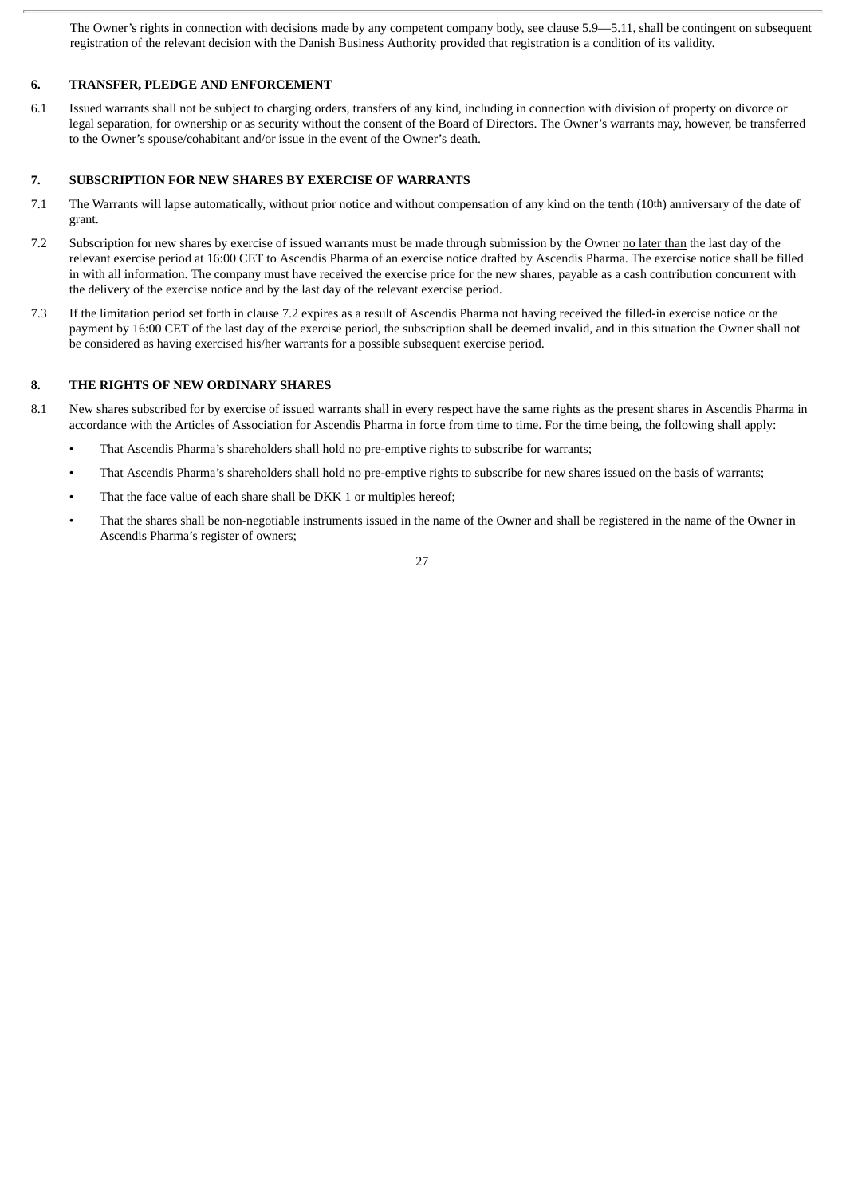The Owner's rights in connection with decisions made by any competent company body, see clause 5.9—5.11, shall be contingent on subsequent registration of the relevant decision with the Danish Business Authority provided that registration is a condition of its validity.

## 6. TRANSFER, PLEDGE AND ENFORCEMENT

6.1 Issued warrants shall not be subject to charging orders, transfers of any kind, including in connection with division of property on divorce or legal separation, for ownership or as security without the consent of the Board of Directors. The Owner's warrants may, however, be transferred to the Owner's spouse/cohabitant and/or issue in the event of the Owner's death.

## 7. SUBSCRIPTION FOR NEW SHARES BY EXERCISE OF WARRANTS

7.1 The Warrants will lapse automatically, without prior notice and without compensation of any kind on the tenth (10th) anniversary of the date of grant.

7.2 Subscription for new shares by exercise of issued warrants must be made through submission by the Owner no later than the last day of the relevant exercise period at 16:00 CET to Ascendis Pharma of an exercise notice drafted by Ascendis Pharma. The exercise notice shall be filled in with all information. The company must have received the exercise price for the new shares, payable as a cash contribution concurrent with the delivery of the exercise notice and by the last day of the relevant exercise period.

7.3 If the limitation period set forth in clause 7.2 expires as a result of Ascendis Pharma not having received the filled-in exercise notice or the payment by 16:00 CET of the last day of the exercise period, the subscription shall be deemed invalid, and in this situation the Owner shall not be considered as having exercised his/her warrants for a possible subsequent exercise period.

## 8. THE RIGHTS OF NEW ORDINARY SHARES

8.1 New shares subscribed for by exercise of issued warrants shall in every respect have the same rights as the present shares in Ascendis Pharma in accordance with the Articles of Association for Ascendis Pharma in force from time to time. For the time being, the following shall apply:

- That Ascendis Pharma's shareholders shall hold no pre-emptive rights to subscribe for warrants;
- That Ascendis Pharma's shareholders shall hold no pre-emptive rights to subscribe for new shares issued on the basis of warrants;
- That the face value of each share shall be DKK 1 or multiples hereof;
- That the shares shall be non-negotiable instruments issued in the name of the Owner and shall be registered in the name of the Owner in Ascendis Pharma's register of owners;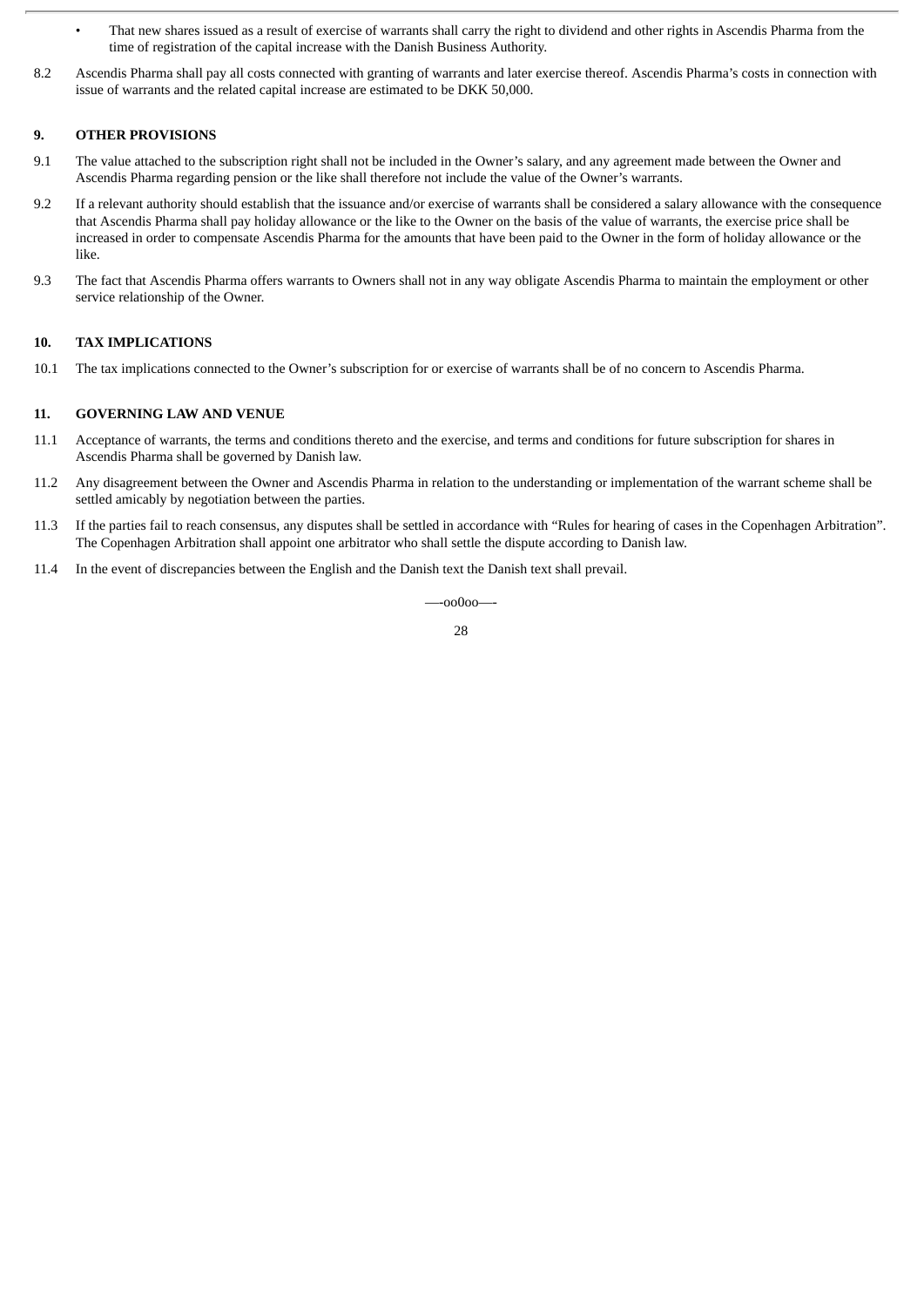- That new shares issued as a result of exercise of warrants shall carry the right to dividend and other rights in Ascendis Pharma from the time of registration of the capital increase with the Danish Business Authority.

8.2 Ascendis Pharma shall pay all costs connected with granting of warrants and later exercise thereof. Ascendis Pharma's costs in connection with issue of warrants and the related capital increase are estimated to be DKK 50,000.

## 9. OTHER PROVISIONS

9.1 The value attached to the subscription right shall not be included in the Owner's salary, and any agreement made between the Owner and Ascendis Pharma regarding pension or the like shall therefore not include the value of the Owner's warrants.

9.2 If a relevant authority should establish that the issuance and/or exercise of warrants shall be considered a salary allowance with the consequence that Ascendis Pharma shall pay holiday allowance or the like to the Owner on the basis of the value of warrants, the exercise price shall be increased in order to compensate Ascendis Pharma for the amounts that have been paid to the Owner in the form of holiday allowance or the like.

9.3 The fact that Ascendis Pharma offers warrants to Owners shall not in any way obligate Ascendis Pharma to maintain the employment or other service relationship of the Owner.

## 10. TAX IMPLICATIONS

10.1 The tax implications connected to the Owner's subscription for or exercise of warrants shall be of no concern to Ascendis Pharma.

## 11. GOVERNING LAW AND VENUE

11.1 Acceptance of warrants, the terms and conditions thereto and the exercise, and terms and conditions for future subscription for shares in Ascendis Pharma shall be governed by Danish law.

11.2 Any disagreement between the Owner and Ascendis Pharma in relation to the understanding or implementation of the warrant scheme shall be settled amicably by negotiation between the parties.

11.3 If the parties fail to reach consensus, any disputes shall be settled in accordance with "Rules for hearing of cases in the Copenhagen Arbitration". The Copenhagen Arbitration shall appoint one arbitrator who shall settle the dispute according to Danish law.

11.4 In the event of discrepancies between the English and the Danish text the Danish text shall prevail.

—-oo0oo—-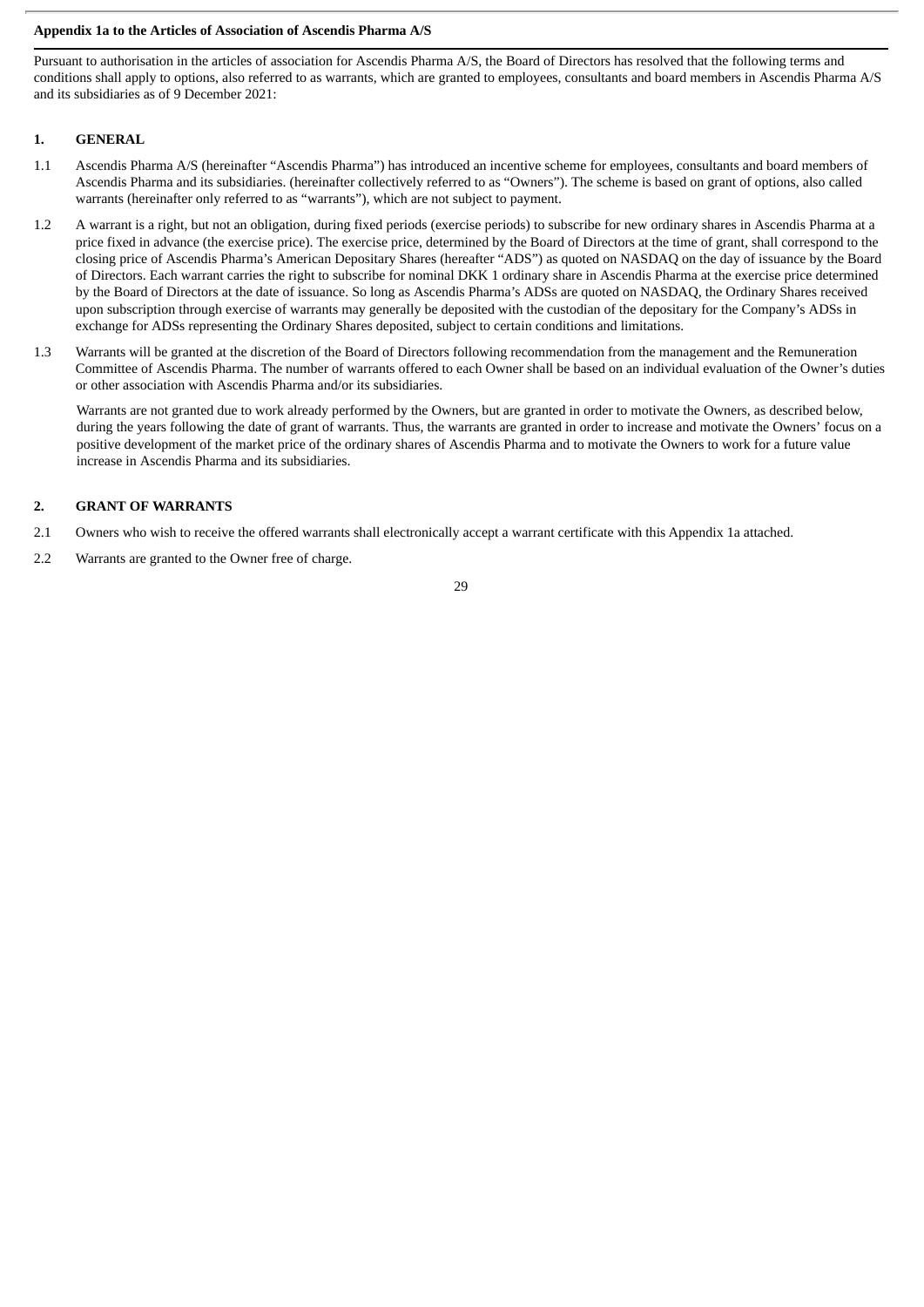**Appendix 1a to the Articles of Association of Ascendis Pharma A/S**

Pursuant to authorisation in the articles of association for Ascendis Pharma A/S, the Board of Directors has resolved that the following terms and conditions shall apply to options, also referred to as warrants, which are granted to employees, consultants and board members in Ascendis Pharma A/S and its subsidiaries as of 9 December 2021:

## 1. GENERAL

1.1 Ascendis Pharma A/S (hereinafter "Ascendis Pharma") has introduced an incentive scheme for employees, consultants and board members of Ascendis Pharma and its subsidiaries. (hereinafter collectively referred to as "Owners"). The scheme is based on grant of options, also called warrants (hereinafter only referred to as "warrants"), which are not subject to payment.

1.2 A warrant is a right, but not an obligation, during fixed periods (exercise periods) to subscribe for new ordinary shares in Ascendis Pharma at a price fixed in advance (the exercise price). The exercise price, determined by the Board of Directors at the time of grant, shall correspond to the closing price of Ascendis Pharma's American Depositary Shares (hereafter "ADS") as quoted on NASDAQ on the day of issuance by the Board of Directors. Each warrant carries the right to subscribe for nominal DKK 1 ordinary share in Ascendis Pharma at the exercise price determined by the Board of Directors at the date of issuance. So long as Ascendis Pharma's ADSs are quoted on NASDAQ, the Ordinary Shares received upon subscription through exercise of warrants may generally be deposited with the custodian of the depositary for the Company's ADSs in exchange for ADSs representing the Ordinary Shares deposited, subject to certain conditions and limitations.

1.3 Warrants will be granted at the discretion of the Board of Directors following recommendation from the management and the Remuneration Committee of Ascendis Pharma. The number of warrants offered to each Owner shall be based on an individual evaluation of the Owner's duties or other association with Ascendis Pharma and/or its subsidiaries.

Warrants are not granted due to work already performed by the Owners, but are granted in order to motivate the Owners, as described below, during the years following the date of grant of warrants. Thus, the warrants are granted in order to increase and motivate the Owners' focus on a positive development of the market price of the ordinary shares of Ascendis Pharma and to motivate the Owners to work for a future value increase in Ascendis Pharma and its subsidiaries.

## 2. GRANT OF WARRANTS

2.1 Owners who wish to receive the offered warrants shall electronically accept a warrant certificate with this Appendix 1a attached.

2.2 Warrants are granted to the Owner free of charge.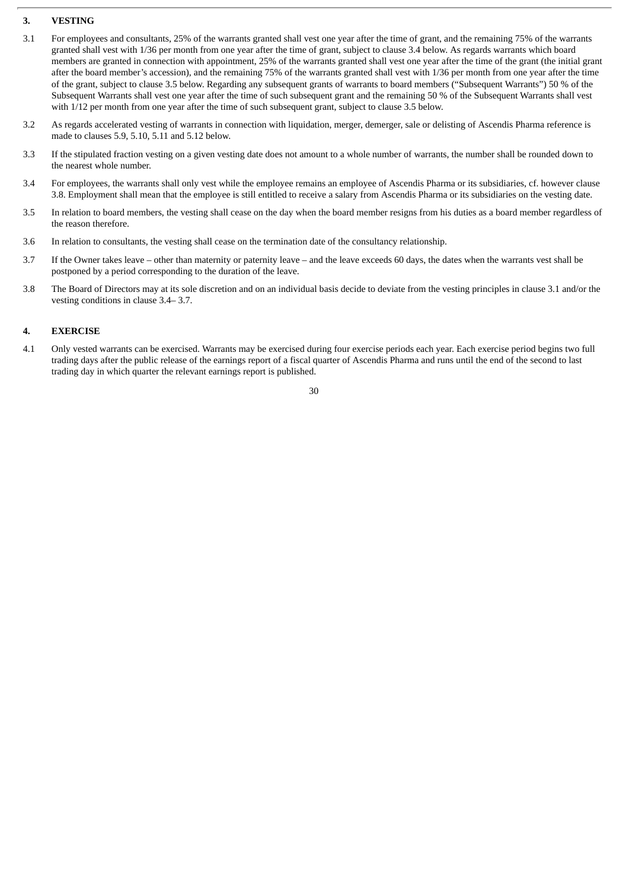## 3. VESTING

3.1 For employees and consultants, 25% of the warrants granted shall vest one year after the time of grant, and the remaining 75% of the warrants granted shall vest with 1/36 per month from one year after the time of grant, subject to clause 3.4 below. As regards warrants which board members are granted in connection with appointment, 25% of the warrants granted shall vest one year after the time of the grant (the initial grant after the board member's accession), and the remaining 75% of the warrants granted shall vest with 1/36 per month from one year after the time of the grant, subject to clause 3.5 below. Regarding any subsequent grants of warrants to board members ("Subsequent Warrants") 50 % of the Subsequent Warrants shall vest one year after the time of such subsequent grant and the remaining 50 % of the Subsequent Warrants shall vest with 1/12 per month from one year after the time of such subsequent grant, subject to clause 3.5 below.

3.2 As regards accelerated vesting of warrants in connection with liquidation, merger, demerger, sale or delisting of Ascendis Pharma reference is made to clauses 5.9, 5.10, 5.11 and 5.12 below.

3.3 If the stipulated fraction vesting on a given vesting date does not amount to a whole number of warrants, the number shall be rounded down to the nearest whole number.

3.4 For employees, the warrants shall only vest while the employee remains an employee of Ascendis Pharma or its subsidiaries, cf. however clause 3.8. Employment shall mean that the employee is still entitled to receive a salary from Ascendis Pharma or its subsidiaries on the vesting date.

3.5 In relation to board members, the vesting shall cease on the day when the board member resigns from his duties as a board member regardless of the reason therefore.

3.6 In relation to consultants, the vesting shall cease on the termination date of the consultancy relationship.

3.7 If the Owner takes leave – other than maternity or paternity leave – and the leave exceeds 60 days, the dates when the warrants vest shall be postponed by a period corresponding to the duration of the leave.

3.8 The Board of Directors may at its sole discretion and on an individual basis decide to deviate from the vesting principles in clause 3.1 and/or the vesting conditions in clause 3.4– 3.7.

## 4. EXERCISE

4.1 Only vested warrants can be exercised. Warrants may be exercised during four exercise periods each year. Each exercise period begins two full trading days after the public release of the earnings report of a fiscal quarter of Ascendis Pharma and runs until the end of the second to last trading day in which quarter the relevant earnings report is published.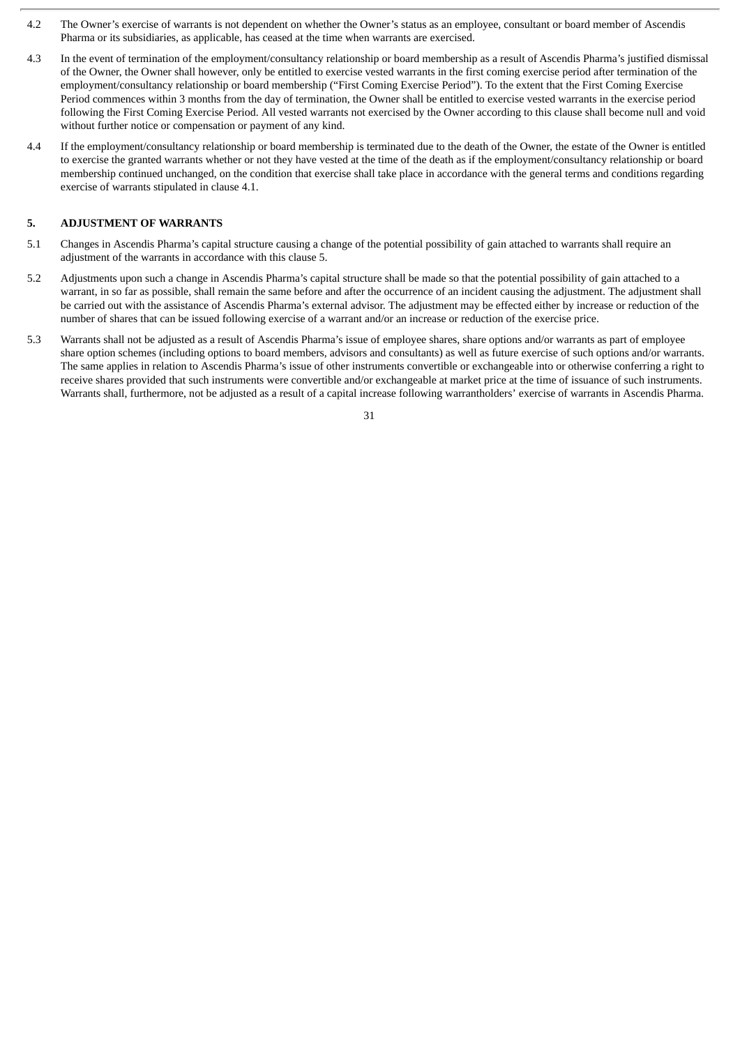4.2 The Owner's exercise of warrants is not dependent on whether the Owner's status as an employee, consultant or board member of Ascendis Pharma or its subsidiaries, as applicable, has ceased at the time when warrants are exercised.

4.3 In the event of termination of the employment/consultancy relationship or board membership as a result of Ascendis Pharma's justified dismissal of the Owner, the Owner shall however, only be entitled to exercise vested warrants in the first coming exercise period after termination of the employment/consultancy relationship or board membership ("First Coming Exercise Period"). To the extent that the First Coming Exercise Period commences within 3 months from the day of termination, the Owner shall be entitled to exercise vested warrants in the exercise period following the First Coming Exercise Period. All vested warrants not exercised by the Owner according to this clause shall become null and void without further notice or compensation or payment of any kind.

4.4 If the employment/consultancy relationship or board membership is terminated due to the death of the Owner, the estate of the Owner is entitled to exercise the granted warrants whether or not they have vested at the time of the death as if the employment/consultancy relationship or board membership continued unchanged, on the condition that exercise shall take place in accordance with the general terms and conditions regarding exercise of warrants stipulated in clause 4.1.

## 5. ADJUSTMENT OF WARRANTS

5.1 Changes in Ascendis Pharma's capital structure causing a change of the potential possibility of gain attached to warrants shall require an adjustment of the warrants in accordance with this clause 5.

5.2 Adjustments upon such a change in Ascendis Pharma's capital structure shall be made so that the potential possibility of gain attached to a warrant, in so far as possible, shall remain the same before and after the occurrence of an incident causing the adjustment. The adjustment shall be carried out with the assistance of Ascendis Pharma's external advisor. The adjustment may be effected either by increase or reduction of the number of shares that can be issued following exercise of a warrant and/or an increase or reduction of the exercise price.

5.3 Warrants shall not be adjusted as a result of Ascendis Pharma's issue of employee shares, share options and/or warrants as part of employee share option schemes (including options to board members, advisors and consultants) as well as future exercise of such options and/or warrants. The same applies in relation to Ascendis Pharma's issue of other instruments convertible or exchangeable into or otherwise conferring a right to receive shares provided that such instruments were convertible and/or exchangeable at market price at the time of issuance of such instruments. Warrants shall, furthermore, not be adjusted as a result of a capital increase following warrantholders' exercise of warrants in Ascendis Pharma.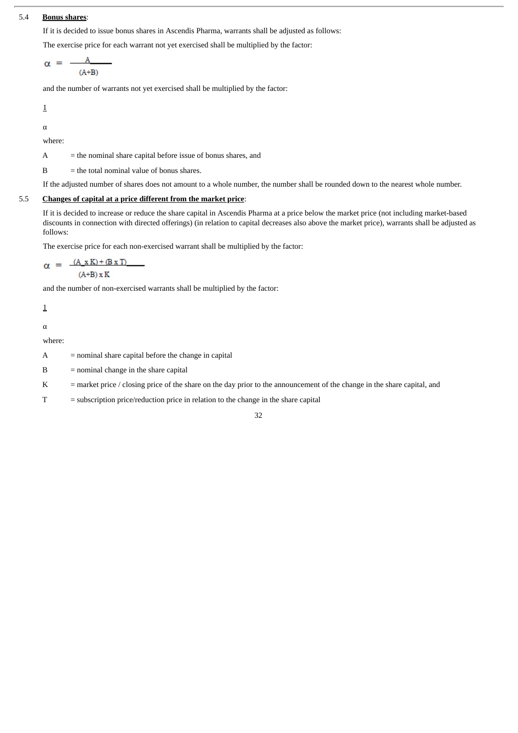5.4 **Bonus shares**:

If it is decided to issue bonus shares in Ascendis Pharma, warrants shall be adjusted as follows:

The exercise price for each warrant not yet exercised shall be multiplied by the factor:

$$\alpha = \frac{A}{(A+B)}$$

and the number of warrants not yet exercised shall be multiplied by the factor:

$$\frac{1}{\alpha}$$

where:

A = the nominal share capital before issue of bonus shares, and

B = the total nominal value of bonus shares.

If the adjusted number of shares does not amount to a whole number, the number shall be rounded down to the nearest whole number.

5.5 **Changes of capital at a price different from the market price**:

If it is decided to increase or reduce the share capital in Ascendis Pharma at a price below the market price (not including market-based discounts in connection with directed offerings) (in relation to capital decreases also above the market price), warrants shall be adjusted as follows:

The exercise price for each non-exercised warrant shall be multiplied by the factor:

$$\alpha = \frac{(A \times K) + (B \times T)}{(A+B) \times K}$$

and the number of non-exercised warrants shall be multiplied by the factor:

$$\frac{1}{\alpha}$$

where:

A = nominal share capital before the change in capital

B = nominal change in the share capital

K = market price / closing price of the share on the day prior to the announcement of the change in the share capital, and

T = subscription price/reduction price in relation to the change in the share capital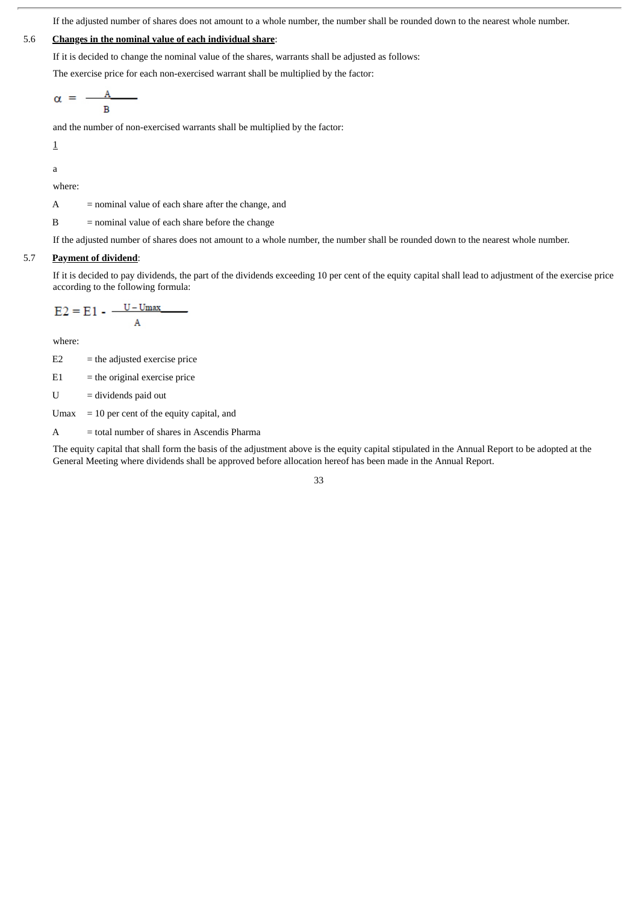If the adjusted number of shares does not amount to a whole number, the number shall be rounded down to the nearest whole number.

5.6 **Changes in the nominal value of each individual share**:

If it is decided to change the nominal value of the shares, warrants shall be adjusted as follows:

The exercise price for each non-exercised warrant shall be multiplied by the factor:

$$\alpha = \frac{A}{B}$$

and the number of non-exercised warrants shall be multiplied by the factor:

$$\frac{1}{a}$$

where:

A = nominal value of each share after the change, and

B = nominal value of each share before the change

If the adjusted number of shares does not amount to a whole number, the number shall be rounded down to the nearest whole number.

5.7 **Payment of dividend**:

If it is decided to pay dividends, the part of the dividends exceeding 10 per cent of the equity capital shall lead to adjustment of the exercise price according to the following formula:

$$E2 = E1 - \frac{U - Umax}{A}$$

where:

E2 = the adjusted exercise price

E1 = the original exercise price

U = dividends paid out

Umax = 10 per cent of the equity capital, and

A = total number of shares in Ascendis Pharma

The equity capital that shall form the basis of the adjustment above is the equity capital stipulated in the Annual Report to be adopted at the General Meeting where dividends shall be approved before allocation hereof has been made in the Annual Report.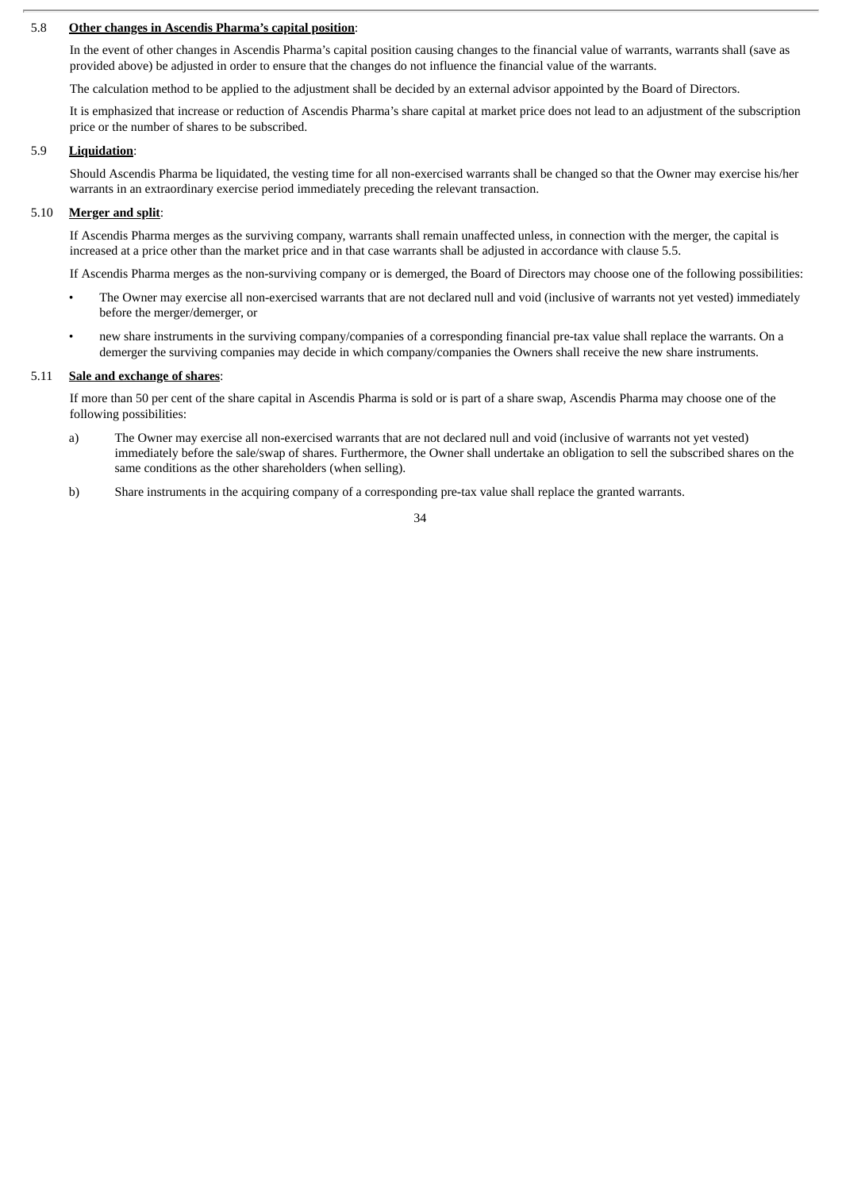5.8 **Other changes in Ascendis Pharma's capital position**:

In the event of other changes in Ascendis Pharma's capital position causing changes to the financial value of warrants, warrants shall (save as provided above) be adjusted in order to ensure that the changes do not influence the financial value of the warrants.

The calculation method to be applied to the adjustment shall be decided by an external advisor appointed by the Board of Directors.

It is emphasized that increase or reduction of Ascendis Pharma's share capital at market price does not lead to an adjustment of the subscription price or the number of shares to be subscribed.

5.9 **Liquidation**:

Should Ascendis Pharma be liquidated, the vesting time for all non-exercised warrants shall be changed so that the Owner may exercise his/her warrants in an extraordinary exercise period immediately preceding the relevant transaction.

5.10 **Merger and split**:

If Ascendis Pharma merges as the surviving company, warrants shall remain unaffected unless, in connection with the merger, the capital is increased at a price other than the market price and in that case warrants shall be adjusted in accordance with clause 5.5.

If Ascendis Pharma merges as the non-surviving company or is demerged, the Board of Directors may choose one of the following possibilities:

- The Owner may exercise all non-exercised warrants that are not declared null and void (inclusive of warrants not yet vested) immediately before the merger/demerger, or
- new share instruments in the surviving company/companies of a corresponding financial pre-tax value shall replace the warrants. On a demerger the surviving companies may decide in which company/companies the Owners shall receive the new share instruments.

5.11 **Sale and exchange of shares**:

If more than 50 per cent of the share capital in Ascendis Pharma is sold or is part of a share swap, Ascendis Pharma may choose one of the following possibilities:

a) The Owner may exercise all non-exercised warrants that are not declared null and void (inclusive of warrants not yet vested) immediately before the sale/swap of shares. Furthermore, the Owner shall undertake an obligation to sell the subscribed shares on the same conditions as the other shareholders (when selling).

b) Share instruments in the acquiring company of a corresponding pre-tax value shall replace the granted warrants.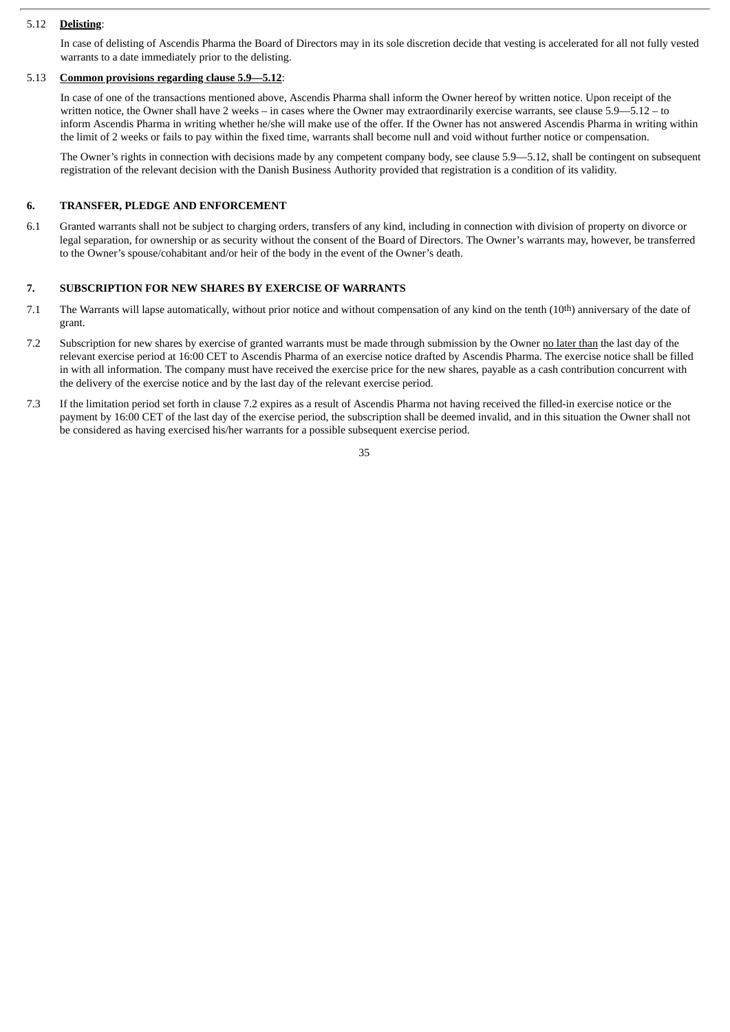5.12 **Delisting**:

In case of delisting of Ascendis Pharma the Board of Directors may in its sole discretion decide that vesting is accelerated for all not fully vested warrants to a date immediately prior to the delisting.

5.13 **Common provisions regarding clause 5.9—5.12**:

In case of one of the transactions mentioned above, Ascendis Pharma shall inform the Owner hereof by written notice. Upon receipt of the written notice, the Owner shall have 2 weeks – in cases where the Owner may extraordinarily exercise warrants, see clause 5.9—5.12 – to inform Ascendis Pharma in writing whether he/she will make use of the offer. If the Owner has not answered Ascendis Pharma in writing within the limit of 2 weeks or fails to pay within the fixed time, warrants shall become null and void without further notice or compensation.

The Owner's rights in connection with decisions made by any competent company body, see clause 5.9—5.12, shall be contingent on subsequent registration of the relevant decision with the Danish Business Authority provided that registration is a condition of its validity.

## 6. TRANSFER, PLEDGE AND ENFORCEMENT

6.1 Granted warrants shall not be subject to charging orders, transfers of any kind, including in connection with division of property on divorce or legal separation, for ownership or as security without the consent of the Board of Directors. The Owner's warrants may, however, be transferred to the Owner's spouse/cohabitant and/or heir of the body in the event of the Owner's death.

## 7. SUBSCRIPTION FOR NEW SHARES BY EXERCISE OF WARRANTS

7.1 The Warrants will lapse automatically, without prior notice and without compensation of any kind on the tenth (10th) anniversary of the date of grant.

7.2 Subscription for new shares by exercise of granted warrants must be made through submission by the Owner no later than the last day of the relevant exercise period at 16:00 CET to Ascendis Pharma of an exercise notice drafted by Ascendis Pharma. The exercise notice shall be filled in with all information. The company must have received the exercise price for the new shares, payable as a cash contribution concurrent with the delivery of the exercise notice and by the last day of the relevant exercise period.

7.3 If the limitation period set forth in clause 7.2 expires as a result of Ascendis Pharma not having received the filled-in exercise notice or the payment by 16:00 CET of the last day of the exercise period, the subscription shall be deemed invalid, and in this situation the Owner shall not be considered as having exercised his/her warrants for a possible subsequent exercise period.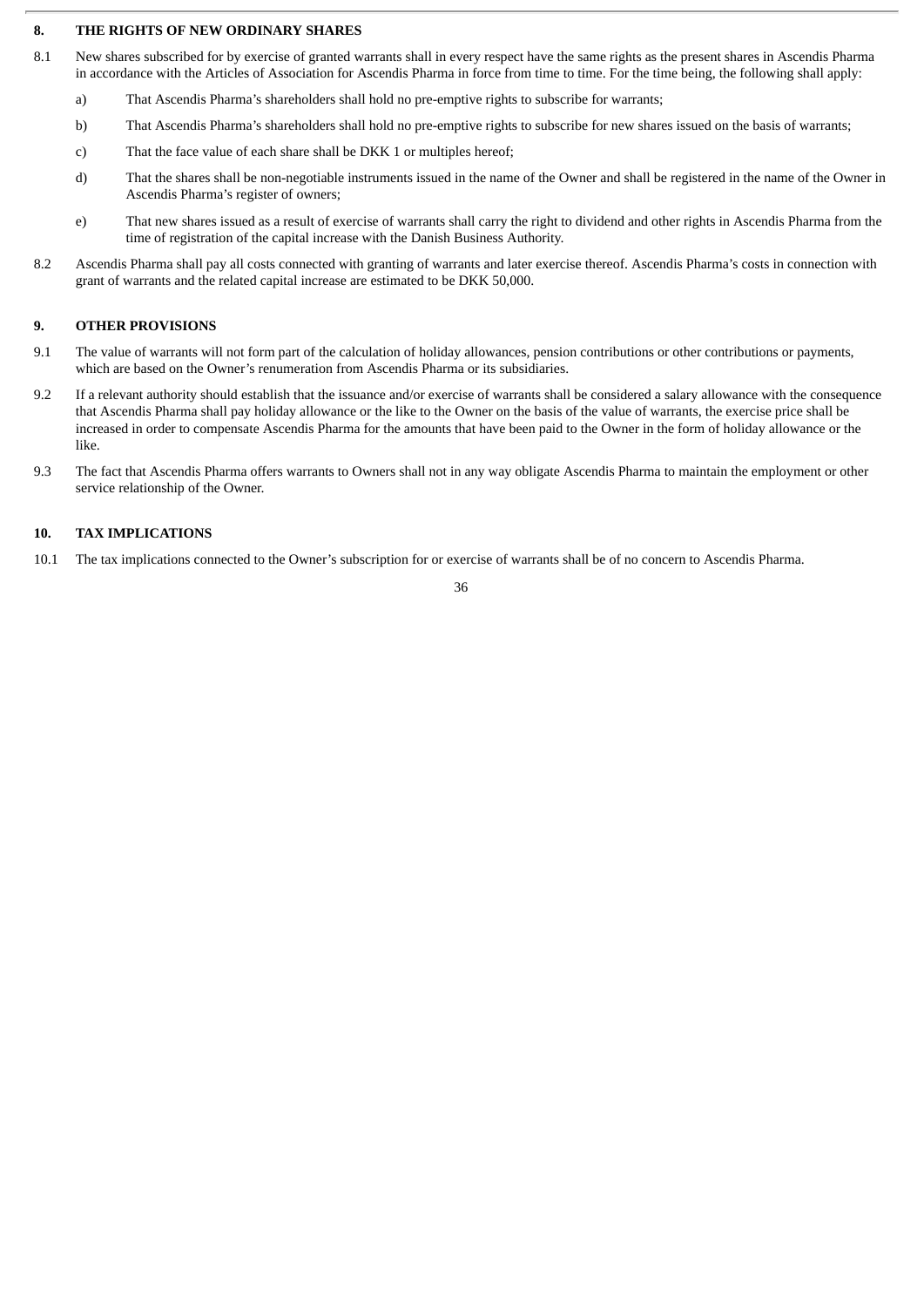## 8. THE RIGHTS OF NEW ORDINARY SHARES

8.1 New shares subscribed for by exercise of granted warrants shall in every respect have the same rights as the present shares in Ascendis Pharma in accordance with the Articles of Association for Ascendis Pharma in force from time to time. For the time being, the following shall apply:

a) That Ascendis Pharma's shareholders shall hold no pre-emptive rights to subscribe for warrants;

b) That Ascendis Pharma's shareholders shall hold no pre-emptive rights to subscribe for new shares issued on the basis of warrants;

c) That the face value of each share shall be DKK 1 or multiples hereof;

d) That the shares shall be non-negotiable instruments issued in the name of the Owner and shall be registered in the name of the Owner in Ascendis Pharma's register of owners;

e) That new shares issued as a result of exercise of warrants shall carry the right to dividend and other rights in Ascendis Pharma from the time of registration of the capital increase with the Danish Business Authority.

8.2 Ascendis Pharma shall pay all costs connected with granting of warrants and later exercise thereof. Ascendis Pharma's costs in connection with grant of warrants and the related capital increase are estimated to be DKK 50,000.

## 9. OTHER PROVISIONS

9.1 The value of warrants will not form part of the calculation of holiday allowances, pension contributions or other contributions or payments, which are based on the Owner's renumeration from Ascendis Pharma or its subsidiaries.

9.2 If a relevant authority should establish that the issuance and/or exercise of warrants shall be considered a salary allowance with the consequence that Ascendis Pharma shall pay holiday allowance or the like to the Owner on the basis of the value of warrants, the exercise price shall be increased in order to compensate Ascendis Pharma for the amounts that have been paid to the Owner in the form of holiday allowance or the like.

9.3 The fact that Ascendis Pharma offers warrants to Owners shall not in any way obligate Ascendis Pharma to maintain the employment or other service relationship of the Owner.

## 10. TAX IMPLICATIONS

10.1 The tax implications connected to the Owner's subscription for or exercise of warrants shall be of no concern to Ascendis Pharma.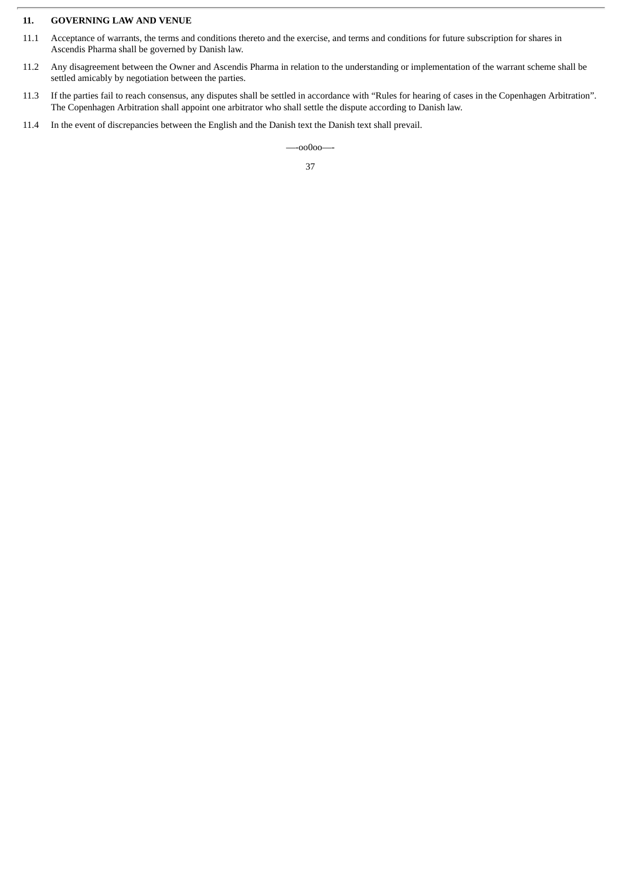## 11. GOVERNING LAW AND VENUE

11.1 Acceptance of warrants, the terms and conditions thereto and the exercise, and terms and conditions for future subscription for shares in Ascendis Pharma shall be governed by Danish law.

11.2 Any disagreement between the Owner and Ascendis Pharma in relation to the understanding or implementation of the warrant scheme shall be settled amicably by negotiation between the parties.

11.3 If the parties fail to reach consensus, any disputes shall be settled in accordance with “Rules for hearing of cases in the Copenhagen Arbitration”. The Copenhagen Arbitration shall appoint one arbitrator who shall settle the dispute according to Danish law.

11.4 In the event of discrepancies between the English and the Danish text the Danish text shall prevail.

—-oo0oo—-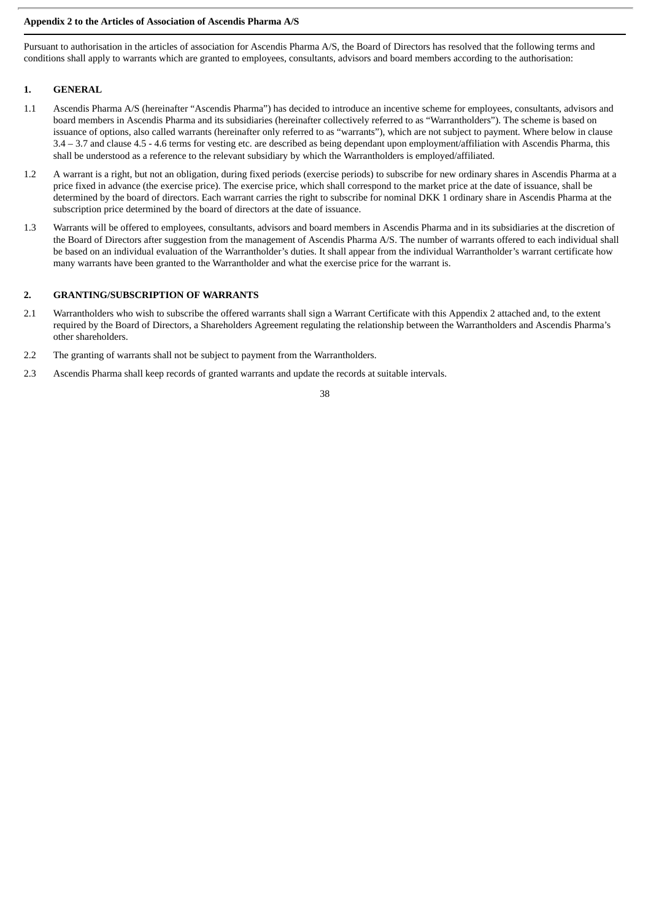**Appendix 2 to the Articles of Association of Ascendis Pharma A/S**

Pursuant to authorisation in the articles of association for Ascendis Pharma A/S, the Board of Directors has resolved that the following terms and conditions shall apply to warrants which are granted to employees, consultants, advisors and board members according to the authorisation:

## 1. GENERAL

1.1 Ascendis Pharma A/S (hereinafter "Ascendis Pharma") has decided to introduce an incentive scheme for employees, consultants, advisors and board members in Ascendis Pharma and its subsidiaries (hereinafter collectively referred to as "Warrantholders"). The scheme is based on issuance of options, also called warrants (hereinafter only referred to as "warrants"), which are not subject to payment. Where below in clause 3.4 – 3.7 and clause 4.5 - 4.6 terms for vesting etc. are described as being dependant upon employment/affiliation with Ascendis Pharma, this shall be understood as a reference to the relevant subsidiary by which the Warrantholders is employed/affiliated.

1.2 A warrant is a right, but not an obligation, during fixed periods (exercise periods) to subscribe for new ordinary shares in Ascendis Pharma at a price fixed in advance (the exercise price). The exercise price, which shall correspond to the market price at the date of issuance, shall be determined by the board of directors. Each warrant carries the right to subscribe for nominal DKK 1 ordinary share in Ascendis Pharma at the subscription price determined by the board of directors at the date of issuance.

1.3 Warrants will be offered to employees, consultants, advisors and board members in Ascendis Pharma and in its subsidiaries at the discretion of the Board of Directors after suggestion from the management of Ascendis Pharma A/S. The number of warrants offered to each individual shall be based on an individual evaluation of the Warrantholder's duties. It shall appear from the individual Warrantholder's warrant certificate how many warrants have been granted to the Warrantholder and what the exercise price for the warrant is.

## 2. GRANTING/SUBSCRIPTION OF WARRANTS

2.1 Warrantholders who wish to subscribe the offered warrants shall sign a Warrant Certificate with this Appendix 2 attached and, to the extent required by the Board of Directors, a Shareholders Agreement regulating the relationship between the Warrantholders and Ascendis Pharma's other shareholders.

2.2 The granting of warrants shall not be subject to payment from the Warrantholders.

2.3 Ascendis Pharma shall keep records of granted warrants and update the records at suitable intervals.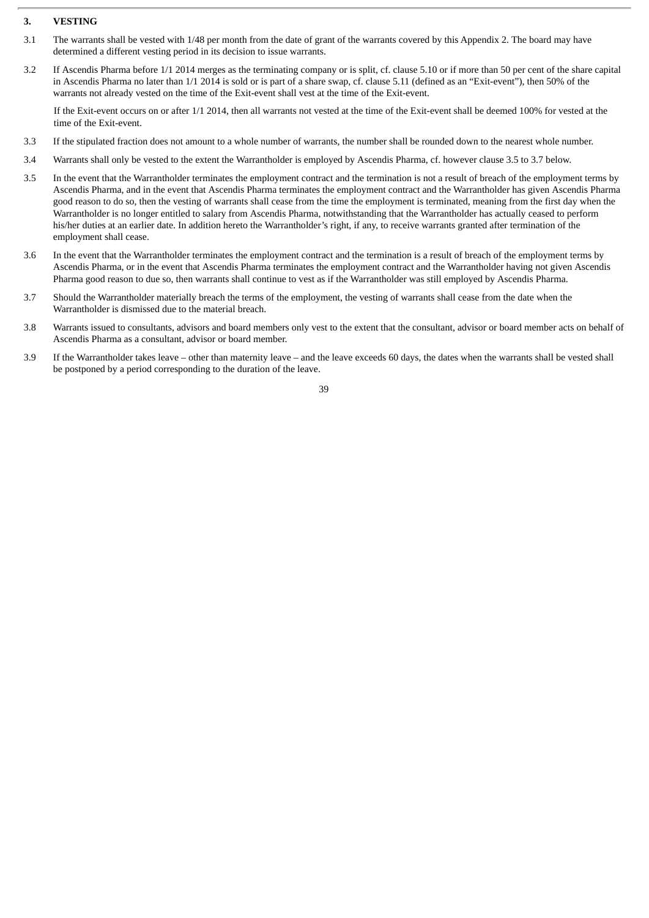## 3. VESTING

3.1 The warrants shall be vested with 1/48 per month from the date of grant of the warrants covered by this Appendix 2. The board may have determined a different vesting period in its decision to issue warrants.

3.2 If Ascendis Pharma before 1/1 2014 merges as the terminating company or is split, cf. clause 5.10 or if more than 50 per cent of the share capital in Ascendis Pharma no later than 1/1 2014 is sold or is part of a share swap, cf. clause 5.11 (defined as an "Exit-event"), then 50% of the warrants not already vested on the time of the Exit-event shall vest at the time of the Exit-event.

If the Exit-event occurs on or after 1/1 2014, then all warrants not vested at the time of the Exit-event shall be deemed 100% for vested at the time of the Exit-event.

3.3 If the stipulated fraction does not amount to a whole number of warrants, the number shall be rounded down to the nearest whole number.

3.4 Warrants shall only be vested to the extent the Warrantholder is employed by Ascendis Pharma, cf. however clause 3.5 to 3.7 below.

3.5 In the event that the Warrantholder terminates the employment contract and the termination is not a result of breach of the employment terms by Ascendis Pharma, and in the event that Ascendis Pharma terminates the employment contract and the Warrantholder has given Ascendis Pharma good reason to do so, then the vesting of warrants shall cease from the time the employment is terminated, meaning from the first day when the Warrantholder is no longer entitled to salary from Ascendis Pharma, notwithstanding that the Warrantholder has actually ceased to perform his/her duties at an earlier date. In addition hereto the Warrantholder's right, if any, to receive warrants granted after termination of the employment shall cease.

3.6 In the event that the Warrantholder terminates the employment contract and the termination is a result of breach of the employment terms by Ascendis Pharma, or in the event that Ascendis Pharma terminates the employment contract and the Warrantholder having not given Ascendis Pharma good reason to due so, then warrants shall continue to vest as if the Warrantholder was still employed by Ascendis Pharma.

3.7 Should the Warrantholder materially breach the terms of the employment, the vesting of warrants shall cease from the date when the Warrantholder is dismissed due to the material breach.

3.8 Warrants issued to consultants, advisors and board members only vest to the extent that the consultant, advisor or board member acts on behalf of Ascendis Pharma as a consultant, advisor or board member.

3.9 If the Warrantholder takes leave – other than maternity leave – and the leave exceeds 60 days, the dates when the warrants shall be vested shall be postponed by a period corresponding to the duration of the leave.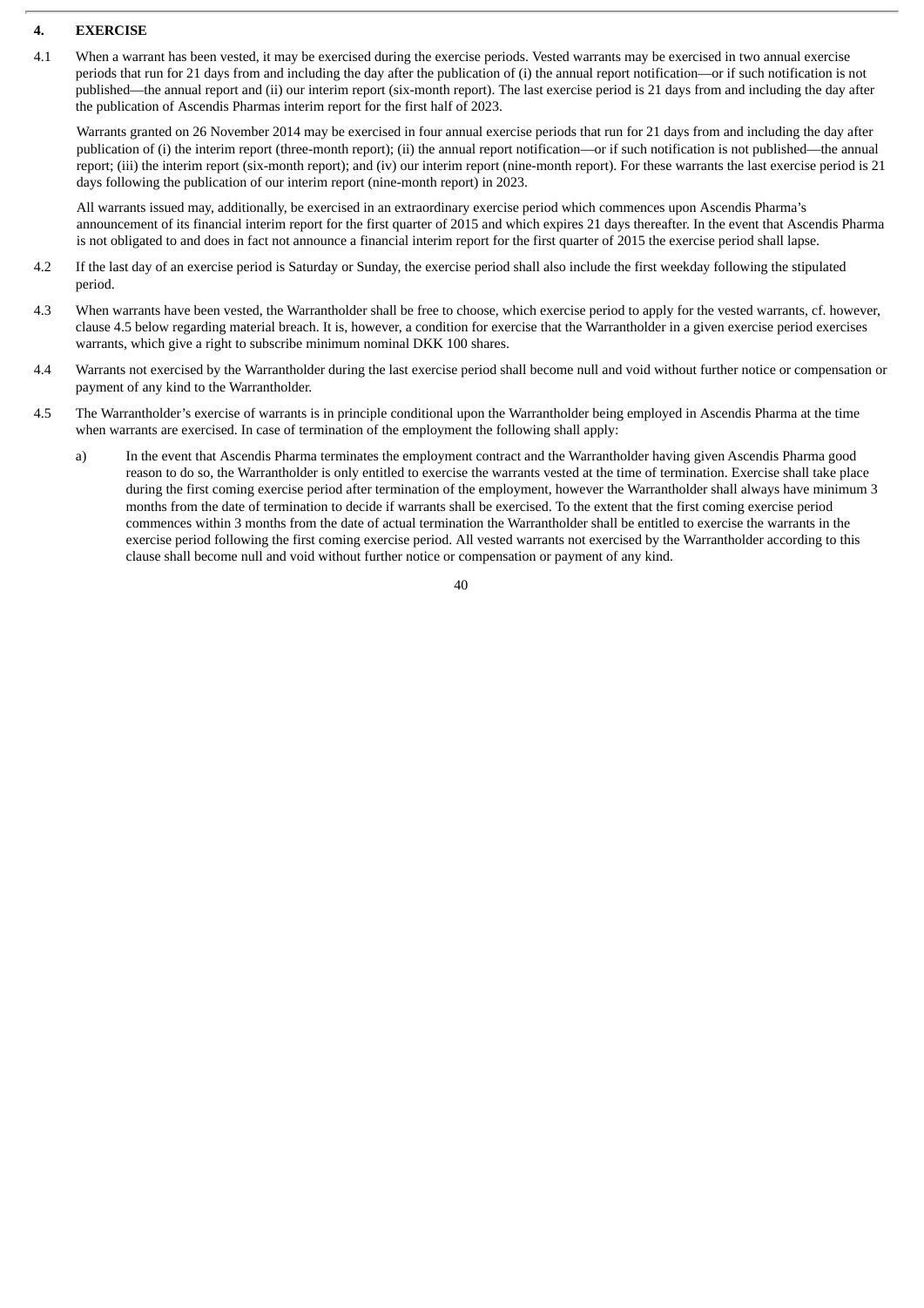## 4. EXERCISE

4.1 When a warrant has been vested, it may be exercised during the exercise periods. Vested warrants may be exercised in two annual exercise periods that run for 21 days from and including the day after the publication of (i) the annual report notification—or if such notification is not published—the annual report and (ii) our interim report (six-month report). The last exercise period is 21 days from and including the day after the publication of Ascendis Pharmas interim report for the first half of 2023.

Warrants granted on 26 November 2014 may be exercised in four annual exercise periods that run for 21 days from and including the day after publication of (i) the interim report (three-month report); (ii) the annual report notification—or if such notification is not published—the annual report; (iii) the interim report (six-month report); and (iv) our interim report (nine-month report). For these warrants the last exercise period is 21 days following the publication of our interim report (nine-month report) in 2023.

All warrants issued may, additionally, be exercised in an extraordinary exercise period which commences upon Ascendis Pharma's announcement of its financial interim report for the first quarter of 2015 and which expires 21 days thereafter. In the event that Ascendis Pharma is not obligated to and does in fact not announce a financial interim report for the first quarter of 2015 the exercise period shall lapse.

4.2 If the last day of an exercise period is Saturday or Sunday, the exercise period shall also include the first weekday following the stipulated period.

4.3 When warrants have been vested, the Warrantholder shall be free to choose, which exercise period to apply for the vested warrants, cf. however, clause 4.5 below regarding material breach. It is, however, a condition for exercise that the Warrantholder in a given exercise period exercises warrants, which give a right to subscribe minimum nominal DKK 100 shares.

4.4 Warrants not exercised by the Warrantholder during the last exercise period shall become null and void without further notice or compensation or payment of any kind to the Warrantholder.

4.5 The Warrantholder's exercise of warrants is in principle conditional upon the Warrantholder being employed in Ascendis Pharma at the time when warrants are exercised. In case of termination of the employment the following shall apply:

a) In the event that Ascendis Pharma terminates the employment contract and the Warrantholder having given Ascendis Pharma good reason to do so, the Warrantholder is only entitled to exercise the warrants vested at the time of termination. Exercise shall take place during the first coming exercise period after termination of the employment, however the Warrantholder shall always have minimum 3 months from the date of termination to decide if warrants shall be exercised. To the extent that the first coming exercise period commences within 3 months from the date of actual termination the Warrantholder shall be entitled to exercise the warrants in the exercise period following the first coming exercise period. All vested warrants not exercised by the Warrantholder according to this clause shall become null and void without further notice or compensation or payment of any kind.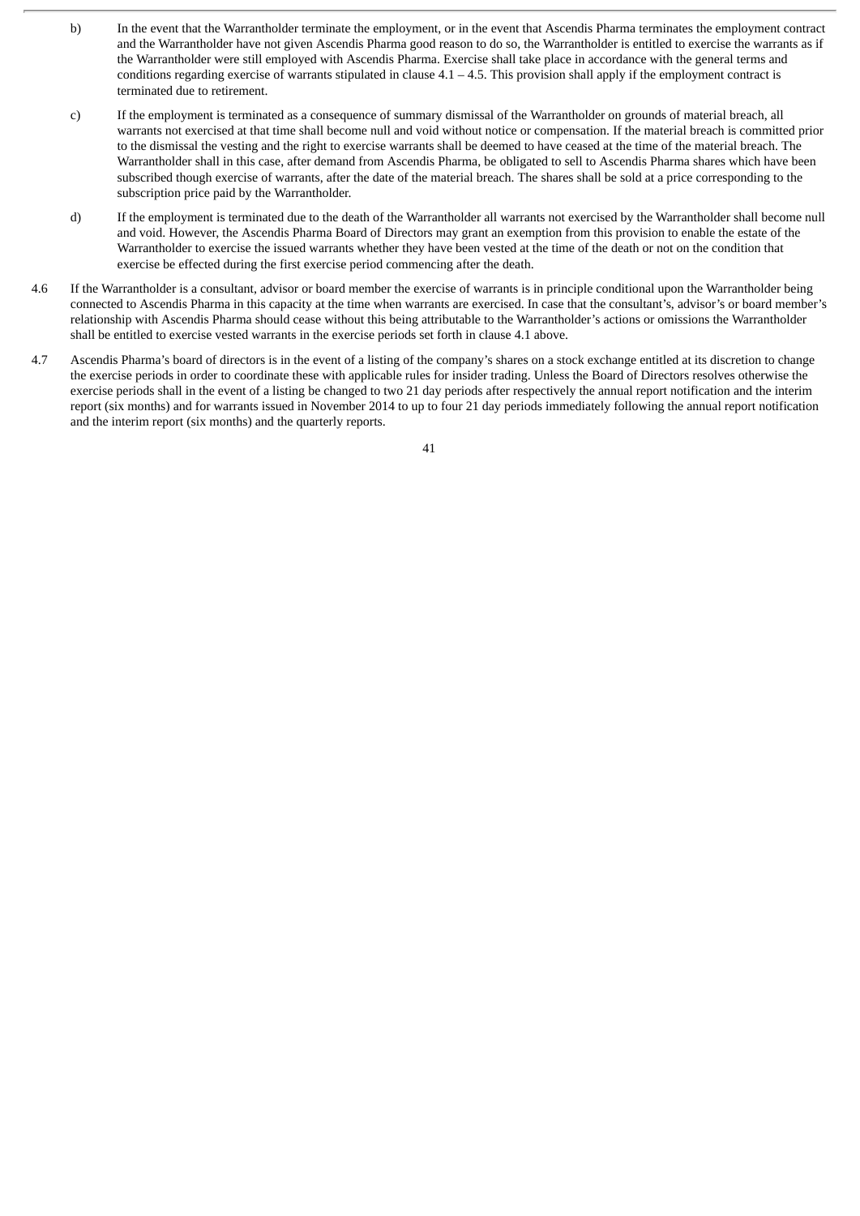b) In the event that the Warrantholder terminate the employment, or in the event that Ascendis Pharma terminates the employment contract and the Warrantholder have not given Ascendis Pharma good reason to do so, the Warrantholder is entitled to exercise the warrants as if the Warrantholder were still employed with Ascendis Pharma. Exercise shall take place in accordance with the general terms and conditions regarding exercise of warrants stipulated in clause 4.1 – 4.5. This provision shall apply if the employment contract is terminated due to retirement.

c) If the employment is terminated as a consequence of summary dismissal of the Warrantholder on grounds of material breach, all warrants not exercised at that time shall become null and void without notice or compensation. If the material breach is committed prior to the dismissal the vesting and the right to exercise warrants shall be deemed to have ceased at the time of the material breach. The Warrantholder shall in this case, after demand from Ascendis Pharma, be obligated to sell to Ascendis Pharma shares which have been subscribed though exercise of warrants, after the date of the material breach. The shares shall be sold at a price corresponding to the subscription price paid by the Warrantholder.

d) If the employment is terminated due to the death of the Warrantholder all warrants not exercised by the Warrantholder shall become null and void. However, the Ascendis Pharma Board of Directors may grant an exemption from this provision to enable the estate of the Warrantholder to exercise the issued warrants whether they have been vested at the time of the death or not on the condition that exercise be effected during the first exercise period commencing after the death.

4.6 If the Warrantholder is a consultant, advisor or board member the exercise of warrants is in principle conditional upon the Warrantholder being connected to Ascendis Pharma in this capacity at the time when warrants are exercised. In case that the consultant's, advisor's or board member's relationship with Ascendis Pharma should cease without this being attributable to the Warrantholder's actions or omissions the Warrantholder shall be entitled to exercise vested warrants in the exercise periods set forth in clause 4.1 above.

4.7 Ascendis Pharma's board of directors is in the event of a listing of the company's shares on a stock exchange entitled at its discretion to change the exercise periods in order to coordinate these with applicable rules for insider trading. Unless the Board of Directors resolves otherwise the exercise periods shall in the event of a listing be changed to two 21 day periods after respectively the annual report notification and the interim report (six months) and for warrants issued in November 2014 to up to four 21 day periods immediately following the annual report notification and the interim report (six months) and the quarterly reports.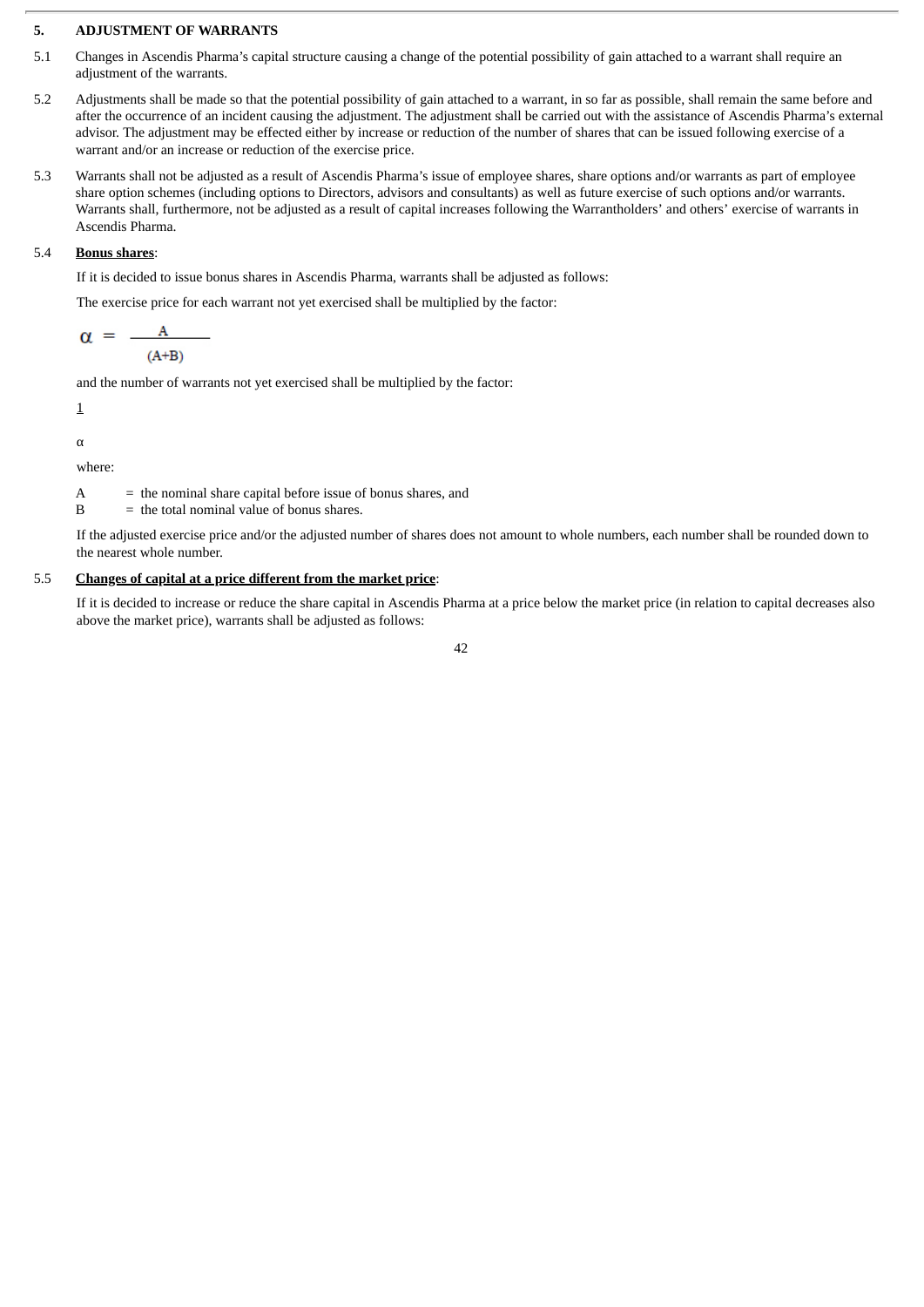**5. ADJUSTMENT OF WARRANTS**

5.1 Changes in Ascendis Pharma's capital structure causing a change of the potential possibility of gain attached to a warrant shall require an adjustment of the warrants.

5.2 Adjustments shall be made so that the potential possibility of gain attached to a warrant, in so far as possible, shall remain the same before and after the occurrence of an incident causing the adjustment. The adjustment shall be carried out with the assistance of Ascendis Pharma's external advisor. The adjustment may be effected either by increase or reduction of the number of shares that can be issued following exercise of a warrant and/or an increase or reduction of the exercise price.

5.3 Warrants shall not be adjusted as a result of Ascendis Pharma's issue of employee shares, share options and/or warrants as part of employee share option schemes (including options to Directors, advisors and consultants) as well as future exercise of such options and/or warrants. Warrants shall, furthermore, not be adjusted as a result of capital increases following the Warrantholders' and others' exercise of warrants in Ascendis Pharma.

5.4 **Bonus shares**:

If it is decided to issue bonus shares in Ascendis Pharma, warrants shall be adjusted as follows:

The exercise price for each warrant not yet exercised shall be multiplied by the factor:

$$\alpha = \frac{A}{(A+B)}$$

and the number of warrants not yet exercised shall be multiplied by the factor:

$$\frac{1}{\alpha}$$

where:

A = the nominal share capital before issue of bonus shares, and
B = the total nominal value of bonus shares.

If the adjusted exercise price and/or the adjusted number of shares does not amount to whole numbers, each number shall be rounded down to the nearest whole number.

5.5 **Changes of capital at a price different from the market price**:

If it is decided to increase or reduce the share capital in Ascendis Pharma at a price below the market price (in relation to capital decreases also above the market price), warrants shall be adjusted as follows: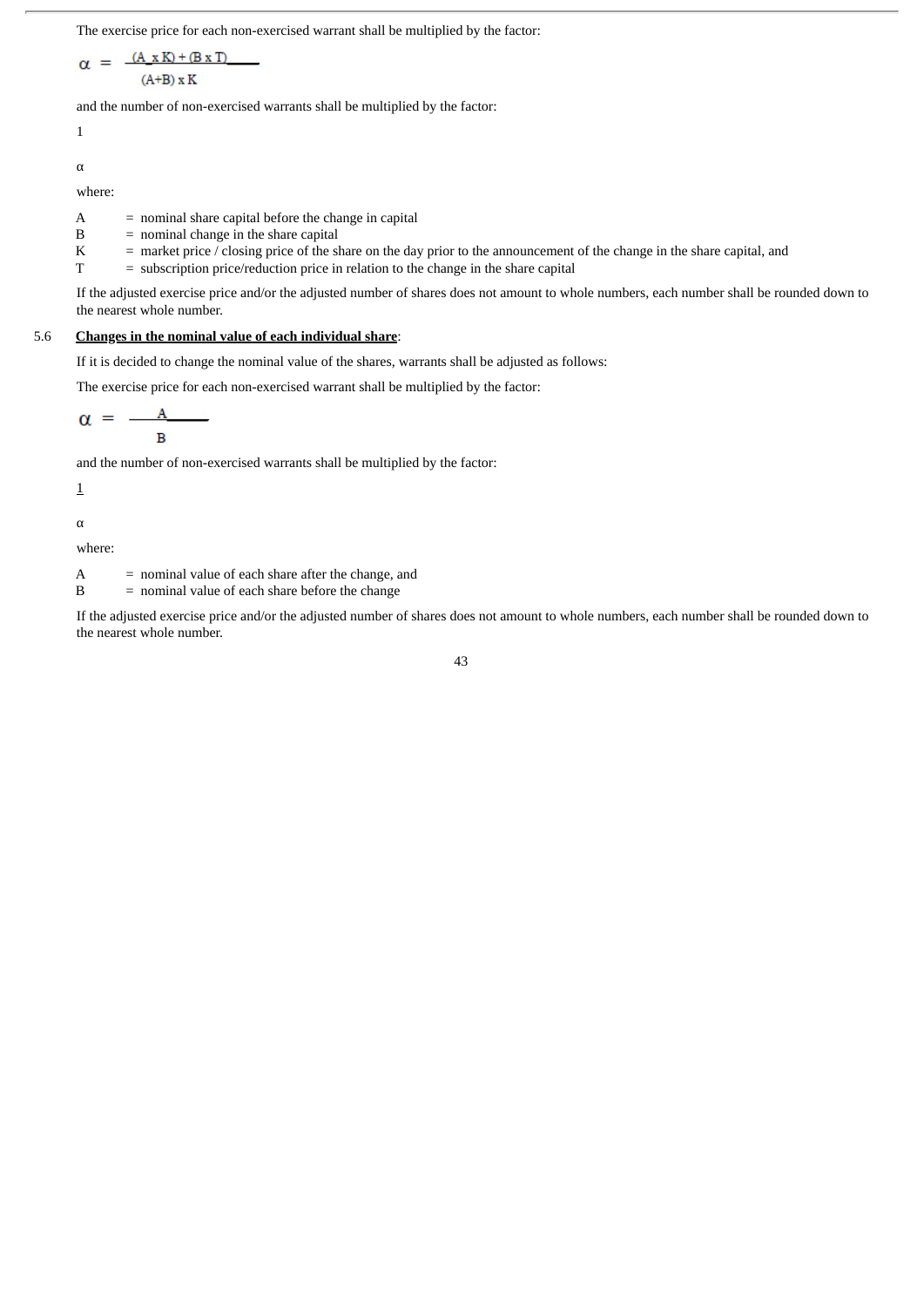The exercise price for each non-exercised warrant shall be multiplied by the factor:

$$\alpha = \frac{(A \times K) + (B \times T)}{(A+B) \times K}$$

and the number of non-exercised warrants shall be multiplied by the factor:

$$\frac{1}{\alpha}$$

where:

A = nominal share capital before the change in capital
B = nominal change in the share capital
K = market price / closing price of the share on the day prior to the announcement of the change in the share capital, and
T = subscription price/reduction price in relation to the change in the share capital

If the adjusted exercise price and/or the adjusted number of shares does not amount to whole numbers, each number shall be rounded down to the nearest whole number.

5.6 **Changes in the nominal value of each individual share**:

If it is decided to change the nominal value of the shares, warrants shall be adjusted as follows:

The exercise price for each non-exercised warrant shall be multiplied by the factor:

$$\alpha = \frac{A}{B}$$

and the number of non-exercised warrants shall be multiplied by the factor:

$$\frac{1}{\alpha}$$

where:

A = nominal value of each share after the change, and
B = nominal value of each share before the change

If the adjusted exercise price and/or the adjusted number of shares does not amount to whole numbers, each number shall be rounded down to the nearest whole number.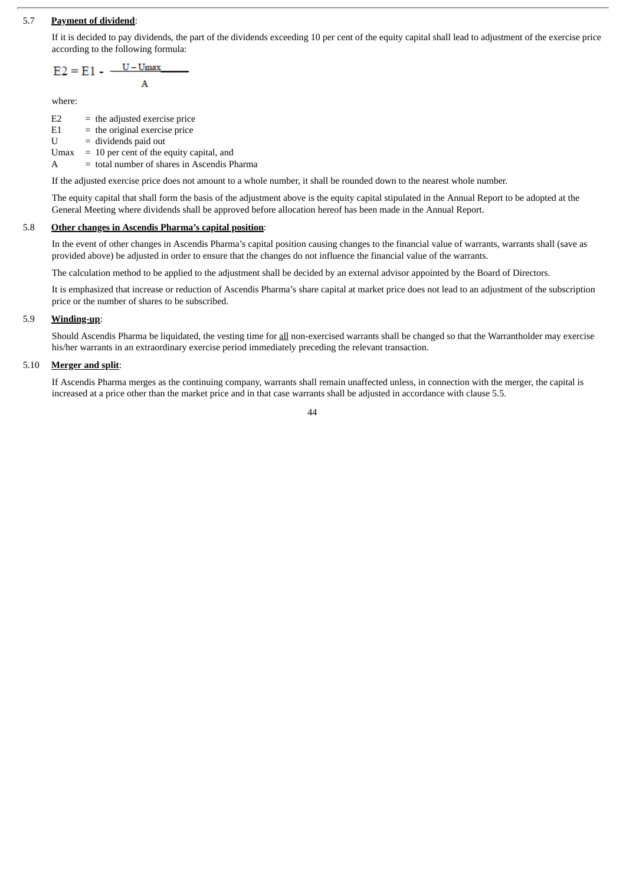5.7 **Payment of dividend**:

If it is decided to pay dividends, the part of the dividends exceeding 10 per cent of the equity capital shall lead to adjustment of the exercise price according to the following formula:

$$E2 = E1 - \frac{U - Umax}{A}$$

where:

E2 = the adjusted exercise price
E1 = the original exercise price
U = dividends paid out
Umax = 10 per cent of the equity capital, and
A = total number of shares in Ascendis Pharma

If the adjusted exercise price does not amount to a whole number, it shall be rounded down to the nearest whole number.

The equity capital that shall form the basis of the adjustment above is the equity capital stipulated in the Annual Report to be adopted at the General Meeting where dividends shall be approved before allocation hereof has been made in the Annual Report.

5.8 **Other changes in Ascendis Pharma's capital position**:

In the event of other changes in Ascendis Pharma's capital position causing changes to the financial value of warrants, warrants shall (save as provided above) be adjusted in order to ensure that the changes do not influence the financial value of the warrants.

The calculation method to be applied to the adjustment shall be decided by an external advisor appointed by the Board of Directors.

It is emphasized that increase or reduction of Ascendis Pharma's share capital at market price does not lead to an adjustment of the subscription price or the number of shares to be subscribed.

5.9 **Winding-up**:

Should Ascendis Pharma be liquidated, the vesting time for all non-exercised warrants shall be changed so that the Warrantholder may exercise his/her warrants in an extraordinary exercise period immediately preceding the relevant transaction.

5.10 **Merger and split**:

If Ascendis Pharma merges as the continuing company, warrants shall remain unaffected unless, in connection with the merger, the capital is increased at a price other than the market price and in that case warrants shall be adjusted in accordance with clause 5.5.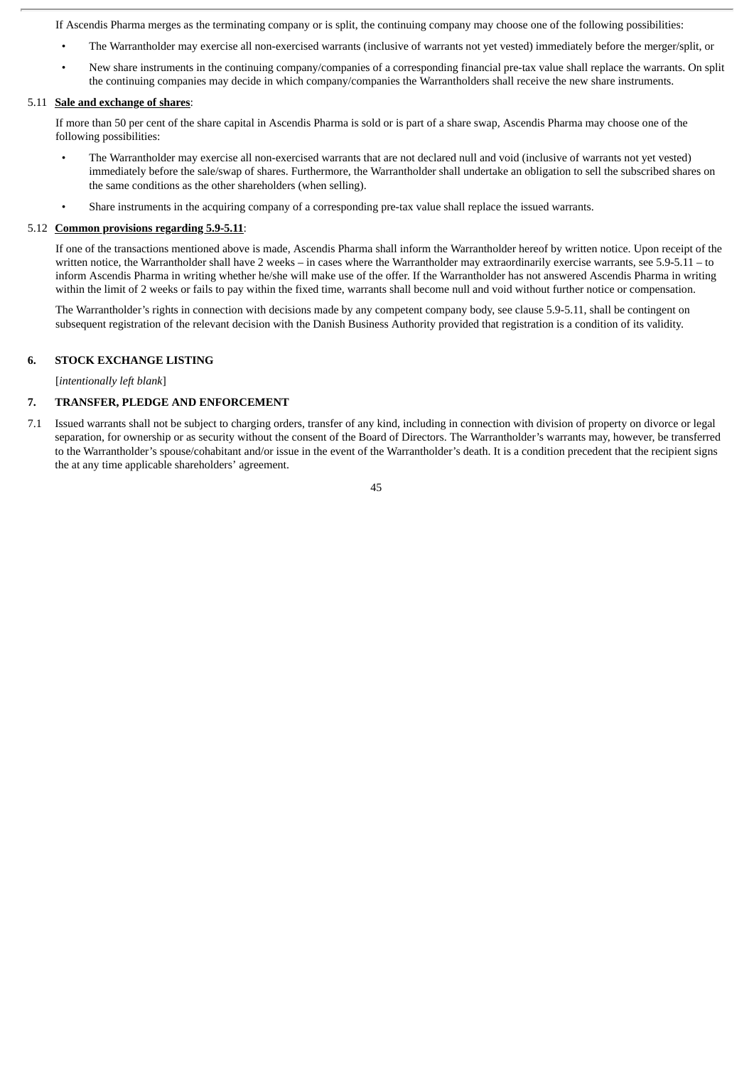If Ascendis Pharma merges as the terminating company or is split, the continuing company may choose one of the following possibilities:

- The Warrantholder may exercise all non-exercised warrants (inclusive of warrants not yet vested) immediately before the merger/split, or
- New share instruments in the continuing company/companies of a corresponding financial pre-tax value shall replace the warrants. On split the continuing companies may decide in which company/companies the Warrantholders shall receive the new share instruments.

5.11 **Sale and exchange of shares**:

If more than 50 per cent of the share capital in Ascendis Pharma is sold or is part of a share swap, Ascendis Pharma may choose one of the following possibilities:

- The Warrantholder may exercise all non-exercised warrants that are not declared null and void (inclusive of warrants not yet vested) immediately before the sale/swap of shares. Furthermore, the Warrantholder shall undertake an obligation to sell the subscribed shares on the same conditions as the other shareholders (when selling).
- Share instruments in the acquiring company of a corresponding pre-tax value shall replace the issued warrants.

5.12 **Common provisions regarding 5.9-5.11**:

If one of the transactions mentioned above is made, Ascendis Pharma shall inform the Warrantholder hereof by written notice. Upon receipt of the written notice, the Warrantholder shall have 2 weeks – in cases where the Warrantholder may extraordinarily exercise warrants, see 5.9-5.11 – to inform Ascendis Pharma in writing whether he/she will make use of the offer. If the Warrantholder has not answered Ascendis Pharma in writing within the limit of 2 weeks or fails to pay within the fixed time, warrants shall become null and void without further notice or compensation.

The Warrantholder's rights in connection with decisions made by any competent company body, see clause 5.9-5.11, shall be contingent on subsequent registration of the relevant decision with the Danish Business Authority provided that registration is a condition of its validity.

## 6. STOCK EXCHANGE LISTING

[*intentionally left blank*]

## 7. TRANSFER, PLEDGE AND ENFORCEMENT

7.1 Issued warrants shall not be subject to charging orders, transfer of any kind, including in connection with division of property on divorce or legal separation, for ownership or as security without the consent of the Board of Directors. The Warrantholder's warrants may, however, be transferred to the Warrantholder's spouse/cohabitant and/or issue in the event of the Warrantholder's death. It is a condition precedent that the recipient signs the at any time applicable shareholders' agreement.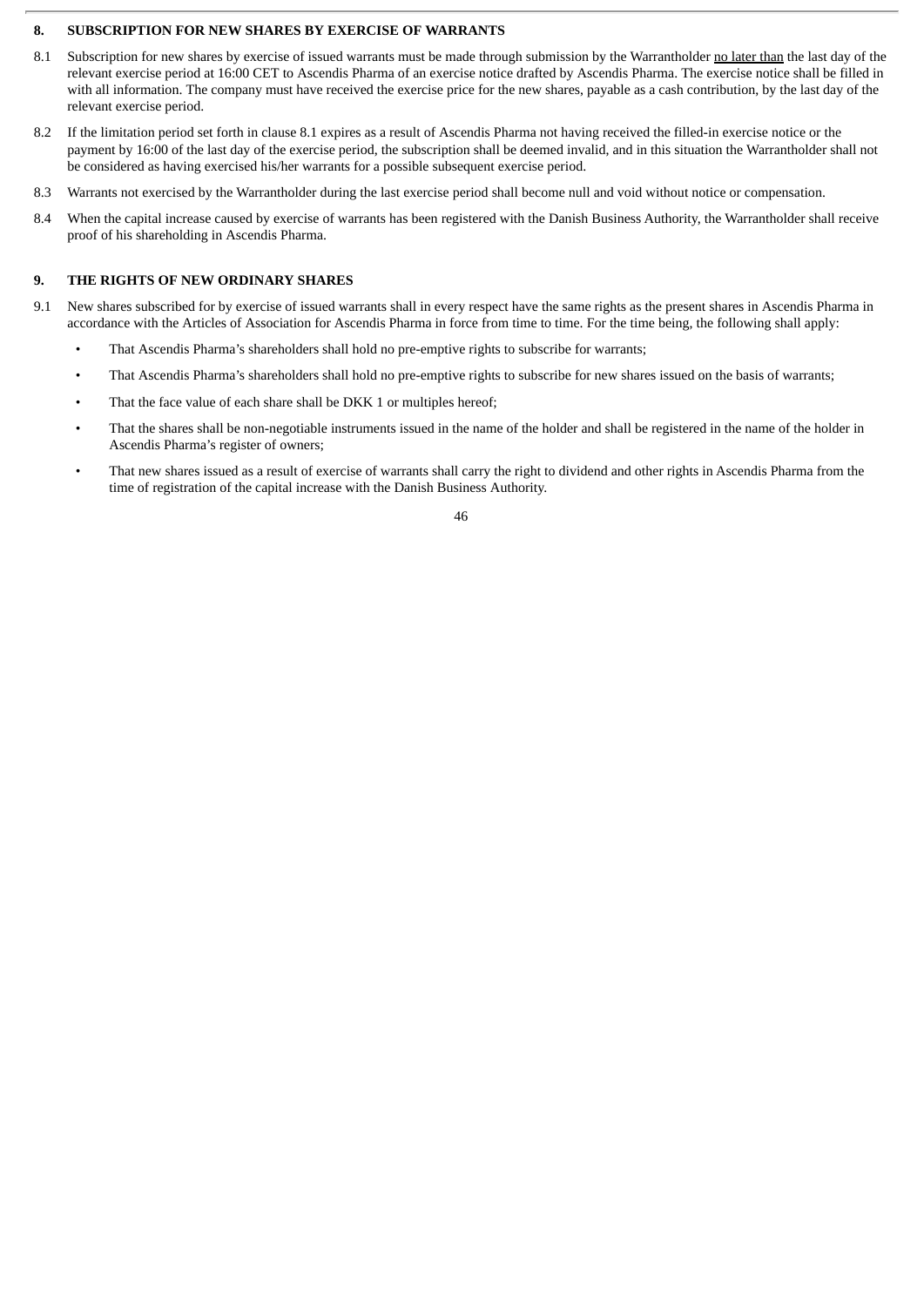## 8. SUBSCRIPTION FOR NEW SHARES BY EXERCISE OF WARRANTS

8.1 Subscription for new shares by exercise of issued warrants must be made through submission by the Warrantholder no later than the last day of the relevant exercise period at 16:00 CET to Ascendis Pharma of an exercise notice drafted by Ascendis Pharma. The exercise notice shall be filled in with all information. The company must have received the exercise price for the new shares, payable as a cash contribution, by the last day of the relevant exercise period.

8.2 If the limitation period set forth in clause 8.1 expires as a result of Ascendis Pharma not having received the filled-in exercise notice or the payment by 16:00 of the last day of the exercise period, the subscription shall be deemed invalid, and in this situation the Warrantholder shall not be considered as having exercised his/her warrants for a possible subsequent exercise period.

8.3 Warrants not exercised by the Warrantholder during the last exercise period shall become null and void without notice or compensation.

8.4 When the capital increase caused by exercise of warrants has been registered with the Danish Business Authority, the Warrantholder shall receive proof of his shareholding in Ascendis Pharma.

## 9. THE RIGHTS OF NEW ORDINARY SHARES

9.1 New shares subscribed for by exercise of issued warrants shall in every respect have the same rights as the present shares in Ascendis Pharma in accordance with the Articles of Association for Ascendis Pharma in force from time to time. For the time being, the following shall apply:

- That Ascendis Pharma's shareholders shall hold no pre-emptive rights to subscribe for warrants;
- That Ascendis Pharma's shareholders shall hold no pre-emptive rights to subscribe for new shares issued on the basis of warrants;
- That the face value of each share shall be DKK 1 or multiples hereof;
- That the shares shall be non-negotiable instruments issued in the name of the holder and shall be registered in the name of the holder in Ascendis Pharma's register of owners;
- That new shares issued as a result of exercise of warrants shall carry the right to dividend and other rights in Ascendis Pharma from the time of registration of the capital increase with the Danish Business Authority.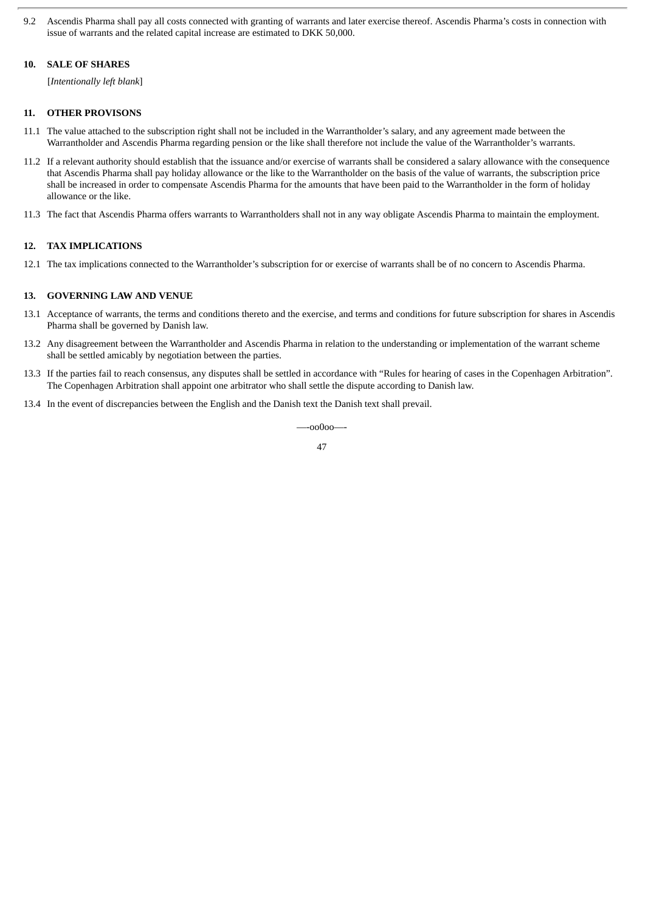9.2 Ascendis Pharma shall pay all costs connected with granting of warrants and later exercise thereof. Ascendis Pharma's costs in connection with issue of warrants and the related capital increase are estimated to DKK 50,000.

## 10. SALE OF SHARES

[*Intentionally left blank*]

## 11. OTHER PROVISONS

11.1 The value attached to the subscription right shall not be included in the Warrantholder's salary, and any agreement made between the Warrantholder and Ascendis Pharma regarding pension or the like shall therefore not include the value of the Warrantholder's warrants.

11.2 If a relevant authority should establish that the issuance and/or exercise of warrants shall be considered a salary allowance with the consequence that Ascendis Pharma shall pay holiday allowance or the like to the Warrantholder on the basis of the value of warrants, the subscription price shall be increased in order to compensate Ascendis Pharma for the amounts that have been paid to the Warrantholder in the form of holiday allowance or the like.

11.3 The fact that Ascendis Pharma offers warrants to Warrantholders shall not in any way obligate Ascendis Pharma to maintain the employment.

## 12. TAX IMPLICATIONS

12.1 The tax implications connected to the Warrantholder's subscription for or exercise of warrants shall be of no concern to Ascendis Pharma.

## 13. GOVERNING LAW AND VENUE

13.1 Acceptance of warrants, the terms and conditions thereto and the exercise, and terms and conditions for future subscription for shares in Ascendis Pharma shall be governed by Danish law.

13.2 Any disagreement between the Warrantholder and Ascendis Pharma in relation to the understanding or implementation of the warrant scheme shall be settled amicably by negotiation between the parties.

13.3 If the parties fail to reach consensus, any disputes shall be settled in accordance with "Rules for hearing of cases in the Copenhagen Arbitration". The Copenhagen Arbitration shall appoint one arbitrator who shall settle the dispute according to Danish law.

13.4 In the event of discrepancies between the English and the Danish text the Danish text shall prevail.

—-oo0oo—-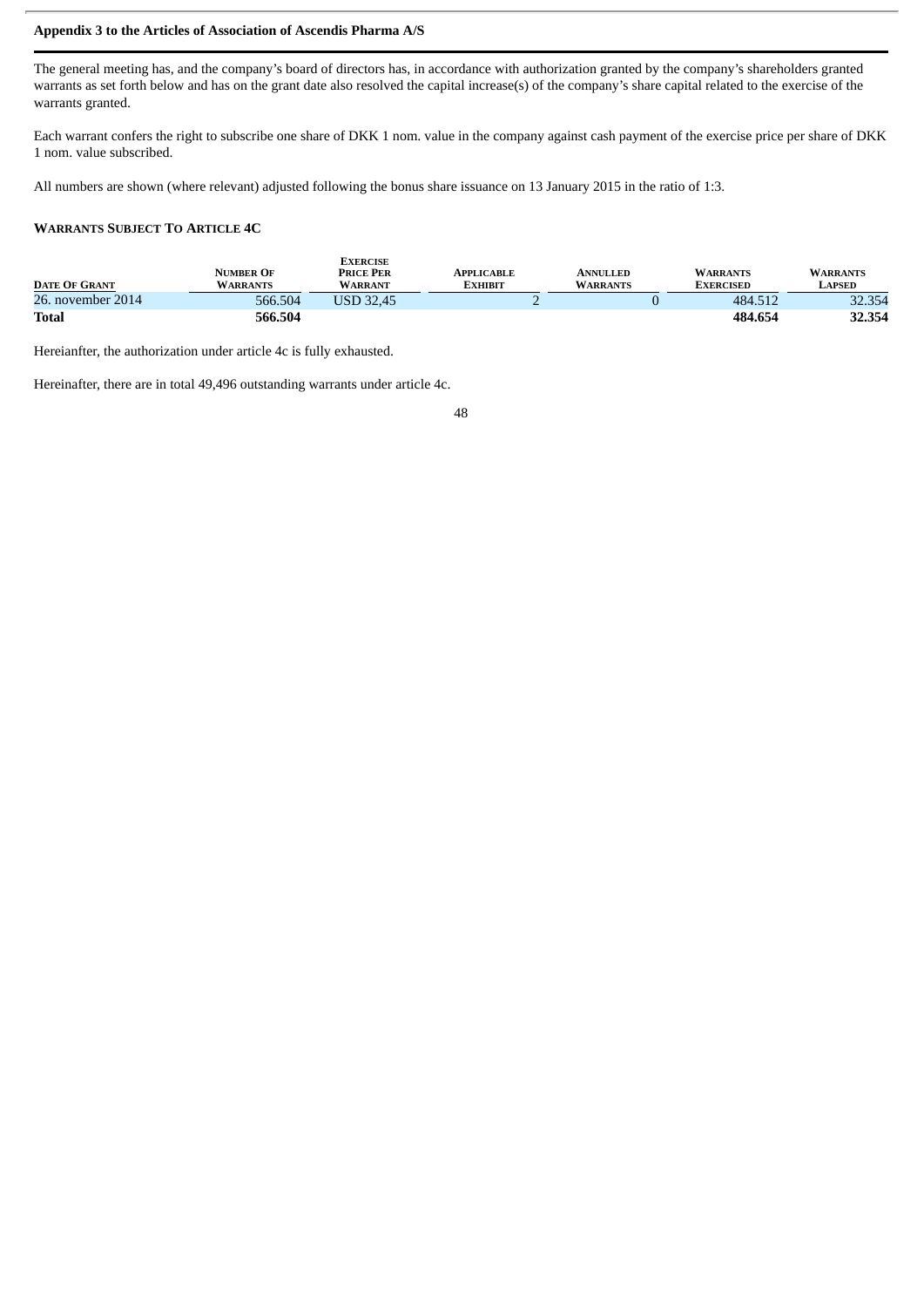**Appendix 3 to the Articles of Association of Ascendis Pharma A/S**

The general meeting has, and the company's board of directors has, in accordance with authorization granted by the company's shareholders granted warrants as set forth below and has on the grant date also resolved the capital increase(s) of the company's share capital related to the exercise of the warrants granted.

Each warrant confers the right to subscribe one share of DKK 1 nom. value in the company against cash payment of the exercise price per share of DKK 1 nom. value subscribed.

All numbers are shown (where relevant) adjusted following the bonus share issuance on 13 January 2015 in the ratio of 1:3.

**WARRANTS SUBJECT TO ARTICLE 4C**

| Date Of Grant | Number Of Warrants | Exercise Price Per Warrant | Applicable Exhibit | Annulled Warrants | Warrants Exercised | Warrants Lapsed |
|---|---|---|---|---|---|---|
| 26. november 2014 | 566.504 | USD 32,45 | 2 | 0 | 484.512 | 32.354 |
| **Total** | **566.504** | | | | **484.654** | **32.354** |

Hereianfter, the authorization under article 4c is fully exhausted.

Hereinafter, there are in total 49,496 outstanding warrants under article 4c.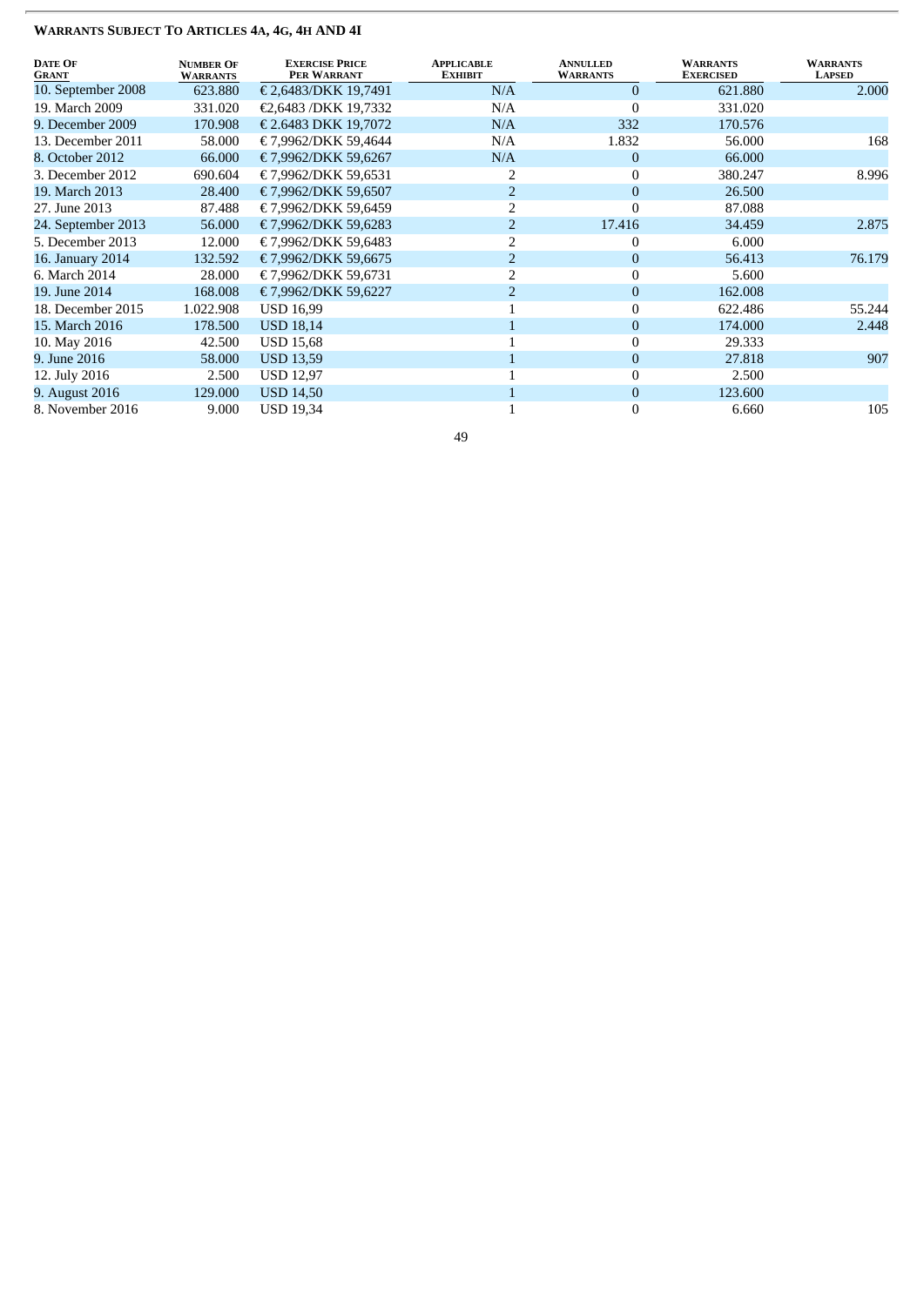**WARRANTS SUBJECT TO ARTICLES 4A, 4G, 4H AND 4I**

| Date Of Grant | Number Of Warrants | Exercise Price Per Warrant | Applicable Exhibit | Annulled Warrants | Warrants Exercised | Warrants Lapsed |
|---|---|---|---|---|---|---|
| 10. September 2008 | 623.880 | € 2,6483/DKK 19,7491 | N/A | 0 | 621.880 | 2.000 |
| 19. March 2009 | 331.020 | €2,6483 /DKK 19,7332 | N/A | 0 | 331.020 | |
| 9. December 2009 | 170.908 | € 2.6483 DKK 19,7072 | N/A | 332 | 170.576 | |
| 13. December 2011 | 58.000 | € 7,9962/DKK 59,4644 | N/A | 1.832 | 56.000 | 168 |
| 8. October 2012 | 66.000 | € 7,9962/DKK 59,6267 | N/A | 0 | 66.000 | |
| 3. December 2012 | 690.604 | € 7,9962/DKK 59,6531 | 2 | 0 | 380.247 | 8.996 |
| 19. March 2013 | 28.400 | € 7,9962/DKK 59,6507 | 2 | 0 | 26.500 | |
| 27. June 2013 | 87.488 | € 7,9962/DKK 59,6459 | 2 | 0 | 87.088 | |
| 24. September 2013 | 56.000 | € 7,9962/DKK 59,6283 | 2 | 17.416 | 34.459 | 2.875 |
| 5. December 2013 | 12.000 | € 7,9962/DKK 59,6483 | 2 | 0 | 6.000 | |
| 16. January 2014 | 132.592 | € 7,9962/DKK 59,6675 | 2 | 0 | 56.413 | 76.179 |
| 6. March 2014 | 28.000 | € 7,9962/DKK 59,6731 | 2 | 0 | 5.600 | |
| 19. June 2014 | 168.008 | € 7,9962/DKK 59,6227 | 2 | 0 | 162.008 | |
| 18. December 2015 | 1.022.908 | USD 16,99 | 1 | 0 | 622.486 | 55.244 |
| 15. March 2016 | 178.500 | USD 18,14 | 1 | 0 | 174.000 | 2.448 |
| 10. May 2016 | 42.500 | USD 15,68 | 1 | 0 | 29.333 | |
| 9. June 2016 | 58.000 | USD 13,59 | 1 | 0 | 27.818 | 907 |
| 12. July 2016 | 2.500 | USD 12,97 | 1 | 0 | 2.500 | |
| 9. August 2016 | 129.000 | USD 14,50 | 1 | 0 | 123.600 | |
| 8. November 2016 | 9.000 | USD 19,34 | 1 | 0 | 6.660 | 105 |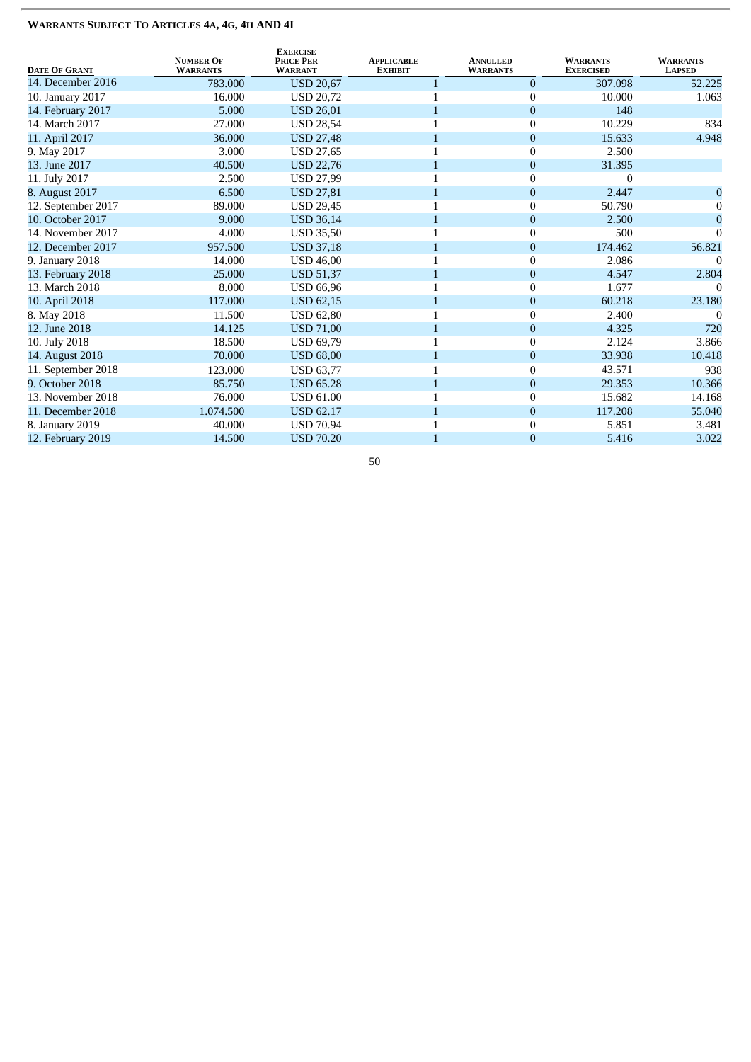### Warrants Subject To Articles 4A, 4G, 4H AND 4I

| Date Of Grant | Number Of Warrants | Exercise Price Per Warrant | Applicable Exhibit | Annulled Warrants | Warrants Exercised | Warrants Lapsed |
|---|---|---|---|---|---|---|
| 14. December 2016 | 783.000 | USD 20,67 | 1 | 0 | 307.098 | 52.225 |
| 10. January 2017 | 16.000 | USD 20,72 | 1 | 0 | 10.000 | 1.063 |
| 14. February 2017 | 5.000 | USD 26,01 | 1 | 0 | 148 | |
| 14. March 2017 | 27.000 | USD 28,54 | 1 | 0 | 10.229 | 834 |
| 11. April 2017 | 36.000 | USD 27,48 | 1 | 0 | 15.633 | 4.948 |
| 9. May 2017 | 3.000 | USD 27,65 | 1 | 0 | 2.500 | |
| 13. June 2017 | 40.500 | USD 22,76 | 1 | 0 | 31.395 | |
| 11. July 2017 | 2.500 | USD 27,99 | 1 | 0 | 0 | |
| 8. August 2017 | 6.500 | USD 27,81 | 1 | 0 | 2.447 | 0 |
| 12. September 2017 | 89.000 | USD 29,45 | 1 | 0 | 50.790 | 0 |
| 10. October 2017 | 9.000 | USD 36,14 | 1 | 0 | 2.500 | 0 |
| 14. November 2017 | 4.000 | USD 35,50 | 1 | 0 | 500 | 0 |
| 12. December 2017 | 957.500 | USD 37,18 | 1 | 0 | 174.462 | 56.821 |
| 9. January 2018 | 14.000 | USD 46,00 | 1 | 0 | 2.086 | 0 |
| 13. February 2018 | 25.000 | USD 51,37 | 1 | 0 | 4.547 | 2.804 |
| 13. March 2018 | 8.000 | USD 66,96 | 1 | 0 | 1.677 | 0 |
| 10. April 2018 | 117.000 | USD 62,15 | 1 | 0 | 60.218 | 23.180 |
| 8. May 2018 | 11.500 | USD 62,80 | 1 | 0 | 2.400 | 0 |
| 12. June 2018 | 14.125 | USD 71,00 | 1 | 0 | 4.325 | 720 |
| 10. July 2018 | 18.500 | USD 69,79 | 1 | 0 | 2.124 | 3.866 |
| 14. August 2018 | 70.000 | USD 68,00 | 1 | 0 | 33.938 | 10.418 |
| 11. September 2018 | 123.000 | USD 63,77 | 1 | 0 | 43.571 | 938 |
| 9. October 2018 | 85.750 | USD 65.28 | 1 | 0 | 29.353 | 10.366 |
| 13. November 2018 | 76.000 | USD 61.00 | 1 | 0 | 15.682 | 14.168 |
| 11. December 2018 | 1.074.500 | USD 62.17 | 1 | 0 | 117.208 | 55.040 |
| 8. January 2019 | 40.000 | USD 70.94 | 1 | 0 | 5.851 | 3.481 |
| 12. February 2019 | 14.500 | USD 70.20 | 1 | 0 | 5.416 | 3.022 |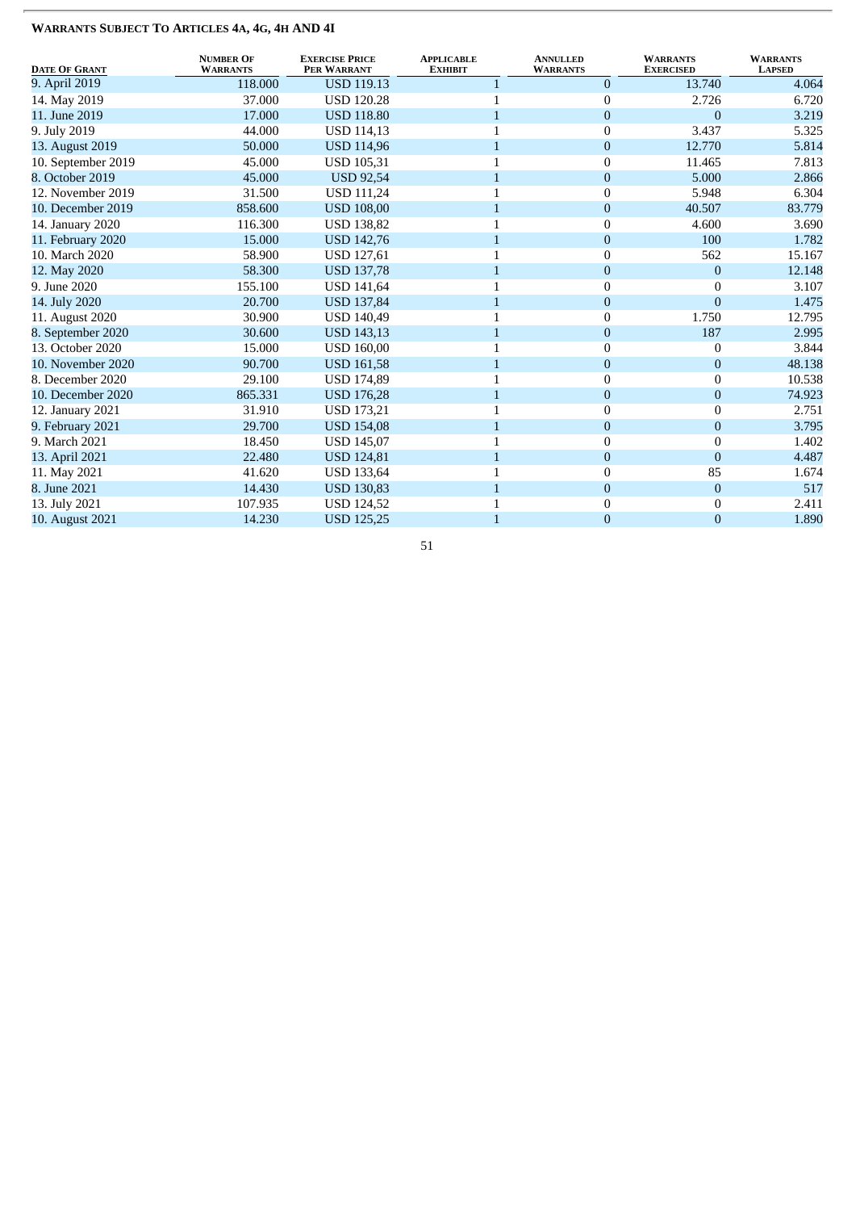**WARRANTS SUBJECT TO ARTICLES 4A, 4G, 4H AND 4I**

| DATE OF GRANT | NUMBER OF WARRANTS | EXERCISE PRICE PER WARRANT | APPLICABLE EXHIBIT | ANNULLED WARRANTS | WARRANTS EXERCISED | WARRANTS LAPSED |
|---|---|---|---|---|---|---|
| 9. April 2019 | 118.000 | USD 119.13 | 1 | 0 | 13.740 | 4.064 |
| 14. May 2019 | 37.000 | USD 120.28 | 1 | 0 | 2.726 | 6.720 |
| 11. June 2019 | 17.000 | USD 118.80 | 1 | 0 | 0 | 3.219 |
| 9. July 2019 | 44.000 | USD 114,13 | 1 | 0 | 3.437 | 5.325 |
| 13. August 2019 | 50.000 | USD 114,96 | 1 | 0 | 12.770 | 5.814 |
| 10. September 2019 | 45.000 | USD 105,31 | 1 | 0 | 11.465 | 7.813 |
| 8. October 2019 | 45.000 | USD 92,54 | 1 | 0 | 5.000 | 2.866 |
| 12. November 2019 | 31.500 | USD 111,24 | 1 | 0 | 5.948 | 6.304 |
| 10. December 2019 | 858.600 | USD 108,00 | 1 | 0 | 40.507 | 83.779 |
| 14. January 2020 | 116.300 | USD 138,82 | 1 | 0 | 4.600 | 3.690 |
| 11. February 2020 | 15.000 | USD 142,76 | 1 | 0 | 100 | 1.782 |
| 10. March 2020 | 58.900 | USD 127,61 | 1 | 0 | 562 | 15.167 |
| 12. May 2020 | 58.300 | USD 137,78 | 1 | 0 | 0 | 12.148 |
| 9. June 2020 | 155.100 | USD 141,64 | 1 | 0 | 0 | 3.107 |
| 14. July 2020 | 20.700 | USD 137,84 | 1 | 0 | 0 | 1.475 |
| 11. August 2020 | 30.900 | USD 140,49 | 1 | 0 | 1.750 | 12.795 |
| 8. September 2020 | 30.600 | USD 143,13 | 1 | 0 | 187 | 2.995 |
| 13. October 2020 | 15.000 | USD 160,00 | 1 | 0 | 0 | 3.844 |
| 10. November 2020 | 90.700 | USD 161,58 | 1 | 0 | 0 | 48.138 |
| 8. December 2020 | 29.100 | USD 174,89 | 1 | 0 | 0 | 10.538 |
| 10. December 2020 | 865.331 | USD 176,28 | 1 | 0 | 0 | 74.923 |
| 12. January 2021 | 31.910 | USD 173,21 | 1 | 0 | 0 | 2.751 |
| 9. February 2021 | 29.700 | USD 154,08 | 1 | 0 | 0 | 3.795 |
| 9. March 2021 | 18.450 | USD 145,07 | 1 | 0 | 0 | 1.402 |
| 13. April 2021 | 22.480 | USD 124,81 | 1 | 0 | 0 | 4.487 |
| 11. May 2021 | 41.620 | USD 133,64 | 1 | 0 | 85 | 1.674 |
| 8. June 2021 | 14.430 | USD 130,83 | 1 | 0 | 0 | 517 |
| 13. July 2021 | 107.935 | USD 124,52 | 1 | 0 | 0 | 2.411 |
| 10. August 2021 | 14.230 | USD 125,25 | 1 | 0 | 0 | 1.890 |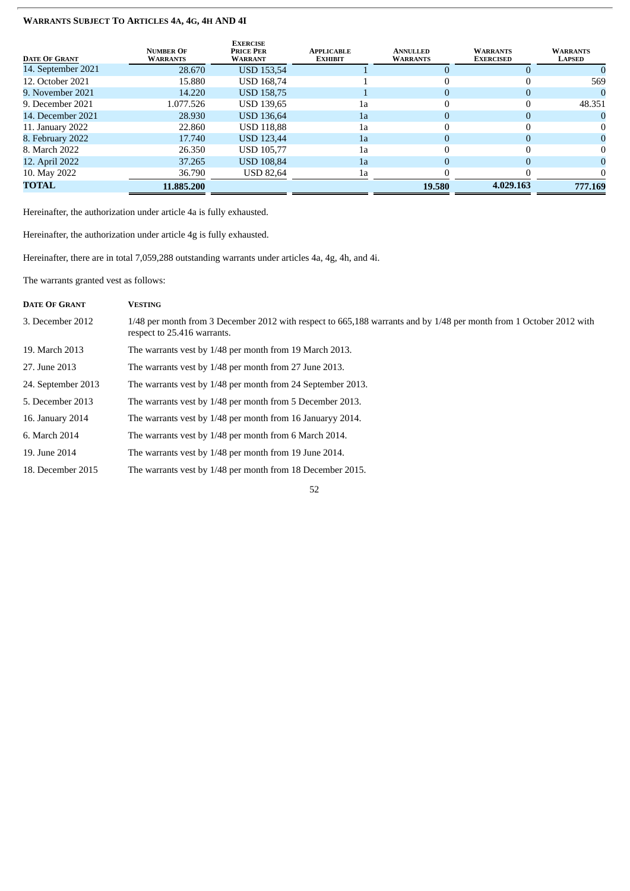**WARRANTS SUBJECT TO ARTICLES 4A, 4G, 4H AND 4I**

| DATE OF GRANT | NUMBER OF WARRANTS | EXERCISE PRICE PER WARRANT | APPLICABLE EXHIBIT | ANNULLED WARRANTS | WARRANTS EXERCISED | WARRANTS LAPSED |
|---|---|---|---|---|---|---|
| 14. September 2021 | 28.670 | USD 153,54 | 1 | 0 | 0 | 0 |
| 12. October 2021 | 15.880 | USD 168,74 | 1 | 0 | 0 | 569 |
| 9. November 2021 | 14.220 | USD 158,75 | 1 | 0 | 0 | 0 |
| 9. December 2021 | 1.077.526 | USD 139,65 | 1a | 0 | 0 | 48.351 |
| 14. December 2021 | 28.930 | USD 136,64 | 1a | 0 | 0 | 0 |
| 11. January 2022 | 22.860 | USD 118,88 | 1a | 0 | 0 | 0 |
| 8. February 2022 | 17.740 | USD 123,44 | 1a | 0 | 0 | 0 |
| 8. March 2022 | 26.350 | USD 105,77 | 1a | 0 | 0 | 0 |
| 12. April 2022 | 37.265 | USD 108,84 | 1a | 0 | 0 | 0 |
| 10. May 2022 | 36.790 | USD 82,64 | 1a | 0 | 0 | 0 |
| **TOTAL** | **11.885.200** | | | **19.580** | **4.029.163** | **777.169** |

Hereinafter, the authorization under article 4a is fully exhausted.

Hereinafter, the authorization under article 4g is fully exhausted.

Hereinafter, there are in total 7,059,288 outstanding warrants under articles 4a, 4g, 4h, and 4i.

The warrants granted vest as follows:

| DATE OF GRANT | VESTING |
|---|---|
| 3. December 2012 | 1/48 per month from 3 December 2012 with respect to 665,188 warrants and by 1/48 per month from 1 October 2012 with respect to 25.416 warrants. |
| 19. March 2013 | The warrants vest by 1/48 per month from 19 March 2013. |
| 27. June 2013 | The warrants vest by 1/48 per month from 27 June 2013. |
| 24. September 2013 | The warrants vest by 1/48 per month from 24 September 2013. |
| 5. December 2013 | The warrants vest by 1/48 per month from 5 December 2013. |
| 16. January 2014 | The warrants vest by 1/48 per month from 16 Januaryy 2014. |
| 6. March 2014 | The warrants vest by 1/48 per month from 6 March 2014. |
| 19. June 2014 | The warrants vest by 1/48 per month from 19 June 2014. |
| 18. December 2015 | The warrants vest by 1/48 per month from 18 December 2015. |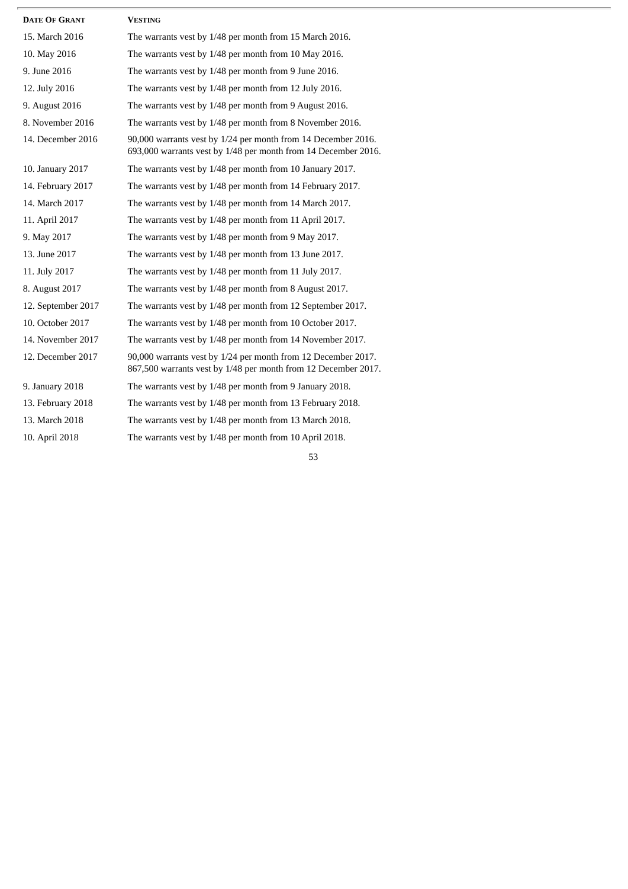| Date Of Grant | Vesting |
| --- | --- |
| 15. March 2016 | The warrants vest by 1/48 per month from 15 March 2016. |
| 10. May 2016 | The warrants vest by 1/48 per month from 10 May 2016. |
| 9. June 2016 | The warrants vest by 1/48 per month from 9 June 2016. |
| 12. July 2016 | The warrants vest by 1/48 per month from 12 July 2016. |
| 9. August 2016 | The warrants vest by 1/48 per month from 9 August 2016. |
| 8. November 2016 | The warrants vest by 1/48 per month from 8 November 2016. |
| 14. December 2016 | 90,000 warrants vest by 1/24 per month from 14 December 2016. 693,000 warrants vest by 1/48 per month from 14 December 2016. |
| 10. January 2017 | The warrants vest by 1/48 per month from 10 January 2017. |
| 14. February 2017 | The warrants vest by 1/48 per month from 14 February 2017. |
| 14. March 2017 | The warrants vest by 1/48 per month from 14 March 2017. |
| 11. April 2017 | The warrants vest by 1/48 per month from 11 April 2017. |
| 9. May 2017 | The warrants vest by 1/48 per month from 9 May 2017. |
| 13. June 2017 | The warrants vest by 1/48 per month from 13 June 2017. |
| 11. July 2017 | The warrants vest by 1/48 per month from 11 July 2017. |
| 8. August 2017 | The warrants vest by 1/48 per month from 8 August 2017. |
| 12. September 2017 | The warrants vest by 1/48 per month from 12 September 2017. |
| 10. October 2017 | The warrants vest by 1/48 per month from 10 October 2017. |
| 14. November 2017 | The warrants vest by 1/48 per month from 14 November 2017. |
| 12. December 2017 | 90,000 warrants vest by 1/24 per month from 12 December 2017. 867,500 warrants vest by 1/48 per month from 12 December 2017. |
| 9. January 2018 | The warrants vest by 1/48 per month from 9 January 2018. |
| 13. February 2018 | The warrants vest by 1/48 per month from 13 February 2018. |
| 13. March 2018 | The warrants vest by 1/48 per month from 13 March 2018. |
| 10. April 2018 | The warrants vest by 1/48 per month from 10 April 2018. |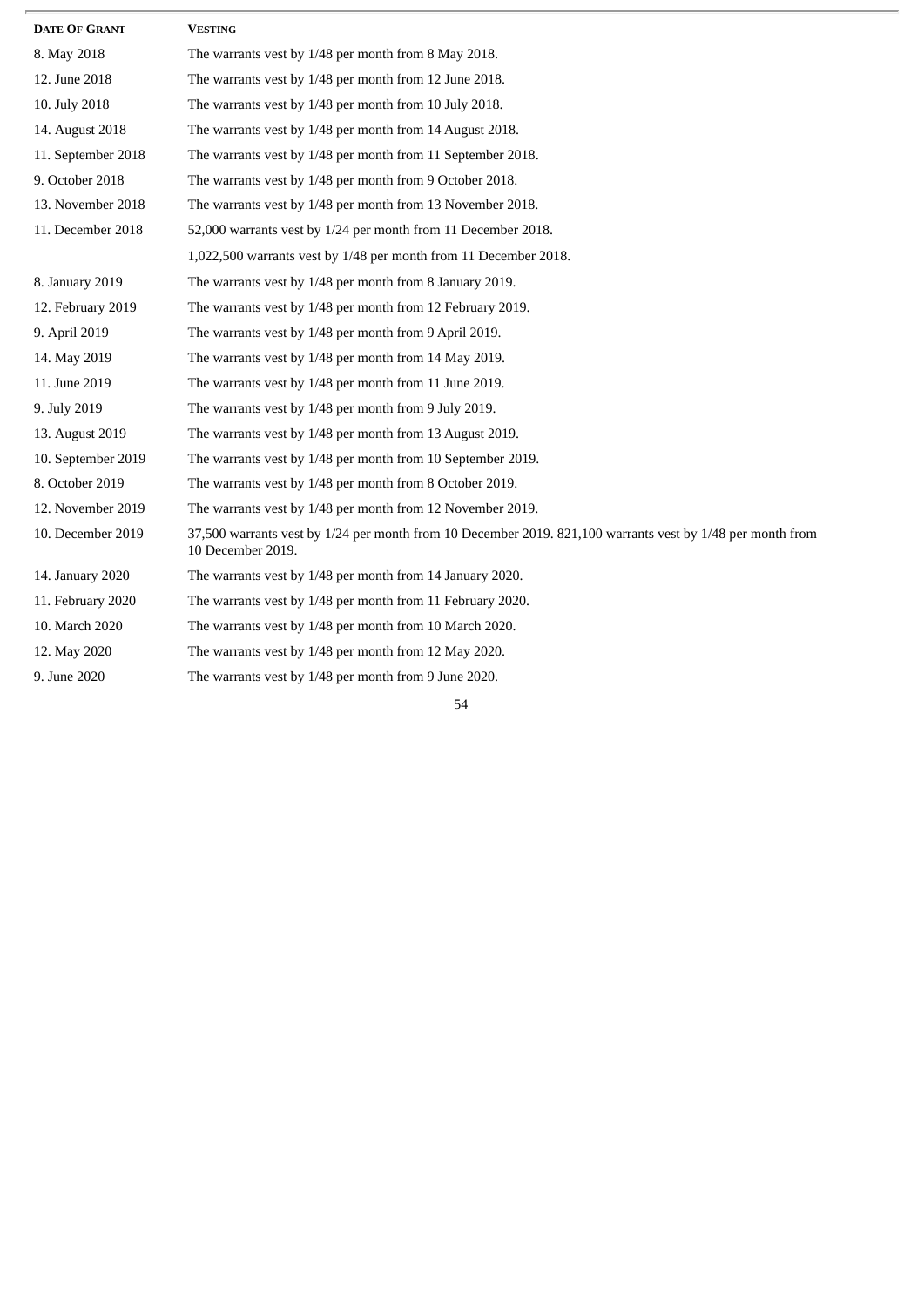| Date Of Grant | Vesting |
| --- | --- |
| 8. May 2018 | The warrants vest by 1/48 per month from 8 May 2018. |
| 12. June 2018 | The warrants vest by 1/48 per month from 12 June 2018. |
| 10. July 2018 | The warrants vest by 1/48 per month from 10 July 2018. |
| 14. August 2018 | The warrants vest by 1/48 per month from 14 August 2018. |
| 11. September 2018 | The warrants vest by 1/48 per month from 11 September 2018. |
| 9. October 2018 | The warrants vest by 1/48 per month from 9 October 2018. |
| 13. November 2018 | The warrants vest by 1/48 per month from 13 November 2018. |
| 11. December 2018 | 52,000 warrants vest by 1/24 per month from 11 December 2018. |
| | 1,022,500 warrants vest by 1/48 per month from 11 December 2018. |
| 8. January 2019 | The warrants vest by 1/48 per month from 8 January 2019. |
| 12. February 2019 | The warrants vest by 1/48 per month from 12 February 2019. |
| 9. April 2019 | The warrants vest by 1/48 per month from 9 April 2019. |
| 14. May 2019 | The warrants vest by 1/48 per month from 14 May 2019. |
| 11. June 2019 | The warrants vest by 1/48 per month from 11 June 2019. |
| 9. July 2019 | The warrants vest by 1/48 per month from 9 July 2019. |
| 13. August 2019 | The warrants vest by 1/48 per month from 13 August 2019. |
| 10. September 2019 | The warrants vest by 1/48 per month from 10 September 2019. |
| 8. October 2019 | The warrants vest by 1/48 per month from 8 October 2019. |
| 12. November 2019 | The warrants vest by 1/48 per month from 12 November 2019. |
| 10. December 2019 | 37,500 warrants vest by 1/24 per month from 10 December 2019. 821,100 warrants vest by 1/48 per month from 10 December 2019. |
| 14. January 2020 | The warrants vest by 1/48 per month from 14 January 2020. |
| 11. February 2020 | The warrants vest by 1/48 per month from 11 February 2020. |
| 10. March 2020 | The warrants vest by 1/48 per month from 10 March 2020. |
| 12. May 2020 | The warrants vest by 1/48 per month from 12 May 2020. |
| 9. June 2020 | The warrants vest by 1/48 per month from 9 June 2020. |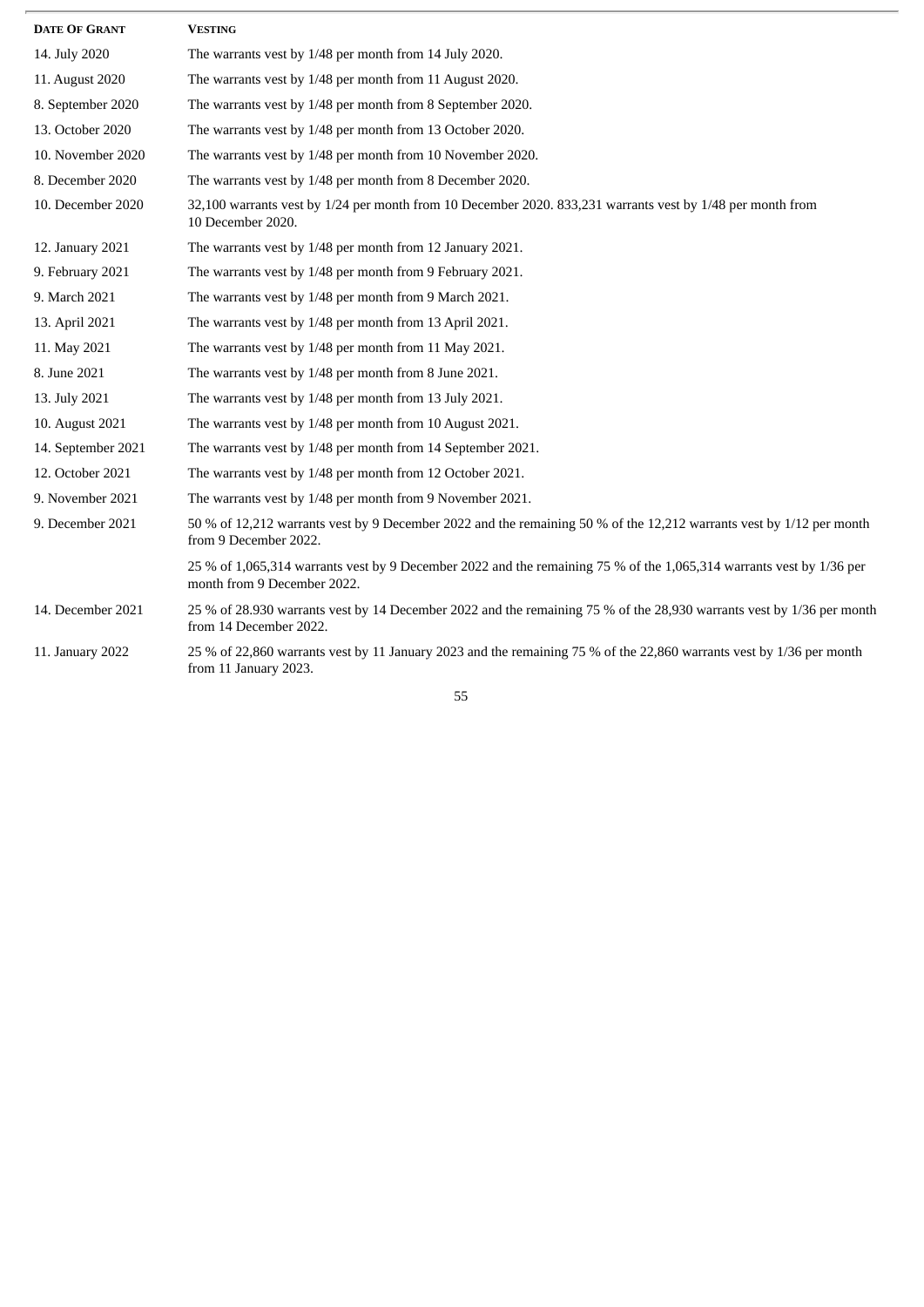| Date Of Grant | Vesting |
|---|---|
| 14. July 2020 | The warrants vest by 1/48 per month from 14 July 2020. |
| 11. August 2020 | The warrants vest by 1/48 per month from 11 August 2020. |
| 8. September 2020 | The warrants vest by 1/48 per month from 8 September 2020. |
| 13. October 2020 | The warrants vest by 1/48 per month from 13 October 2020. |
| 10. November 2020 | The warrants vest by 1/48 per month from 10 November 2020. |
| 8. December 2020 | The warrants vest by 1/48 per month from 8 December 2020. |
| 10. December 2020 | 32,100 warrants vest by 1/24 per month from 10 December 2020. 833,231 warrants vest by 1/48 per month from 10 December 2020. |
| 12. January 2021 | The warrants vest by 1/48 per month from 12 January 2021. |
| 9. February 2021 | The warrants vest by 1/48 per month from 9 February 2021. |
| 9. March 2021 | The warrants vest by 1/48 per month from 9 March 2021. |
| 13. April 2021 | The warrants vest by 1/48 per month from 13 April 2021. |
| 11. May 2021 | The warrants vest by 1/48 per month from 11 May 2021. |
| 8. June 2021 | The warrants vest by 1/48 per month from 8 June 2021. |
| 13. July 2021 | The warrants vest by 1/48 per month from 13 July 2021. |
| 10. August 2021 | The warrants vest by 1/48 per month from 10 August 2021. |
| 14. September 2021 | The warrants vest by 1/48 per month from 14 September 2021. |
| 12. October 2021 | The warrants vest by 1/48 per month from 12 October 2021. |
| 9. November 2021 | The warrants vest by 1/48 per month from 9 November 2021. |
| 9. December 2021 | 50 % of 12,212 warrants vest by 9 December 2022 and the remaining 50 % of the 12,212 warrants vest by 1/12 per month from 9 December 2022. |
| | 25 % of 1,065,314 warrants vest by 9 December 2022 and the remaining 75 % of the 1,065,314 warrants vest by 1/36 per month from 9 December 2022. |
| 14. December 2021 | 25 % of 28.930 warrants vest by 14 December 2022 and the remaining 75 % of the 28,930 warrants vest by 1/36 per month from 14 December 2022. |
| 11. January 2022 | 25 % of 22,860 warrants vest by 11 January 2023 and the remaining 75 % of the 22,860 warrants vest by 1/36 per month from 11 January 2023. |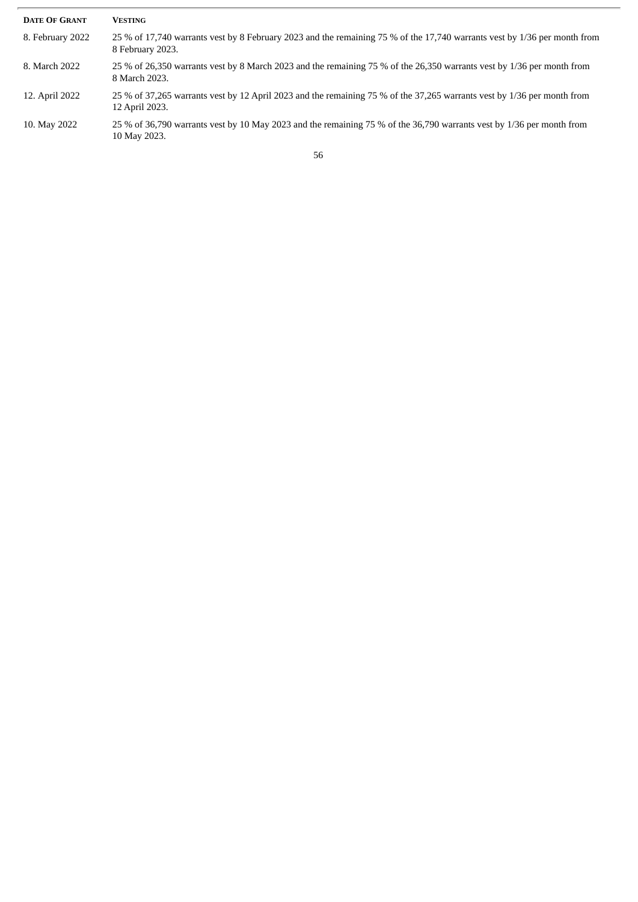| Date Of Grant | Vesting |
|---|---|
| 8. February 2022 | 25 % of 17,740 warrants vest by 8 February 2023 and the remaining 75 % of the 17,740 warrants vest by 1/36 per month from 8 February 2023. |
| 8. March 2022 | 25 % of 26,350 warrants vest by 8 March 2023 and the remaining 75 % of the 26,350 warrants vest by 1/36 per month from 8 March 2023. |
| 12. April 2022 | 25 % of 37,265 warrants vest by 12 April 2023 and the remaining 75 % of the 37,265 warrants vest by 1/36 per month from 12 April 2023. |
| 10. May 2022 | 25 % of 36,790 warrants vest by 10 May 2023 and the remaining 75 % of the 36,790 warrants vest by 1/36 per month from 10 May 2023. |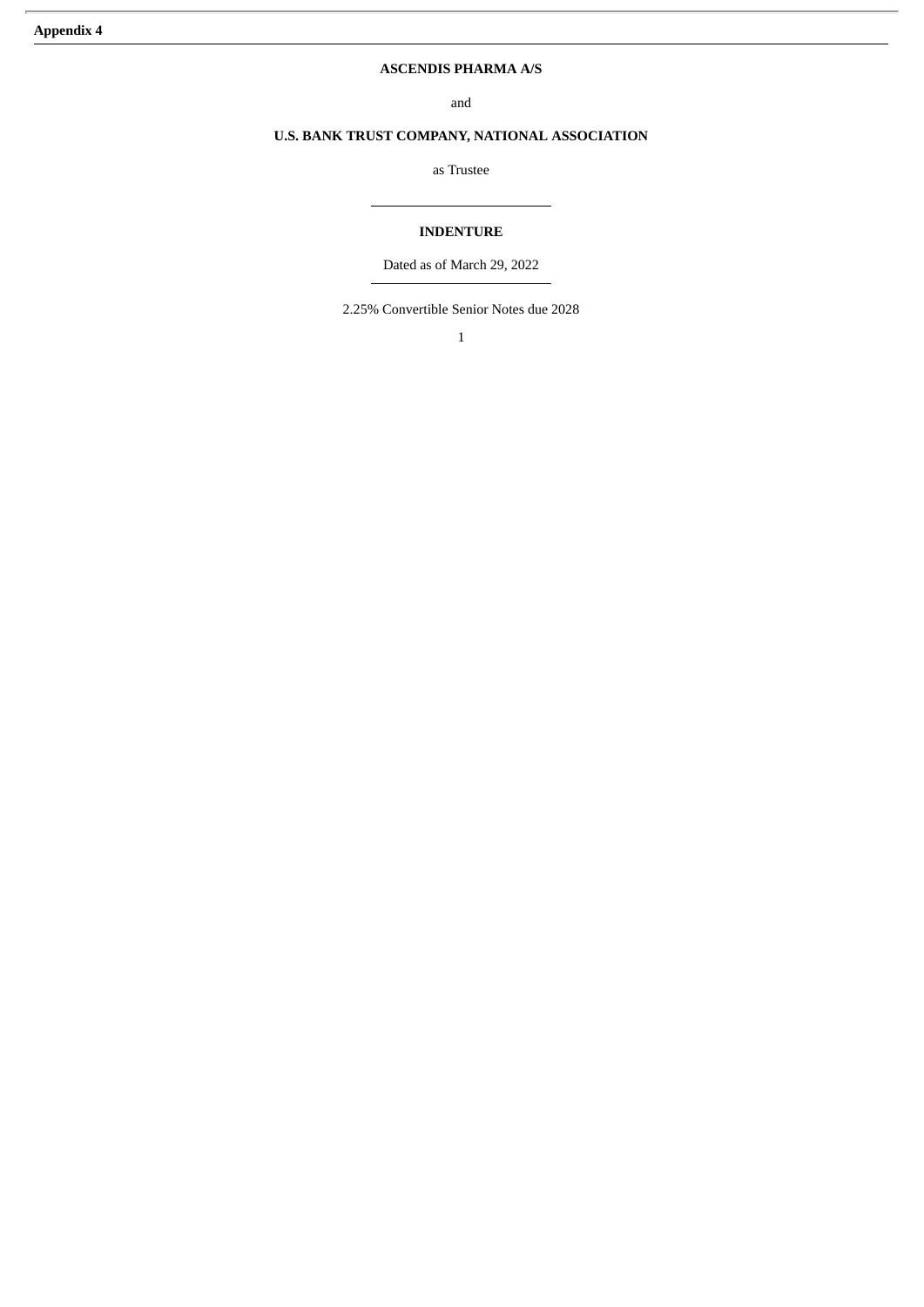**Appendix 4**

**ASCENDIS PHARMA A/S**

and

**U.S. BANK TRUST COMPANY, NATIONAL ASSOCIATION**

as Trustee

---

**INDENTURE**

Dated as of March 29, 2022

---

2.25% Convertible Senior Notes due 2028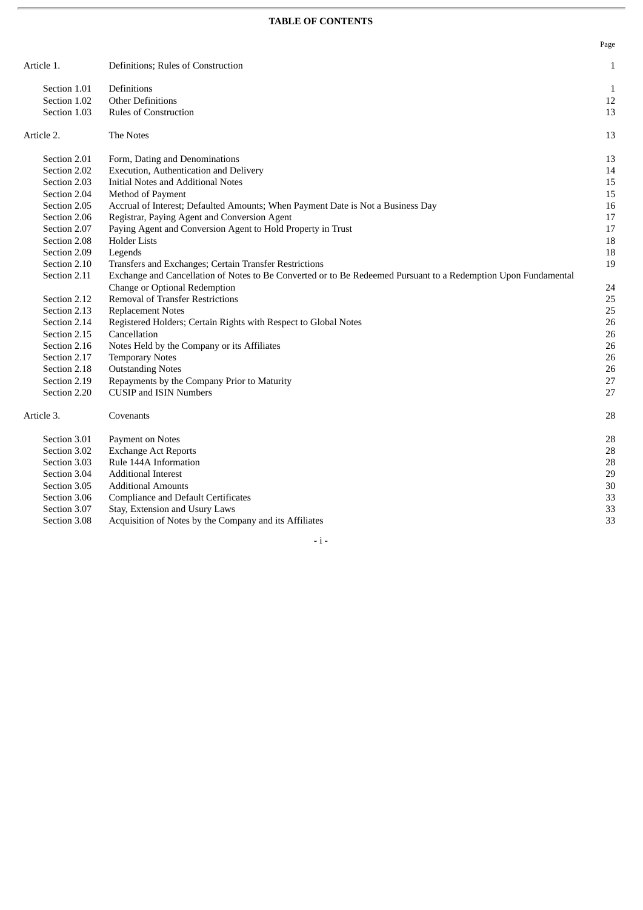**TABLE OF CONTENTS**

| | | Page |
|---|---|---|
| Article 1. | Definitions; Rules of Construction | 1 |
| Section 1.01 | Definitions | 1 |
| Section 1.02 | Other Definitions | 12 |
| Section 1.03 | Rules of Construction | 13 |
| Article 2. | The Notes | 13 |
| Section 2.01 | Form, Dating and Denominations | 13 |
| Section 2.02 | Execution, Authentication and Delivery | 14 |
| Section 2.03 | Initial Notes and Additional Notes | 15 |
| Section 2.04 | Method of Payment | 15 |
| Section 2.05 | Accrual of Interest; Defaulted Amounts; When Payment Date is Not a Business Day | 16 |
| Section 2.06 | Registrar, Paying Agent and Conversion Agent | 17 |
| Section 2.07 | Paying Agent and Conversion Agent to Hold Property in Trust | 17 |
| Section 2.08 | Holder Lists | 18 |
| Section 2.09 | Legends | 18 |
| Section 2.10 | Transfers and Exchanges; Certain Transfer Restrictions | 19 |
| Section 2.11 | Exchange and Cancellation of Notes to Be Converted or to Be Redeemed Pursuant to a Redemption Upon Fundamental Change or Optional Redemption | 24 |
| Section 2.12 | Removal of Transfer Restrictions | 25 |
| Section 2.13 | Replacement Notes | 25 |
| Section 2.14 | Registered Holders; Certain Rights with Respect to Global Notes | 26 |
| Section 2.15 | Cancellation | 26 |
| Section 2.16 | Notes Held by the Company or its Affiliates | 26 |
| Section 2.17 | Temporary Notes | 26 |
| Section 2.18 | Outstanding Notes | 26 |
| Section 2.19 | Repayments by the Company Prior to Maturity | 27 |
| Section 2.20 | CUSIP and ISIN Numbers | 27 |
| Article 3. | Covenants | 28 |
| Section 3.01 | Payment on Notes | 28 |
| Section 3.02 | Exchange Act Reports | 28 |
| Section 3.03 | Rule 144A Information | 28 |
| Section 3.04 | Additional Interest | 29 |
| Section 3.05 | Additional Amounts | 30 |
| Section 3.06 | Compliance and Default Certificates | 33 |
| Section 3.07 | Stay, Extension and Usury Laws | 33 |
| Section 3.08 | Acquisition of Notes by the Company and its Affiliates | 33 |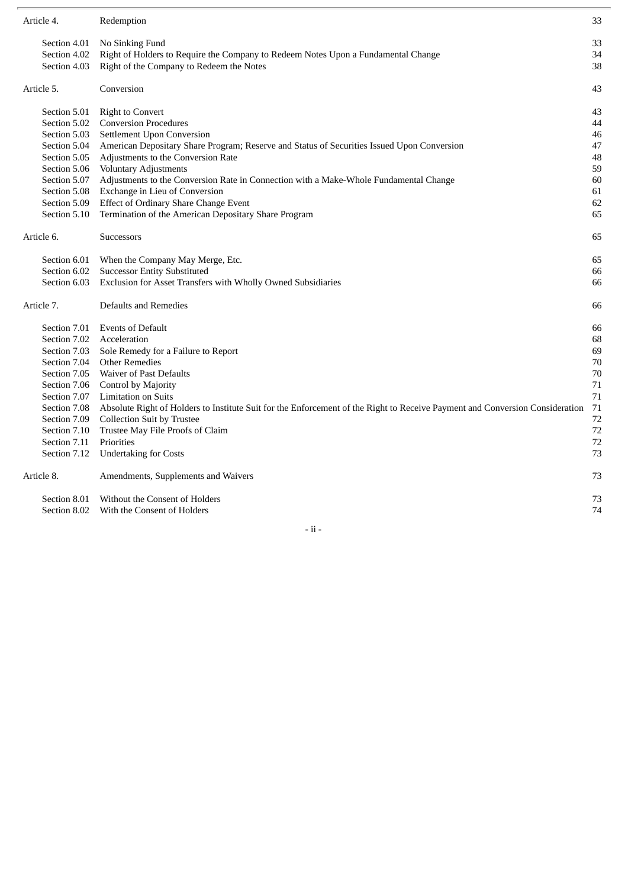| | | |
|---|---|---|
| Article 4. | Redemption | 33 |
| Section 4.01 | No Sinking Fund | 33 |
| Section 4.02 | Right of Holders to Require the Company to Redeem Notes Upon a Fundamental Change | 34 |
| Section 4.03 | Right of the Company to Redeem the Notes | 38 |
| Article 5. | Conversion | 43 |
| Section 5.01 | Right to Convert | 43 |
| Section 5.02 | Conversion Procedures | 44 |
| Section 5.03 | Settlement Upon Conversion | 46 |
| Section 5.04 | American Depositary Share Program; Reserve and Status of Securities Issued Upon Conversion | 47 |
| Section 5.05 | Adjustments to the Conversion Rate | 48 |
| Section 5.06 | Voluntary Adjustments | 59 |
| Section 5.07 | Adjustments to the Conversion Rate in Connection with a Make-Whole Fundamental Change | 60 |
| Section 5.08 | Exchange in Lieu of Conversion | 61 |
| Section 5.09 | Effect of Ordinary Share Change Event | 62 |
| Section 5.10 | Termination of the American Depositary Share Program | 65 |
| Article 6. | Successors | 65 |
| Section 6.01 | When the Company May Merge, Etc. | 65 |
| Section 6.02 | Successor Entity Substituted | 66 |
| Section 6.03 | Exclusion for Asset Transfers with Wholly Owned Subsidiaries | 66 |
| Article 7. | Defaults and Remedies | 66 |
| Section 7.01 | Events of Default | 66 |
| Section 7.02 | Acceleration | 68 |
| Section 7.03 | Sole Remedy for a Failure to Report | 69 |
| Section 7.04 | Other Remedies | 70 |
| Section 7.05 | Waiver of Past Defaults | 70 |
| Section 7.06 | Control by Majority | 71 |
| Section 7.07 | Limitation on Suits | 71 |
| Section 7.08 | Absolute Right of Holders to Institute Suit for the Enforcement of the Right to Receive Payment and Conversion Consideration | 71 |
| Section 7.09 | Collection Suit by Trustee | 72 |
| Section 7.10 | Trustee May File Proofs of Claim | 72 |
| Section 7.11 | Priorities | 72 |
| Section 7.12 | Undertaking for Costs | 73 |
| Article 8. | Amendments, Supplements and Waivers | 73 |
| Section 8.01 | Without the Consent of Holders | 73 |
| Section 8.02 | With the Consent of Holders | 74 |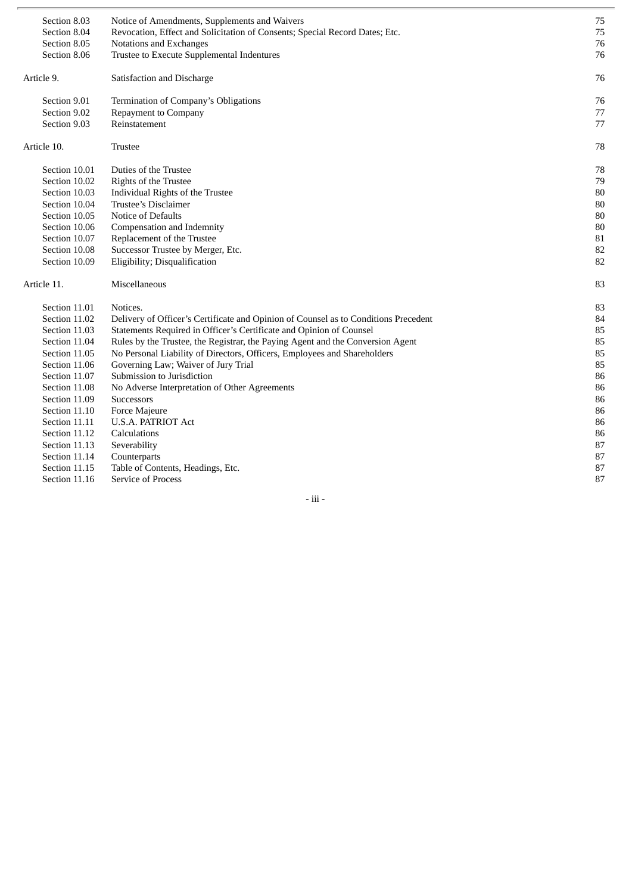| | | |
|---|---|---|
| Section 8.03 | Notice of Amendments, Supplements and Waivers | 75 |
| Section 8.04 | Revocation, Effect and Solicitation of Consents; Special Record Dates; Etc. | 75 |
| Section 8.05 | Notations and Exchanges | 76 |
| Section 8.06 | Trustee to Execute Supplemental Indentures | 76 |
| Article 9. | Satisfaction and Discharge | 76 |
| Section 9.01 | Termination of Company's Obligations | 76 |
| Section 9.02 | Repayment to Company | 77 |
| Section 9.03 | Reinstatement | 77 |
| Article 10. | Trustee | 78 |
| Section 10.01 | Duties of the Trustee | 78 |
| Section 10.02 | Rights of the Trustee | 79 |
| Section 10.03 | Individual Rights of the Trustee | 80 |
| Section 10.04 | Trustee's Disclaimer | 80 |
| Section 10.05 | Notice of Defaults | 80 |
| Section 10.06 | Compensation and Indemnity | 80 |
| Section 10.07 | Replacement of the Trustee | 81 |
| Section 10.08 | Successor Trustee by Merger, Etc. | 82 |
| Section 10.09 | Eligibility; Disqualification | 82 |
| Article 11. | Miscellaneous | 83 |
| Section 11.01 | Notices. | 83 |
| Section 11.02 | Delivery of Officer's Certificate and Opinion of Counsel as to Conditions Precedent | 84 |
| Section 11.03 | Statements Required in Officer's Certificate and Opinion of Counsel | 85 |
| Section 11.04 | Rules by the Trustee, the Registrar, the Paying Agent and the Conversion Agent | 85 |
| Section 11.05 | No Personal Liability of Directors, Officers, Employees and Shareholders | 85 |
| Section 11.06 | Governing Law; Waiver of Jury Trial | 85 |
| Section 11.07 | Submission to Jurisdiction | 86 |
| Section 11.08 | No Adverse Interpretation of Other Agreements | 86 |
| Section 11.09 | Successors | 86 |
| Section 11.10 | Force Majeure | 86 |
| Section 11.11 | U.S.A. PATRIOT Act | 86 |
| Section 11.12 | Calculations | 86 |
| Section 11.13 | Severability | 87 |
| Section 11.14 | Counterparts | 87 |
| Section 11.15 | Table of Contents, Headings, Etc. | 87 |
| Section 11.16 | Service of Process | 87 |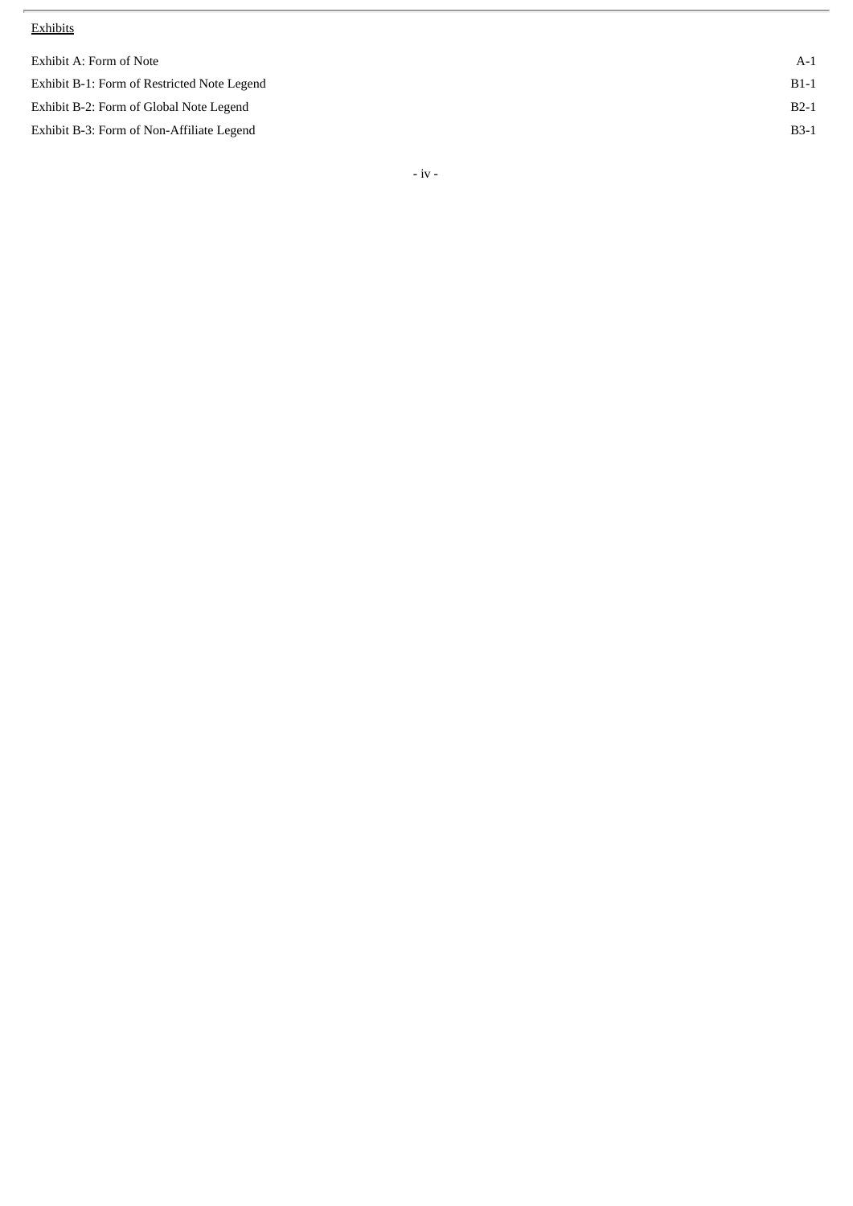Exhibits

| | |
|---|---|
| Exhibit A: Form of Note | A-1 |
| Exhibit B-1: Form of Restricted Note Legend | B1-1 |
| Exhibit B-2: Form of Global Note Legend | B2-1 |
| Exhibit B-3: Form of Non-Affiliate Legend | B3-1 |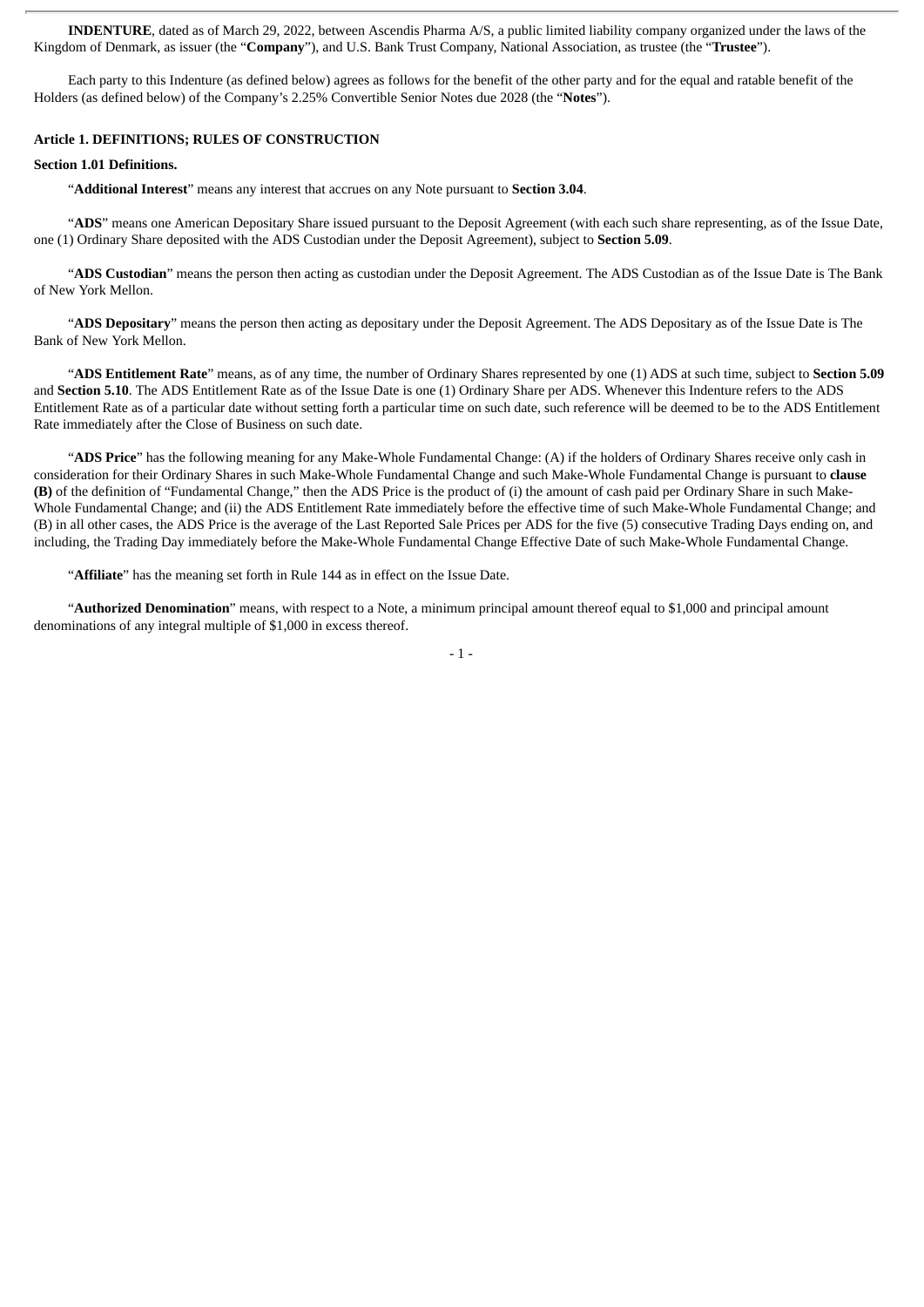**INDENTURE**, dated as of March 29, 2022, between Ascendis Pharma A/S, a public limited liability company organized under the laws of the Kingdom of Denmark, as issuer (the "**Company**"), and U.S. Bank Trust Company, National Association, as trustee (the "**Trustee**").

Each party to this Indenture (as defined below) agrees as follows for the benefit of the other party and for the equal and ratable benefit of the Holders (as defined below) of the Company's 2.25% Convertible Senior Notes due 2028 (the "**Notes**").

### Article 1. DEFINITIONS; RULES OF CONSTRUCTION

#### Section 1.01 Definitions.

"**Additional Interest**" means any interest that accrues on any Note pursuant to **Section 3.04**.

"**ADS**" means one American Depositary Share issued pursuant to the Deposit Agreement (with each such share representing, as of the Issue Date, one (1) Ordinary Share deposited with the ADS Custodian under the Deposit Agreement), subject to **Section 5.09**.

"**ADS Custodian**" means the person then acting as custodian under the Deposit Agreement. The ADS Custodian as of the Issue Date is The Bank of New York Mellon.

"**ADS Depositary**" means the person then acting as depositary under the Deposit Agreement. The ADS Depositary as of the Issue Date is The Bank of New York Mellon.

"**ADS Entitlement Rate**" means, as of any time, the number of Ordinary Shares represented by one (1) ADS at such time, subject to **Section 5.09** and **Section 5.10**. The ADS Entitlement Rate as of the Issue Date is one (1) Ordinary Share per ADS. Whenever this Indenture refers to the ADS Entitlement Rate as of a particular date without setting forth a particular time on such date, such reference will be deemed to be to the ADS Entitlement Rate immediately after the Close of Business on such date.

"**ADS Price**" has the following meaning for any Make-Whole Fundamental Change: (A) if the holders of Ordinary Shares receive only cash in consideration for their Ordinary Shares in such Make-Whole Fundamental Change and such Make-Whole Fundamental Change is pursuant to **clause (B)** of the definition of "Fundamental Change," then the ADS Price is the product of (i) the amount of cash paid per Ordinary Share in such Make-Whole Fundamental Change; and (ii) the ADS Entitlement Rate immediately before the effective time of such Make-Whole Fundamental Change; and (B) in all other cases, the ADS Price is the average of the Last Reported Sale Prices per ADS for the five (5) consecutive Trading Days ending on, and including, the Trading Day immediately before the Make-Whole Fundamental Change Effective Date of such Make-Whole Fundamental Change.

"**Affiliate**" has the meaning set forth in Rule 144 as in effect on the Issue Date.

"**Authorized Denomination**" means, with respect to a Note, a minimum principal amount thereof equal to $1,000 and principal amount denominations of any integral multiple of $1,000 in excess thereof.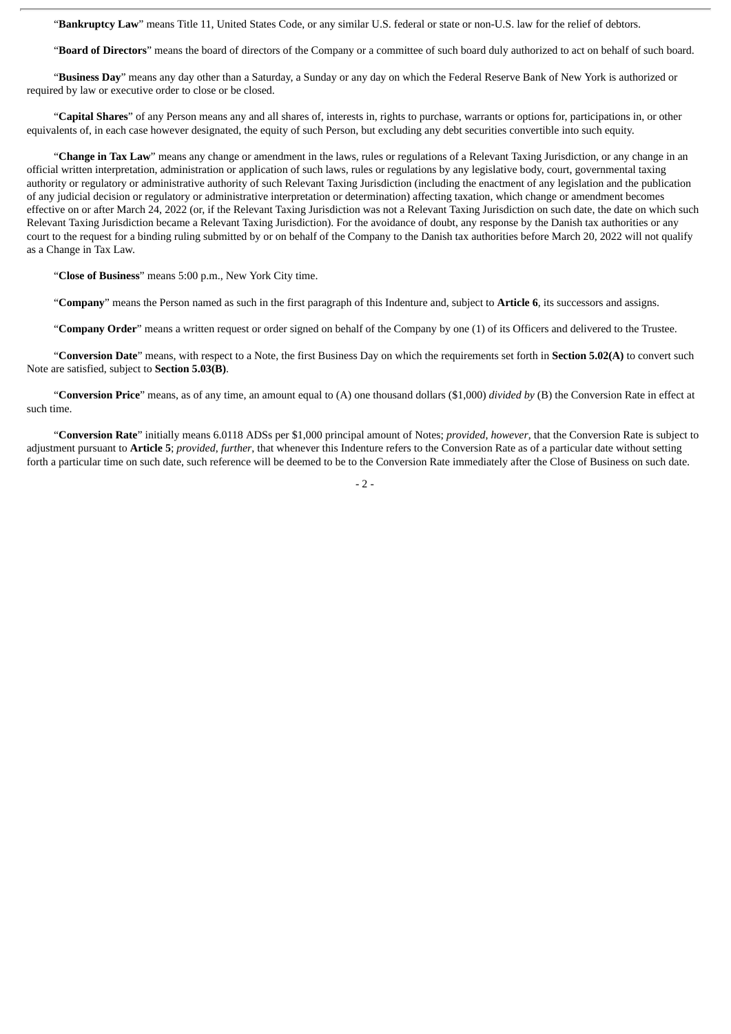"**Bankruptcy Law**" means Title 11, United States Code, or any similar U.S. federal or state or non-U.S. law for the relief of debtors.

"**Board of Directors**" means the board of directors of the Company or a committee of such board duly authorized to act on behalf of such board.

"**Business Day**" means any day other than a Saturday, a Sunday or any day on which the Federal Reserve Bank of New York is authorized or required by law or executive order to close or be closed.

"**Capital Shares**" of any Person means any and all shares of, interests in, rights to purchase, warrants or options for, participations in, or other equivalents of, in each case however designated, the equity of such Person, but excluding any debt securities convertible into such equity.

"**Change in Tax Law**" means any change or amendment in the laws, rules or regulations of a Relevant Taxing Jurisdiction, or any change in an official written interpretation, administration or application of such laws, rules or regulations by any legislative body, court, governmental taxing authority or regulatory or administrative authority of such Relevant Taxing Jurisdiction (including the enactment of any legislation and the publication of any judicial decision or regulatory or administrative interpretation or determination) affecting taxation, which change or amendment becomes effective on or after March 24, 2022 (or, if the Relevant Taxing Jurisdiction was not a Relevant Taxing Jurisdiction on such date, the date on which such Relevant Taxing Jurisdiction became a Relevant Taxing Jurisdiction). For the avoidance of doubt, any response by the Danish tax authorities or any court to the request for a binding ruling submitted by or on behalf of the Company to the Danish tax authorities before March 20, 2022 will not qualify as a Change in Tax Law.

"**Close of Business**" means 5:00 p.m., New York City time.

"**Company**" means the Person named as such in the first paragraph of this Indenture and, subject to **Article 6**, its successors and assigns.

"**Company Order**" means a written request or order signed on behalf of the Company by one (1) of its Officers and delivered to the Trustee.

"**Conversion Date**" means, with respect to a Note, the first Business Day on which the requirements set forth in **Section 5.02(A)** to convert such Note are satisfied, subject to **Section 5.03(B)**.

"**Conversion Price**" means, as of any time, an amount equal to (A) one thousand dollars ($1,000) *divided by* (B) the Conversion Rate in effect at such time.

"**Conversion Rate**" initially means 6.0118 ADSs per $1,000 principal amount of Notes; *provided*, *however*, that the Conversion Rate is subject to adjustment pursuant to **Article 5**; *provided*, *further*, that whenever this Indenture refers to the Conversion Rate as of a particular date without setting forth a particular time on such date, such reference will be deemed to be to the Conversion Rate immediately after the Close of Business on such date.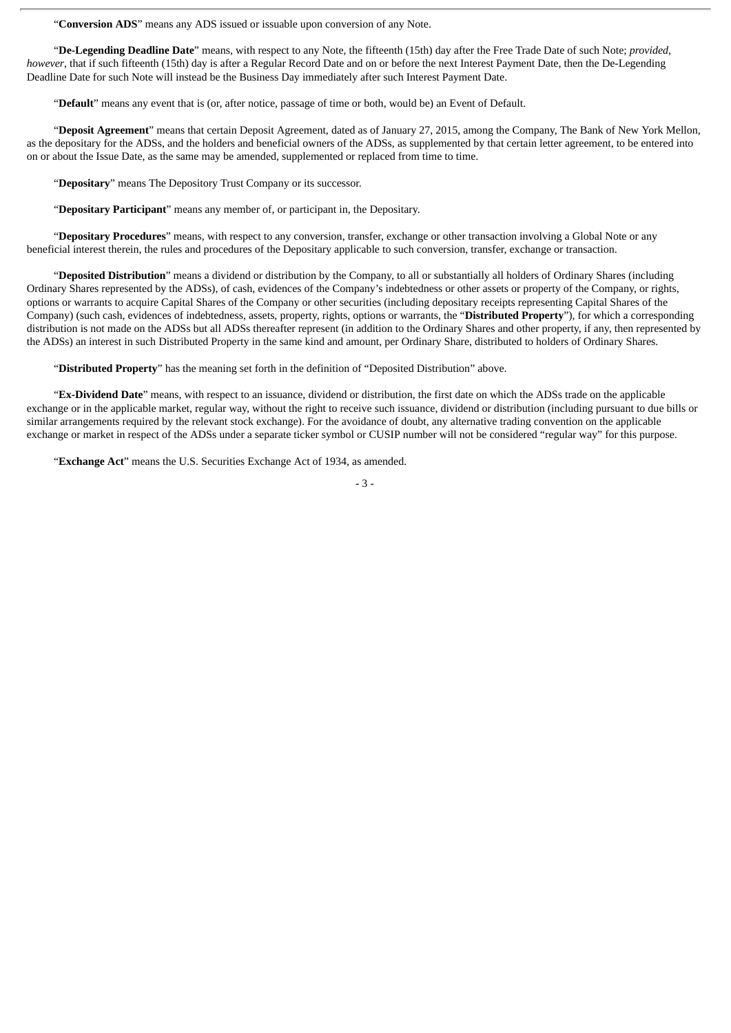"**Conversion ADS**" means any ADS issued or issuable upon conversion of any Note.

"**De-Legending Deadline Date**" means, with respect to any Note, the fifteenth (15th) day after the Free Trade Date of such Note; *provided, however*, that if such fifteenth (15th) day is after a Regular Record Date and on or before the next Interest Payment Date, then the De-Legending Deadline Date for such Note will instead be the Business Day immediately after such Interest Payment Date.

"**Default**" means any event that is (or, after notice, passage of time or both, would be) an Event of Default.

"**Deposit Agreement**" means that certain Deposit Agreement, dated as of January 27, 2015, among the Company, The Bank of New York Mellon, as the depositary for the ADSs, and the holders and beneficial owners of the ADSs, as supplemented by that certain letter agreement, to be entered into on or about the Issue Date, as the same may be amended, supplemented or replaced from time to time.

"**Depositary**" means The Depository Trust Company or its successor.

"**Depositary Participant**" means any member of, or participant in, the Depositary.

"**Depositary Procedures**" means, with respect to any conversion, transfer, exchange or other transaction involving a Global Note or any beneficial interest therein, the rules and procedures of the Depositary applicable to such conversion, transfer, exchange or transaction.

"**Deposited Distribution**" means a dividend or distribution by the Company, to all or substantially all holders of Ordinary Shares (including Ordinary Shares represented by the ADSs), of cash, evidences of the Company's indebtedness or other assets or property of the Company, or rights, options or warrants to acquire Capital Shares of the Company or other securities (including depositary receipts representing Capital Shares of the Company) (such cash, evidences of indebtedness, assets, property, rights, options or warrants, the "**Distributed Property**"), for which a corresponding distribution is not made on the ADSs but all ADSs thereafter represent (in addition to the Ordinary Shares and other property, if any, then represented by the ADSs) an interest in such Distributed Property in the same kind and amount, per Ordinary Share, distributed to holders of Ordinary Shares.

"**Distributed Property**" has the meaning set forth in the definition of "Deposited Distribution" above.

"**Ex-Dividend Date**" means, with respect to an issuance, dividend or distribution, the first date on which the ADSs trade on the applicable exchange or in the applicable market, regular way, without the right to receive such issuance, dividend or distribution (including pursuant to due bills or similar arrangements required by the relevant stock exchange). For the avoidance of doubt, any alternative trading convention on the applicable exchange or market in respect of the ADSs under a separate ticker symbol or CUSIP number will not be considered "regular way" for this purpose.

"**Exchange Act**" means the U.S. Securities Exchange Act of 1934, as amended.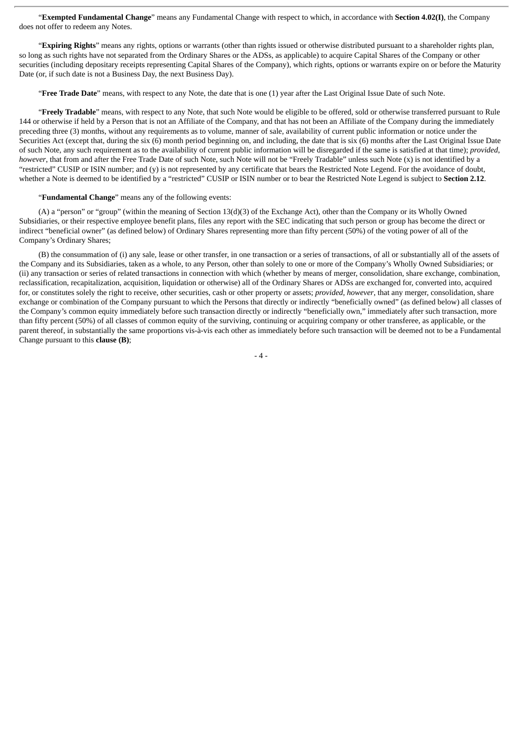"**Exempted Fundamental Change**" means any Fundamental Change with respect to which, in accordance with **Section 4.02(I)**, the Company does not offer to redeem any Notes.

"**Expiring Rights**" means any rights, options or warrants (other than rights issued or otherwise distributed pursuant to a shareholder rights plan, so long as such rights have not separated from the Ordinary Shares or the ADSs, as applicable) to acquire Capital Shares of the Company or other securities (including depositary receipts representing Capital Shares of the Company), which rights, options or warrants expire on or before the Maturity Date (or, if such date is not a Business Day, the next Business Day).

"**Free Trade Date**" means, with respect to any Note, the date that is one (1) year after the Last Original Issue Date of such Note.

"**Freely Tradable**" means, with respect to any Note, that such Note would be eligible to be offered, sold or otherwise transferred pursuant to Rule 144 or otherwise if held by a Person that is not an Affiliate of the Company, and that has not been an Affiliate of the Company during the immediately preceding three (3) months, without any requirements as to volume, manner of sale, availability of current public information or notice under the Securities Act (except that, during the six (6) month period beginning on, and including, the date that is six (6) months after the Last Original Issue Date of such Note, any such requirement as to the availability of current public information will be disregarded if the same is satisfied at that time); *provided*, *however*, that from and after the Free Trade Date of such Note, such Note will not be "Freely Tradable" unless such Note (x) is not identified by a "restricted" CUSIP or ISIN number; and (y) is not represented by any certificate that bears the Restricted Note Legend. For the avoidance of doubt, whether a Note is deemed to be identified by a "restricted" CUSIP or ISIN number or to bear the Restricted Note Legend is subject to **Section 2.12**.

"**Fundamental Change**" means any of the following events:

(A) a "person" or "group" (within the meaning of Section 13(d)(3) of the Exchange Act), other than the Company or its Wholly Owned Subsidiaries, or their respective employee benefit plans, files any report with the SEC indicating that such person or group has become the direct or indirect "beneficial owner" (as defined below) of Ordinary Shares representing more than fifty percent (50%) of the voting power of all of the Company's Ordinary Shares;

(B) the consummation of (i) any sale, lease or other transfer, in one transaction or a series of transactions, of all or substantially all of the assets of the Company and its Subsidiaries, taken as a whole, to any Person, other than solely to one or more of the Company's Wholly Owned Subsidiaries; or (ii) any transaction or series of related transactions in connection with which (whether by means of merger, consolidation, share exchange, combination, reclassification, recapitalization, acquisition, liquidation or otherwise) all of the Ordinary Shares or ADSs are exchanged for, converted into, acquired for, or constitutes solely the right to receive, other securities, cash or other property or assets; *provided*, *however*, that any merger, consolidation, share exchange or combination of the Company pursuant to which the Persons that directly or indirectly "beneficially owned" (as defined below) all classes of the Company's common equity immediately before such transaction directly or indirectly "beneficially own," immediately after such transaction, more than fifty percent (50%) of all classes of common equity of the surviving, continuing or acquiring company or other transferee, as applicable, or the parent thereof, in substantially the same proportions vis-à-vis each other as immediately before such transaction will be deemed not to be a Fundamental Change pursuant to this **clause (B)**;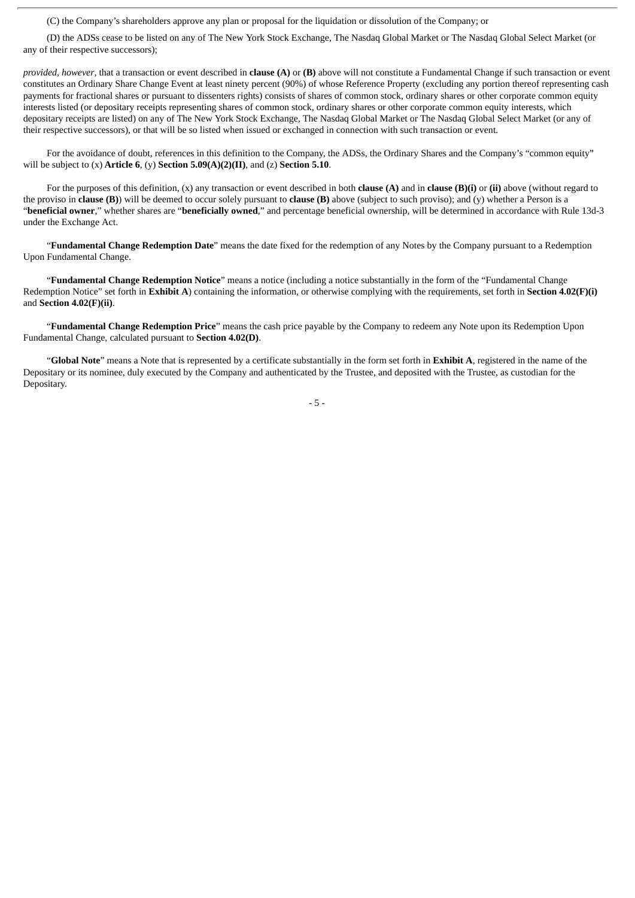(C) the Company's shareholders approve any plan or proposal for the liquidation or dissolution of the Company; or

(D) the ADSs cease to be listed on any of The New York Stock Exchange, The Nasdaq Global Market or The Nasdaq Global Select Market (or any of their respective successors);

*provided*, *however*, that a transaction or event described in **clause (A)** or **(B)** above will not constitute a Fundamental Change if such transaction or event constitutes an Ordinary Share Change Event at least ninety percent (90%) of whose Reference Property (excluding any portion thereof representing cash payments for fractional shares or pursuant to dissenters rights) consists of shares of common stock, ordinary shares or other corporate common equity interests listed (or depositary receipts representing shares of common stock, ordinary shares or other corporate common equity interests, which depositary receipts are listed) on any of The New York Stock Exchange, The Nasdaq Global Market or The Nasdaq Global Select Market (or any of their respective successors), or that will be so listed when issued or exchanged in connection with such transaction or event.

For the avoidance of doubt, references in this definition to the Company, the ADSs, the Ordinary Shares and the Company's "common equity" will be subject to (x) **Article 6**, (y) **Section 5.09(A)(2)(II)**, and (z) **Section 5.10**.

For the purposes of this definition, (x) any transaction or event described in both **clause (A)** and in **clause (B)(i)** or **(ii)** above (without regard to the proviso in **clause (B)**) will be deemed to occur solely pursuant to **clause (B)** above (subject to such proviso); and (y) whether a Person is a "**beneficial owner**," whether shares are "**beneficially owned**," and percentage beneficial ownership, will be determined in accordance with Rule 13d-3 under the Exchange Act.

"**Fundamental Change Redemption Date**" means the date fixed for the redemption of any Notes by the Company pursuant to a Redemption Upon Fundamental Change.

"**Fundamental Change Redemption Notice**" means a notice (including a notice substantially in the form of the "Fundamental Change Redemption Notice" set forth in **Exhibit A**) containing the information, or otherwise complying with the requirements, set forth in **Section 4.02(F)(i)** and **Section 4.02(F)(ii)**.

"**Fundamental Change Redemption Price**" means the cash price payable by the Company to redeem any Note upon its Redemption Upon Fundamental Change, calculated pursuant to **Section 4.02(D)**.

"**Global Note**" means a Note that is represented by a certificate substantially in the form set forth in **Exhibit A**, registered in the name of the Depositary or its nominee, duly executed by the Company and authenticated by the Trustee, and deposited with the Trustee, as custodian for the Depositary.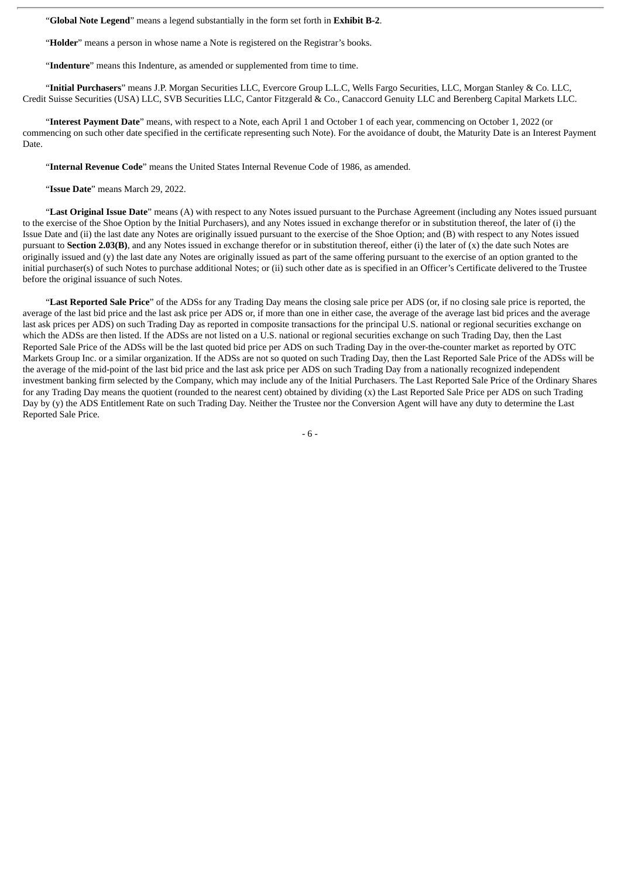“**Global Note Legend**” means a legend substantially in the form set forth in **Exhibit B-2**.

“**Holder**” means a person in whose name a Note is registered on the Registrar’s books.

“**Indenture**” means this Indenture, as amended or supplemented from time to time.

“**Initial Purchasers**” means J.P. Morgan Securities LLC, Evercore Group L.L.C, Wells Fargo Securities, LLC, Morgan Stanley & Co. LLC, Credit Suisse Securities (USA) LLC, SVB Securities LLC, Cantor Fitzgerald & Co., Canaccord Genuity LLC and Berenberg Capital Markets LLC.

“**Interest Payment Date**” means, with respect to a Note, each April 1 and October 1 of each year, commencing on October 1, 2022 (or commencing on such other date specified in the certificate representing such Note). For the avoidance of doubt, the Maturity Date is an Interest Payment Date.

“**Internal Revenue Code**” means the United States Internal Revenue Code of 1986, as amended.

“**Issue Date**” means March 29, 2022.

“**Last Original Issue Date**” means (A) with respect to any Notes issued pursuant to the Purchase Agreement (including any Notes issued pursuant to the exercise of the Shoe Option by the Initial Purchasers), and any Notes issued in exchange therefor or in substitution thereof, the later of (i) the Issue Date and (ii) the last date any Notes are originally issued pursuant to the exercise of the Shoe Option; and (B) with respect to any Notes issued pursuant to **Section 2.03(B)**, and any Notes issued in exchange therefor or in substitution thereof, either (i) the later of (x) the date such Notes are originally issued and (y) the last date any Notes are originally issued as part of the same offering pursuant to the exercise of an option granted to the initial purchaser(s) of such Notes to purchase additional Notes; or (ii) such other date as is specified in an Officer’s Certificate delivered to the Trustee before the original issuance of such Notes.

“**Last Reported Sale Price**” of the ADSs for any Trading Day means the closing sale price per ADS (or, if no closing sale price is reported, the average of the last bid price and the last ask price per ADS or, if more than one in either case, the average of the average last bid prices and the average last ask prices per ADS) on such Trading Day as reported in composite transactions for the principal U.S. national or regional securities exchange on which the ADSs are then listed. If the ADSs are not listed on a U.S. national or regional securities exchange on such Trading Day, then the Last Reported Sale Price of the ADSs will be the last quoted bid price per ADS on such Trading Day in the over-the-counter market as reported by OTC Markets Group Inc. or a similar organization. If the ADSs are not so quoted on such Trading Day, then the Last Reported Sale Price of the ADSs will be the average of the mid-point of the last bid price and the last ask price per ADS on such Trading Day from a nationally recognized independent investment banking firm selected by the Company, which may include any of the Initial Purchasers. The Last Reported Sale Price of the Ordinary Shares for any Trading Day means the quotient (rounded to the nearest cent) obtained by dividing (x) the Last Reported Sale Price per ADS on such Trading Day by (y) the ADS Entitlement Rate on such Trading Day. Neither the Trustee nor the Conversion Agent will have any duty to determine the Last Reported Sale Price.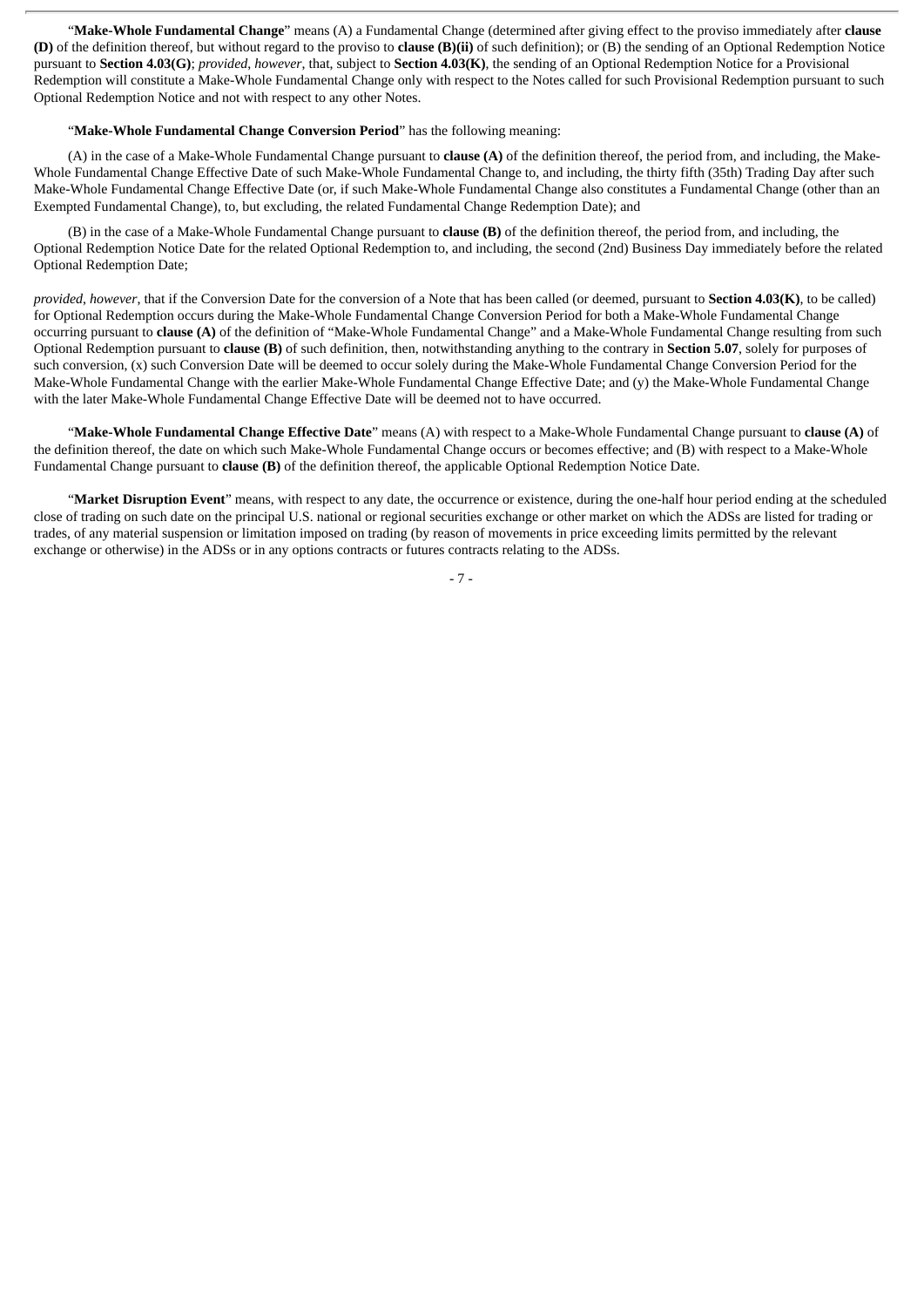"**Make-Whole Fundamental Change**" means (A) a Fundamental Change (determined after giving effect to the proviso immediately after **clause (D)** of the definition thereof, but without regard to the proviso to **clause (B)(ii)** of such definition); or (B) the sending of an Optional Redemption Notice pursuant to **Section 4.03(G)**; *provided*, *however*, that, subject to **Section 4.03(K)**, the sending of an Optional Redemption Notice for a Provisional Redemption will constitute a Make-Whole Fundamental Change only with respect to the Notes called for such Provisional Redemption pursuant to such Optional Redemption Notice and not with respect to any other Notes.

"**Make-Whole Fundamental Change Conversion Period**" has the following meaning:

(A) in the case of a Make-Whole Fundamental Change pursuant to **clause (A)** of the definition thereof, the period from, and including, the Make-Whole Fundamental Change Effective Date of such Make-Whole Fundamental Change to, and including, the thirty fifth (35th) Trading Day after such Make-Whole Fundamental Change Effective Date (or, if such Make-Whole Fundamental Change also constitutes a Fundamental Change (other than an Exempted Fundamental Change), to, but excluding, the related Fundamental Change Redemption Date); and

(B) in the case of a Make-Whole Fundamental Change pursuant to **clause (B)** of the definition thereof, the period from, and including, the Optional Redemption Notice Date for the related Optional Redemption to, and including, the second (2nd) Business Day immediately before the related Optional Redemption Date;

*provided*, *however*, that if the Conversion Date for the conversion of a Note that has been called (or deemed, pursuant to **Section 4.03(K)**, to be called) for Optional Redemption occurs during the Make-Whole Fundamental Change Conversion Period for both a Make-Whole Fundamental Change occurring pursuant to **clause (A)** of the definition of "Make-Whole Fundamental Change" and a Make-Whole Fundamental Change resulting from such Optional Redemption pursuant to **clause (B)** of such definition, then, notwithstanding anything to the contrary in **Section 5.07**, solely for purposes of such conversion, (x) such Conversion Date will be deemed to occur solely during the Make-Whole Fundamental Change Conversion Period for the Make-Whole Fundamental Change with the earlier Make-Whole Fundamental Change Effective Date; and (y) the Make-Whole Fundamental Change with the later Make-Whole Fundamental Change Effective Date will be deemed not to have occurred.

"**Make-Whole Fundamental Change Effective Date**" means (A) with respect to a Make-Whole Fundamental Change pursuant to **clause (A)** of the definition thereof, the date on which such Make-Whole Fundamental Change occurs or becomes effective; and (B) with respect to a Make-Whole Fundamental Change pursuant to **clause (B)** of the definition thereof, the applicable Optional Redemption Notice Date.

"**Market Disruption Event**" means, with respect to any date, the occurrence or existence, during the one-half hour period ending at the scheduled close of trading on such date on the principal U.S. national or regional securities exchange or other market on which the ADSs are listed for trading or trades, of any material suspension or limitation imposed on trading (by reason of movements in price exceeding limits permitted by the relevant exchange or otherwise) in the ADSs or in any options contracts or futures contracts relating to the ADSs.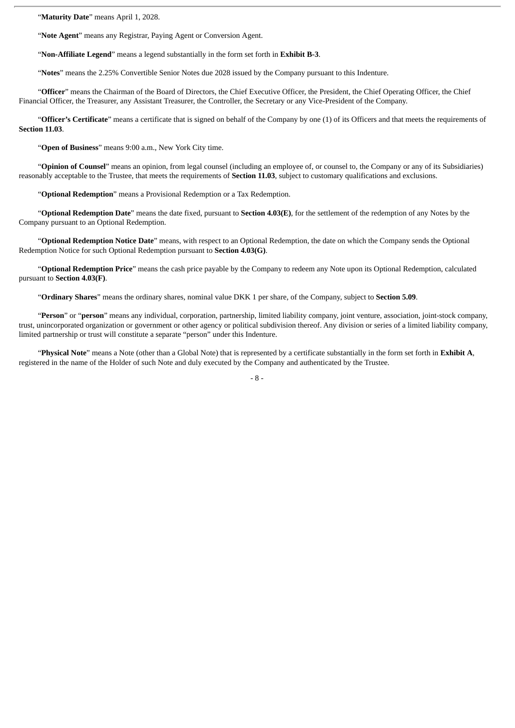"**Maturity Date**" means April 1, 2028.

"**Note Agent**" means any Registrar, Paying Agent or Conversion Agent.

"**Non-Affiliate Legend**" means a legend substantially in the form set forth in **Exhibit B-3**.

"**Notes**" means the 2.25% Convertible Senior Notes due 2028 issued by the Company pursuant to this Indenture.

"**Officer**" means the Chairman of the Board of Directors, the Chief Executive Officer, the President, the Chief Operating Officer, the Chief Financial Officer, the Treasurer, any Assistant Treasurer, the Controller, the Secretary or any Vice-President of the Company.

"**Officer's Certificate**" means a certificate that is signed on behalf of the Company by one (1) of its Officers and that meets the requirements of **Section 11.03**.

"**Open of Business**" means 9:00 a.m., New York City time.

"**Opinion of Counsel**" means an opinion, from legal counsel (including an employee of, or counsel to, the Company or any of its Subsidiaries) reasonably acceptable to the Trustee, that meets the requirements of **Section 11.03**, subject to customary qualifications and exclusions.

"**Optional Redemption**" means a Provisional Redemption or a Tax Redemption.

"**Optional Redemption Date**" means the date fixed, pursuant to **Section 4.03(E)**, for the settlement of the redemption of any Notes by the Company pursuant to an Optional Redemption.

"**Optional Redemption Notice Date**" means, with respect to an Optional Redemption, the date on which the Company sends the Optional Redemption Notice for such Optional Redemption pursuant to **Section 4.03(G)**.

"**Optional Redemption Price**" means the cash price payable by the Company to redeem any Note upon its Optional Redemption, calculated pursuant to **Section 4.03(F)**.

"**Ordinary Shares**" means the ordinary shares, nominal value DKK 1 per share, of the Company, subject to **Section 5.09**.

"**Person**" or "**person**" means any individual, corporation, partnership, limited liability company, joint venture, association, joint-stock company, trust, unincorporated organization or government or other agency or political subdivision thereof. Any division or series of a limited liability company, limited partnership or trust will constitute a separate "person" under this Indenture.

"**Physical Note**" means a Note (other than a Global Note) that is represented by a certificate substantially in the form set forth in **Exhibit A**, registered in the name of the Holder of such Note and duly executed by the Company and authenticated by the Trustee.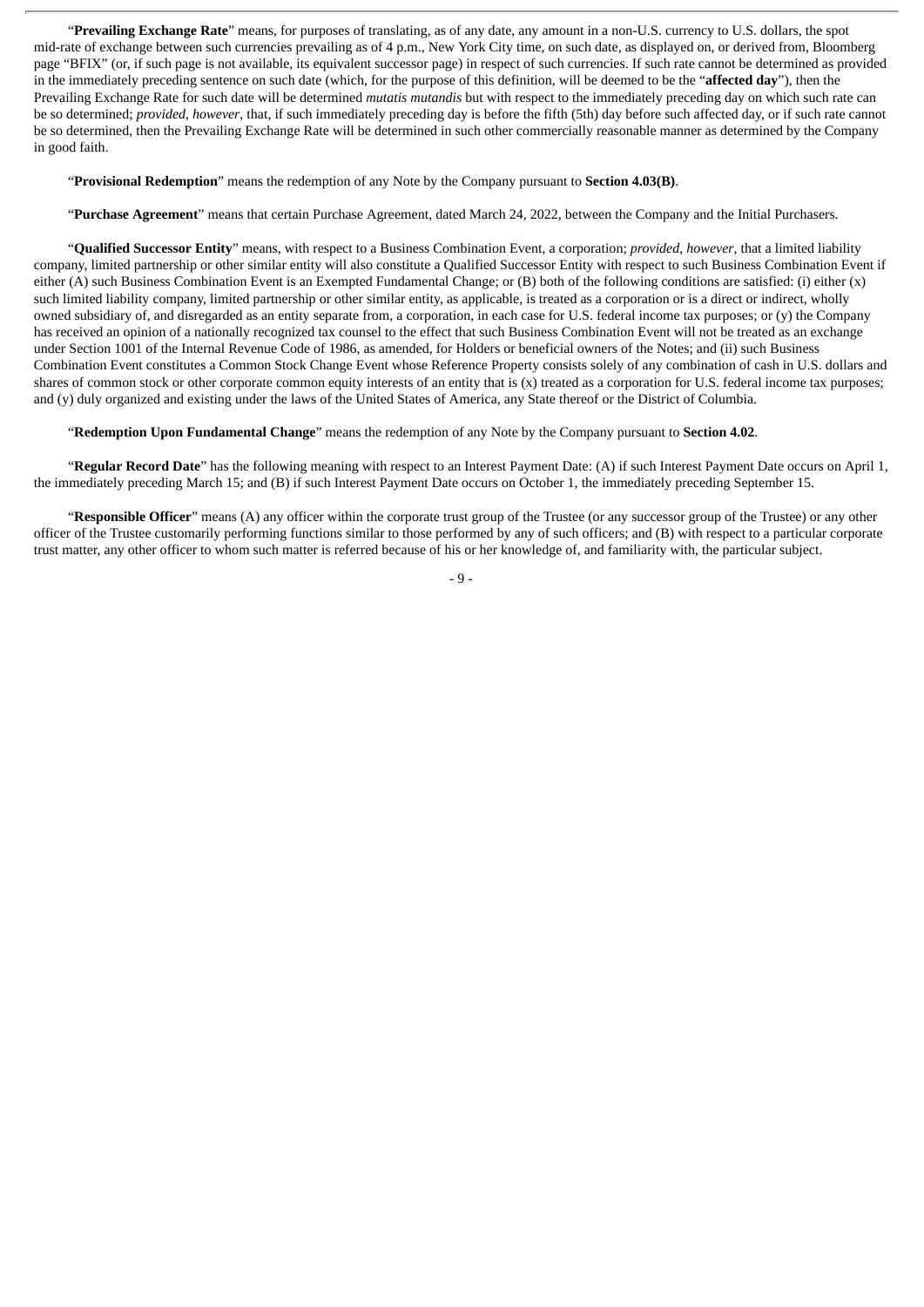"**Prevailing Exchange Rate**" means, for purposes of translating, as of any date, any amount in a non-U.S. currency to U.S. dollars, the spot mid-rate of exchange between such currencies prevailing as of 4 p.m., New York City time, on such date, as displayed on, or derived from, Bloomberg page "BFIX" (or, if such page is not available, its equivalent successor page) in respect of such currencies. If such rate cannot be determined as provided in the immediately preceding sentence on such date (which, for the purpose of this definition, will be deemed to be the "**affected day**"), then the Prevailing Exchange Rate for such date will be determined *mutatis mutandis* but with respect to the immediately preceding day on which such rate can be so determined; *provided*, *however*, that, if such immediately preceding day is before the fifth (5th) day before such affected day, or if such rate cannot be so determined, then the Prevailing Exchange Rate will be determined in such other commercially reasonable manner as determined by the Company in good faith.

"**Provisional Redemption**" means the redemption of any Note by the Company pursuant to **Section 4.03(B)**.

"**Purchase Agreement**" means that certain Purchase Agreement, dated March 24, 2022, between the Company and the Initial Purchasers.

"**Qualified Successor Entity**" means, with respect to a Business Combination Event, a corporation; *provided*, *however*, that a limited liability company, limited partnership or other similar entity will also constitute a Qualified Successor Entity with respect to such Business Combination Event if either (A) such Business Combination Event is an Exempted Fundamental Change; or (B) both of the following conditions are satisfied: (i) either (x) such limited liability company, limited partnership or other similar entity, as applicable, is treated as a corporation or is a direct or indirect, wholly owned subsidiary of, and disregarded as an entity separate from, a corporation, in each case for U.S. federal income tax purposes; or (y) the Company has received an opinion of a nationally recognized tax counsel to the effect that such Business Combination Event will not be treated as an exchange under Section 1001 of the Internal Revenue Code of 1986, as amended, for Holders or beneficial owners of the Notes; and (ii) such Business Combination Event constitutes a Common Stock Change Event whose Reference Property consists solely of any combination of cash in U.S. dollars and shares of common stock or other corporate common equity interests of an entity that is (x) treated as a corporation for U.S. federal income tax purposes; and (y) duly organized and existing under the laws of the United States of America, any State thereof or the District of Columbia.

"**Redemption Upon Fundamental Change**" means the redemption of any Note by the Company pursuant to **Section 4.02**.

"**Regular Record Date**" has the following meaning with respect to an Interest Payment Date: (A) if such Interest Payment Date occurs on April 1, the immediately preceding March 15; and (B) if such Interest Payment Date occurs on October 1, the immediately preceding September 15.

"**Responsible Officer**" means (A) any officer within the corporate trust group of the Trustee (or any successor group of the Trustee) or any other officer of the Trustee customarily performing functions similar to those performed by any of such officers; and (B) with respect to a particular corporate trust matter, any other officer to whom such matter is referred because of his or her knowledge of, and familiarity with, the particular subject.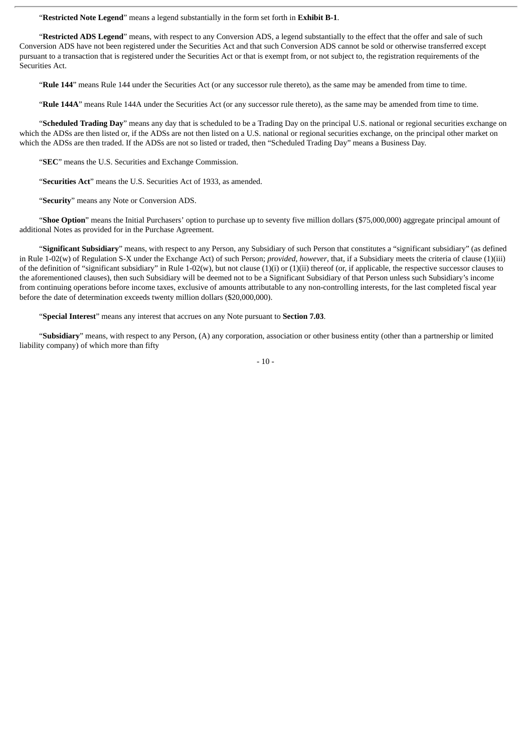"**Restricted Note Legend**" means a legend substantially in the form set forth in **Exhibit B-1**.

"**Restricted ADS Legend**" means, with respect to any Conversion ADS, a legend substantially to the effect that the offer and sale of such Conversion ADS have not been registered under the Securities Act and that such Conversion ADS cannot be sold or otherwise transferred except pursuant to a transaction that is registered under the Securities Act or that is exempt from, or not subject to, the registration requirements of the Securities Act.

"**Rule 144**" means Rule 144 under the Securities Act (or any successor rule thereto), as the same may be amended from time to time.

"**Rule 144A**" means Rule 144A under the Securities Act (or any successor rule thereto), as the same may be amended from time to time.

"**Scheduled Trading Day**" means any day that is scheduled to be a Trading Day on the principal U.S. national or regional securities exchange on which the ADSs are then listed or, if the ADSs are not then listed on a U.S. national or regional securities exchange, on the principal other market on which the ADSs are then traded. If the ADSs are not so listed or traded, then "Scheduled Trading Day" means a Business Day.

"**SEC**" means the U.S. Securities and Exchange Commission.

"**Securities Act**" means the U.S. Securities Act of 1933, as amended.

"**Security**" means any Note or Conversion ADS.

"**Shoe Option**" means the Initial Purchasers' option to purchase up to seventy five million dollars ($75,000,000) aggregate principal amount of additional Notes as provided for in the Purchase Agreement.

"**Significant Subsidiary**" means, with respect to any Person, any Subsidiary of such Person that constitutes a "significant subsidiary" (as defined in Rule 1-02(w) of Regulation S-X under the Exchange Act) of such Person; *provided*, *however*, that, if a Subsidiary meets the criteria of clause (1)(iii) of the definition of "significant subsidiary" in Rule 1-02(w), but not clause (1)(i) or (1)(ii) thereof (or, if applicable, the respective successor clauses to the aforementioned clauses), then such Subsidiary will be deemed not to be a Significant Subsidiary of that Person unless such Subsidiary's income from continuing operations before income taxes, exclusive of amounts attributable to any non-controlling interests, for the last completed fiscal year before the date of determination exceeds twenty million dollars ($20,000,000).

"**Special Interest**" means any interest that accrues on any Note pursuant to **Section 7.03**.

"**Subsidiary**" means, with respect to any Person, (A) any corporation, association or other business entity (other than a partnership or limited liability company) of which more than fifty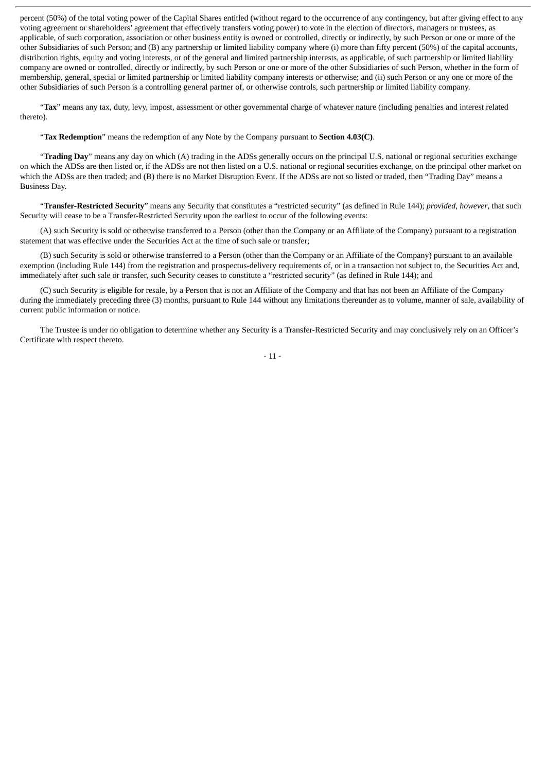percent (50%) of the total voting power of the Capital Shares entitled (without regard to the occurrence of any contingency, but after giving effect to any voting agreement or shareholders' agreement that effectively transfers voting power) to vote in the election of directors, managers or trustees, as applicable, of such corporation, association or other business entity is owned or controlled, directly or indirectly, by such Person or one or more of the other Subsidiaries of such Person; and (B) any partnership or limited liability company where (i) more than fifty percent (50%) of the capital accounts, distribution rights, equity and voting interests, or of the general and limited partnership interests, as applicable, of such partnership or limited liability company are owned or controlled, directly or indirectly, by such Person or one or more of the other Subsidiaries of such Person, whether in the form of membership, general, special or limited partnership or limited liability company interests or otherwise; and (ii) such Person or any one or more of the other Subsidiaries of such Person is a controlling general partner of, or otherwise controls, such partnership or limited liability company.

"**Tax**" means any tax, duty, levy, impost, assessment or other governmental charge of whatever nature (including penalties and interest related thereto).

"**Tax Redemption**" means the redemption of any Note by the Company pursuant to **Section 4.03(C)**.

"**Trading Day**" means any day on which (A) trading in the ADSs generally occurs on the principal U.S. national or regional securities exchange on which the ADSs are then listed or, if the ADSs are not then listed on a U.S. national or regional securities exchange, on the principal other market on which the ADSs are then traded; and (B) there is no Market Disruption Event. If the ADSs are not so listed or traded, then "Trading Day" means a Business Day.

"**Transfer-Restricted Security**" means any Security that constitutes a "restricted security" (as defined in Rule 144); *provided*, *however*, that such Security will cease to be a Transfer-Restricted Security upon the earliest to occur of the following events:

(A) such Security is sold or otherwise transferred to a Person (other than the Company or an Affiliate of the Company) pursuant to a registration statement that was effective under the Securities Act at the time of such sale or transfer;

(B) such Security is sold or otherwise transferred to a Person (other than the Company or an Affiliate of the Company) pursuant to an available exemption (including Rule 144) from the registration and prospectus-delivery requirements of, or in a transaction not subject to, the Securities Act and, immediately after such sale or transfer, such Security ceases to constitute a "restricted security" (as defined in Rule 144); and

(C) such Security is eligible for resale, by a Person that is not an Affiliate of the Company and that has not been an Affiliate of the Company during the immediately preceding three (3) months, pursuant to Rule 144 without any limitations thereunder as to volume, manner of sale, availability of current public information or notice.

The Trustee is under no obligation to determine whether any Security is a Transfer-Restricted Security and may conclusively rely on an Officer's Certificate with respect thereto.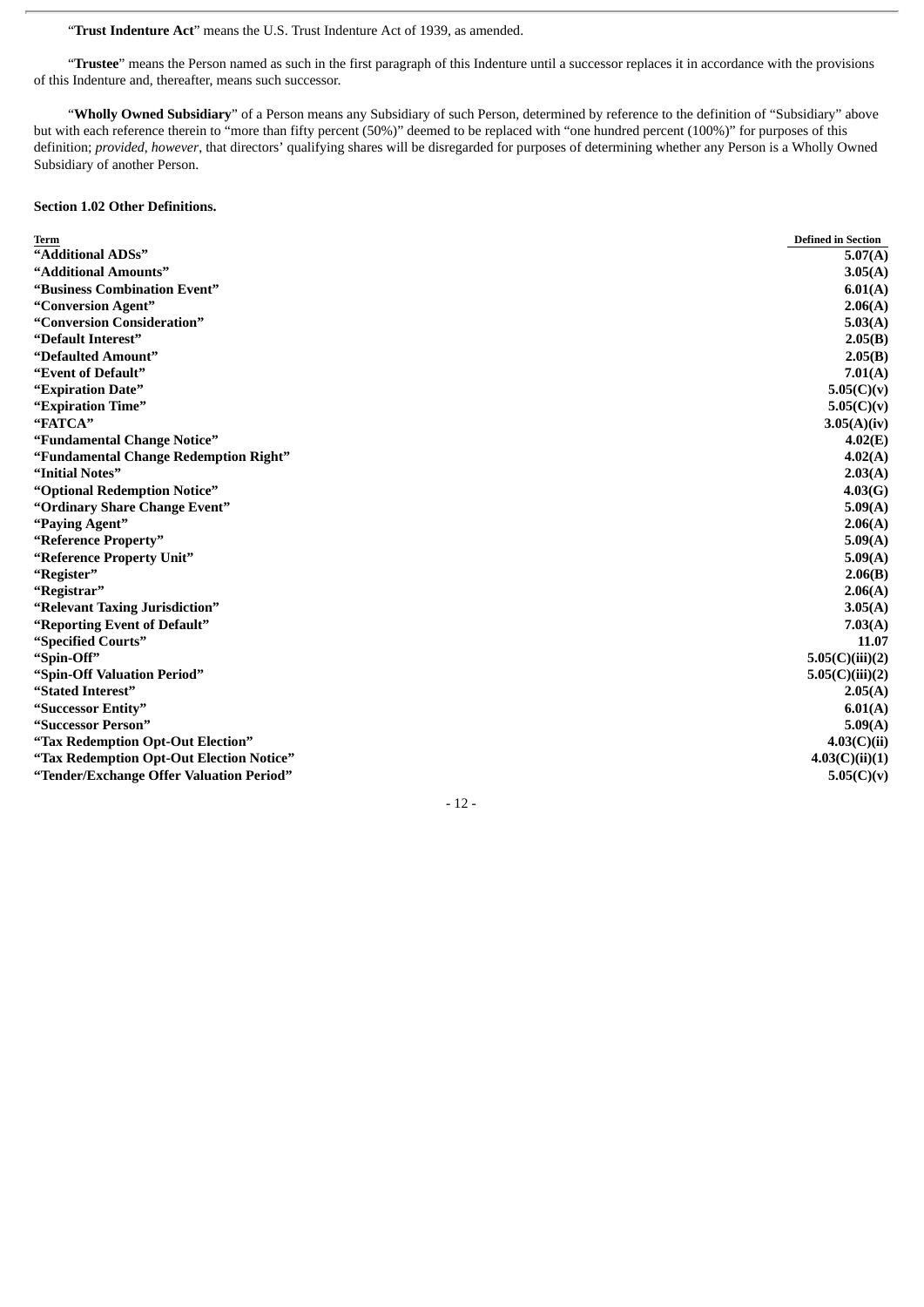"**Trust Indenture Act**" means the U.S. Trust Indenture Act of 1939, as amended.

"**Trustee**" means the Person named as such in the first paragraph of this Indenture until a successor replaces it in accordance with the provisions of this Indenture and, thereafter, means such successor.

"**Wholly Owned Subsidiary**" of a Person means any Subsidiary of such Person, determined by reference to the definition of "Subsidiary" above but with each reference therein to "more than fifty percent (50%)" deemed to be replaced with "one hundred percent (100%)" for purposes of this definition; *provided, however*, that directors' qualifying shares will be disregarded for purposes of determining whether any Person is a Wholly Owned Subsidiary of another Person.

**Section 1.02 Other Definitions.**

| Term | Defined in Section |
|---|---|
| **"Additional ADSs"** | **5.07(A)** |
| **"Additional Amounts"** | **3.05(A)** |
| **"Business Combination Event"** | **6.01(A)** |
| **"Conversion Agent"** | **2.06(A)** |
| **"Conversion Consideration"** | **5.03(A)** |
| **"Default Interest"** | **2.05(B)** |
| **"Defaulted Amount"** | **2.05(B)** |
| **"Event of Default"** | **7.01(A)** |
| **"Expiration Date"** | **5.05(C)(v)** |
| **"Expiration Time"** | **5.05(C)(v)** |
| **"FATCA"** | **3.05(A)(iv)** |
| **"Fundamental Change Notice"** | **4.02(E)** |
| **"Fundamental Change Redemption Right"** | **4.02(A)** |
| **"Initial Notes"** | **2.03(A)** |
| **"Optional Redemption Notice"** | **4.03(G)** |
| **"Ordinary Share Change Event"** | **5.09(A)** |
| **"Paying Agent"** | **2.06(A)** |
| **"Reference Property"** | **5.09(A)** |
| **"Reference Property Unit"** | **5.09(A)** |
| **"Register"** | **2.06(B)** |
| **"Registrar"** | **2.06(A)** |
| **"Relevant Taxing Jurisdiction"** | **3.05(A)** |
| **"Reporting Event of Default"** | **7.03(A)** |
| **"Specified Courts"** | **11.07** |
| **"Spin-Off"** | **5.05(C)(iii)(2)** |
| **"Spin-Off Valuation Period"** | **5.05(C)(iii)(2)** |
| **"Stated Interest"** | **2.05(A)** |
| **"Successor Entity"** | **6.01(A)** |
| **"Successor Person"** | **5.09(A)** |
| **"Tax Redemption Opt-Out Election"** | **4.03(C)(ii)** |
| **"Tax Redemption Opt-Out Election Notice"** | **4.03(C)(ii)(1)** |
| **"Tender/Exchange Offer Valuation Period"** | **5.05(C)(v)** |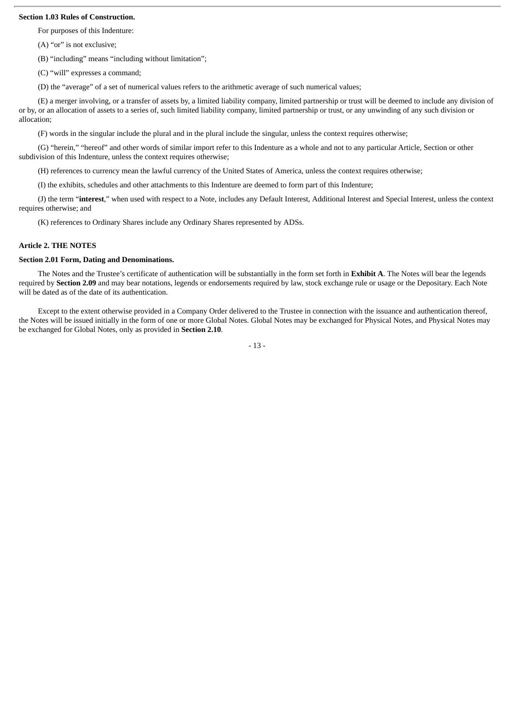**Section 1.03 Rules of Construction.**

For purposes of this Indenture:

(A) “or” is not exclusive;

(B) “including” means “including without limitation”;

(C) “will” expresses a command;

(D) the “average” of a set of numerical values refers to the arithmetic average of such numerical values;

(E) a merger involving, or a transfer of assets by, a limited liability company, limited partnership or trust will be deemed to include any division of or by, or an allocation of assets to a series of, such limited liability company, limited partnership or trust, or any unwinding of any such division or allocation;

(F) words in the singular include the plural and in the plural include the singular, unless the context requires otherwise;

(G) “herein,” “hereof” and other words of similar import refer to this Indenture as a whole and not to any particular Article, Section or other subdivision of this Indenture, unless the context requires otherwise;

(H) references to currency mean the lawful currency of the United States of America, unless the context requires otherwise;

(I) the exhibits, schedules and other attachments to this Indenture are deemed to form part of this Indenture;

(J) the term “**interest**,” when used with respect to a Note, includes any Default Interest, Additional Interest and Special Interest, unless the context requires otherwise; and

(K) references to Ordinary Shares include any Ordinary Shares represented by ADSs.

## Article 2. THE NOTES

**Section 2.01 Form, Dating and Denominations.**

The Notes and the Trustee’s certificate of authentication will be substantially in the form set forth in **Exhibit A**. The Notes will bear the legends required by **Section 2.09** and may bear notations, legends or endorsements required by law, stock exchange rule or usage or the Depositary. Each Note will be dated as of the date of its authentication.

Except to the extent otherwise provided in a Company Order delivered to the Trustee in connection with the issuance and authentication thereof, the Notes will be issued initially in the form of one or more Global Notes. Global Notes may be exchanged for Physical Notes, and Physical Notes may be exchanged for Global Notes, only as provided in **Section 2.10**.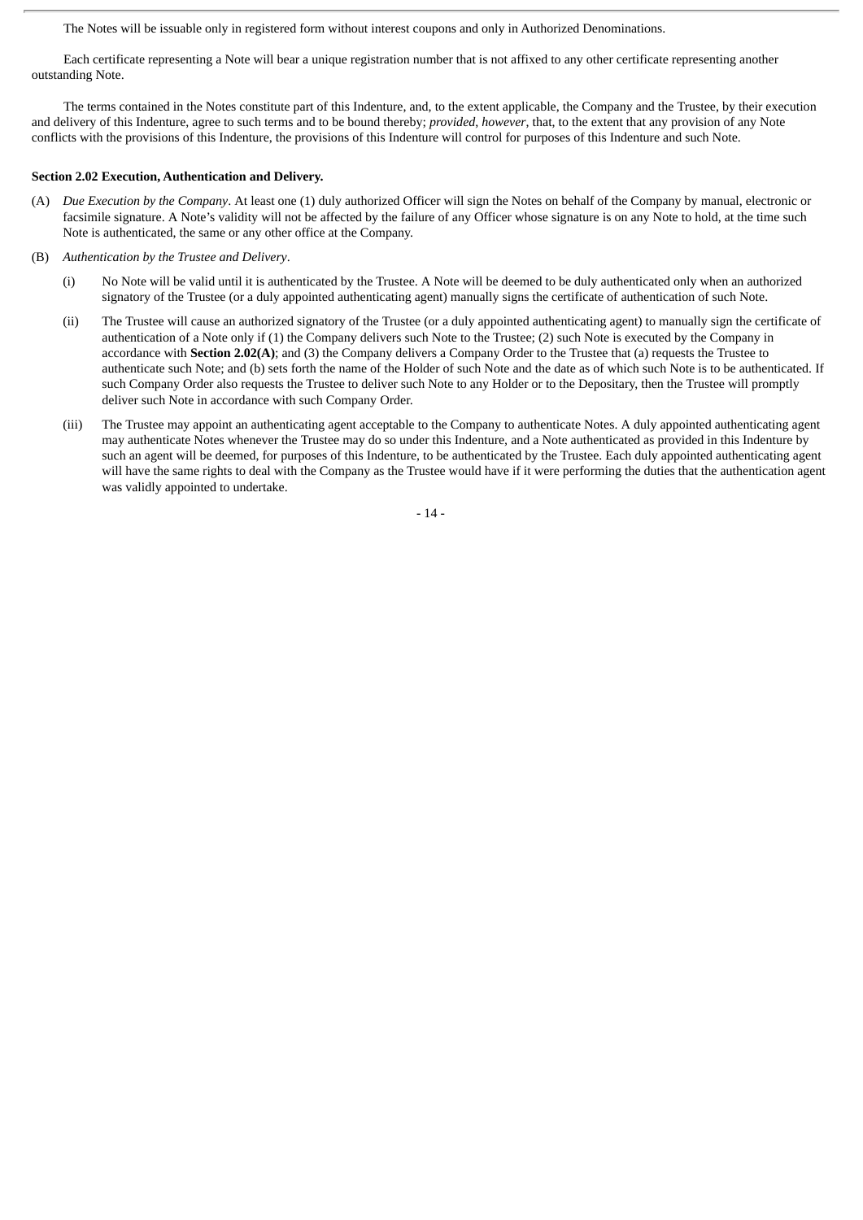The Notes will be issuable only in registered form without interest coupons and only in Authorized Denominations.

Each certificate representing a Note will bear a unique registration number that is not affixed to any other certificate representing another outstanding Note.

The terms contained in the Notes constitute part of this Indenture, and, to the extent applicable, the Company and the Trustee, by their execution and delivery of this Indenture, agree to such terms and to be bound thereby; *provided*, *however*, that, to the extent that any provision of any Note conflicts with the provisions of this Indenture, the provisions of this Indenture will control for purposes of this Indenture and such Note.

**Section 2.02 Execution, Authentication and Delivery.**

(A) *Due Execution by the Company*. At least one (1) duly authorized Officer will sign the Notes on behalf of the Company by manual, electronic or facsimile signature. A Note's validity will not be affected by the failure of any Officer whose signature is on any Note to hold, at the time such Note is authenticated, the same or any other office at the Company.

(B) *Authentication by the Trustee and Delivery*.

(i) No Note will be valid until it is authenticated by the Trustee. A Note will be deemed to be duly authenticated only when an authorized signatory of the Trustee (or a duly appointed authenticating agent) manually signs the certificate of authentication of such Note.

(ii) The Trustee will cause an authorized signatory of the Trustee (or a duly appointed authenticating agent) to manually sign the certificate of authentication of a Note only if (1) the Company delivers such Note to the Trustee; (2) such Note is executed by the Company in accordance with **Section 2.02(A)**; and (3) the Company delivers a Company Order to the Trustee that (a) requests the Trustee to authenticate such Note; and (b) sets forth the name of the Holder of such Note and the date as of which such Note is to be authenticated. If such Company Order also requests the Trustee to deliver such Note to any Holder or to the Depositary, then the Trustee will promptly deliver such Note in accordance with such Company Order.

(iii) The Trustee may appoint an authenticating agent acceptable to the Company to authenticate Notes. A duly appointed authenticating agent may authenticate Notes whenever the Trustee may do so under this Indenture, and a Note authenticated as provided in this Indenture by such an agent will be deemed, for purposes of this Indenture, to be authenticated by the Trustee. Each duly appointed authenticating agent will have the same rights to deal with the Company as the Trustee would have if it were performing the duties that the authentication agent was validly appointed to undertake.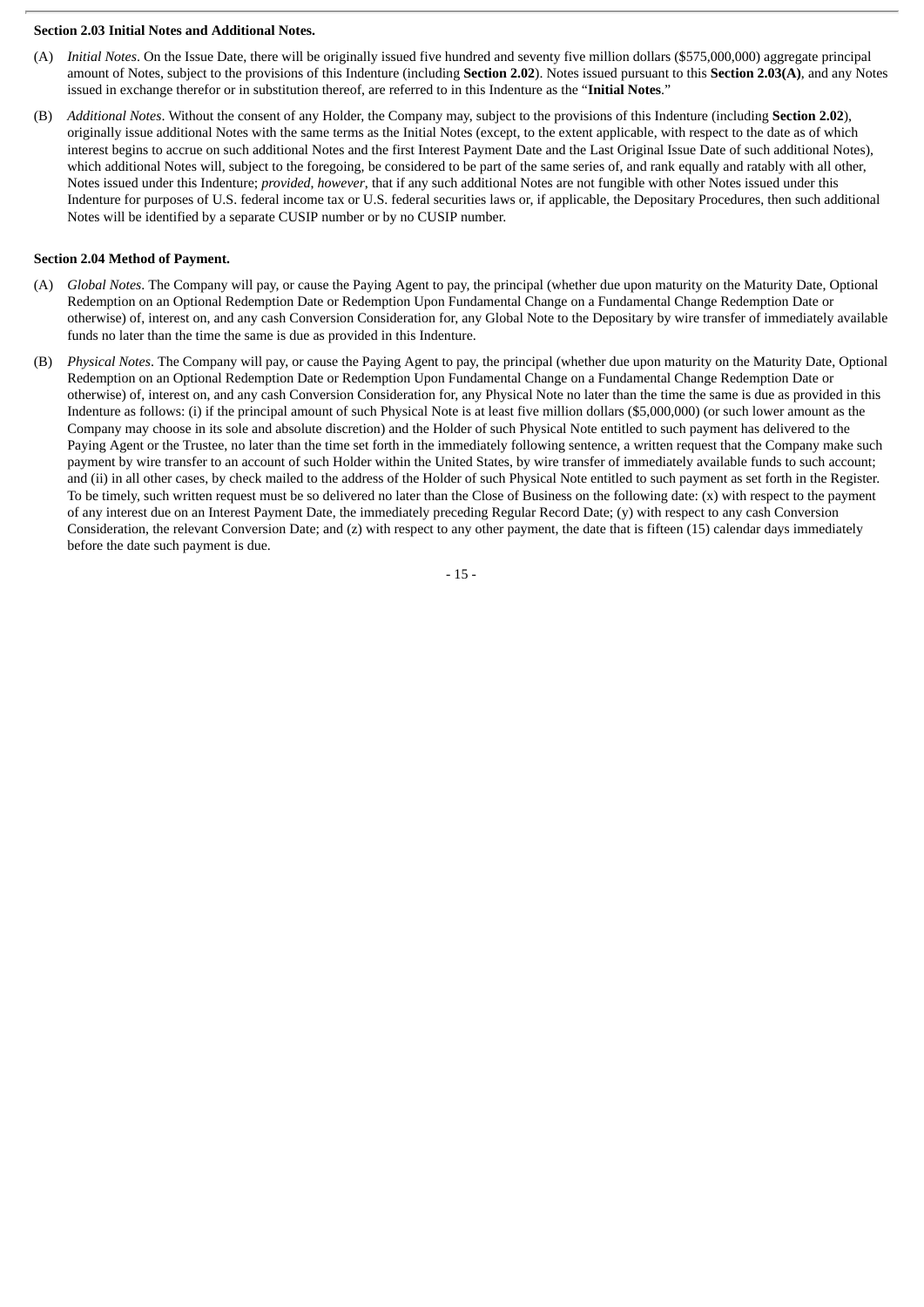**Section 2.03 Initial Notes and Additional Notes.**

(A) *Initial Notes*. On the Issue Date, there will be originally issued five hundred and seventy five million dollars ($575,000,000) aggregate principal amount of Notes, subject to the provisions of this Indenture (including **Section 2.02**). Notes issued pursuant to this **Section 2.03(A)**, and any Notes issued in exchange therefor or in substitution thereof, are referred to in this Indenture as the "**Initial Notes**."

(B) *Additional Notes*. Without the consent of any Holder, the Company may, subject to the provisions of this Indenture (including **Section 2.02**), originally issue additional Notes with the same terms as the Initial Notes (except, to the extent applicable, with respect to the date as of which interest begins to accrue on such additional Notes and the first Interest Payment Date and the Last Original Issue Date of such additional Notes), which additional Notes will, subject to the foregoing, be considered to be part of the same series of, and rank equally and ratably with all other, Notes issued under this Indenture; *provided, however*, that if any such additional Notes are not fungible with other Notes issued under this Indenture for purposes of U.S. federal income tax or U.S. federal securities laws or, if applicable, the Depositary Procedures, then such additional Notes will be identified by a separate CUSIP number or by no CUSIP number.

**Section 2.04 Method of Payment.**

(A) *Global Notes*. The Company will pay, or cause the Paying Agent to pay, the principal (whether due upon maturity on the Maturity Date, Optional Redemption on an Optional Redemption Date or Redemption Upon Fundamental Change on a Fundamental Change Redemption Date or otherwise) of, interest on, and any cash Conversion Consideration for, any Global Note to the Depositary by wire transfer of immediately available funds no later than the time the same is due as provided in this Indenture.

(B) *Physical Notes*. The Company will pay, or cause the Paying Agent to pay, the principal (whether due upon maturity on the Maturity Date, Optional Redemption on an Optional Redemption Date or Redemption Upon Fundamental Change on a Fundamental Change Redemption Date or otherwise) of, interest on, and any cash Conversion Consideration for, any Physical Note no later than the time the same is due as provided in this Indenture as follows: (i) if the principal amount of such Physical Note is at least five million dollars ($5,000,000) (or such lower amount as the Company may choose in its sole and absolute discretion) and the Holder of such Physical Note entitled to such payment has delivered to the Paying Agent or the Trustee, no later than the time set forth in the immediately following sentence, a written request that the Company make such payment by wire transfer to an account of such Holder within the United States, by wire transfer of immediately available funds to such account; and (ii) in all other cases, by check mailed to the address of the Holder of such Physical Note entitled to such payment as set forth in the Register. To be timely, such written request must be so delivered no later than the Close of Business on the following date: (x) with respect to the payment of any interest due on an Interest Payment Date, the immediately preceding Regular Record Date; (y) with respect to any cash Conversion Consideration, the relevant Conversion Date; and (z) with respect to any other payment, the date that is fifteen (15) calendar days immediately before the date such payment is due.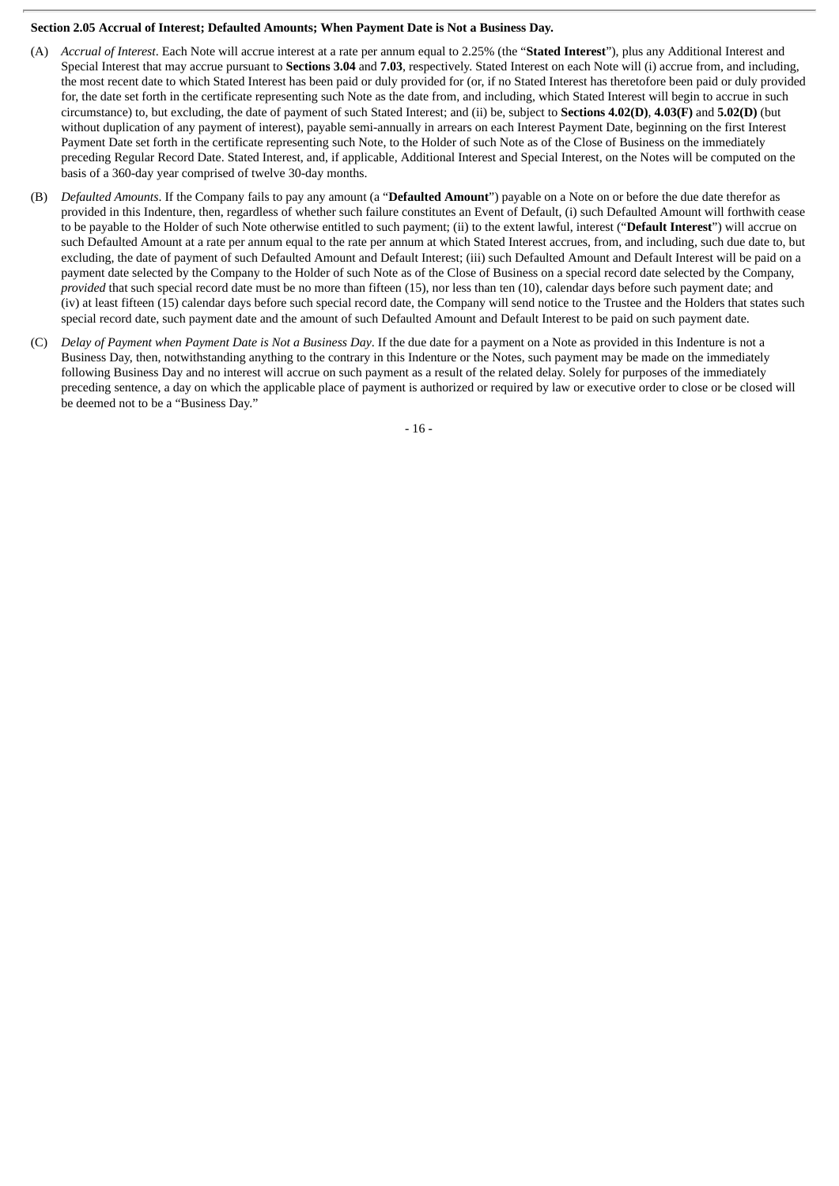**Section 2.05 Accrual of Interest; Defaulted Amounts; When Payment Date is Not a Business Day.**

(A) *Accrual of Interest*. Each Note will accrue interest at a rate per annum equal to 2.25% (the "**Stated Interest**"), plus any Additional Interest and Special Interest that may accrue pursuant to **Sections 3.04** and **7.03**, respectively. Stated Interest on each Note will (i) accrue from, and including, the most recent date to which Stated Interest has been paid or duly provided for (or, if no Stated Interest has theretofore been paid or duly provided for, the date set forth in the certificate representing such Note as the date from, and including, which Stated Interest will begin to accrue in such circumstance) to, but excluding, the date of payment of such Stated Interest; and (ii) be, subject to **Sections 4.02(D)**, **4.03(F)** and **5.02(D)** (but without duplication of any payment of interest), payable semi-annually in arrears on each Interest Payment Date, beginning on the first Interest Payment Date set forth in the certificate representing such Note, to the Holder of such Note as of the Close of Business on the immediately preceding Regular Record Date. Stated Interest, and, if applicable, Additional Interest and Special Interest, on the Notes will be computed on the basis of a 360-day year comprised of twelve 30-day months.

(B) *Defaulted Amounts*. If the Company fails to pay any amount (a "**Defaulted Amount**") payable on a Note on or before the due date therefor as provided in this Indenture, then, regardless of whether such failure constitutes an Event of Default, (i) such Defaulted Amount will forthwith cease to be payable to the Holder of such Note otherwise entitled to such payment; (ii) to the extent lawful, interest ("**Default Interest**") will accrue on such Defaulted Amount at a rate per annum equal to the rate per annum at which Stated Interest accrues, from, and including, such due date to, but excluding, the date of payment of such Defaulted Amount and Default Interest; (iii) such Defaulted Amount and Default Interest will be paid on a payment date selected by the Company to the Holder of such Note as of the Close of Business on a special record date selected by the Company, *provided* that such special record date must be no more than fifteen (15), nor less than ten (10), calendar days before such payment date; and (iv) at least fifteen (15) calendar days before such special record date, the Company will send notice to the Trustee and the Holders that states such special record date, such payment date and the amount of such Defaulted Amount and Default Interest to be paid on such payment date.

(C) *Delay of Payment when Payment Date is Not a Business Day*. If the due date for a payment on a Note as provided in this Indenture is not a Business Day, then, notwithstanding anything to the contrary in this Indenture or the Notes, such payment may be made on the immediately following Business Day and no interest will accrue on such payment as a result of the related delay. Solely for purposes of the immediately preceding sentence, a day on which the applicable place of payment is authorized or required by law or executive order to close or be closed will be deemed not to be a "Business Day."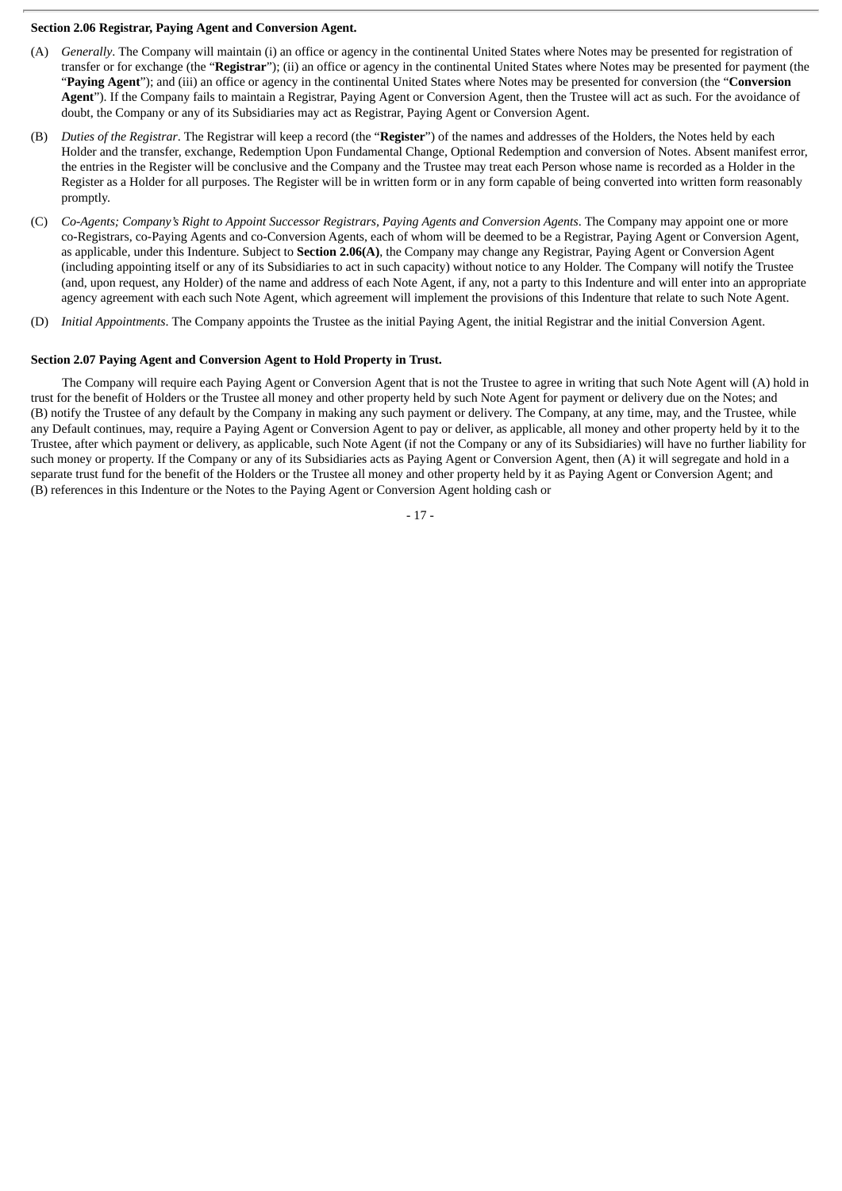**Section 2.06 Registrar, Paying Agent and Conversion Agent.**

(A) *Generally*. The Company will maintain (i) an office or agency in the continental United States where Notes may be presented for registration of transfer or for exchange (the "**Registrar**"); (ii) an office or agency in the continental United States where Notes may be presented for payment (the "**Paying Agent**"); and (iii) an office or agency in the continental United States where Notes may be presented for conversion (the "**Conversion Agent**"). If the Company fails to maintain a Registrar, Paying Agent or Conversion Agent, then the Trustee will act as such. For the avoidance of doubt, the Company or any of its Subsidiaries may act as Registrar, Paying Agent or Conversion Agent.

(B) *Duties of the Registrar*. The Registrar will keep a record (the "**Register**") of the names and addresses of the Holders, the Notes held by each Holder and the transfer, exchange, Redemption Upon Fundamental Change, Optional Redemption and conversion of Notes. Absent manifest error, the entries in the Register will be conclusive and the Company and the Trustee may treat each Person whose name is recorded as a Holder in the Register as a Holder for all purposes. The Register will be in written form or in any form capable of being converted into written form reasonably promptly.

(C) *Co-Agents; Company's Right to Appoint Successor Registrars, Paying Agents and Conversion Agents*. The Company may appoint one or more co-Registrars, co-Paying Agents and co-Conversion Agents, each of whom will be deemed to be a Registrar, Paying Agent or Conversion Agent, as applicable, under this Indenture. Subject to **Section 2.06(A)**, the Company may change any Registrar, Paying Agent or Conversion Agent (including appointing itself or any of its Subsidiaries to act in such capacity) without notice to any Holder. The Company will notify the Trustee (and, upon request, any Holder) of the name and address of each Note Agent, if any, not a party to this Indenture and will enter into an appropriate agency agreement with each such Note Agent, which agreement will implement the provisions of this Indenture that relate to such Note Agent.

(D) *Initial Appointments*. The Company appoints the Trustee as the initial Paying Agent, the initial Registrar and the initial Conversion Agent.

**Section 2.07 Paying Agent and Conversion Agent to Hold Property in Trust.**

The Company will require each Paying Agent or Conversion Agent that is not the Trustee to agree in writing that such Note Agent will (A) hold in trust for the benefit of Holders or the Trustee all money and other property held by such Note Agent for payment or delivery due on the Notes; and (B) notify the Trustee of any default by the Company in making any such payment or delivery. The Company, at any time, may, and the Trustee, while any Default continues, may, require a Paying Agent or Conversion Agent to pay or deliver, as applicable, all money and other property held by it to the Trustee, after which payment or delivery, as applicable, such Note Agent (if not the Company or any of its Subsidiaries) will have no further liability for such money or property. If the Company or any of its Subsidiaries acts as Paying Agent or Conversion Agent, then (A) it will segregate and hold in a separate trust fund for the benefit of the Holders or the Trustee all money and other property held by it as Paying Agent or Conversion Agent; and (B) references in this Indenture or the Notes to the Paying Agent or Conversion Agent holding cash or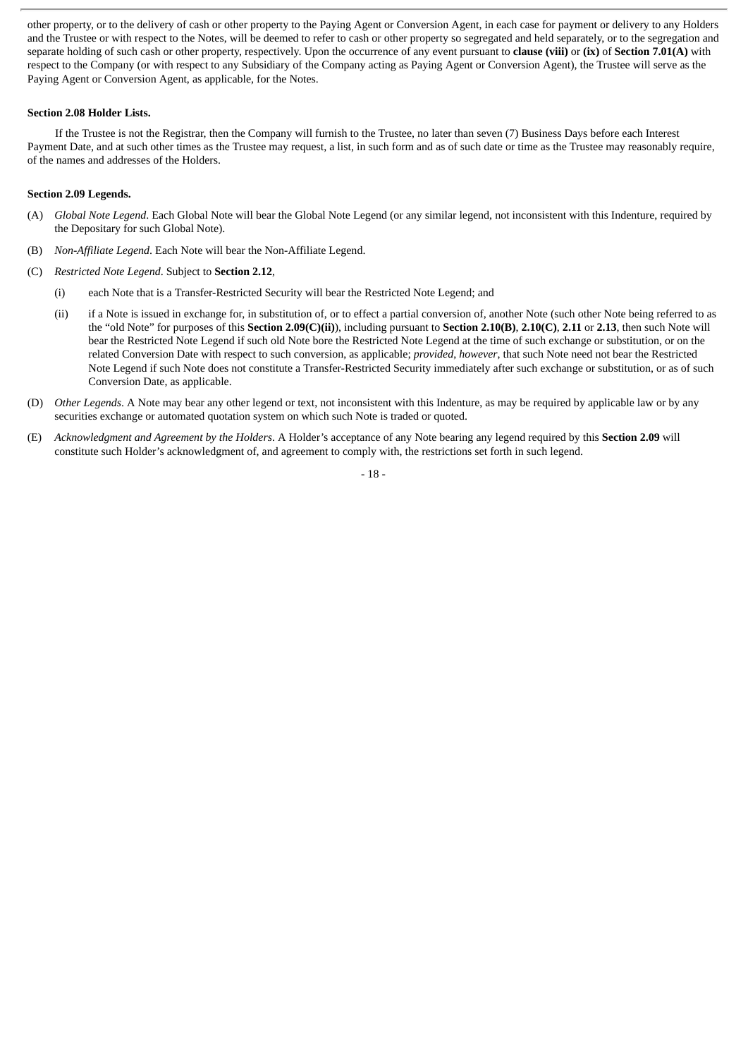other property, or to the delivery of cash or other property to the Paying Agent or Conversion Agent, in each case for payment or delivery to any Holders and the Trustee or with respect to the Notes, will be deemed to refer to cash or other property so segregated and held separately, or to the segregation and separate holding of such cash or other property, respectively. Upon the occurrence of any event pursuant to **clause (viii)** or **(ix)** of **Section 7.01(A)** with respect to the Company (or with respect to any Subsidiary of the Company acting as Paying Agent or Conversion Agent), the Trustee will serve as the Paying Agent or Conversion Agent, as applicable, for the Notes.

**Section 2.08 Holder Lists.**

If the Trustee is not the Registrar, then the Company will furnish to the Trustee, no later than seven (7) Business Days before each Interest Payment Date, and at such other times as the Trustee may request, a list, in such form and as of such date or time as the Trustee may reasonably require, of the names and addresses of the Holders.

**Section 2.09 Legends.**

(A) *Global Note Legend*. Each Global Note will bear the Global Note Legend (or any similar legend, not inconsistent with this Indenture, required by the Depositary for such Global Note).

(B) *Non-Affiliate Legend*. Each Note will bear the Non-Affiliate Legend.

(C) *Restricted Note Legend*. Subject to **Section 2.12**,

(i) each Note that is a Transfer-Restricted Security will bear the Restricted Note Legend; and

(ii) if a Note is issued in exchange for, in substitution of, or to effect a partial conversion of, another Note (such other Note being referred to as the "old Note" for purposes of this **Section 2.09(C)(ii)**), including pursuant to **Section 2.10(B)**, **2.10(C)**, **2.11** or **2.13**, then such Note will bear the Restricted Note Legend if such old Note bore the Restricted Note Legend at the time of such exchange or substitution, or on the related Conversion Date with respect to such conversion, as applicable; *provided, however*, that such Note need not bear the Restricted Note Legend if such Note does not constitute a Transfer-Restricted Security immediately after such exchange or substitution, or as of such Conversion Date, as applicable.

(D) *Other Legends*. A Note may bear any other legend or text, not inconsistent with this Indenture, as may be required by applicable law or by any securities exchange or automated quotation system on which such Note is traded or quoted.

(E) *Acknowledgment and Agreement by the Holders*. A Holder's acceptance of any Note bearing any legend required by this **Section 2.09** will constitute such Holder's acknowledgment of, and agreement to comply with, the restrictions set forth in such legend.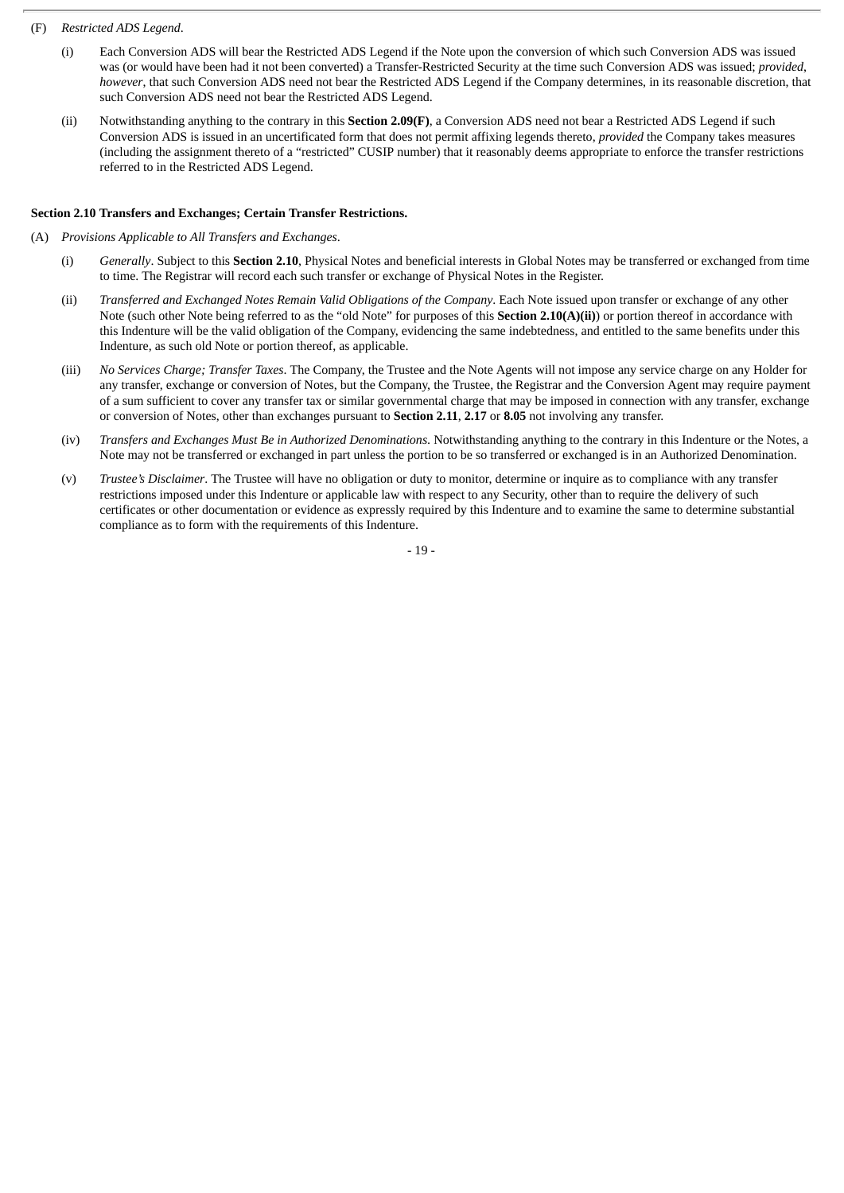(F) *Restricted ADS Legend*.

(i) Each Conversion ADS will bear the Restricted ADS Legend if the Note upon the conversion of which such Conversion ADS was issued was (or would have been had it not been converted) a Transfer-Restricted Security at the time such Conversion ADS was issued; *provided*, *however*, that such Conversion ADS need not bear the Restricted ADS Legend if the Company determines, in its reasonable discretion, that such Conversion ADS need not bear the Restricted ADS Legend.

(ii) Notwithstanding anything to the contrary in this **Section 2.09(F)**, a Conversion ADS need not bear a Restricted ADS Legend if such Conversion ADS is issued in an uncertificated form that does not permit affixing legends thereto, *provided* the Company takes measures (including the assignment thereto of a "restricted" CUSIP number) that it reasonably deems appropriate to enforce the transfer restrictions referred to in the Restricted ADS Legend.

**Section 2.10 Transfers and Exchanges; Certain Transfer Restrictions.**

(A) *Provisions Applicable to All Transfers and Exchanges*.

(i) *Generally*. Subject to this **Section 2.10**, Physical Notes and beneficial interests in Global Notes may be transferred or exchanged from time to time. The Registrar will record each such transfer or exchange of Physical Notes in the Register.

(ii) *Transferred and Exchanged Notes Remain Valid Obligations of the Company*. Each Note issued upon transfer or exchange of any other Note (such other Note being referred to as the "old Note" for purposes of this **Section 2.10(A)(ii)**) or portion thereof in accordance with this Indenture will be the valid obligation of the Company, evidencing the same indebtedness, and entitled to the same benefits under this Indenture, as such old Note or portion thereof, as applicable.

(iii) *No Services Charge; Transfer Taxes*. The Company, the Trustee and the Note Agents will not impose any service charge on any Holder for any transfer, exchange or conversion of Notes, but the Company, the Trustee, the Registrar and the Conversion Agent may require payment of a sum sufficient to cover any transfer tax or similar governmental charge that may be imposed in connection with any transfer, exchange or conversion of Notes, other than exchanges pursuant to **Section 2.11**, **2.17** or **8.05** not involving any transfer.

(iv) *Transfers and Exchanges Must Be in Authorized Denominations*. Notwithstanding anything to the contrary in this Indenture or the Notes, a Note may not be transferred or exchanged in part unless the portion to be so transferred or exchanged is in an Authorized Denomination.

(v) *Trustee's Disclaimer*. The Trustee will have no obligation or duty to monitor, determine or inquire as to compliance with any transfer restrictions imposed under this Indenture or applicable law with respect to any Security, other than to require the delivery of such certificates or other documentation or evidence as expressly required by this Indenture and to examine the same to determine substantial compliance as to form with the requirements of this Indenture.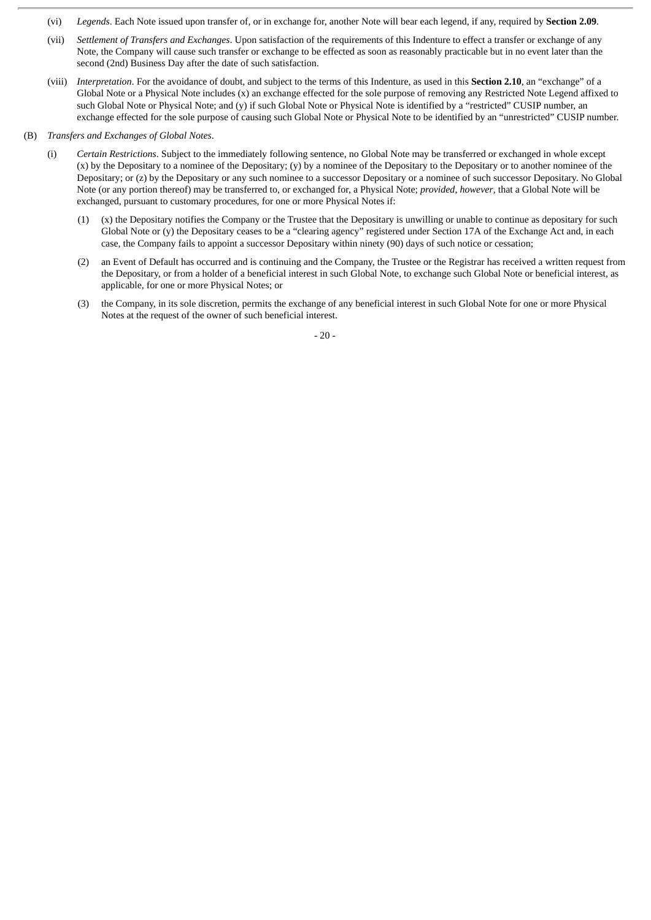(vi) *Legends*. Each Note issued upon transfer of, or in exchange for, another Note will bear each legend, if any, required by **Section 2.09**.

(vii) *Settlement of Transfers and Exchanges*. Upon satisfaction of the requirements of this Indenture to effect a transfer or exchange of any Note, the Company will cause such transfer or exchange to be effected as soon as reasonably practicable but in no event later than the second (2nd) Business Day after the date of such satisfaction.

(viii) *Interpretation*. For the avoidance of doubt, and subject to the terms of this Indenture, as used in this **Section 2.10**, an "exchange" of a Global Note or a Physical Note includes (x) an exchange effected for the sole purpose of removing any Restricted Note Legend affixed to such Global Note or Physical Note; and (y) if such Global Note or Physical Note is identified by a "restricted" CUSIP number, an exchange effected for the sole purpose of causing such Global Note or Physical Note to be identified by an "unrestricted" CUSIP number.

(B) *Transfers and Exchanges of Global Notes*.

(i) *Certain Restrictions*. Subject to the immediately following sentence, no Global Note may be transferred or exchanged in whole except (x) by the Depositary to a nominee of the Depositary; (y) by a nominee of the Depositary to the Depositary or to another nominee of the Depositary; or (z) by the Depositary or any such nominee to a successor Depositary or a nominee of such successor Depositary. No Global Note (or any portion thereof) may be transferred to, or exchanged for, a Physical Note; *provided, however*, that a Global Note will be exchanged, pursuant to customary procedures, for one or more Physical Notes if:

(1) (x) the Depositary notifies the Company or the Trustee that the Depositary is unwilling or unable to continue as depositary for such Global Note or (y) the Depositary ceases to be a "clearing agency" registered under Section 17A of the Exchange Act and, in each case, the Company fails to appoint a successor Depositary within ninety (90) days of such notice or cessation;

(2) an Event of Default has occurred and is continuing and the Company, the Trustee or the Registrar has received a written request from the Depositary, or from a holder of a beneficial interest in such Global Note, to exchange such Global Note or beneficial interest, as applicable, for one or more Physical Notes; or

(3) the Company, in its sole discretion, permits the exchange of any beneficial interest in such Global Note for one or more Physical Notes at the request of the owner of such beneficial interest.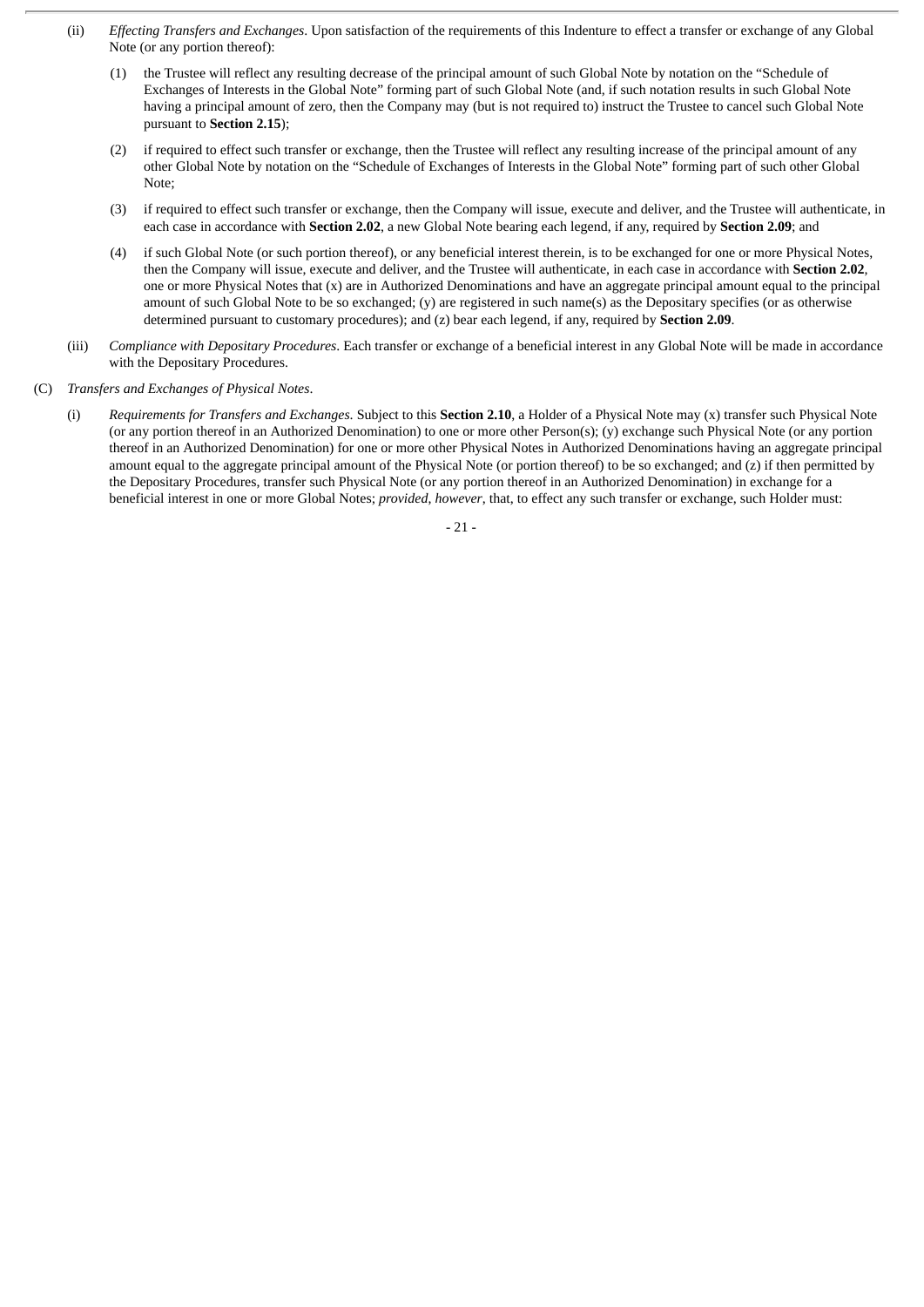(ii) *Effecting Transfers and Exchanges*. Upon satisfaction of the requirements of this Indenture to effect a transfer or exchange of any Global Note (or any portion thereof):

(1) the Trustee will reflect any resulting decrease of the principal amount of such Global Note by notation on the "Schedule of Exchanges of Interests in the Global Note" forming part of such Global Note (and, if such notation results in such Global Note having a principal amount of zero, then the Company may (but is not required to) instruct the Trustee to cancel such Global Note pursuant to **Section 2.15**);

(2) if required to effect such transfer or exchange, then the Trustee will reflect any resulting increase of the principal amount of any other Global Note by notation on the "Schedule of Exchanges of Interests in the Global Note" forming part of such other Global Note;

(3) if required to effect such transfer or exchange, then the Company will issue, execute and deliver, and the Trustee will authenticate, in each case in accordance with **Section 2.02**, a new Global Note bearing each legend, if any, required by **Section 2.09**; and

(4) if such Global Note (or such portion thereof), or any beneficial interest therein, is to be exchanged for one or more Physical Notes, then the Company will issue, execute and deliver, and the Trustee will authenticate, in each case in accordance with **Section 2.02**, one or more Physical Notes that (x) are in Authorized Denominations and have an aggregate principal amount equal to the principal amount of such Global Note to be so exchanged; (y) are registered in such name(s) as the Depositary specifies (or as otherwise determined pursuant to customary procedures); and (z) bear each legend, if any, required by **Section 2.09**.

(iii) *Compliance with Depositary Procedures*. Each transfer or exchange of a beneficial interest in any Global Note will be made in accordance with the Depositary Procedures.

(C) *Transfers and Exchanges of Physical Notes*.

(i) *Requirements for Transfers and Exchanges*. Subject to this **Section 2.10**, a Holder of a Physical Note may (x) transfer such Physical Note (or any portion thereof in an Authorized Denomination) to one or more other Person(s); (y) exchange such Physical Note (or any portion thereof in an Authorized Denomination) for one or more other Physical Notes in Authorized Denominations having an aggregate principal amount equal to the aggregate principal amount of the Physical Note (or portion thereof) to be so exchanged; and (z) if then permitted by the Depositary Procedures, transfer such Physical Note (or any portion thereof in an Authorized Denomination) in exchange for a beneficial interest in one or more Global Notes; *provided*, *however*, that, to effect any such transfer or exchange, such Holder must: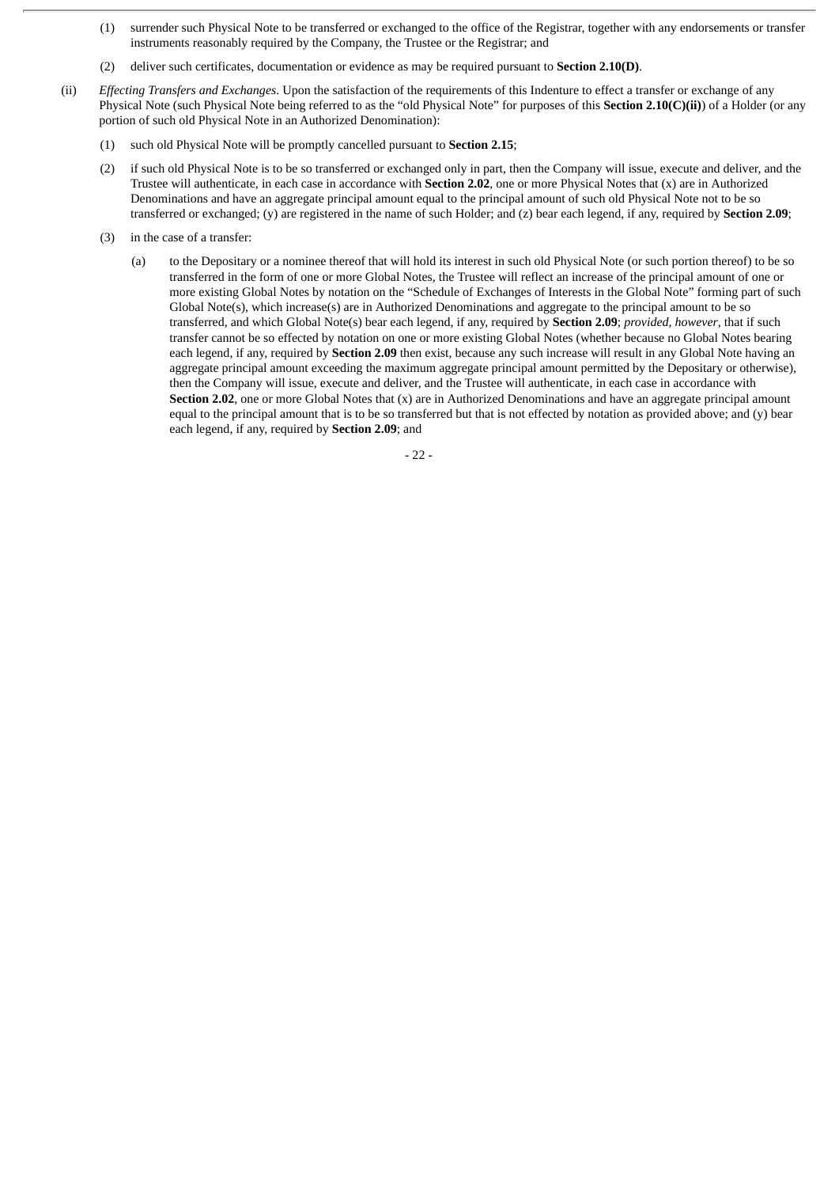(1) surrender such Physical Note to be transferred or exchanged to the office of the Registrar, together with any endorsements or transfer instruments reasonably required by the Company, the Trustee or the Registrar; and

(2) deliver such certificates, documentation or evidence as may be required pursuant to **Section 2.10(D)**.

(ii) *Effecting Transfers and Exchanges*. Upon the satisfaction of the requirements of this Indenture to effect a transfer or exchange of any Physical Note (such Physical Note being referred to as the "old Physical Note" for purposes of this **Section 2.10(C)(ii)**) of a Holder (or any portion of such old Physical Note in an Authorized Denomination):

(1) such old Physical Note will be promptly cancelled pursuant to **Section 2.15**;

(2) if such old Physical Note is to be so transferred or exchanged only in part, then the Company will issue, execute and deliver, and the Trustee will authenticate, in each case in accordance with **Section 2.02**, one or more Physical Notes that (x) are in Authorized Denominations and have an aggregate principal amount equal to the principal amount of such old Physical Note not to be so transferred or exchanged; (y) are registered in the name of such Holder; and (z) bear each legend, if any, required by **Section 2.09**;

(3) in the case of a transfer:

(a) to the Depositary or a nominee thereof that will hold its interest in such old Physical Note (or such portion thereof) to be so transferred in the form of one or more Global Notes, the Trustee will reflect an increase of the principal amount of one or more existing Global Notes by notation on the "Schedule of Exchanges of Interests in the Global Note" forming part of such Global Note(s), which increase(s) are in Authorized Denominations and aggregate to the principal amount to be so transferred, and which Global Note(s) bear each legend, if any, required by **Section 2.09**; *provided*, *however*, that if such transfer cannot be so effected by notation on one or more existing Global Notes (whether because no Global Notes bearing each legend, if any, required by **Section 2.09** then exist, because any such increase will result in any Global Note having an aggregate principal amount exceeding the maximum aggregate principal amount permitted by the Depositary or otherwise), then the Company will issue, execute and deliver, and the Trustee will authenticate, in each case in accordance with **Section 2.02**, one or more Global Notes that (x) are in Authorized Denominations and have an aggregate principal amount equal to the principal amount that is to be so transferred but that is not effected by notation as provided above; and (y) bear each legend, if any, required by **Section 2.09**; and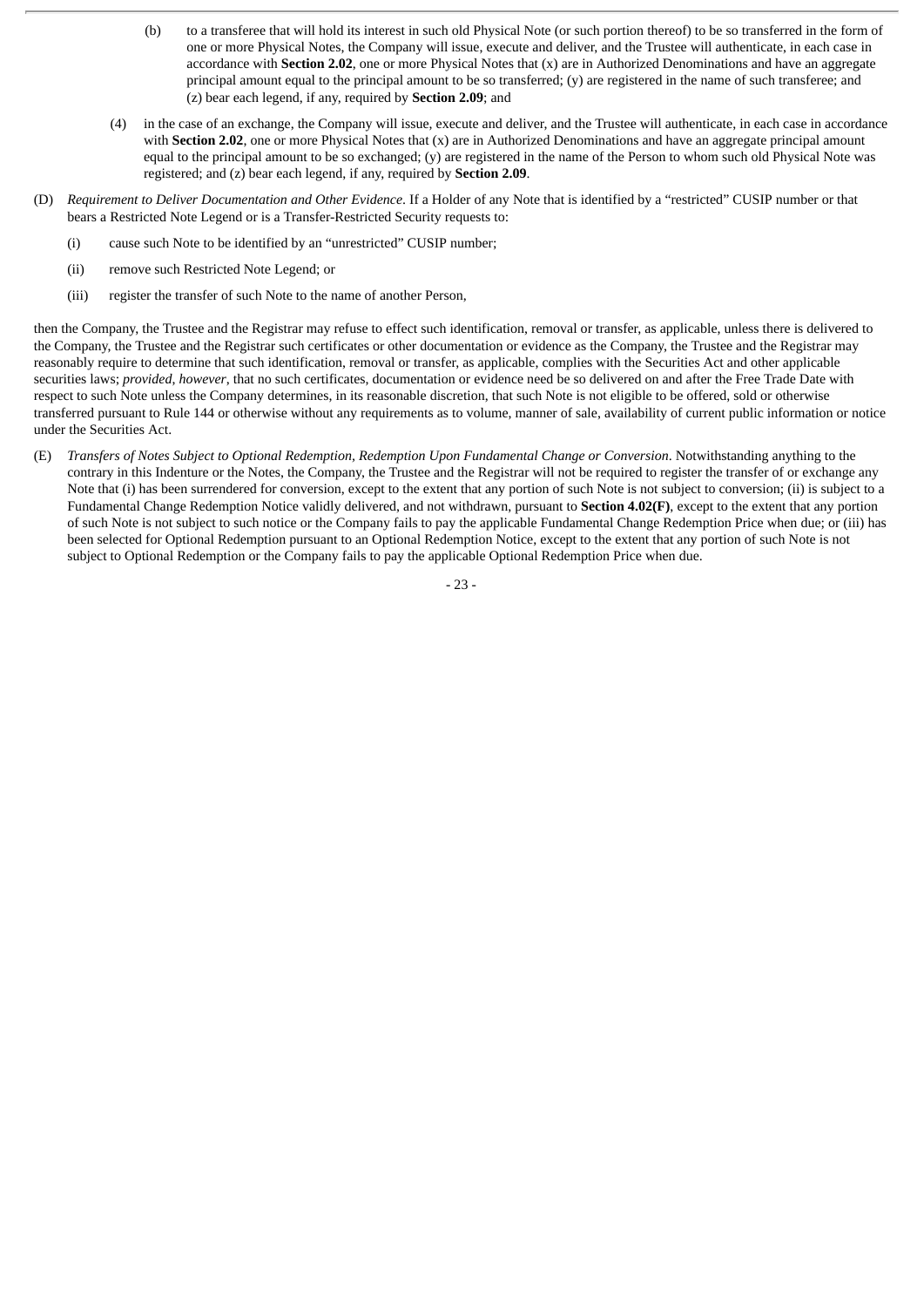(b) to a transferee that will hold its interest in such old Physical Note (or such portion thereof) to be so transferred in the form of one or more Physical Notes, the Company will issue, execute and deliver, and the Trustee will authenticate, in each case in accordance with **Section 2.02**, one or more Physical Notes that (x) are in Authorized Denominations and have an aggregate principal amount equal to the principal amount to be so transferred; (y) are registered in the name of such transferee; and (z) bear each legend, if any, required by **Section 2.09**; and

(4) in the case of an exchange, the Company will issue, execute and deliver, and the Trustee will authenticate, in each case in accordance with **Section 2.02**, one or more Physical Notes that (x) are in Authorized Denominations and have an aggregate principal amount equal to the principal amount to be so exchanged; (y) are registered in the name of the Person to whom such old Physical Note was registered; and (z) bear each legend, if any, required by **Section 2.09**.

(D) *Requirement to Deliver Documentation and Other Evidence*. If a Holder of any Note that is identified by a "restricted" CUSIP number or that bears a Restricted Note Legend or is a Transfer-Restricted Security requests to:

(i) cause such Note to be identified by an "unrestricted" CUSIP number;

(ii) remove such Restricted Note Legend; or

(iii) register the transfer of such Note to the name of another Person,

then the Company, the Trustee and the Registrar may refuse to effect such identification, removal or transfer, as applicable, unless there is delivered to the Company, the Trustee and the Registrar such certificates or other documentation or evidence as the Company, the Trustee and the Registrar may reasonably require to determine that such identification, removal or transfer, as applicable, complies with the Securities Act and other applicable securities laws; *provided*, *however*, that no such certificates, documentation or evidence need be so delivered on and after the Free Trade Date with respect to such Note unless the Company determines, in its reasonable discretion, that such Note is not eligible to be offered, sold or otherwise transferred pursuant to Rule 144 or otherwise without any requirements as to volume, manner of sale, availability of current public information or notice under the Securities Act.

(E) *Transfers of Notes Subject to Optional Redemption, Redemption Upon Fundamental Change or Conversion*. Notwithstanding anything to the contrary in this Indenture or the Notes, the Company, the Trustee and the Registrar will not be required to register the transfer of or exchange any Note that (i) has been surrendered for conversion, except to the extent that any portion of such Note is not subject to conversion; (ii) is subject to a Fundamental Change Redemption Notice validly delivered, and not withdrawn, pursuant to **Section 4.02(F)**, except to the extent that any portion of such Note is not subject to such notice or the Company fails to pay the applicable Fundamental Change Redemption Price when due; or (iii) has been selected for Optional Redemption pursuant to an Optional Redemption Notice, except to the extent that any portion of such Note is not subject to Optional Redemption or the Company fails to pay the applicable Optional Redemption Price when due.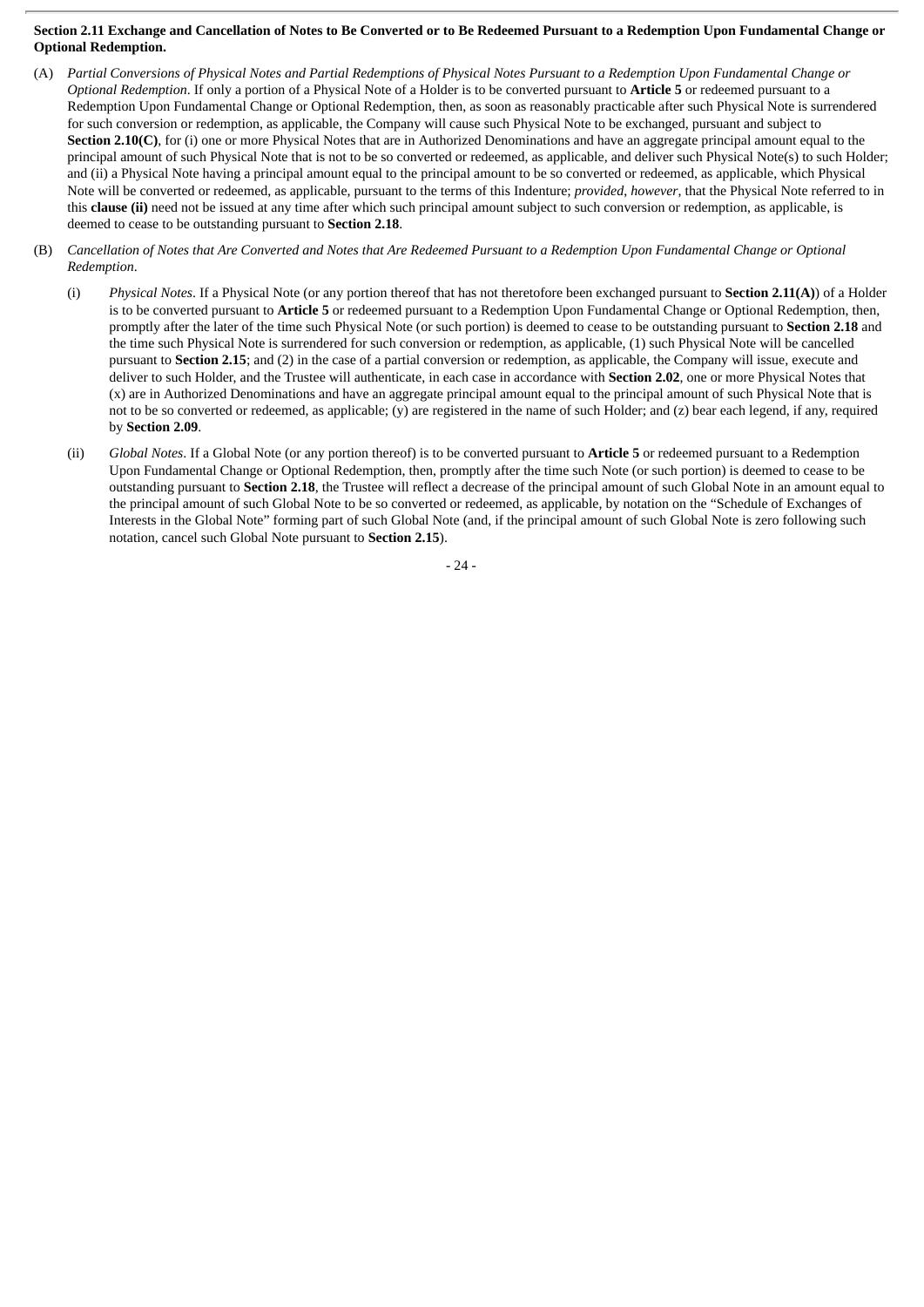**Section 2.11 Exchange and Cancellation of Notes to Be Converted or to Be Redeemed Pursuant to a Redemption Upon Fundamental Change or Optional Redemption.**

(A) *Partial Conversions of Physical Notes and Partial Redemptions of Physical Notes Pursuant to a Redemption Upon Fundamental Change or Optional Redemption*. If only a portion of a Physical Note of a Holder is to be converted pursuant to **Article 5** or redeemed pursuant to a Redemption Upon Fundamental Change or Optional Redemption, then, as soon as reasonably practicable after such Physical Note is surrendered for such conversion or redemption, as applicable, the Company will cause such Physical Note to be exchanged, pursuant and subject to **Section 2.10(C)**, for (i) one or more Physical Notes that are in Authorized Denominations and have an aggregate principal amount equal to the principal amount of such Physical Note that is not to be so converted or redeemed, as applicable, and deliver such Physical Note(s) to such Holder; and (ii) a Physical Note having a principal amount equal to the principal amount to be so converted or redeemed, as applicable, which Physical Note will be converted or redeemed, as applicable, pursuant to the terms of this Indenture; *provided*, *however*, that the Physical Note referred to in this **clause (ii)** need not be issued at any time after which such principal amount subject to such conversion or redemption, as applicable, is deemed to cease to be outstanding pursuant to **Section 2.18**.

(B) *Cancellation of Notes that Are Converted and Notes that Are Redeemed Pursuant to a Redemption Upon Fundamental Change or Optional Redemption*.

(i) *Physical Notes*. If a Physical Note (or any portion thereof that has not theretofore been exchanged pursuant to **Section 2.11(A)**) of a Holder is to be converted pursuant to **Article 5** or redeemed pursuant to a Redemption Upon Fundamental Change or Optional Redemption, then, promptly after the later of the time such Physical Note (or such portion) is deemed to cease to be outstanding pursuant to **Section 2.18** and the time such Physical Note is surrendered for such conversion or redemption, as applicable, (1) such Physical Note will be cancelled pursuant to **Section 2.15**; and (2) in the case of a partial conversion or redemption, as applicable, the Company will issue, execute and deliver to such Holder, and the Trustee will authenticate, in each case in accordance with **Section 2.02**, one or more Physical Notes that (x) are in Authorized Denominations and have an aggregate principal amount equal to the principal amount of such Physical Note that is not to be so converted or redeemed, as applicable; (y) are registered in the name of such Holder; and (z) bear each legend, if any, required by **Section 2.09**.

(ii) *Global Notes*. If a Global Note (or any portion thereof) is to be converted pursuant to **Article 5** or redeemed pursuant to a Redemption Upon Fundamental Change or Optional Redemption, then, promptly after the time such Note (or such portion) is deemed to cease to be outstanding pursuant to **Section 2.18**, the Trustee will reflect a decrease of the principal amount of such Global Note in an amount equal to the principal amount of such Global Note to be so converted or redeemed, as applicable, by notation on the "Schedule of Exchanges of Interests in the Global Note" forming part of such Global Note (and, if the principal amount of such Global Note is zero following such notation, cancel such Global Note pursuant to **Section 2.15**).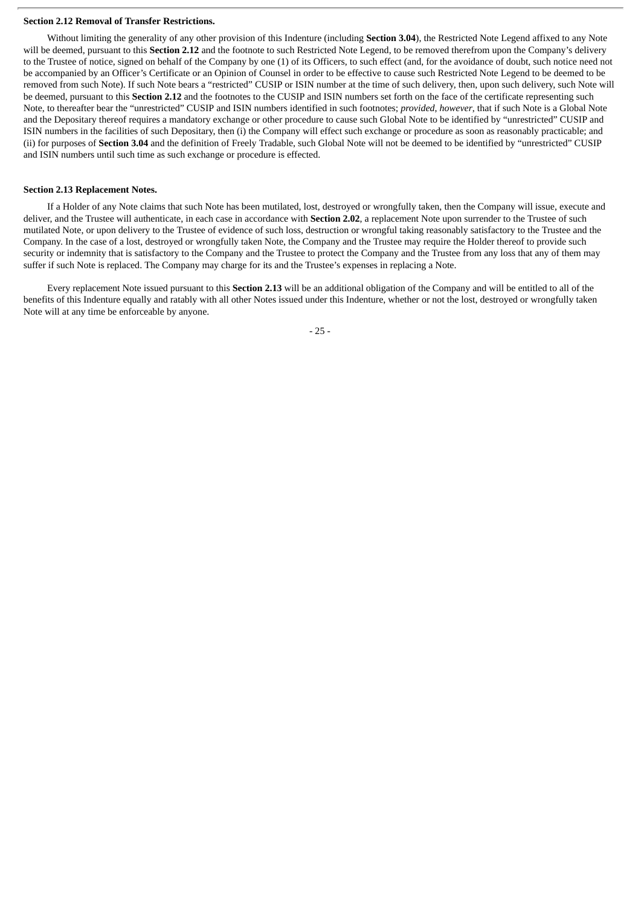**Section 2.12 Removal of Transfer Restrictions.**

Without limiting the generality of any other provision of this Indenture (including **Section 3.04**), the Restricted Note Legend affixed to any Note will be deemed, pursuant to this **Section 2.12** and the footnote to such Restricted Note Legend, to be removed therefrom upon the Company's delivery to the Trustee of notice, signed on behalf of the Company by one (1) of its Officers, to such effect (and, for the avoidance of doubt, such notice need not be accompanied by an Officer's Certificate or an Opinion of Counsel in order to be effective to cause such Restricted Note Legend to be deemed to be removed from such Note). If such Note bears a "restricted" CUSIP or ISIN number at the time of such delivery, then, upon such delivery, such Note will be deemed, pursuant to this **Section 2.12** and the footnotes to the CUSIP and ISIN numbers set forth on the face of the certificate representing such Note, to thereafter bear the "unrestricted" CUSIP and ISIN numbers identified in such footnotes; *provided*, *however*, that if such Note is a Global Note and the Depositary thereof requires a mandatory exchange or other procedure to cause such Global Note to be identified by "unrestricted" CUSIP and ISIN numbers in the facilities of such Depositary, then (i) the Company will effect such exchange or procedure as soon as reasonably practicable; and (ii) for purposes of **Section 3.04** and the definition of Freely Tradable, such Global Note will not be deemed to be identified by "unrestricted" CUSIP and ISIN numbers until such time as such exchange or procedure is effected.

**Section 2.13 Replacement Notes.**

If a Holder of any Note claims that such Note has been mutilated, lost, destroyed or wrongfully taken, then the Company will issue, execute and deliver, and the Trustee will authenticate, in each case in accordance with **Section 2.02**, a replacement Note upon surrender to the Trustee of such mutilated Note, or upon delivery to the Trustee of evidence of such loss, destruction or wrongful taking reasonably satisfactory to the Trustee and the Company. In the case of a lost, destroyed or wrongfully taken Note, the Company and the Trustee may require the Holder thereof to provide such security or indemnity that is satisfactory to the Company and the Trustee to protect the Company and the Trustee from any loss that any of them may suffer if such Note is replaced. The Company may charge for its and the Trustee's expenses in replacing a Note.

Every replacement Note issued pursuant to this **Section 2.13** will be an additional obligation of the Company and will be entitled to all of the benefits of this Indenture equally and ratably with all other Notes issued under this Indenture, whether or not the lost, destroyed or wrongfully taken Note will at any time be enforceable by anyone.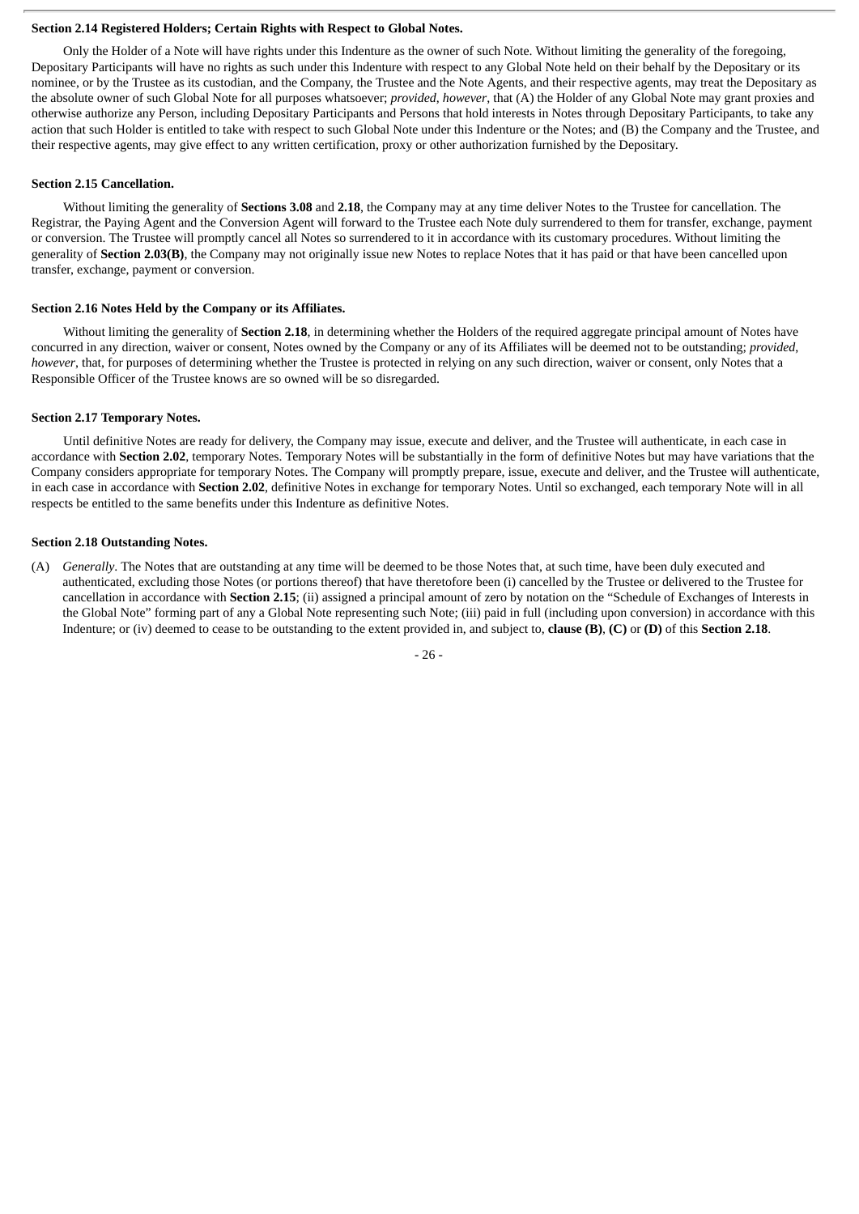**Section 2.14 Registered Holders; Certain Rights with Respect to Global Notes.**

Only the Holder of a Note will have rights under this Indenture as the owner of such Note. Without limiting the generality of the foregoing, Depositary Participants will have no rights as such under this Indenture with respect to any Global Note held on their behalf by the Depositary or its nominee, or by the Trustee as its custodian, and the Company, the Trustee and the Note Agents, and their respective agents, may treat the Depositary as the absolute owner of such Global Note for all purposes whatsoever; *provided*, *however*, that (A) the Holder of any Global Note may grant proxies and otherwise authorize any Person, including Depositary Participants and Persons that hold interests in Notes through Depositary Participants, to take any action that such Holder is entitled to take with respect to such Global Note under this Indenture or the Notes; and (B) the Company and the Trustee, and their respective agents, may give effect to any written certification, proxy or other authorization furnished by the Depositary.

**Section 2.15 Cancellation.**

Without limiting the generality of **Sections 3.08** and **2.18**, the Company may at any time deliver Notes to the Trustee for cancellation. The Registrar, the Paying Agent and the Conversion Agent will forward to the Trustee each Note duly surrendered to them for transfer, exchange, payment or conversion. The Trustee will promptly cancel all Notes so surrendered to it in accordance with its customary procedures. Without limiting the generality of **Section 2.03(B)**, the Company may not originally issue new Notes to replace Notes that it has paid or that have been cancelled upon transfer, exchange, payment or conversion.

**Section 2.16 Notes Held by the Company or its Affiliates.**

Without limiting the generality of **Section 2.18**, in determining whether the Holders of the required aggregate principal amount of Notes have concurred in any direction, waiver or consent, Notes owned by the Company or any of its Affiliates will be deemed not to be outstanding; *provided*, *however*, that, for purposes of determining whether the Trustee is protected in relying on any such direction, waiver or consent, only Notes that a Responsible Officer of the Trustee knows are so owned will be so disregarded.

**Section 2.17 Temporary Notes.**

Until definitive Notes are ready for delivery, the Company may issue, execute and deliver, and the Trustee will authenticate, in each case in accordance with **Section 2.02**, temporary Notes. Temporary Notes will be substantially in the form of definitive Notes but may have variations that the Company considers appropriate for temporary Notes. The Company will promptly prepare, issue, execute and deliver, and the Trustee will authenticate, in each case in accordance with **Section 2.02**, definitive Notes in exchange for temporary Notes. Until so exchanged, each temporary Note will in all respects be entitled to the same benefits under this Indenture as definitive Notes.

**Section 2.18 Outstanding Notes.**

(A) *Generally*. The Notes that are outstanding at any time will be deemed to be those Notes that, at such time, have been duly executed and authenticated, excluding those Notes (or portions thereof) that have theretofore been (i) cancelled by the Trustee or delivered to the Trustee for cancellation in accordance with **Section 2.15**; (ii) assigned a principal amount of zero by notation on the "Schedule of Exchanges of Interests in the Global Note" forming part of any a Global Note representing such Note; (iii) paid in full (including upon conversion) in accordance with this Indenture; or (iv) deemed to cease to be outstanding to the extent provided in, and subject to, **clause (B)**, **(C)** or **(D)** of this **Section 2.18**.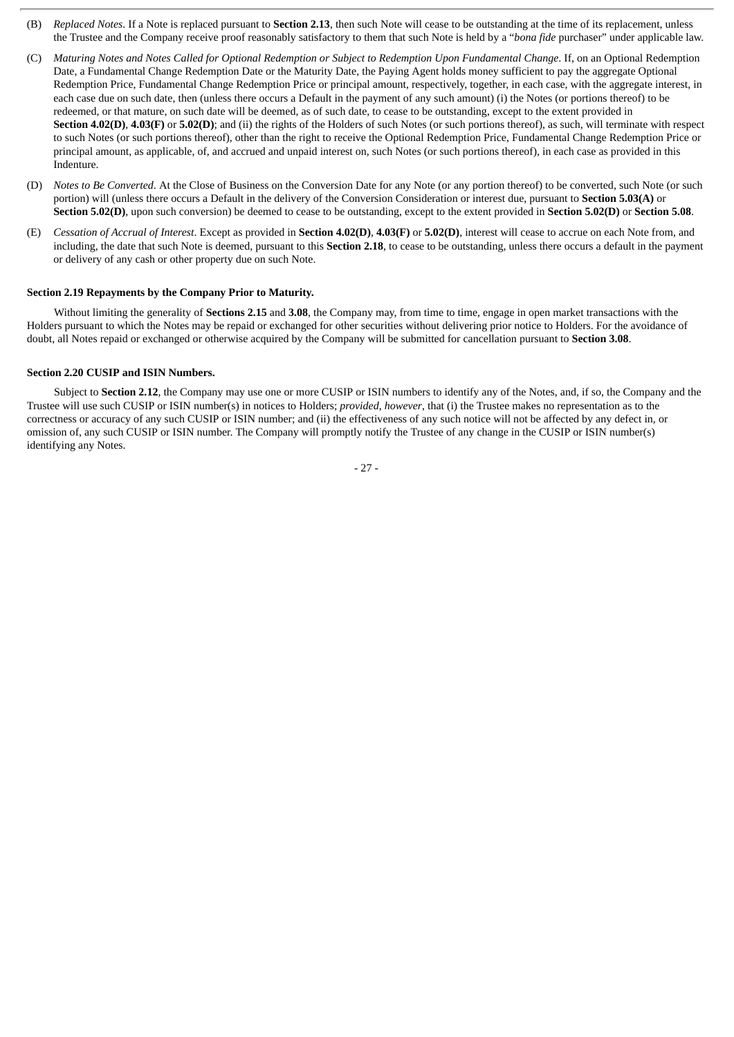(B) *Replaced Notes*. If a Note is replaced pursuant to **Section 2.13**, then such Note will cease to be outstanding at the time of its replacement, unless the Trustee and the Company receive proof reasonably satisfactory to them that such Note is held by a "*bona fide* purchaser" under applicable law.

(C) *Maturing Notes and Notes Called for Optional Redemption or Subject to Redemption Upon Fundamental Change*. If, on an Optional Redemption Date, a Fundamental Change Redemption Date or the Maturity Date, the Paying Agent holds money sufficient to pay the aggregate Optional Redemption Price, Fundamental Change Redemption Price or principal amount, respectively, together, in each case, with the aggregate interest, in each case due on such date, then (unless there occurs a Default in the payment of any such amount) (i) the Notes (or portions thereof) to be redeemed, or that mature, on such date will be deemed, as of such date, to cease to be outstanding, except to the extent provided in **Section 4.02(D)**, **4.03(F)** or **5.02(D)**; and (ii) the rights of the Holders of such Notes (or such portions thereof), as such, will terminate with respect to such Notes (or such portions thereof), other than the right to receive the Optional Redemption Price, Fundamental Change Redemption Price or principal amount, as applicable, of, and accrued and unpaid interest on, such Notes (or such portions thereof), in each case as provided in this Indenture.

(D) *Notes to Be Converted*. At the Close of Business on the Conversion Date for any Note (or any portion thereof) to be converted, such Note (or such portion) will (unless there occurs a Default in the delivery of the Conversion Consideration or interest due, pursuant to **Section 5.03(A)** or **Section 5.02(D)**, upon such conversion) be deemed to cease to be outstanding, except to the extent provided in **Section 5.02(D)** or **Section 5.08**.

(E) *Cessation of Accrual of Interest*. Except as provided in **Section 4.02(D)**, **4.03(F)** or **5.02(D)**, interest will cease to accrue on each Note from, and including, the date that such Note is deemed, pursuant to this **Section 2.18**, to cease to be outstanding, unless there occurs a default in the payment or delivery of any cash or other property due on such Note.

**Section 2.19 Repayments by the Company Prior to Maturity.**

Without limiting the generality of **Sections 2.15** and **3.08**, the Company may, from time to time, engage in open market transactions with the Holders pursuant to which the Notes may be repaid or exchanged for other securities without delivering prior notice to Holders. For the avoidance of doubt, all Notes repaid or exchanged or otherwise acquired by the Company will be submitted for cancellation pursuant to **Section 3.08**.

**Section 2.20 CUSIP and ISIN Numbers.**

Subject to **Section 2.12**, the Company may use one or more CUSIP or ISIN numbers to identify any of the Notes, and, if so, the Company and the Trustee will use such CUSIP or ISIN number(s) in notices to Holders; *provided*, *however*, that (i) the Trustee makes no representation as to the correctness or accuracy of any such CUSIP or ISIN number; and (ii) the effectiveness of any such notice will not be affected by any defect in, or omission of, any such CUSIP or ISIN number. The Company will promptly notify the Trustee of any change in the CUSIP or ISIN number(s) identifying any Notes.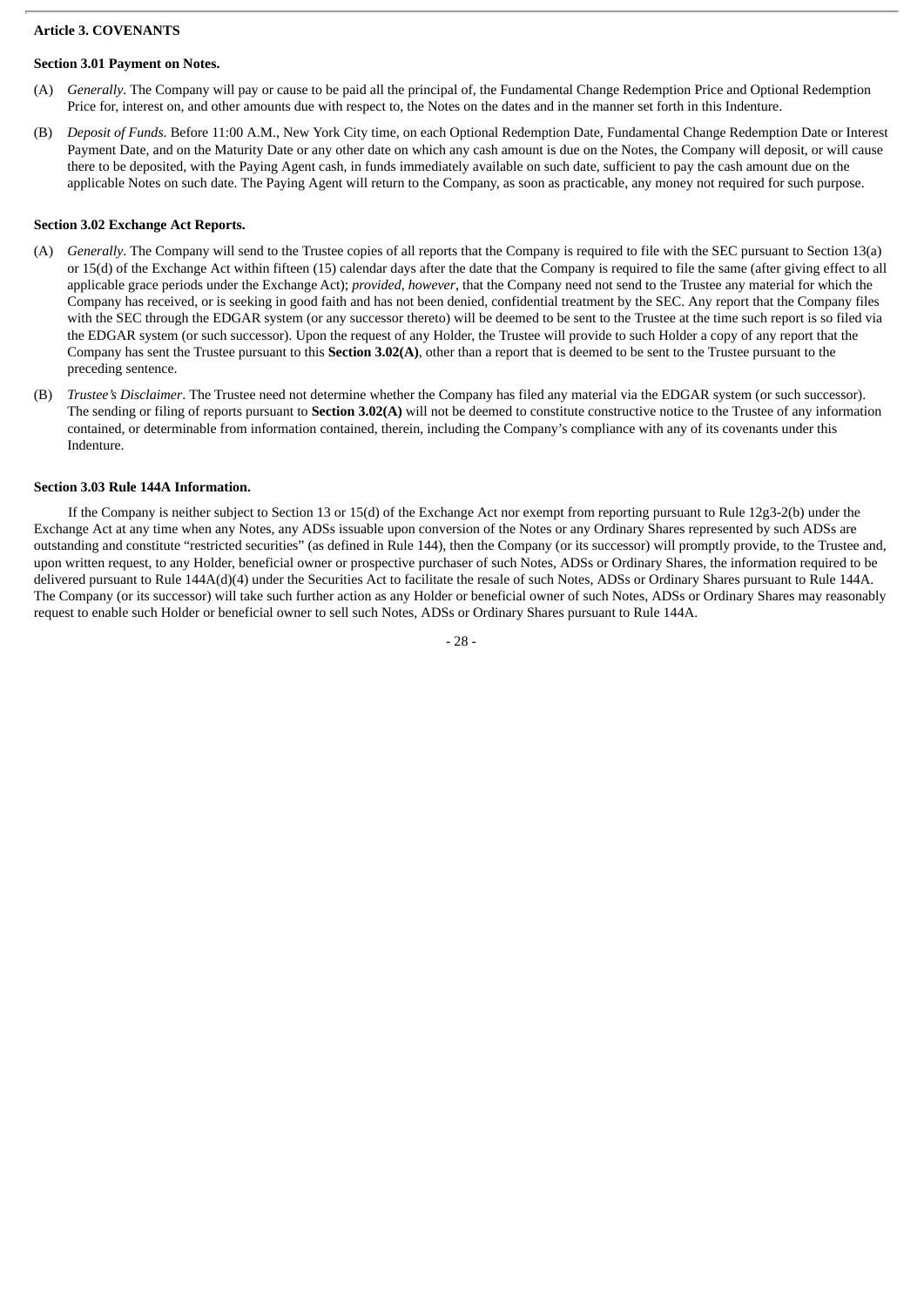## Article 3. COVENANTS

### Section 3.01 Payment on Notes.

(A) *Generally*. The Company will pay or cause to be paid all the principal of, the Fundamental Change Redemption Price and Optional Redemption Price for, interest on, and other amounts due with respect to, the Notes on the dates and in the manner set forth in this Indenture.

(B) *Deposit of Funds*. Before 11:00 A.M., New York City time, on each Optional Redemption Date, Fundamental Change Redemption Date or Interest Payment Date, and on the Maturity Date or any other date on which any cash amount is due on the Notes, the Company will deposit, or will cause there to be deposited, with the Paying Agent cash, in funds immediately available on such date, sufficient to pay the cash amount due on the applicable Notes on such date. The Paying Agent will return to the Company, as soon as practicable, any money not required for such purpose.

### Section 3.02 Exchange Act Reports.

(A) *Generally*. The Company will send to the Trustee copies of all reports that the Company is required to file with the SEC pursuant to Section 13(a) or 15(d) of the Exchange Act within fifteen (15) calendar days after the date that the Company is required to file the same (after giving effect to all applicable grace periods under the Exchange Act); *provided*, *however*, that the Company need not send to the Trustee any material for which the Company has received, or is seeking in good faith and has not been denied, confidential treatment by the SEC. Any report that the Company files with the SEC through the EDGAR system (or any successor thereto) will be deemed to be sent to the Trustee at the time such report is so filed via the EDGAR system (or such successor). Upon the request of any Holder, the Trustee will provide to such Holder a copy of any report that the Company has sent the Trustee pursuant to this **Section 3.02(A)**, other than a report that is deemed to be sent to the Trustee pursuant to the preceding sentence.

(B) *Trustee's Disclaimer*. The Trustee need not determine whether the Company has filed any material via the EDGAR system (or such successor). The sending or filing of reports pursuant to **Section 3.02(A)** will not be deemed to constitute constructive notice to the Trustee of any information contained, or determinable from information contained, therein, including the Company's compliance with any of its covenants under this Indenture.

### Section 3.03 Rule 144A Information.

If the Company is neither subject to Section 13 or 15(d) of the Exchange Act nor exempt from reporting pursuant to Rule 12g3-2(b) under the Exchange Act at any time when any Notes, any ADSs issuable upon conversion of the Notes or any Ordinary Shares represented by such ADSs are outstanding and constitute "restricted securities" (as defined in Rule 144), then the Company (or its successor) will promptly provide, to the Trustee and, upon written request, to any Holder, beneficial owner or prospective purchaser of such Notes, ADSs or Ordinary Shares, the information required to be delivered pursuant to Rule 144A(d)(4) under the Securities Act to facilitate the resale of such Notes, ADSs or Ordinary Shares pursuant to Rule 144A. The Company (or its successor) will take such further action as any Holder or beneficial owner of such Notes, ADSs or Ordinary Shares may reasonably request to enable such Holder or beneficial owner to sell such Notes, ADSs or Ordinary Shares pursuant to Rule 144A.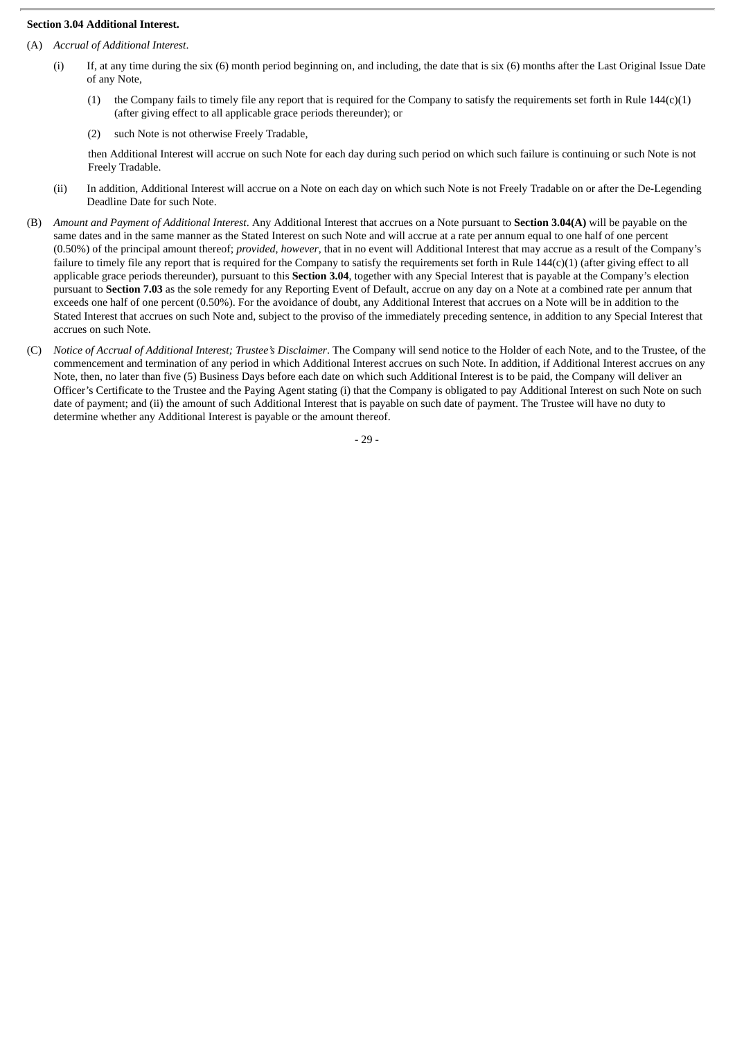**Section 3.04 Additional Interest.**

(A) *Accrual of Additional Interest*.

(i) If, at any time during the six (6) month period beginning on, and including, the date that is six (6) months after the Last Original Issue Date of any Note,

(1) the Company fails to timely file any report that is required for the Company to satisfy the requirements set forth in Rule 144(c)(1) (after giving effect to all applicable grace periods thereunder); or

(2) such Note is not otherwise Freely Tradable,

then Additional Interest will accrue on such Note for each day during such period on which such failure is continuing or such Note is not Freely Tradable.

(ii) In addition, Additional Interest will accrue on a Note on each day on which such Note is not Freely Tradable on or after the De-Legending Deadline Date for such Note.

(B) *Amount and Payment of Additional Interest*. Any Additional Interest that accrues on a Note pursuant to **Section 3.04(A)** will be payable on the same dates and in the same manner as the Stated Interest on such Note and will accrue at a rate per annum equal to one half of one percent (0.50%) of the principal amount thereof; *provided*, *however*, that in no event will Additional Interest that may accrue as a result of the Company's failure to timely file any report that is required for the Company to satisfy the requirements set forth in Rule 144(c)(1) (after giving effect to all applicable grace periods thereunder), pursuant to this **Section 3.04**, together with any Special Interest that is payable at the Company's election pursuant to **Section 7.03** as the sole remedy for any Reporting Event of Default, accrue on any day on a Note at a combined rate per annum that exceeds one half of one percent (0.50%). For the avoidance of doubt, any Additional Interest that accrues on a Note will be in addition to the Stated Interest that accrues on such Note and, subject to the proviso of the immediately preceding sentence, in addition to any Special Interest that accrues on such Note.

(C) *Notice of Accrual of Additional Interest; Trustee's Disclaimer*. The Company will send notice to the Holder of each Note, and to the Trustee, of the commencement and termination of any period in which Additional Interest accrues on such Note. In addition, if Additional Interest accrues on any Note, then, no later than five (5) Business Days before each date on which such Additional Interest is to be paid, the Company will deliver an Officer's Certificate to the Trustee and the Paying Agent stating (i) that the Company is obligated to pay Additional Interest on such Note on such date of payment; and (ii) the amount of such Additional Interest that is payable on such date of payment. The Trustee will have no duty to determine whether any Additional Interest is payable or the amount thereof.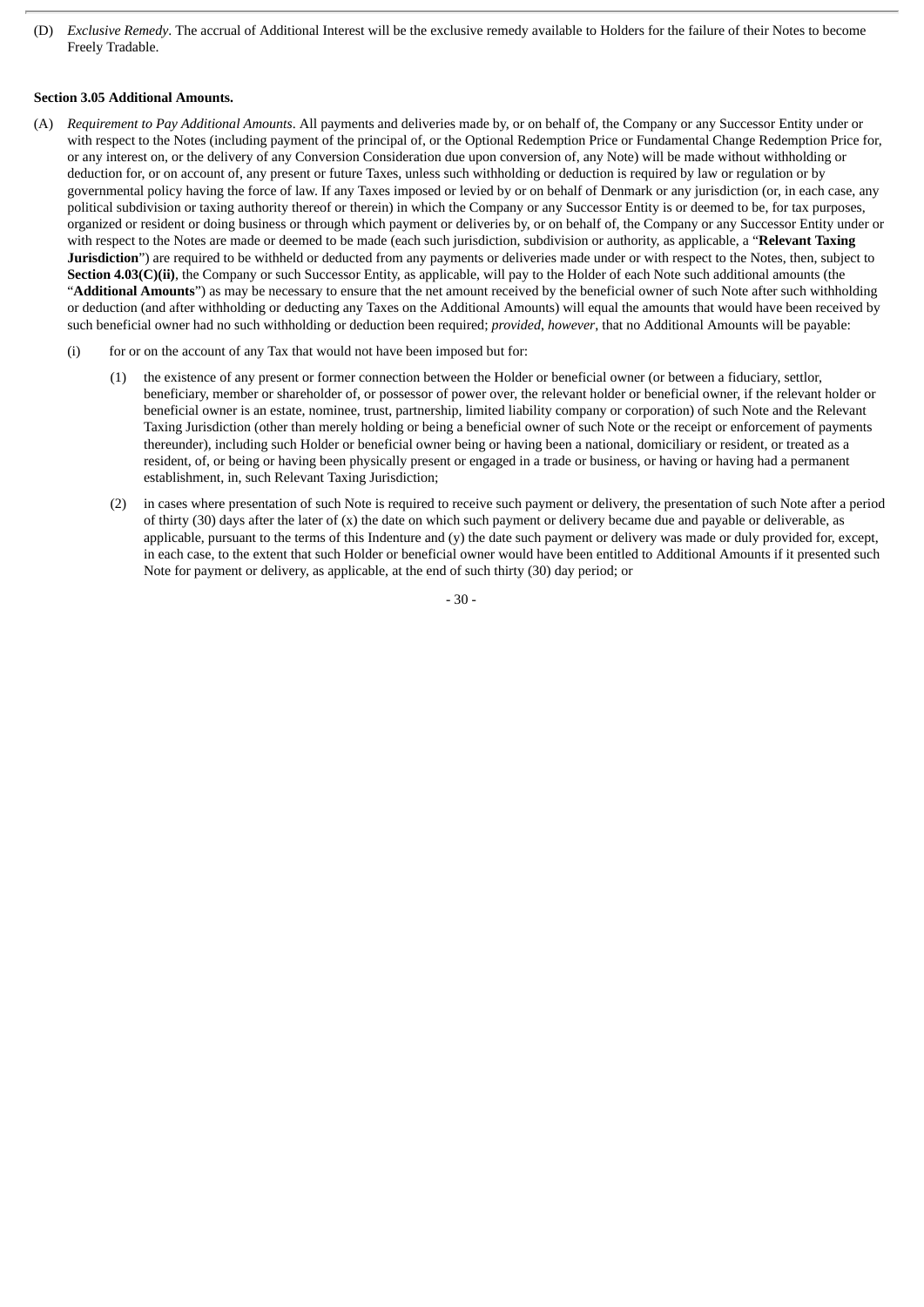(D) *Exclusive Remedy*. The accrual of Additional Interest will be the exclusive remedy available to Holders for the failure of their Notes to become Freely Tradable.

**Section 3.05 Additional Amounts.**

(A) *Requirement to Pay Additional Amounts*. All payments and deliveries made by, or on behalf of, the Company or any Successor Entity under or with respect to the Notes (including payment of the principal of, or the Optional Redemption Price or Fundamental Change Redemption Price for, or any interest on, or the delivery of any Conversion Consideration due upon conversion of, any Note) will be made without withholding or deduction for, or on account of, any present or future Taxes, unless such withholding or deduction is required by law or regulation or by governmental policy having the force of law. If any Taxes imposed or levied by or on behalf of Denmark or any jurisdiction (or, in each case, any political subdivision or taxing authority thereof or therein) in which the Company or any Successor Entity is or deemed to be, for tax purposes, organized or resident or doing business or through which payment or deliveries by, or on behalf of, the Company or any Successor Entity under or with respect to the Notes are made or deemed to be made (each such jurisdiction, subdivision or authority, as applicable, a "**Relevant Taxing Jurisdiction**") are required to be withheld or deducted from any payments or deliveries made under or with respect to the Notes, then, subject to **Section 4.03(C)(ii)**, the Company or such Successor Entity, as applicable, will pay to the Holder of each Note such additional amounts (the "**Additional Amounts**") as may be necessary to ensure that the net amount received by the beneficial owner of such Note after such withholding or deduction (and after withholding or deducting any Taxes on the Additional Amounts) will equal the amounts that would have been received by such beneficial owner had no such withholding or deduction been required; *provided*, *however*, that no Additional Amounts will be payable:

(i) for or on the account of any Tax that would not have been imposed but for:

(1) the existence of any present or former connection between the Holder or beneficial owner (or between a fiduciary, settlor, beneficiary, member or shareholder of, or possessor of power over, the relevant holder or beneficial owner, if the relevant holder or beneficial owner is an estate, nominee, trust, partnership, limited liability company or corporation) of such Note and the Relevant Taxing Jurisdiction (other than merely holding or being a beneficial owner of such Note or the receipt or enforcement of payments thereunder), including such Holder or beneficial owner being or having been a national, domiciliary or resident, or treated as a resident, of, or being or having been physically present or engaged in a trade or business, or having or having had a permanent establishment, in, such Relevant Taxing Jurisdiction;

(2) in cases where presentation of such Note is required to receive such payment or delivery, the presentation of such Note after a period of thirty (30) days after the later of (x) the date on which such payment or delivery became due and payable or deliverable, as applicable, pursuant to the terms of this Indenture and (y) the date such payment or delivery was made or duly provided for, except, in each case, to the extent that such Holder or beneficial owner would have been entitled to Additional Amounts if it presented such Note for payment or delivery, as applicable, at the end of such thirty (30) day period; or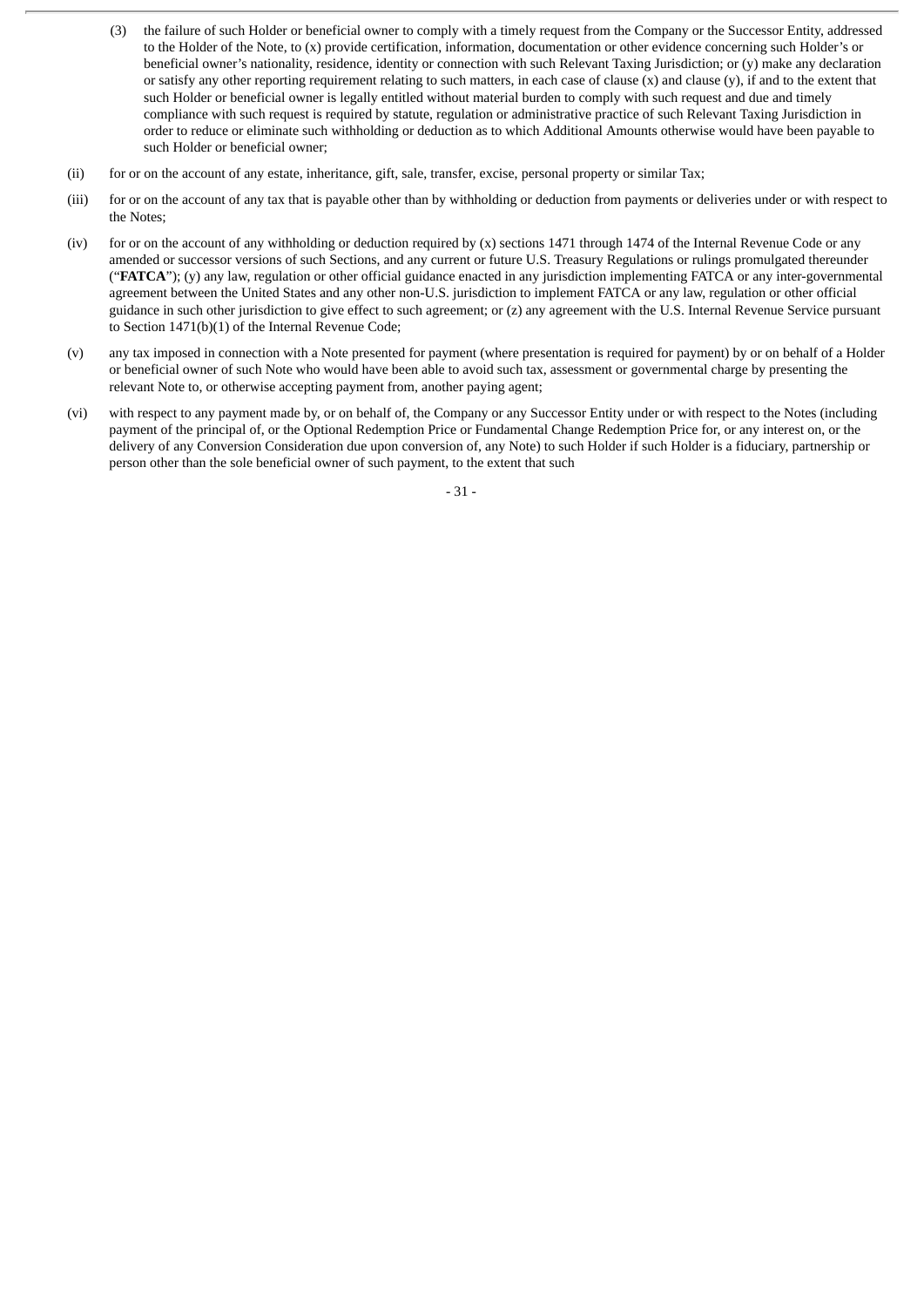(3) the failure of such Holder or beneficial owner to comply with a timely request from the Company or the Successor Entity, addressed to the Holder of the Note, to (x) provide certification, information, documentation or other evidence concerning such Holder's or beneficial owner's nationality, residence, identity or connection with such Relevant Taxing Jurisdiction; or (y) make any declaration or satisfy any other reporting requirement relating to such matters, in each case of clause (x) and clause (y), if and to the extent that such Holder or beneficial owner is legally entitled without material burden to comply with such request and due and timely compliance with such request is required by statute, regulation or administrative practice of such Relevant Taxing Jurisdiction in order to reduce or eliminate such withholding or deduction as to which Additional Amounts otherwise would have been payable to such Holder or beneficial owner;

(ii) for or on the account of any estate, inheritance, gift, sale, transfer, excise, personal property or similar Tax;

(iii) for or on the account of any tax that is payable other than by withholding or deduction from payments or deliveries under or with respect to the Notes;

(iv) for or on the account of any withholding or deduction required by (x) sections 1471 through 1474 of the Internal Revenue Code or any amended or successor versions of such Sections, and any current or future U.S. Treasury Regulations or rulings promulgated thereunder ("**FATCA**"); (y) any law, regulation or other official guidance enacted in any jurisdiction implementing FATCA or any inter-governmental agreement between the United States and any other non-U.S. jurisdiction to implement FATCA or any law, regulation or other official guidance in such other jurisdiction to give effect to such agreement; or (z) any agreement with the U.S. Internal Revenue Service pursuant to Section 1471(b)(1) of the Internal Revenue Code;

(v) any tax imposed in connection with a Note presented for payment (where presentation is required for payment) by or on behalf of a Holder or beneficial owner of such Note who would have been able to avoid such tax, assessment or governmental charge by presenting the relevant Note to, or otherwise accepting payment from, another paying agent;

(vi) with respect to any payment made by, or on behalf of, the Company or any Successor Entity under or with respect to the Notes (including payment of the principal of, or the Optional Redemption Price or Fundamental Change Redemption Price for, or any interest on, or the delivery of any Conversion Consideration due upon conversion of, any Note) to such Holder if such Holder is a fiduciary, partnership or person other than the sole beneficial owner of such payment, to the extent that such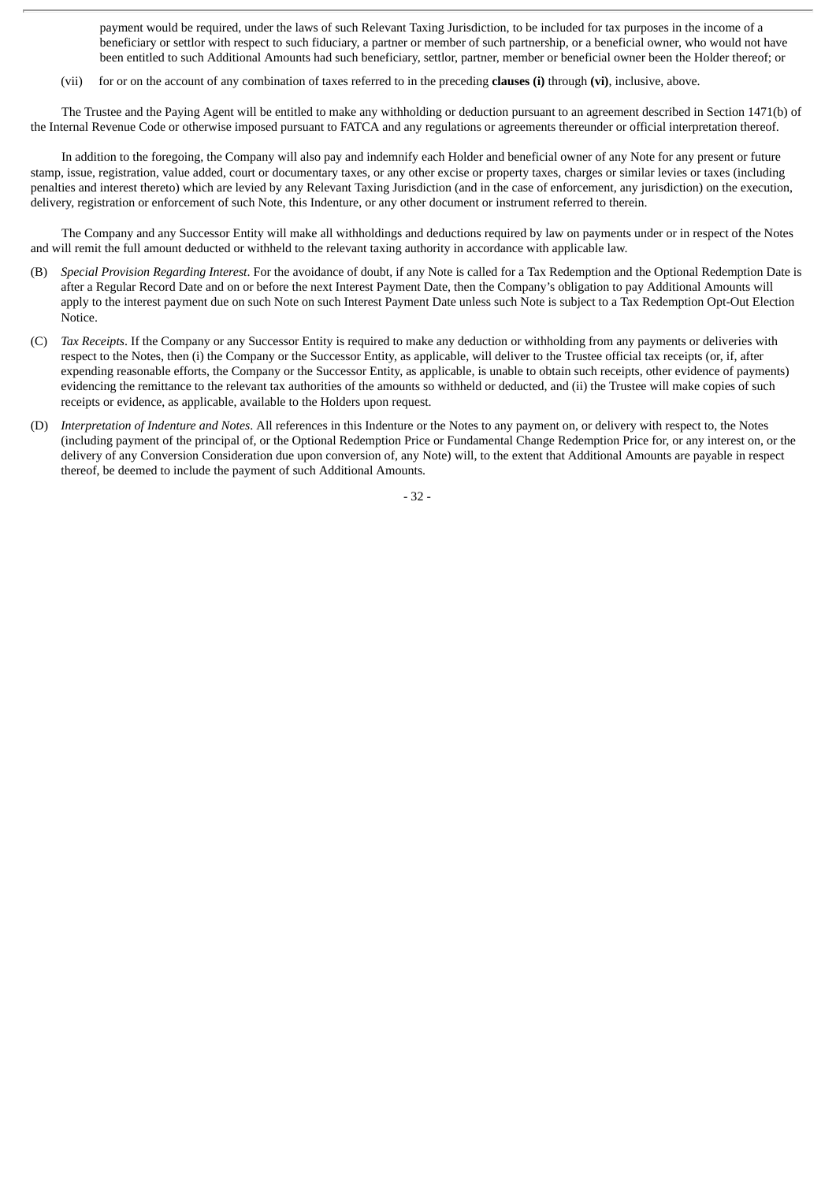payment would be required, under the laws of such Relevant Taxing Jurisdiction, to be included for tax purposes in the income of a beneficiary or settlor with respect to such fiduciary, a partner or member of such partnership, or a beneficial owner, who would not have been entitled to such Additional Amounts had such beneficiary, settlor, partner, member or beneficial owner been the Holder thereof; or

(vii) for or on the account of any combination of taxes referred to in the preceding **clauses (i)** through **(vi)**, inclusive, above.

The Trustee and the Paying Agent will be entitled to make any withholding or deduction pursuant to an agreement described in Section 1471(b) of the Internal Revenue Code or otherwise imposed pursuant to FATCA and any regulations or agreements thereunder or official interpretation thereof.

In addition to the foregoing, the Company will also pay and indemnify each Holder and beneficial owner of any Note for any present or future stamp, issue, registration, value added, court or documentary taxes, or any other excise or property taxes, charges or similar levies or taxes (including penalties and interest thereto) which are levied by any Relevant Taxing Jurisdiction (and in the case of enforcement, any jurisdiction) on the execution, delivery, registration or enforcement of such Note, this Indenture, or any other document or instrument referred to therein.

The Company and any Successor Entity will make all withholdings and deductions required by law on payments under or in respect of the Notes and will remit the full amount deducted or withheld to the relevant taxing authority in accordance with applicable law.

(B) *Special Provision Regarding Interest*. For the avoidance of doubt, if any Note is called for a Tax Redemption and the Optional Redemption Date is after a Regular Record Date and on or before the next Interest Payment Date, then the Company's obligation to pay Additional Amounts will apply to the interest payment due on such Note on such Interest Payment Date unless such Note is subject to a Tax Redemption Opt-Out Election Notice.

(C) *Tax Receipts*. If the Company or any Successor Entity is required to make any deduction or withholding from any payments or deliveries with respect to the Notes, then (i) the Company or the Successor Entity, as applicable, will deliver to the Trustee official tax receipts (or, if, after expending reasonable efforts, the Company or the Successor Entity, as applicable, is unable to obtain such receipts, other evidence of payments) evidencing the remittance to the relevant tax authorities of the amounts so withheld or deducted, and (ii) the Trustee will make copies of such receipts or evidence, as applicable, available to the Holders upon request.

(D) *Interpretation of Indenture and Notes*. All references in this Indenture or the Notes to any payment on, or delivery with respect to, the Notes (including payment of the principal of, or the Optional Redemption Price or Fundamental Change Redemption Price for, or any interest on, or the delivery of any Conversion Consideration due upon conversion of, any Note) will, to the extent that Additional Amounts are payable in respect thereof, be deemed to include the payment of such Additional Amounts.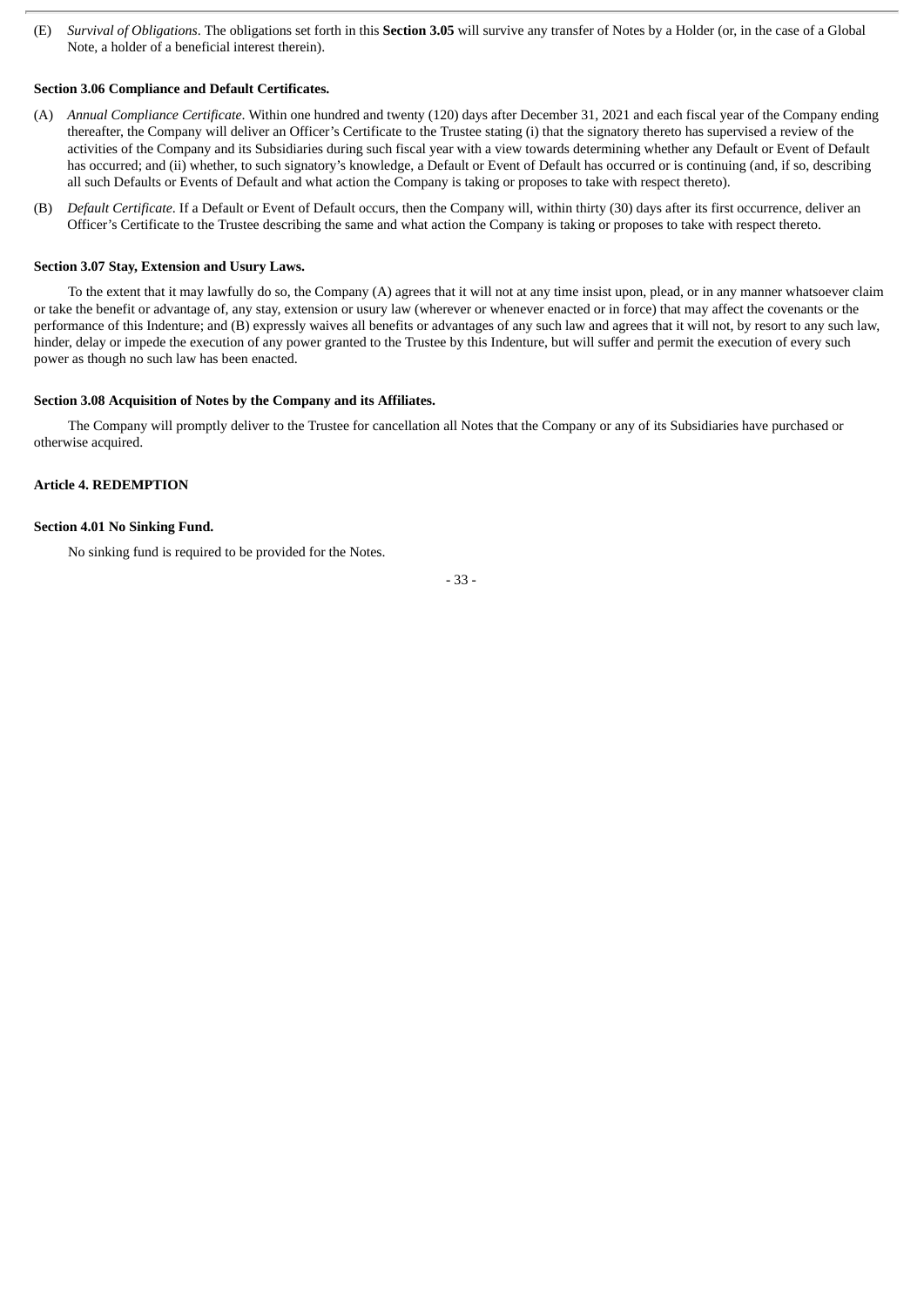(E) *Survival of Obligations*. The obligations set forth in this **Section 3.05** will survive any transfer of Notes by a Holder (or, in the case of a Global Note, a holder of a beneficial interest therein).

**Section 3.06 Compliance and Default Certificates.**

(A) *Annual Compliance Certificate*. Within one hundred and twenty (120) days after December 31, 2021 and each fiscal year of the Company ending thereafter, the Company will deliver an Officer's Certificate to the Trustee stating (i) that the signatory thereto has supervised a review of the activities of the Company and its Subsidiaries during such fiscal year with a view towards determining whether any Default or Event of Default has occurred; and (ii) whether, to such signatory's knowledge, a Default or Event of Default has occurred or is continuing (and, if so, describing all such Defaults or Events of Default and what action the Company is taking or proposes to take with respect thereto).

(B) *Default Certificate*. If a Default or Event of Default occurs, then the Company will, within thirty (30) days after its first occurrence, deliver an Officer's Certificate to the Trustee describing the same and what action the Company is taking or proposes to take with respect thereto.

**Section 3.07 Stay, Extension and Usury Laws.**

To the extent that it may lawfully do so, the Company (A) agrees that it will not at any time insist upon, plead, or in any manner whatsoever claim or take the benefit or advantage of, any stay, extension or usury law (wherever or whenever enacted or in force) that may affect the covenants or the performance of this Indenture; and (B) expressly waives all benefits or advantages of any such law and agrees that it will not, by resort to any such law, hinder, delay or impede the execution of any power granted to the Trustee by this Indenture, but will suffer and permit the execution of every such power as though no such law has been enacted.

**Section 3.08 Acquisition of Notes by the Company and its Affiliates.**

The Company will promptly deliver to the Trustee for cancellation all Notes that the Company or any of its Subsidiaries have purchased or otherwise acquired.

**Article 4. REDEMPTION**

**Section 4.01 No Sinking Fund.**

No sinking fund is required to be provided for the Notes.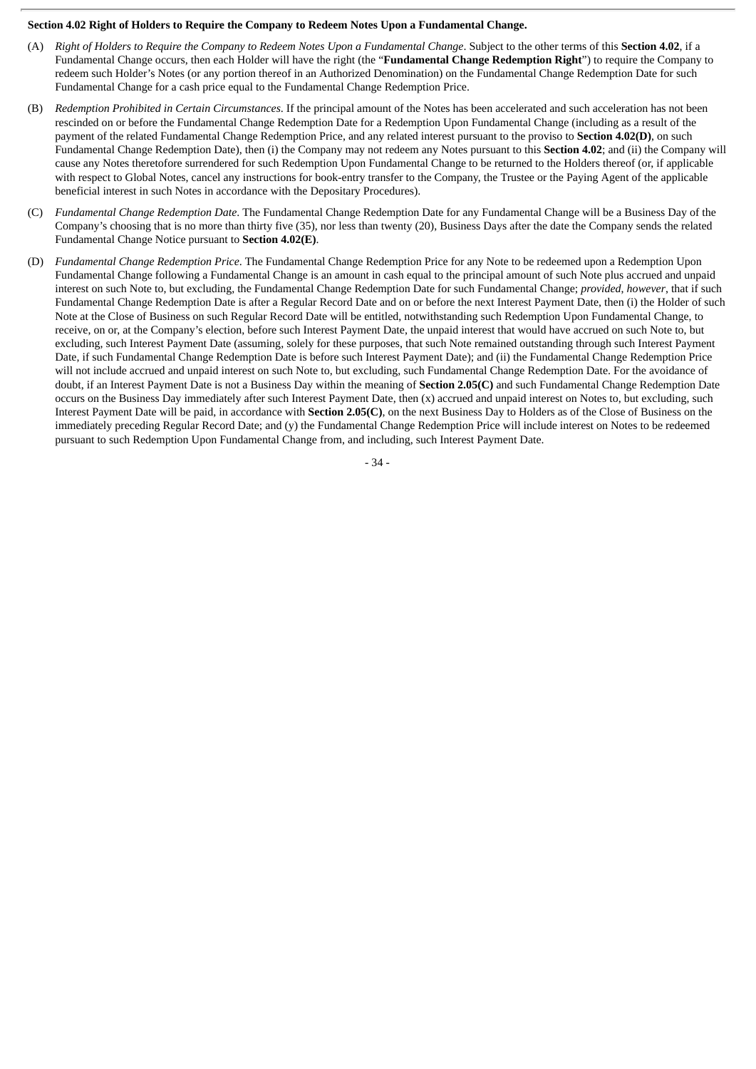**Section 4.02 Right of Holders to Require the Company to Redeem Notes Upon a Fundamental Change.**

(A) *Right of Holders to Require the Company to Redeem Notes Upon a Fundamental Change*. Subject to the other terms of this **Section 4.02**, if a Fundamental Change occurs, then each Holder will have the right (the "**Fundamental Change Redemption Right**") to require the Company to redeem such Holder's Notes (or any portion thereof in an Authorized Denomination) on the Fundamental Change Redemption Date for such Fundamental Change for a cash price equal to the Fundamental Change Redemption Price.

(B) *Redemption Prohibited in Certain Circumstances*. If the principal amount of the Notes has been accelerated and such acceleration has not been rescinded on or before the Fundamental Change Redemption Date for a Redemption Upon Fundamental Change (including as a result of the payment of the related Fundamental Change Redemption Price, and any related interest pursuant to the proviso to **Section 4.02(D)**, on such Fundamental Change Redemption Date), then (i) the Company may not redeem any Notes pursuant to this **Section 4.02**; and (ii) the Company will cause any Notes theretofore surrendered for such Redemption Upon Fundamental Change to be returned to the Holders thereof (or, if applicable with respect to Global Notes, cancel any instructions for book-entry transfer to the Company, the Trustee or the Paying Agent of the applicable beneficial interest in such Notes in accordance with the Depositary Procedures).

(C) *Fundamental Change Redemption Date*. The Fundamental Change Redemption Date for any Fundamental Change will be a Business Day of the Company's choosing that is no more than thirty five (35), nor less than twenty (20), Business Days after the date the Company sends the related Fundamental Change Notice pursuant to **Section 4.02(E)**.

(D) *Fundamental Change Redemption Price*. The Fundamental Change Redemption Price for any Note to be redeemed upon a Redemption Upon Fundamental Change following a Fundamental Change is an amount in cash equal to the principal amount of such Note plus accrued and unpaid interest on such Note to, but excluding, the Fundamental Change Redemption Date for such Fundamental Change; *provided*, *however*, that if such Fundamental Change Redemption Date is after a Regular Record Date and on or before the next Interest Payment Date, then (i) the Holder of such Note at the Close of Business on such Regular Record Date will be entitled, notwithstanding such Redemption Upon Fundamental Change, to receive, on or, at the Company's election, before such Interest Payment Date, the unpaid interest that would have accrued on such Note to, but excluding, such Interest Payment Date (assuming, solely for these purposes, that such Note remained outstanding through such Interest Payment Date, if such Fundamental Change Redemption Date is before such Interest Payment Date); and (ii) the Fundamental Change Redemption Price will not include accrued and unpaid interest on such Note to, but excluding, such Fundamental Change Redemption Date. For the avoidance of doubt, if an Interest Payment Date is not a Business Day within the meaning of **Section 2.05(C)** and such Fundamental Change Redemption Date occurs on the Business Day immediately after such Interest Payment Date, then (x) accrued and unpaid interest on Notes to, but excluding, such Interest Payment Date will be paid, in accordance with **Section 2.05(C)**, on the next Business Day to Holders as of the Close of Business on the immediately preceding Regular Record Date; and (y) the Fundamental Change Redemption Price will include interest on Notes to be redeemed pursuant to such Redemption Upon Fundamental Change from, and including, such Interest Payment Date.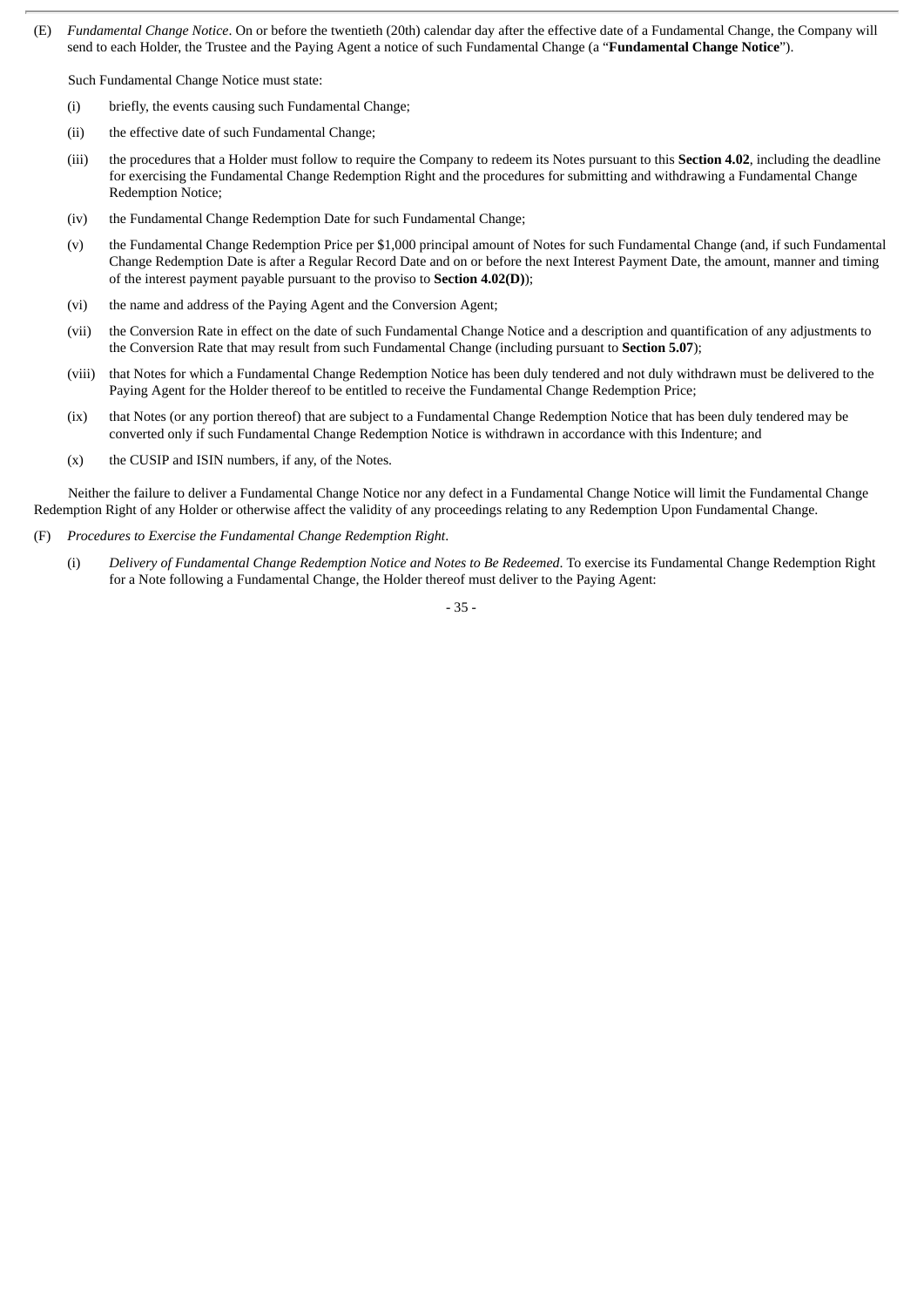(E) *Fundamental Change Notice*. On or before the twentieth (20th) calendar day after the effective date of a Fundamental Change, the Company will send to each Holder, the Trustee and the Paying Agent a notice of such Fundamental Change (a "**Fundamental Change Notice**").

Such Fundamental Change Notice must state:

(i) briefly, the events causing such Fundamental Change;

(ii) the effective date of such Fundamental Change;

(iii) the procedures that a Holder must follow to require the Company to redeem its Notes pursuant to this **Section 4.02**, including the deadline for exercising the Fundamental Change Redemption Right and the procedures for submitting and withdrawing a Fundamental Change Redemption Notice;

(iv) the Fundamental Change Redemption Date for such Fundamental Change;

(v) the Fundamental Change Redemption Price per $1,000 principal amount of Notes for such Fundamental Change (and, if such Fundamental Change Redemption Date is after a Regular Record Date and on or before the next Interest Payment Date, the amount, manner and timing of the interest payment payable pursuant to the proviso to **Section 4.02(D)**);

(vi) the name and address of the Paying Agent and the Conversion Agent;

(vii) the Conversion Rate in effect on the date of such Fundamental Change Notice and a description and quantification of any adjustments to the Conversion Rate that may result from such Fundamental Change (including pursuant to **Section 5.07**);

(viii) that Notes for which a Fundamental Change Redemption Notice has been duly tendered and not duly withdrawn must be delivered to the Paying Agent for the Holder thereof to be entitled to receive the Fundamental Change Redemption Price;

(ix) that Notes (or any portion thereof) that are subject to a Fundamental Change Redemption Notice that has been duly tendered may be converted only if such Fundamental Change Redemption Notice is withdrawn in accordance with this Indenture; and

(x) the CUSIP and ISIN numbers, if any, of the Notes.

Neither the failure to deliver a Fundamental Change Notice nor any defect in a Fundamental Change Notice will limit the Fundamental Change Redemption Right of any Holder or otherwise affect the validity of any proceedings relating to any Redemption Upon Fundamental Change.

(F) *Procedures to Exercise the Fundamental Change Redemption Right*.

(i) *Delivery of Fundamental Change Redemption Notice and Notes to Be Redeemed*. To exercise its Fundamental Change Redemption Right for a Note following a Fundamental Change, the Holder thereof must deliver to the Paying Agent: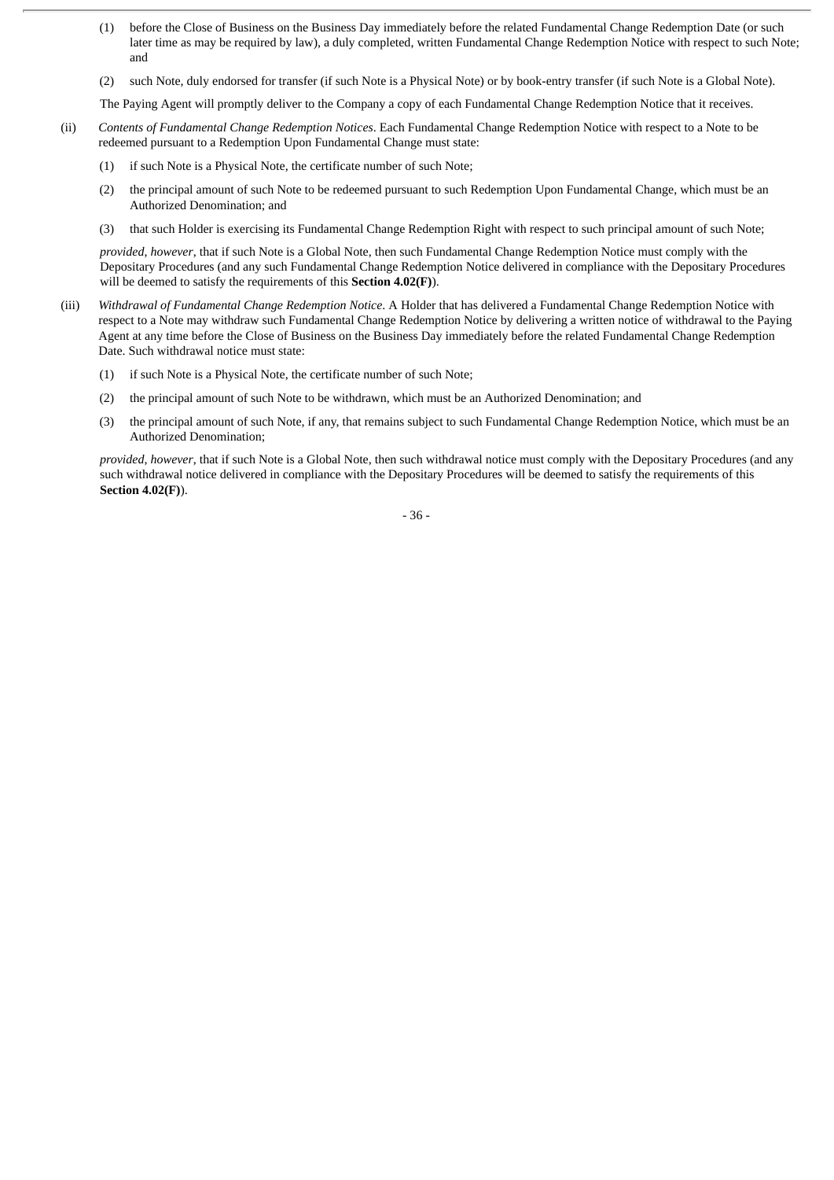(1) before the Close of Business on the Business Day immediately before the related Fundamental Change Redemption Date (or such later time as may be required by law), a duly completed, written Fundamental Change Redemption Notice with respect to such Note; and

(2) such Note, duly endorsed for transfer (if such Note is a Physical Note) or by book-entry transfer (if such Note is a Global Note).

The Paying Agent will promptly deliver to the Company a copy of each Fundamental Change Redemption Notice that it receives.

(ii) *Contents of Fundamental Change Redemption Notices*. Each Fundamental Change Redemption Notice with respect to a Note to be redeemed pursuant to a Redemption Upon Fundamental Change must state:

(1) if such Note is a Physical Note, the certificate number of such Note;

(2) the principal amount of such Note to be redeemed pursuant to such Redemption Upon Fundamental Change, which must be an Authorized Denomination; and

(3) that such Holder is exercising its Fundamental Change Redemption Right with respect to such principal amount of such Note;

*provided*, *however*, that if such Note is a Global Note, then such Fundamental Change Redemption Notice must comply with the Depositary Procedures (and any such Fundamental Change Redemption Notice delivered in compliance with the Depositary Procedures will be deemed to satisfy the requirements of this **Section 4.02(F)**).

(iii) *Withdrawal of Fundamental Change Redemption Notice*. A Holder that has delivered a Fundamental Change Redemption Notice with respect to a Note may withdraw such Fundamental Change Redemption Notice by delivering a written notice of withdrawal to the Paying Agent at any time before the Close of Business on the Business Day immediately before the related Fundamental Change Redemption Date. Such withdrawal notice must state:

(1) if such Note is a Physical Note, the certificate number of such Note;

(2) the principal amount of such Note to be withdrawn, which must be an Authorized Denomination; and

(3) the principal amount of such Note, if any, that remains subject to such Fundamental Change Redemption Notice, which must be an Authorized Denomination;

*provided*, *however*, that if such Note is a Global Note, then such withdrawal notice must comply with the Depositary Procedures (and any such withdrawal notice delivered in compliance with the Depositary Procedures will be deemed to satisfy the requirements of this **Section 4.02(F)**).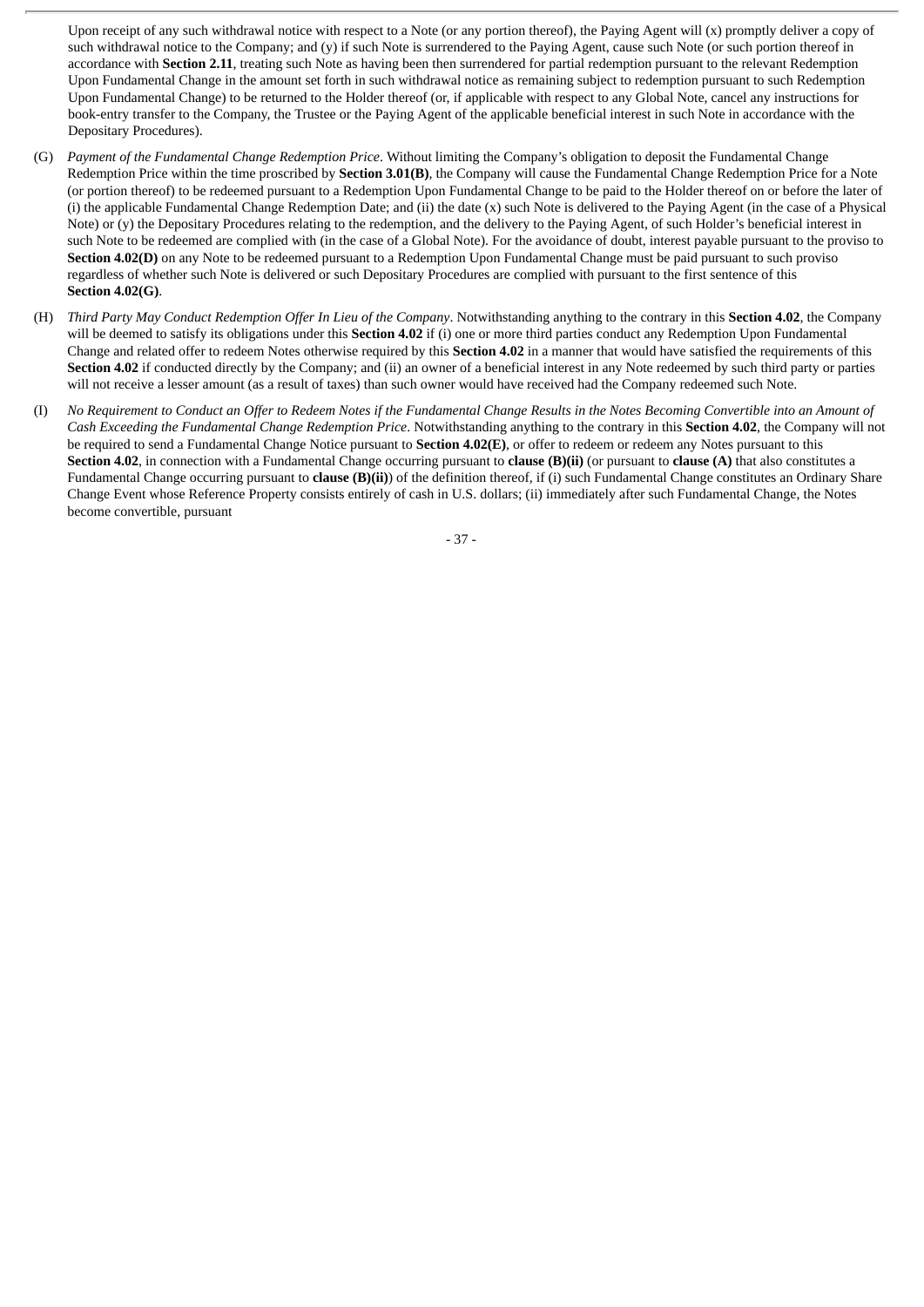Upon receipt of any such withdrawal notice with respect to a Note (or any portion thereof), the Paying Agent will (x) promptly deliver a copy of such withdrawal notice to the Company; and (y) if such Note is surrendered to the Paying Agent, cause such Note (or such portion thereof in accordance with **Section 2.11**, treating such Note as having been then surrendered for partial redemption pursuant to the relevant Redemption Upon Fundamental Change in the amount set forth in such withdrawal notice as remaining subject to redemption pursuant to such Redemption Upon Fundamental Change) to be returned to the Holder thereof (or, if applicable with respect to any Global Note, cancel any instructions for book-entry transfer to the Company, the Trustee or the Paying Agent of the applicable beneficial interest in such Note in accordance with the Depositary Procedures).

(G) *Payment of the Fundamental Change Redemption Price*. Without limiting the Company's obligation to deposit the Fundamental Change Redemption Price within the time proscribed by **Section 3.01(B)**, the Company will cause the Fundamental Change Redemption Price for a Note (or portion thereof) to be redeemed pursuant to a Redemption Upon Fundamental Change to be paid to the Holder thereof on or before the later of (i) the applicable Fundamental Change Redemption Date; and (ii) the date (x) such Note is delivered to the Paying Agent (in the case of a Physical Note) or (y) the Depositary Procedures relating to the redemption, and the delivery to the Paying Agent, of such Holder's beneficial interest in such Note to be redeemed are complied with (in the case of a Global Note). For the avoidance of doubt, interest payable pursuant to the proviso to **Section 4.02(D)** on any Note to be redeemed pursuant to a Redemption Upon Fundamental Change must be paid pursuant to such proviso regardless of whether such Note is delivered or such Depositary Procedures are complied with pursuant to the first sentence of this **Section 4.02(G)**.

(H) *Third Party May Conduct Redemption Offer In Lieu of the Company*. Notwithstanding anything to the contrary in this **Section 4.02**, the Company will be deemed to satisfy its obligations under this **Section 4.02** if (i) one or more third parties conduct any Redemption Upon Fundamental Change and related offer to redeem Notes otherwise required by this **Section 4.02** in a manner that would have satisfied the requirements of this **Section 4.02** if conducted directly by the Company; and (ii) an owner of a beneficial interest in any Note redeemed by such third party or parties will not receive a lesser amount (as a result of taxes) than such owner would have received had the Company redeemed such Note.

(I) *No Requirement to Conduct an Offer to Redeem Notes if the Fundamental Change Results in the Notes Becoming Convertible into an Amount of Cash Exceeding the Fundamental Change Redemption Price*. Notwithstanding anything to the contrary in this **Section 4.02**, the Company will not be required to send a Fundamental Change Notice pursuant to **Section 4.02(E)**, or offer to redeem or redeem any Notes pursuant to this **Section 4.02**, in connection with a Fundamental Change occurring pursuant to **clause (B)(ii)** (or pursuant to **clause (A)** that also constitutes a Fundamental Change occurring pursuant to **clause (B)(ii)**) of the definition thereof, if (i) such Fundamental Change constitutes an Ordinary Share Change Event whose Reference Property consists entirely of cash in U.S. dollars; (ii) immediately after such Fundamental Change, the Notes become convertible, pursuant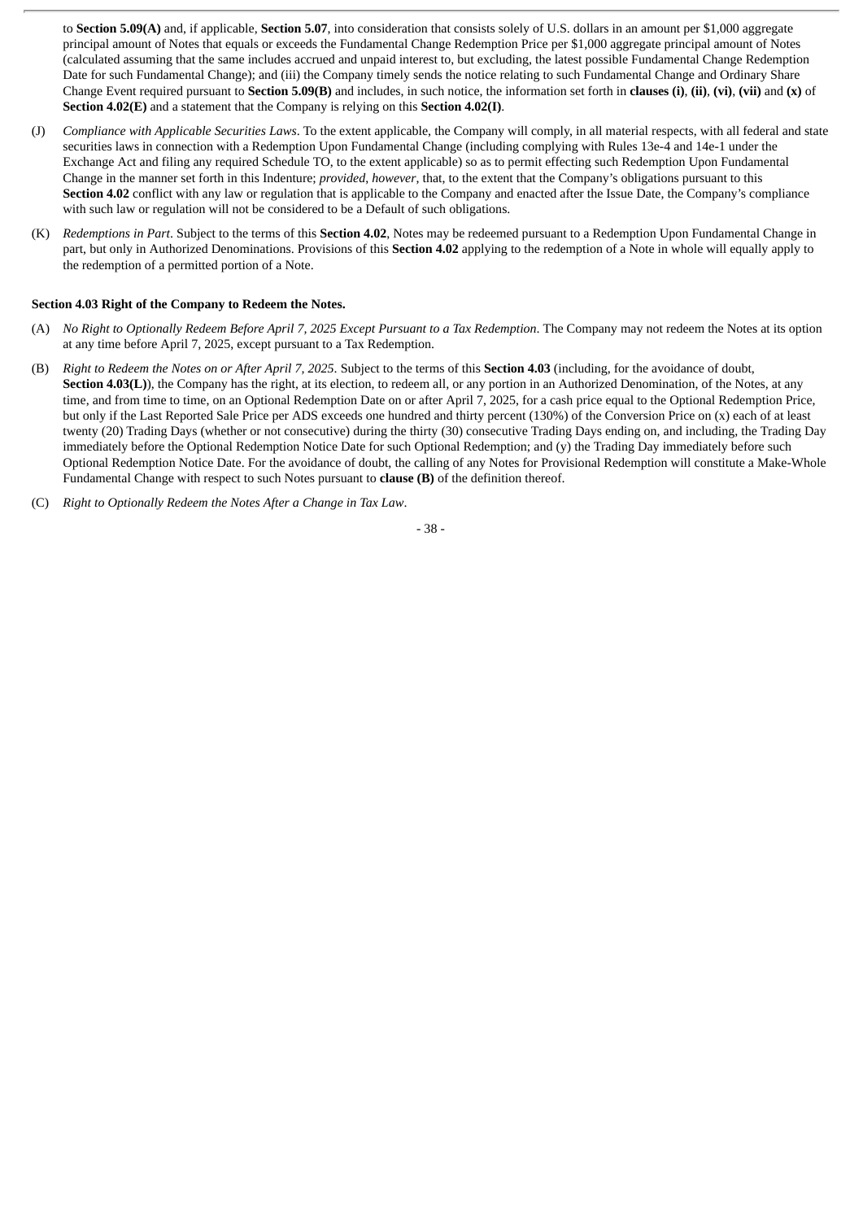to **Section 5.09(A)** and, if applicable, **Section 5.07**, into consideration that consists solely of U.S. dollars in an amount per $1,000 aggregate principal amount of Notes that equals or exceeds the Fundamental Change Redemption Price per $1,000 aggregate principal amount of Notes (calculated assuming that the same includes accrued and unpaid interest to, but excluding, the latest possible Fundamental Change Redemption Date for such Fundamental Change); and (iii) the Company timely sends the notice relating to such Fundamental Change and Ordinary Share Change Event required pursuant to **Section 5.09(B)** and includes, in such notice, the information set forth in **clauses (i)**, **(ii)**, **(vi)**, **(vii)** and **(x)** of **Section 4.02(E)** and a statement that the Company is relying on this **Section 4.02(I)**.

(J) *Compliance with Applicable Securities Laws*. To the extent applicable, the Company will comply, in all material respects, with all federal and state securities laws in connection with a Redemption Upon Fundamental Change (including complying with Rules 13e-4 and 14e-1 under the Exchange Act and filing any required Schedule TO, to the extent applicable) so as to permit effecting such Redemption Upon Fundamental Change in the manner set forth in this Indenture; *provided*, *however*, that, to the extent that the Company's obligations pursuant to this **Section 4.02** conflict with any law or regulation that is applicable to the Company and enacted after the Issue Date, the Company's compliance with such law or regulation will not be considered to be a Default of such obligations.

(K) *Redemptions in Part*. Subject to the terms of this **Section 4.02**, Notes may be redeemed pursuant to a Redemption Upon Fundamental Change in part, but only in Authorized Denominations. Provisions of this **Section 4.02** applying to the redemption of a Note in whole will equally apply to the redemption of a permitted portion of a Note.

**Section 4.03 Right of the Company to Redeem the Notes.**

(A) *No Right to Optionally Redeem Before April 7, 2025 Except Pursuant to a Tax Redemption*. The Company may not redeem the Notes at its option at any time before April 7, 2025, except pursuant to a Tax Redemption.

(B) *Right to Redeem the Notes on or After April 7, 2025*. Subject to the terms of this **Section 4.03** (including, for the avoidance of doubt, **Section 4.03(L)**), the Company has the right, at its election, to redeem all, or any portion in an Authorized Denomination, of the Notes, at any time, and from time to time, on an Optional Redemption Date on or after April 7, 2025, for a cash price equal to the Optional Redemption Price, but only if the Last Reported Sale Price per ADS exceeds one hundred and thirty percent (130%) of the Conversion Price on (x) each of at least twenty (20) Trading Days (whether or not consecutive) during the thirty (30) consecutive Trading Days ending on, and including, the Trading Day immediately before the Optional Redemption Notice Date for such Optional Redemption; and (y) the Trading Day immediately before such Optional Redemption Notice Date. For the avoidance of doubt, the calling of any Notes for Provisional Redemption will constitute a Make-Whole Fundamental Change with respect to such Notes pursuant to **clause (B)** of the definition thereof.

(C) *Right to Optionally Redeem the Notes After a Change in Tax Law*.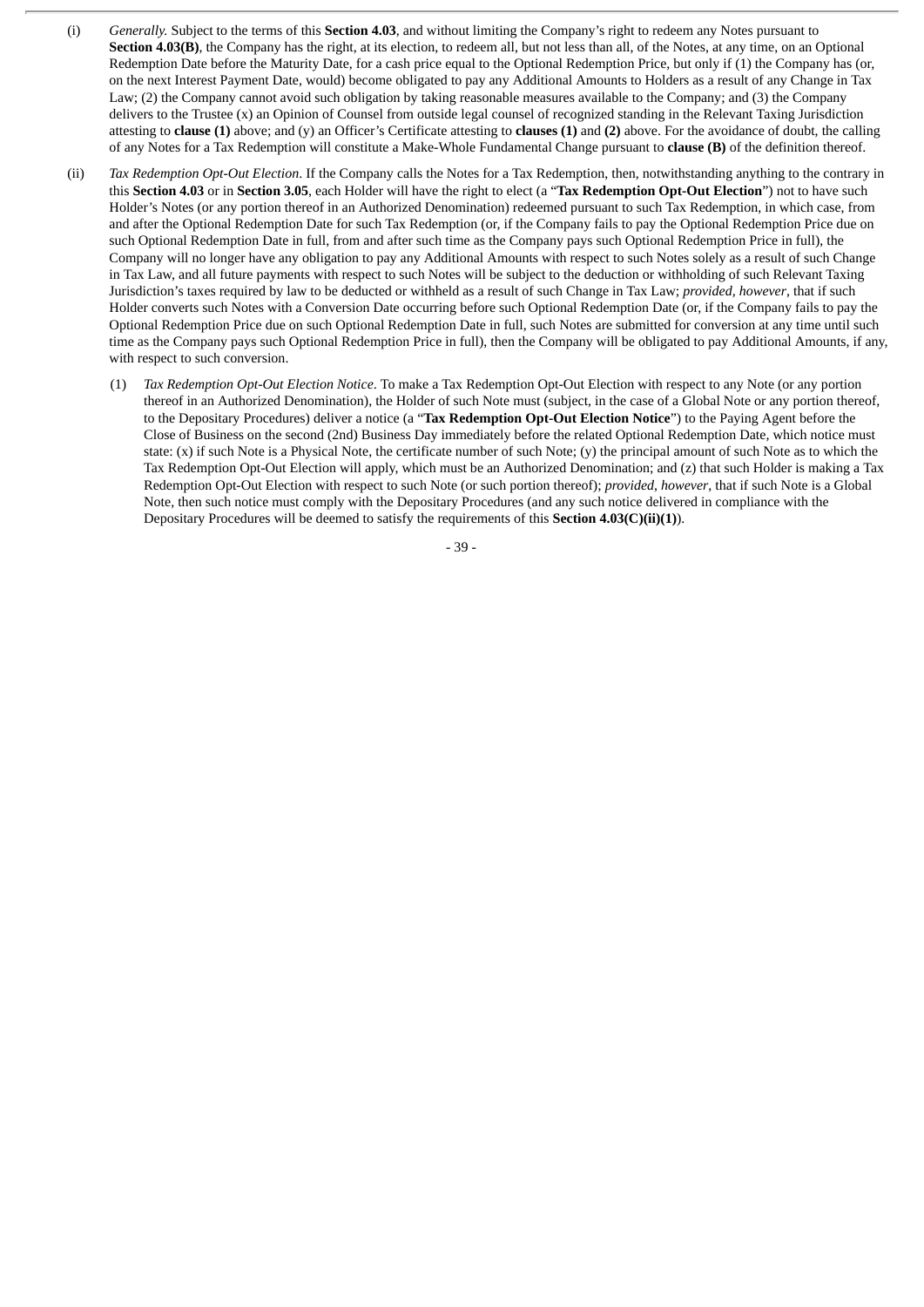(i) *Generally*. Subject to the terms of this **Section 4.03**, and without limiting the Company's right to redeem any Notes pursuant to **Section 4.03(B)**, the Company has the right, at its election, to redeem all, but not less than all, of the Notes, at any time, on an Optional Redemption Date before the Maturity Date, for a cash price equal to the Optional Redemption Price, but only if (1) the Company has (or, on the next Interest Payment Date, would) become obligated to pay any Additional Amounts to Holders as a result of any Change in Tax Law; (2) the Company cannot avoid such obligation by taking reasonable measures available to the Company; and (3) the Company delivers to the Trustee (x) an Opinion of Counsel from outside legal counsel of recognized standing in the Relevant Taxing Jurisdiction attesting to **clause (1)** above; and (y) an Officer's Certificate attesting to **clauses (1)** and **(2)** above. For the avoidance of doubt, the calling of any Notes for a Tax Redemption will constitute a Make-Whole Fundamental Change pursuant to **clause (B)** of the definition thereof.

(ii) *Tax Redemption Opt-Out Election*. If the Company calls the Notes for a Tax Redemption, then, notwithstanding anything to the contrary in this **Section 4.03** or in **Section 3.05**, each Holder will have the right to elect (a "**Tax Redemption Opt-Out Election**") not to have such Holder's Notes (or any portion thereof in an Authorized Denomination) redeemed pursuant to such Tax Redemption, in which case, from and after the Optional Redemption Date for such Tax Redemption (or, if the Company fails to pay the Optional Redemption Price due on such Optional Redemption Date in full, from and after such time as the Company pays such Optional Redemption Price in full), the Company will no longer have any obligation to pay any Additional Amounts with respect to such Notes solely as a result of such Change in Tax Law, and all future payments with respect to such Notes will be subject to the deduction or withholding of such Relevant Taxing Jurisdiction's taxes required by law to be deducted or withheld as a result of such Change in Tax Law; *provided*, *however*, that if such Holder converts such Notes with a Conversion Date occurring before such Optional Redemption Date (or, if the Company fails to pay the Optional Redemption Price due on such Optional Redemption Date in full, such Notes are submitted for conversion at any time until such time as the Company pays such Optional Redemption Price in full), then the Company will be obligated to pay Additional Amounts, if any, with respect to such conversion.

(1) *Tax Redemption Opt-Out Election Notice*. To make a Tax Redemption Opt-Out Election with respect to any Note (or any portion thereof in an Authorized Denomination), the Holder of such Note must (subject, in the case of a Global Note or any portion thereof, to the Depositary Procedures) deliver a notice (a "**Tax Redemption Opt-Out Election Notice**") to the Paying Agent before the Close of Business on the second (2nd) Business Day immediately before the related Optional Redemption Date, which notice must state: (x) if such Note is a Physical Note, the certificate number of such Note; (y) the principal amount of such Note as to which the Tax Redemption Opt-Out Election will apply, which must be an Authorized Denomination; and (z) that such Holder is making a Tax Redemption Opt-Out Election with respect to such Note (or such portion thereof); *provided*, *however*, that if such Note is a Global Note, then such notice must comply with the Depositary Procedures (and any such notice delivered in compliance with the Depositary Procedures will be deemed to satisfy the requirements of this **Section 4.03(C)(ii)(1)**).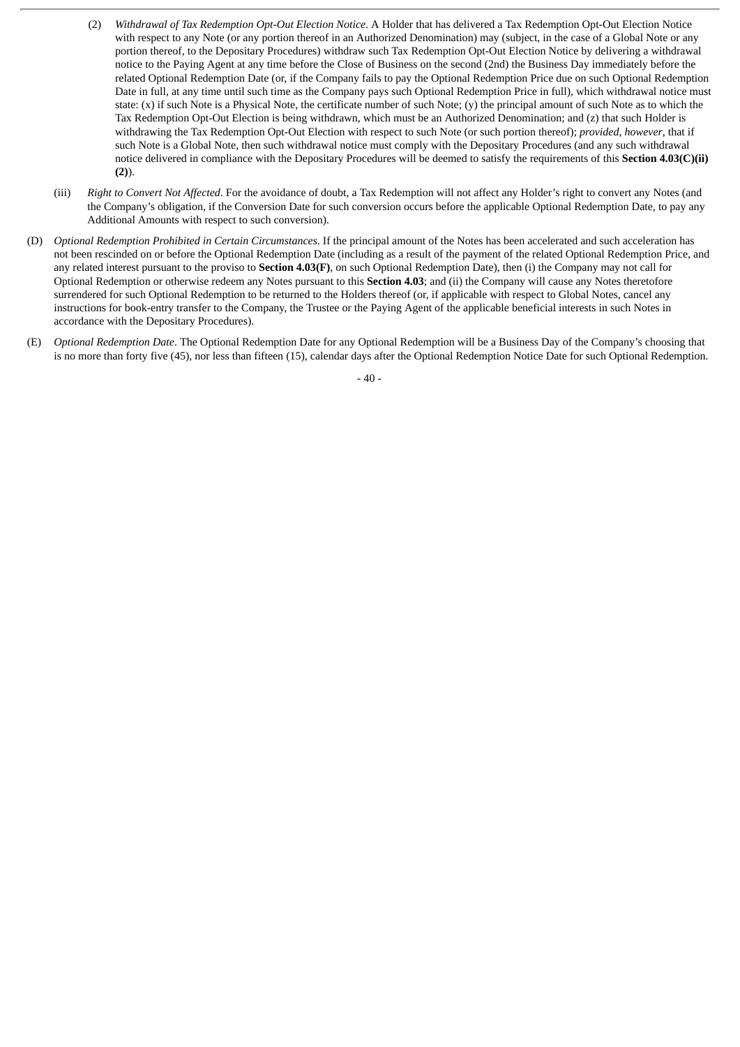(2) *Withdrawal of Tax Redemption Opt-Out Election Notice*. A Holder that has delivered a Tax Redemption Opt-Out Election Notice with respect to any Note (or any portion thereof in an Authorized Denomination) may (subject, in the case of a Global Note or any portion thereof, to the Depositary Procedures) withdraw such Tax Redemption Opt-Out Election Notice by delivering a withdrawal notice to the Paying Agent at any time before the Close of Business on the second (2nd) the Business Day immediately before the related Optional Redemption Date (or, if the Company fails to pay the Optional Redemption Price due on such Optional Redemption Date in full, at any time until such time as the Company pays such Optional Redemption Price in full), which withdrawal notice must state: (x) if such Note is a Physical Note, the certificate number of such Note; (y) the principal amount of such Note as to which the Tax Redemption Opt-Out Election is being withdrawn, which must be an Authorized Denomination; and (z) that such Holder is withdrawing the Tax Redemption Opt-Out Election with respect to such Note (or such portion thereof); *provided*, *however*, that if such Note is a Global Note, then such withdrawal notice must comply with the Depositary Procedures (and any such withdrawal notice delivered in compliance with the Depositary Procedures will be deemed to satisfy the requirements of this **Section 4.03(C)(ii)(2)**).

(iii) *Right to Convert Not Affected*. For the avoidance of doubt, a Tax Redemption will not affect any Holder's right to convert any Notes (and the Company's obligation, if the Conversion Date for such conversion occurs before the applicable Optional Redemption Date, to pay any Additional Amounts with respect to such conversion).

(D) *Optional Redemption Prohibited in Certain Circumstances*. If the principal amount of the Notes has been accelerated and such acceleration has not been rescinded on or before the Optional Redemption Date (including as a result of the payment of the related Optional Redemption Price, and any related interest pursuant to the proviso to **Section 4.03(F)**, on such Optional Redemption Date), then (i) the Company may not call for Optional Redemption or otherwise redeem any Notes pursuant to this **Section 4.03**; and (ii) the Company will cause any Notes theretofore surrendered for such Optional Redemption to be returned to the Holders thereof (or, if applicable with respect to Global Notes, cancel any instructions for book-entry transfer to the Company, the Trustee or the Paying Agent of the applicable beneficial interests in such Notes in accordance with the Depositary Procedures).

(E) *Optional Redemption Date*. The Optional Redemption Date for any Optional Redemption will be a Business Day of the Company's choosing that is no more than forty five (45), nor less than fifteen (15), calendar days after the Optional Redemption Notice Date for such Optional Redemption.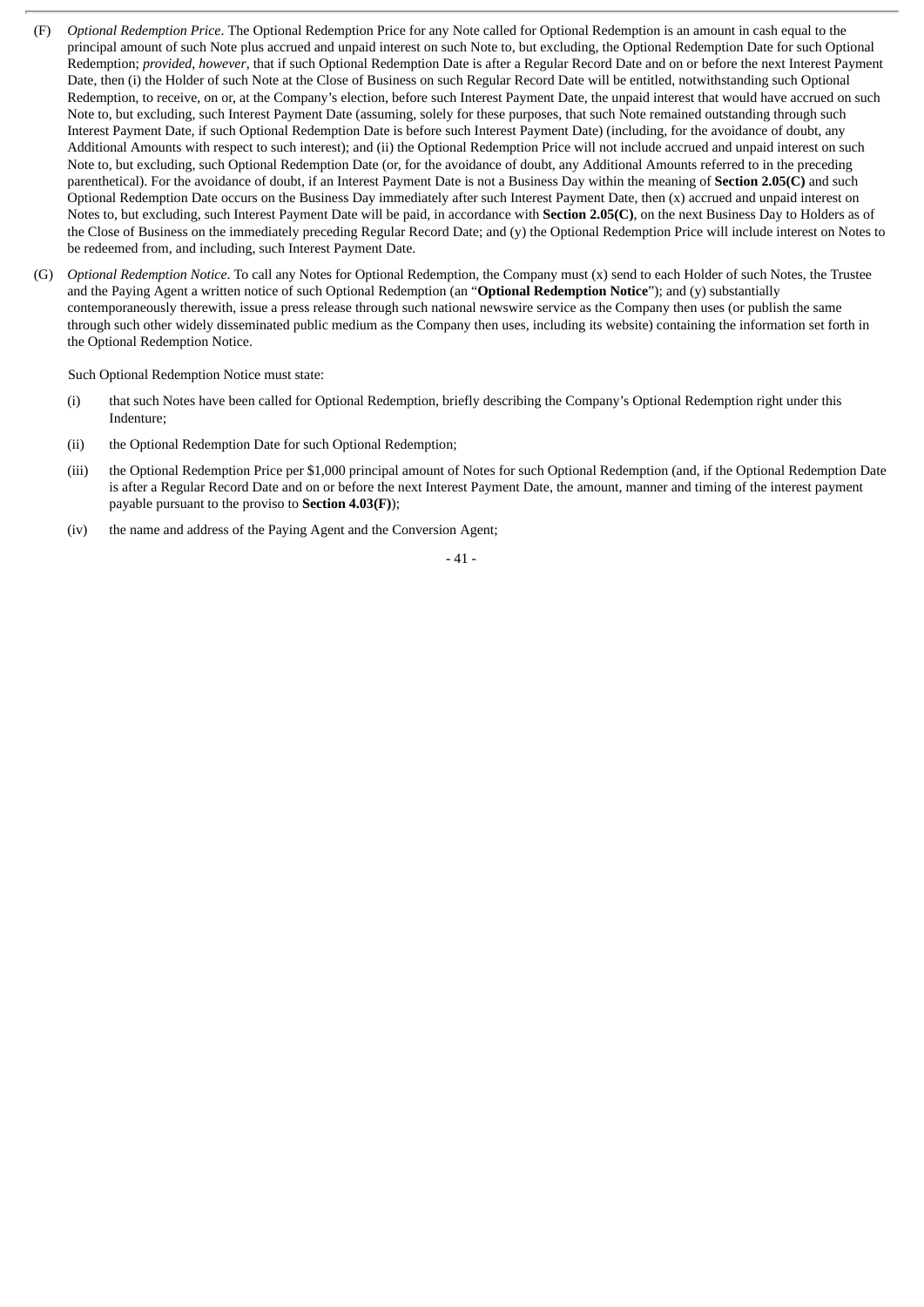(F) *Optional Redemption Price*. The Optional Redemption Price for any Note called for Optional Redemption is an amount in cash equal to the principal amount of such Note plus accrued and unpaid interest on such Note to, but excluding, the Optional Redemption Date for such Optional Redemption; *provided*, *however*, that if such Optional Redemption Date is after a Regular Record Date and on or before the next Interest Payment Date, then (i) the Holder of such Note at the Close of Business on such Regular Record Date will be entitled, notwithstanding such Optional Redemption, to receive, on or, at the Company's election, before such Interest Payment Date, the unpaid interest that would have accrued on such Note to, but excluding, such Interest Payment Date (assuming, solely for these purposes, that such Note remained outstanding through such Interest Payment Date, if such Optional Redemption Date is before such Interest Payment Date) (including, for the avoidance of doubt, any Additional Amounts with respect to such interest); and (ii) the Optional Redemption Price will not include accrued and unpaid interest on such Note to, but excluding, such Optional Redemption Date (or, for the avoidance of doubt, any Additional Amounts referred to in the preceding parenthetical). For the avoidance of doubt, if an Interest Payment Date is not a Business Day within the meaning of **Section 2.05(C)** and such Optional Redemption Date occurs on the Business Day immediately after such Interest Payment Date, then (x) accrued and unpaid interest on Notes to, but excluding, such Interest Payment Date will be paid, in accordance with **Section 2.05(C)**, on the next Business Day to Holders as of the Close of Business on the immediately preceding Regular Record Date; and (y) the Optional Redemption Price will include interest on Notes to be redeemed from, and including, such Interest Payment Date.

(G) *Optional Redemption Notice*. To call any Notes for Optional Redemption, the Company must (x) send to each Holder of such Notes, the Trustee and the Paying Agent a written notice of such Optional Redemption (an "**Optional Redemption Notice**"); and (y) substantially contemporaneously therewith, issue a press release through such national newswire service as the Company then uses (or publish the same through such other widely disseminated public medium as the Company then uses, including its website) containing the information set forth in the Optional Redemption Notice.

Such Optional Redemption Notice must state:

(i) that such Notes have been called for Optional Redemption, briefly describing the Company's Optional Redemption right under this Indenture;

(ii) the Optional Redemption Date for such Optional Redemption;

(iii) the Optional Redemption Price per $1,000 principal amount of Notes for such Optional Redemption (and, if the Optional Redemption Date is after a Regular Record Date and on or before the next Interest Payment Date, the amount, manner and timing of the interest payment payable pursuant to the proviso to **Section 4.03(F)**);

(iv) the name and address of the Paying Agent and the Conversion Agent;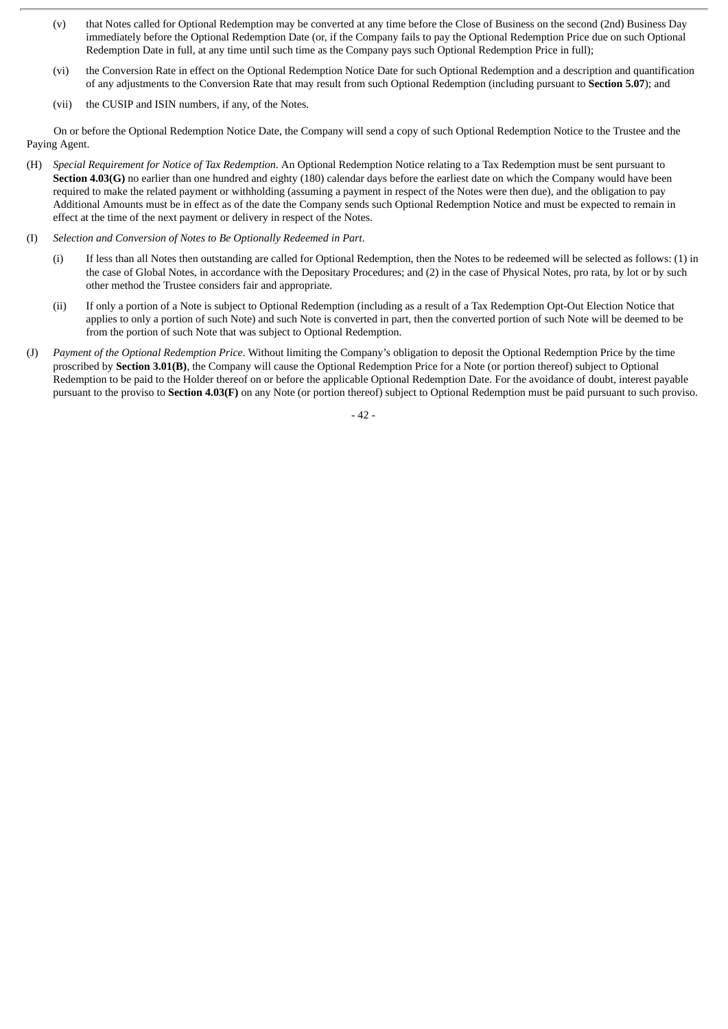(v) that Notes called for Optional Redemption may be converted at any time before the Close of Business on the second (2nd) Business Day immediately before the Optional Redemption Date (or, if the Company fails to pay the Optional Redemption Price due on such Optional Redemption Date in full, at any time until such time as the Company pays such Optional Redemption Price in full);

(vi) the Conversion Rate in effect on the Optional Redemption Notice Date for such Optional Redemption and a description and quantification of any adjustments to the Conversion Rate that may result from such Optional Redemption (including pursuant to **Section 5.07**); and

(vii) the CUSIP and ISIN numbers, if any, of the Notes.

On or before the Optional Redemption Notice Date, the Company will send a copy of such Optional Redemption Notice to the Trustee and the Paying Agent.

(H) *Special Requirement for Notice of Tax Redemption*. An Optional Redemption Notice relating to a Tax Redemption must be sent pursuant to **Section 4.03(G)** no earlier than one hundred and eighty (180) calendar days before the earliest date on which the Company would have been required to make the related payment or withholding (assuming a payment in respect of the Notes were then due), and the obligation to pay Additional Amounts must be in effect as of the date the Company sends such Optional Redemption Notice and must be expected to remain in effect at the time of the next payment or delivery in respect of the Notes.

(I) *Selection and Conversion of Notes to Be Optionally Redeemed in Part*.

(i) If less than all Notes then outstanding are called for Optional Redemption, then the Notes to be redeemed will be selected as follows: (1) in the case of Global Notes, in accordance with the Depositary Procedures; and (2) in the case of Physical Notes, pro rata, by lot or by such other method the Trustee considers fair and appropriate.

(ii) If only a portion of a Note is subject to Optional Redemption (including as a result of a Tax Redemption Opt-Out Election Notice that applies to only a portion of such Note) and such Note is converted in part, then the converted portion of such Note will be deemed to be from the portion of such Note that was subject to Optional Redemption.

(J) *Payment of the Optional Redemption Price*. Without limiting the Company's obligation to deposit the Optional Redemption Price by the time proscribed by **Section 3.01(B)**, the Company will cause the Optional Redemption Price for a Note (or portion thereof) subject to Optional Redemption to be paid to the Holder thereof on or before the applicable Optional Redemption Date. For the avoidance of doubt, interest payable pursuant to the proviso to **Section 4.03(F)** on any Note (or portion thereof) subject to Optional Redemption must be paid pursuant to such proviso.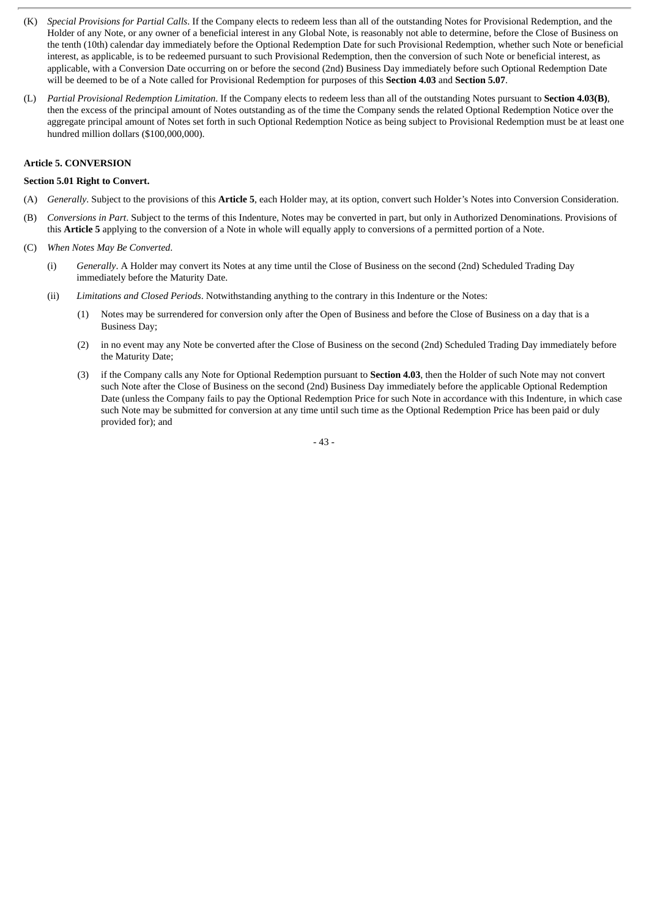(K) *Special Provisions for Partial Calls*. If the Company elects to redeem less than all of the outstanding Notes for Provisional Redemption, and the Holder of any Note, or any owner of a beneficial interest in any Global Note, is reasonably not able to determine, before the Close of Business on the tenth (10th) calendar day immediately before the Optional Redemption Date for such Provisional Redemption, whether such Note or beneficial interest, as applicable, is to be redeemed pursuant to such Provisional Redemption, then the conversion of such Note or beneficial interest, as applicable, with a Conversion Date occurring on or before the second (2nd) Business Day immediately before such Optional Redemption Date will be deemed to be of a Note called for Provisional Redemption for purposes of this **Section 4.03** and **Section 5.07**.

(L) *Partial Provisional Redemption Limitation*. If the Company elects to redeem less than all of the outstanding Notes pursuant to **Section 4.03(B)**, then the excess of the principal amount of Notes outstanding as of the time the Company sends the related Optional Redemption Notice over the aggregate principal amount of Notes set forth in such Optional Redemption Notice as being subject to Provisional Redemption must be at least one hundred million dollars ($100,000,000).

**Article 5. CONVERSION**

**Section 5.01 Right to Convert.**

(A) *Generally*. Subject to the provisions of this **Article 5**, each Holder may, at its option, convert such Holder's Notes into Conversion Consideration.

(B) *Conversions in Part*. Subject to the terms of this Indenture, Notes may be converted in part, but only in Authorized Denominations. Provisions of this **Article 5** applying to the conversion of a Note in whole will equally apply to conversions of a permitted portion of a Note.

(C) *When Notes May Be Converted*.

(i) *Generally*. A Holder may convert its Notes at any time until the Close of Business on the second (2nd) Scheduled Trading Day immediately before the Maturity Date.

(ii) *Limitations and Closed Periods*. Notwithstanding anything to the contrary in this Indenture or the Notes:

(1) Notes may be surrendered for conversion only after the Open of Business and before the Close of Business on a day that is a Business Day;

(2) in no event may any Note be converted after the Close of Business on the second (2nd) Scheduled Trading Day immediately before the Maturity Date;

(3) if the Company calls any Note for Optional Redemption pursuant to **Section 4.03**, then the Holder of such Note may not convert such Note after the Close of Business on the second (2nd) Business Day immediately before the applicable Optional Redemption Date (unless the Company fails to pay the Optional Redemption Price for such Note in accordance with this Indenture, in which case such Note may be submitted for conversion at any time until such time as the Optional Redemption Price has been paid or duly provided for); and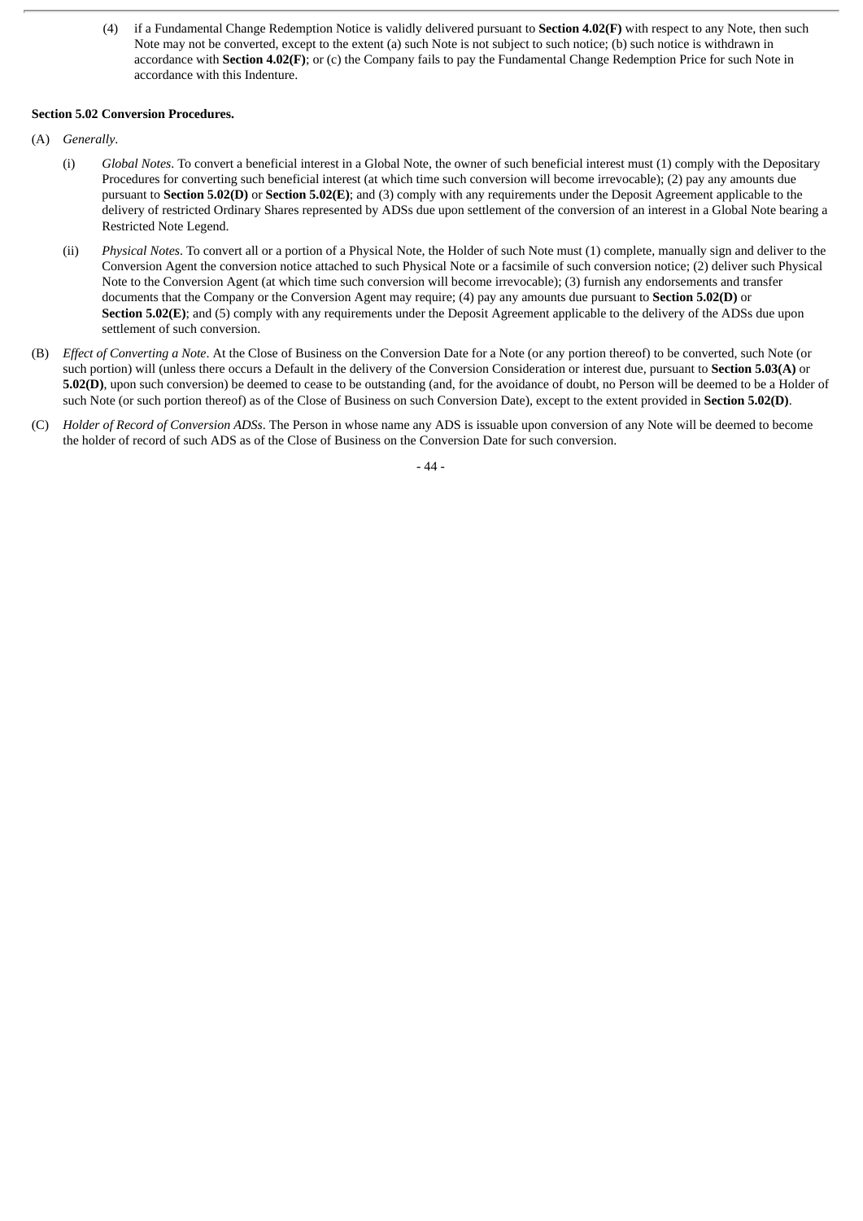(4) if a Fundamental Change Redemption Notice is validly delivered pursuant to **Section 4.02(F)** with respect to any Note, then such Note may not be converted, except to the extent (a) such Note is not subject to such notice; (b) such notice is withdrawn in accordance with **Section 4.02(F)**; or (c) the Company fails to pay the Fundamental Change Redemption Price for such Note in accordance with this Indenture.

**Section 5.02 Conversion Procedures.**

(A) *Generally*.

(i) *Global Notes*. To convert a beneficial interest in a Global Note, the owner of such beneficial interest must (1) comply with the Depositary Procedures for converting such beneficial interest (at which time such conversion will become irrevocable); (2) pay any amounts due pursuant to **Section 5.02(D)** or **Section 5.02(E)**; and (3) comply with any requirements under the Deposit Agreement applicable to the delivery of restricted Ordinary Shares represented by ADSs due upon settlement of the conversion of an interest in a Global Note bearing a Restricted Note Legend.

(ii) *Physical Notes*. To convert all or a portion of a Physical Note, the Holder of such Note must (1) complete, manually sign and deliver to the Conversion Agent the conversion notice attached to such Physical Note or a facsimile of such conversion notice; (2) deliver such Physical Note to the Conversion Agent (at which time such conversion will become irrevocable); (3) furnish any endorsements and transfer documents that the Company or the Conversion Agent may require; (4) pay any amounts due pursuant to **Section 5.02(D)** or **Section 5.02(E)**; and (5) comply with any requirements under the Deposit Agreement applicable to the delivery of the ADSs due upon settlement of such conversion.

(B) *Effect of Converting a Note*. At the Close of Business on the Conversion Date for a Note (or any portion thereof) to be converted, such Note (or such portion) will (unless there occurs a Default in the delivery of the Conversion Consideration or interest due, pursuant to **Section 5.03(A)** or **5.02(D)**, upon such conversion) be deemed to cease to be outstanding (and, for the avoidance of doubt, no Person will be deemed to be a Holder of such Note (or such portion thereof) as of the Close of Business on such Conversion Date), except to the extent provided in **Section 5.02(D)**.

(C) *Holder of Record of Conversion ADSs*. The Person in whose name any ADS is issuable upon conversion of any Note will be deemed to become the holder of record of such ADS as of the Close of Business on the Conversion Date for such conversion.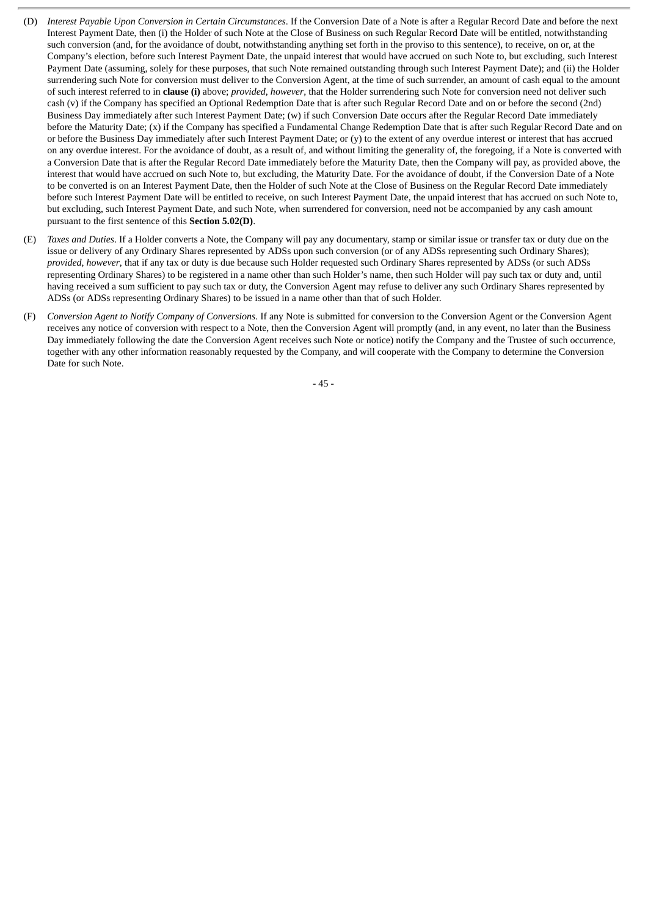(D) *Interest Payable Upon Conversion in Certain Circumstances*. If the Conversion Date of a Note is after a Regular Record Date and before the next Interest Payment Date, then (i) the Holder of such Note at the Close of Business on such Regular Record Date will be entitled, notwithstanding such conversion (and, for the avoidance of doubt, notwithstanding anything set forth in the proviso to this sentence), to receive, on or, at the Company's election, before such Interest Payment Date, the unpaid interest that would have accrued on such Note to, but excluding, such Interest Payment Date (assuming, solely for these purposes, that such Note remained outstanding through such Interest Payment Date); and (ii) the Holder surrendering such Note for conversion must deliver to the Conversion Agent, at the time of such surrender, an amount of cash equal to the amount of such interest referred to in **clause (i)** above; *provided*, *however*, that the Holder surrendering such Note for conversion need not deliver such cash (v) if the Company has specified an Optional Redemption Date that is after such Regular Record Date and on or before the second (2nd) Business Day immediately after such Interest Payment Date; (w) if such Conversion Date occurs after the Regular Record Date immediately before the Maturity Date; (x) if the Company has specified a Fundamental Change Redemption Date that is after such Regular Record Date and on or before the Business Day immediately after such Interest Payment Date; or (y) to the extent of any overdue interest or interest that has accrued on any overdue interest. For the avoidance of doubt, as a result of, and without limiting the generality of, the foregoing, if a Note is converted with a Conversion Date that is after the Regular Record Date immediately before the Maturity Date, then the Company will pay, as provided above, the interest that would have accrued on such Note to, but excluding, the Maturity Date. For the avoidance of doubt, if the Conversion Date of a Note to be converted is on an Interest Payment Date, then the Holder of such Note at the Close of Business on the Regular Record Date immediately before such Interest Payment Date will be entitled to receive, on such Interest Payment Date, the unpaid interest that has accrued on such Note to, but excluding, such Interest Payment Date, and such Note, when surrendered for conversion, need not be accompanied by any cash amount pursuant to the first sentence of this **Section 5.02(D)**.

(E) *Taxes and Duties*. If a Holder converts a Note, the Company will pay any documentary, stamp or similar issue or transfer tax or duty due on the issue or delivery of any Ordinary Shares represented by ADSs upon such conversion (or of any ADSs representing such Ordinary Shares); *provided*, *however*, that if any tax or duty is due because such Holder requested such Ordinary Shares represented by ADSs (or such ADSs representing Ordinary Shares) to be registered in a name other than such Holder's name, then such Holder will pay such tax or duty and, until having received a sum sufficient to pay such tax or duty, the Conversion Agent may refuse to deliver any such Ordinary Shares represented by ADSs (or ADSs representing Ordinary Shares) to be issued in a name other than that of such Holder.

(F) *Conversion Agent to Notify Company of Conversions*. If any Note is submitted for conversion to the Conversion Agent or the Conversion Agent receives any notice of conversion with respect to a Note, then the Conversion Agent will promptly (and, in any event, no later than the Business Day immediately following the date the Conversion Agent receives such Note or notice) notify the Company and the Trustee of such occurrence, together with any other information reasonably requested by the Company, and will cooperate with the Company to determine the Conversion Date for such Note.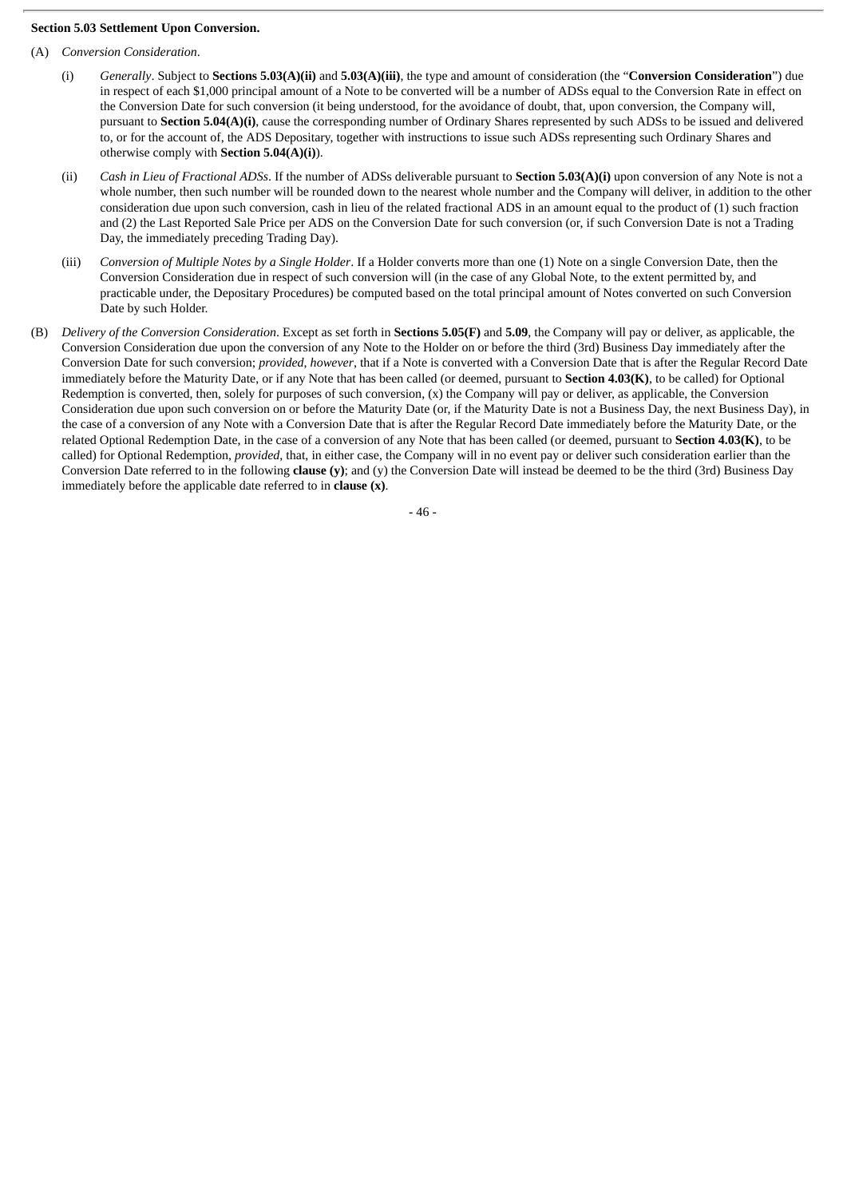**Section 5.03 Settlement Upon Conversion.**

(A) *Conversion Consideration*.

(i) *Generally*. Subject to **Sections 5.03(A)(ii)** and **5.03(A)(iii)**, the type and amount of consideration (the "**Conversion Consideration**") due in respect of each $1,000 principal amount of a Note to be converted will be a number of ADSs equal to the Conversion Rate in effect on the Conversion Date for such conversion (it being understood, for the avoidance of doubt, that, upon conversion, the Company will, pursuant to **Section 5.04(A)(i)**, cause the corresponding number of Ordinary Shares represented by such ADSs to be issued and delivered to, or for the account of, the ADS Depositary, together with instructions to issue such ADSs representing such Ordinary Shares and otherwise comply with **Section 5.04(A)(i)**).

(ii) *Cash in Lieu of Fractional ADSs*. If the number of ADSs deliverable pursuant to **Section 5.03(A)(i)** upon conversion of any Note is not a whole number, then such number will be rounded down to the nearest whole number and the Company will deliver, in addition to the other consideration due upon such conversion, cash in lieu of the related fractional ADS in an amount equal to the product of (1) such fraction and (2) the Last Reported Sale Price per ADS on the Conversion Date for such conversion (or, if such Conversion Date is not a Trading Day, the immediately preceding Trading Day).

(iii) *Conversion of Multiple Notes by a Single Holder*. If a Holder converts more than one (1) Note on a single Conversion Date, then the Conversion Consideration due in respect of such conversion will (in the case of any Global Note, to the extent permitted by, and practicable under, the Depositary Procedures) be computed based on the total principal amount of Notes converted on such Conversion Date by such Holder.

(B) *Delivery of the Conversion Consideration*. Except as set forth in **Sections 5.05(F)** and **5.09**, the Company will pay or deliver, as applicable, the Conversion Consideration due upon the conversion of any Note to the Holder on or before the third (3rd) Business Day immediately after the Conversion Date for such conversion; *provided*, *however*, that if a Note is converted with a Conversion Date that is after the Regular Record Date immediately before the Maturity Date, or if any Note that has been called (or deemed, pursuant to **Section 4.03(K)**, to be called) for Optional Redemption is converted, then, solely for purposes of such conversion, (x) the Company will pay or deliver, as applicable, the Conversion Consideration due upon such conversion on or before the Maturity Date (or, if the Maturity Date is not a Business Day, the next Business Day), in the case of a conversion of any Note with a Conversion Date that is after the Regular Record Date immediately before the Maturity Date, or the related Optional Redemption Date, in the case of a conversion of any Note that has been called (or deemed, pursuant to **Section 4.03(K)**, to be called) for Optional Redemption, *provided*, that, in either case, the Company will in no event pay or deliver such consideration earlier than the Conversion Date referred to in the following **clause (y)**; and (y) the Conversion Date will instead be deemed to be the third (3rd) Business Day immediately before the applicable date referred to in **clause (x)**.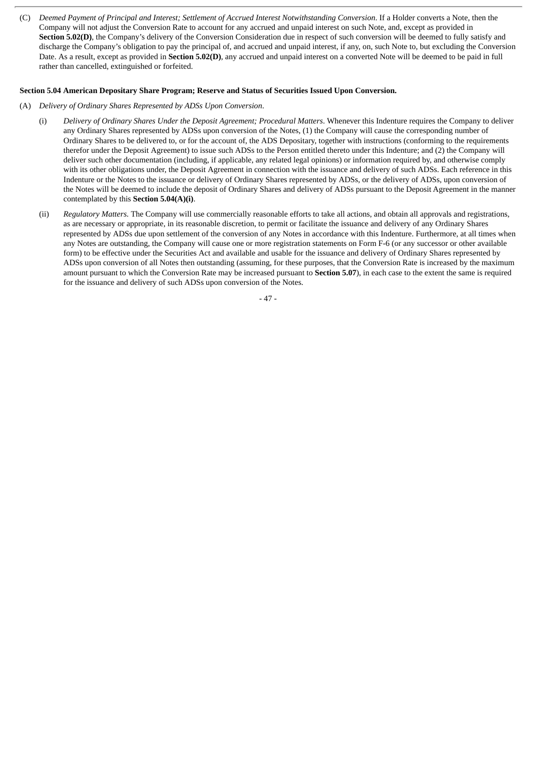(C) *Deemed Payment of Principal and Interest; Settlement of Accrued Interest Notwithstanding Conversion*. If a Holder converts a Note, then the Company will not adjust the Conversion Rate to account for any accrued and unpaid interest on such Note, and, except as provided in **Section 5.02(D)**, the Company's delivery of the Conversion Consideration due in respect of such conversion will be deemed to fully satisfy and discharge the Company's obligation to pay the principal of, and accrued and unpaid interest, if any, on, such Note to, but excluding the Conversion Date. As a result, except as provided in **Section 5.02(D)**, any accrued and unpaid interest on a converted Note will be deemed to be paid in full rather than cancelled, extinguished or forfeited.

**Section 5.04 American Depositary Share Program; Reserve and Status of Securities Issued Upon Conversion.**

(A) *Delivery of Ordinary Shares Represented by ADSs Upon Conversion*.

(i) *Delivery of Ordinary Shares Under the Deposit Agreement; Procedural Matters*. Whenever this Indenture requires the Company to deliver any Ordinary Shares represented by ADSs upon conversion of the Notes, (1) the Company will cause the corresponding number of Ordinary Shares to be delivered to, or for the account of, the ADS Depositary, together with instructions (conforming to the requirements therefor under the Deposit Agreement) to issue such ADSs to the Person entitled thereto under this Indenture; and (2) the Company will deliver such other documentation (including, if applicable, any related legal opinions) or information required by, and otherwise comply with its other obligations under, the Deposit Agreement in connection with the issuance and delivery of such ADSs. Each reference in this Indenture or the Notes to the issuance or delivery of Ordinary Shares represented by ADSs, or the delivery of ADSs, upon conversion of the Notes will be deemed to include the deposit of Ordinary Shares and delivery of ADSs pursuant to the Deposit Agreement in the manner contemplated by this **Section 5.04(A)(i)**.

(ii) *Regulatory Matters.* The Company will use commercially reasonable efforts to take all actions, and obtain all approvals and registrations, as are necessary or appropriate, in its reasonable discretion, to permit or facilitate the issuance and delivery of any Ordinary Shares represented by ADSs due upon settlement of the conversion of any Notes in accordance with this Indenture. Furthermore, at all times when any Notes are outstanding, the Company will cause one or more registration statements on Form F-6 (or any successor or other available form) to be effective under the Securities Act and available and usable for the issuance and delivery of Ordinary Shares represented by ADSs upon conversion of all Notes then outstanding (assuming, for these purposes, that the Conversion Rate is increased by the maximum amount pursuant to which the Conversion Rate may be increased pursuant to **Section 5.07**), in each case to the extent the same is required for the issuance and delivery of such ADSs upon conversion of the Notes.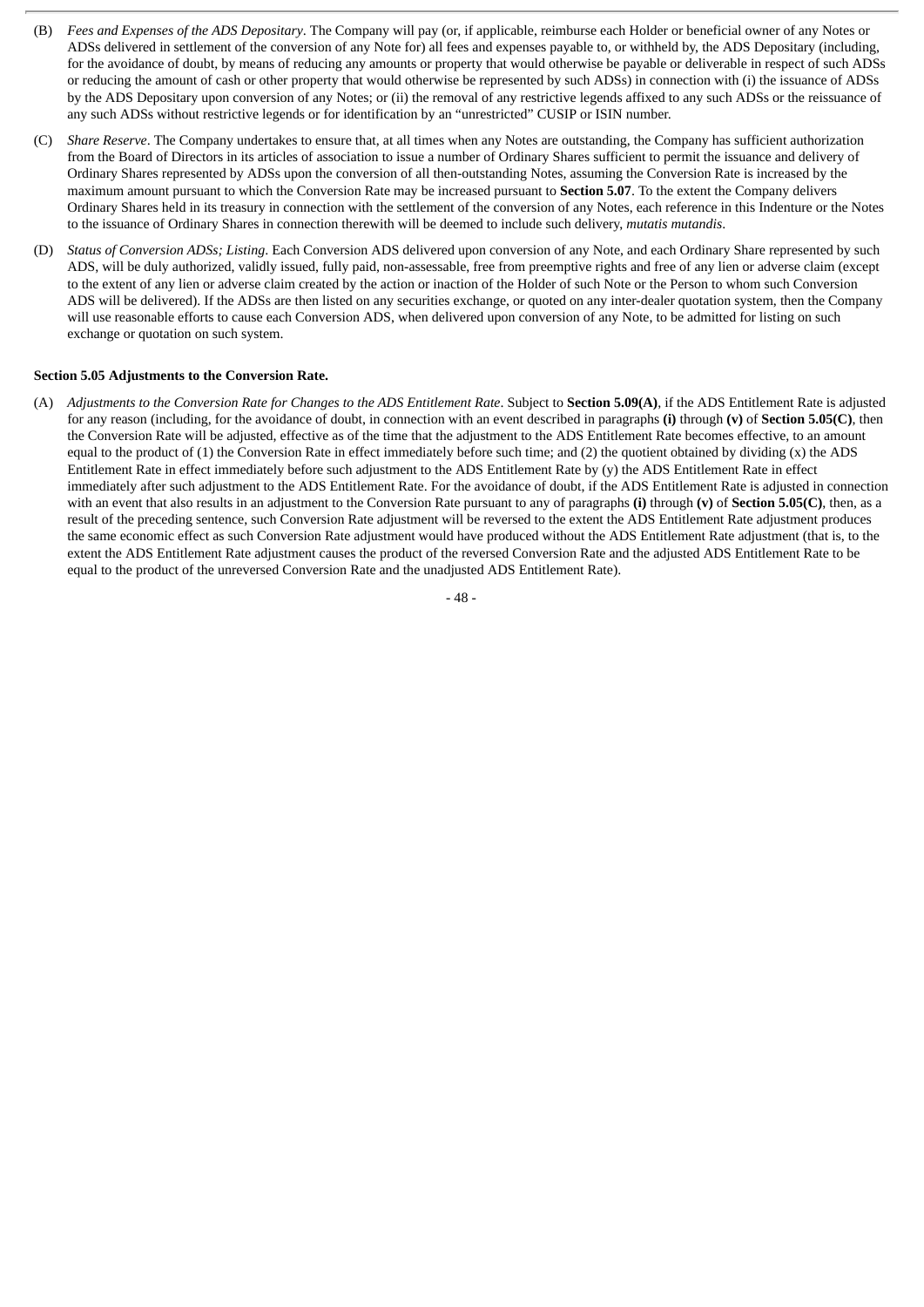(B) *Fees and Expenses of the ADS Depositary*. The Company will pay (or, if applicable, reimburse each Holder or beneficial owner of any Notes or ADSs delivered in settlement of the conversion of any Note for) all fees and expenses payable to, or withheld by, the ADS Depositary (including, for the avoidance of doubt, by means of reducing any amounts or property that would otherwise be payable or deliverable in respect of such ADSs or reducing the amount of cash or other property that would otherwise be represented by such ADSs) in connection with (i) the issuance of ADSs by the ADS Depositary upon conversion of any Notes; or (ii) the removal of any restrictive legends affixed to any such ADSs or the reissuance of any such ADSs without restrictive legends or for identification by an "unrestricted" CUSIP or ISIN number.

(C) *Share Reserve*. The Company undertakes to ensure that, at all times when any Notes are outstanding, the Company has sufficient authorization from the Board of Directors in its articles of association to issue a number of Ordinary Shares sufficient to permit the issuance and delivery of Ordinary Shares represented by ADSs upon the conversion of all then-outstanding Notes, assuming the Conversion Rate is increased by the maximum amount pursuant to which the Conversion Rate may be increased pursuant to **Section 5.07**. To the extent the Company delivers Ordinary Shares held in its treasury in connection with the settlement of the conversion of any Notes, each reference in this Indenture or the Notes to the issuance of Ordinary Shares in connection therewith will be deemed to include such delivery, *mutatis mutandis*.

(D) *Status of Conversion ADSs; Listing*. Each Conversion ADS delivered upon conversion of any Note, and each Ordinary Share represented by such ADS, will be duly authorized, validly issued, fully paid, non-assessable, free from preemptive rights and free of any lien or adverse claim (except to the extent of any lien or adverse claim created by the action or inaction of the Holder of such Note or the Person to whom such Conversion ADS will be delivered). If the ADSs are then listed on any securities exchange, or quoted on any inter-dealer quotation system, then the Company will use reasonable efforts to cause each Conversion ADS, when delivered upon conversion of any Note, to be admitted for listing on such exchange or quotation on such system.

**Section 5.05 Adjustments to the Conversion Rate.**

(A) *Adjustments to the Conversion Rate for Changes to the ADS Entitlement Rate*. Subject to **Section 5.09(A)**, if the ADS Entitlement Rate is adjusted for any reason (including, for the avoidance of doubt, in connection with an event described in paragraphs **(i)** through **(v)** of **Section 5.05(C)**, then the Conversion Rate will be adjusted, effective as of the time that the adjustment to the ADS Entitlement Rate becomes effective, to an amount equal to the product of (1) the Conversion Rate in effect immediately before such time; and (2) the quotient obtained by dividing (x) the ADS Entitlement Rate in effect immediately before such adjustment to the ADS Entitlement Rate by (y) the ADS Entitlement Rate in effect immediately after such adjustment to the ADS Entitlement Rate. For the avoidance of doubt, if the ADS Entitlement Rate is adjusted in connection with an event that also results in an adjustment to the Conversion Rate pursuant to any of paragraphs **(i)** through **(v)** of **Section 5.05(C)**, then, as a result of the preceding sentence, such Conversion Rate adjustment will be reversed to the extent the ADS Entitlement Rate adjustment produces the same economic effect as such Conversion Rate adjustment would have produced without the ADS Entitlement Rate adjustment (that is, to the extent the ADS Entitlement Rate adjustment causes the product of the reversed Conversion Rate and the adjusted ADS Entitlement Rate to be equal to the product of the unreversed Conversion Rate and the unadjusted ADS Entitlement Rate).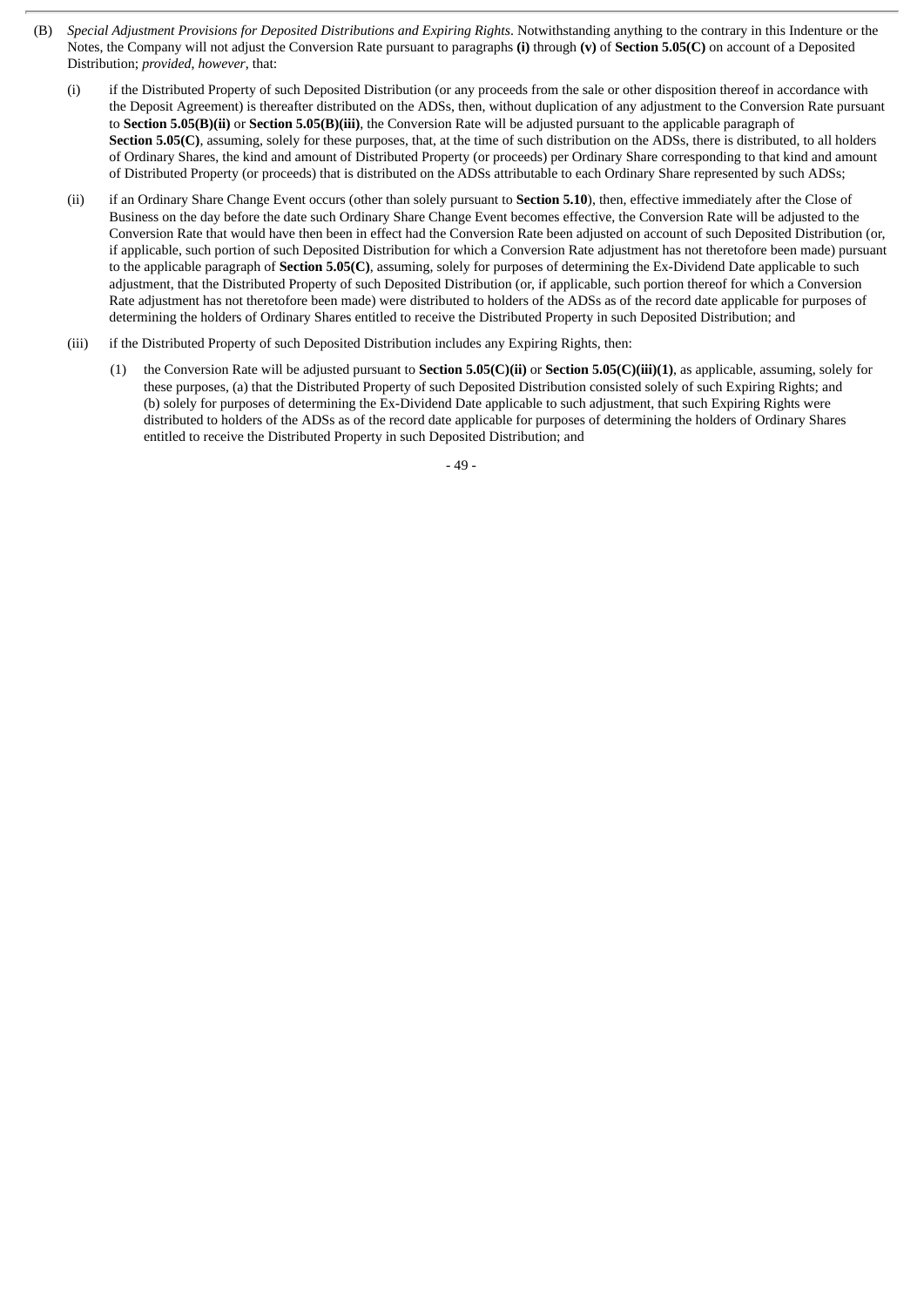(B) *Special Adjustment Provisions for Deposited Distributions and Expiring Rights*. Notwithstanding anything to the contrary in this Indenture or the Notes, the Company will not adjust the Conversion Rate pursuant to paragraphs **(i)** through **(v)** of **Section 5.05(C)** on account of a Deposited Distribution; *provided, however*, that:

(i) if the Distributed Property of such Deposited Distribution (or any proceeds from the sale or other disposition thereof in accordance with the Deposit Agreement) is thereafter distributed on the ADSs, then, without duplication of any adjustment to the Conversion Rate pursuant to **Section 5.05(B)(ii)** or **Section 5.05(B)(iii)**, the Conversion Rate will be adjusted pursuant to the applicable paragraph of **Section 5.05(C)**, assuming, solely for these purposes, that, at the time of such distribution on the ADSs, there is distributed, to all holders of Ordinary Shares, the kind and amount of Distributed Property (or proceeds) per Ordinary Share corresponding to that kind and amount of Distributed Property (or proceeds) that is distributed on the ADSs attributable to each Ordinary Share represented by such ADSs;

(ii) if an Ordinary Share Change Event occurs (other than solely pursuant to **Section 5.10**), then, effective immediately after the Close of Business on the day before the date such Ordinary Share Change Event becomes effective, the Conversion Rate will be adjusted to the Conversion Rate that would have then been in effect had the Conversion Rate been adjusted on account of such Deposited Distribution (or, if applicable, such portion of such Deposited Distribution for which a Conversion Rate adjustment has not theretofore been made) pursuant to the applicable paragraph of **Section 5.05(C)**, assuming, solely for purposes of determining the Ex-Dividend Date applicable to such adjustment, that the Distributed Property of such Deposited Distribution (or, if applicable, such portion thereof for which a Conversion Rate adjustment has not theretofore been made) were distributed to holders of the ADSs as of the record date applicable for purposes of determining the holders of Ordinary Shares entitled to receive the Distributed Property in such Deposited Distribution; and

(iii) if the Distributed Property of such Deposited Distribution includes any Expiring Rights, then:

(1) the Conversion Rate will be adjusted pursuant to **Section 5.05(C)(ii)** or **Section 5.05(C)(iii)(1)**, as applicable, assuming, solely for these purposes, (a) that the Distributed Property of such Deposited Distribution consisted solely of such Expiring Rights; and (b) solely for purposes of determining the Ex-Dividend Date applicable to such adjustment, that such Expiring Rights were distributed to holders of the ADSs as of the record date applicable for purposes of determining the holders of Ordinary Shares entitled to receive the Distributed Property in such Deposited Distribution; and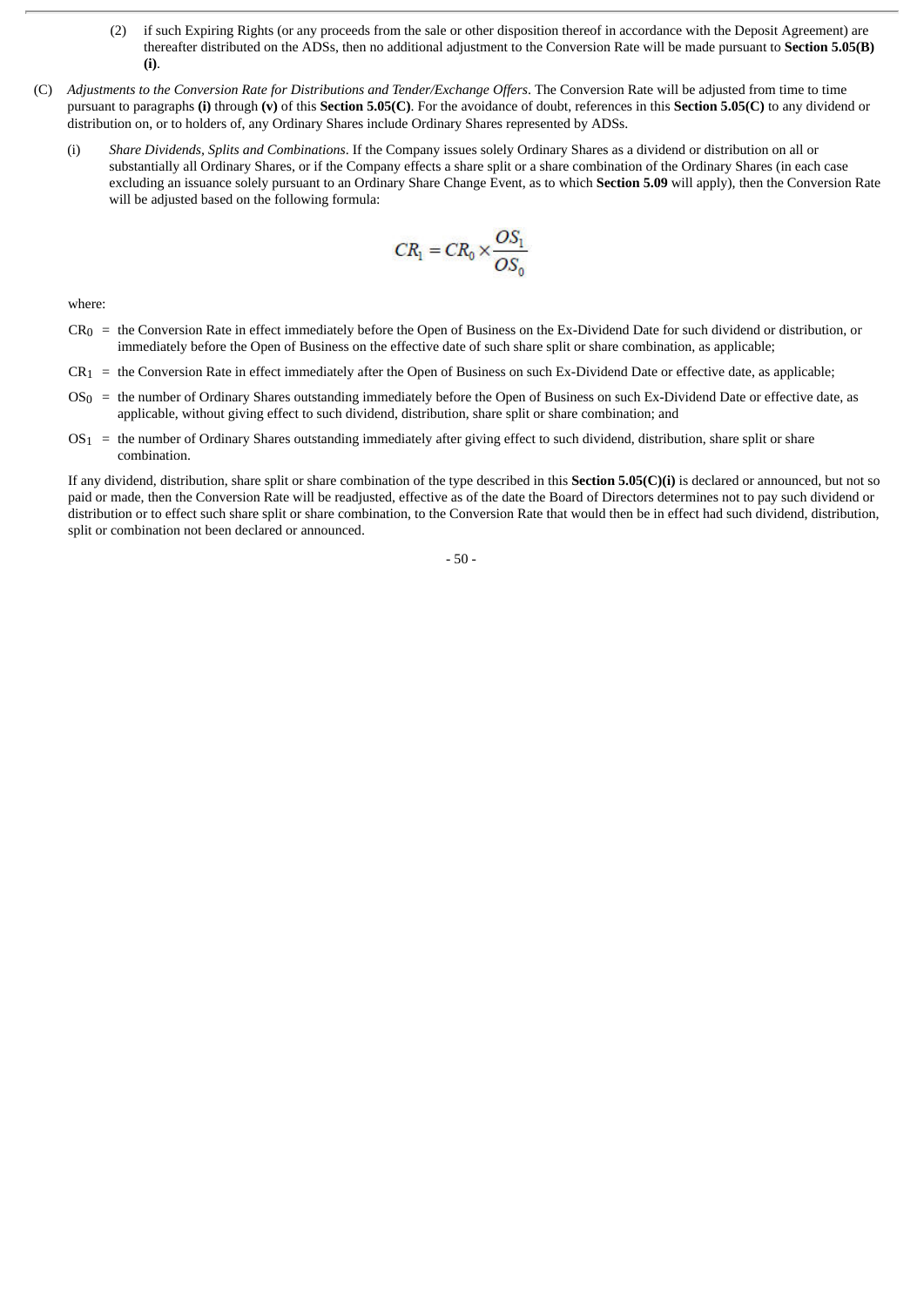(2) if such Expiring Rights (or any proceeds from the sale or other disposition thereof in accordance with the Deposit Agreement) are thereafter distributed on the ADSs, then no additional adjustment to the Conversion Rate will be made pursuant to **Section 5.05(B)(i)**.

(C) *Adjustments to the Conversion Rate for Distributions and Tender/Exchange Offers*. The Conversion Rate will be adjusted from time to time pursuant to paragraphs **(i)** through **(v)** of this **Section 5.05(C)**. For the avoidance of doubt, references in this **Section 5.05(C)** to any dividend or distribution on, or to holders of, any Ordinary Shares include Ordinary Shares represented by ADSs.

(i) *Share Dividends, Splits and Combinations*. If the Company issues solely Ordinary Shares as a dividend or distribution on all or substantially all Ordinary Shares, or if the Company effects a share split or a share combination of the Ordinary Shares (in each case excluding an issuance solely pursuant to an Ordinary Share Change Event, as to which **Section 5.09** will apply), then the Conversion Rate will be adjusted based on the following formula:

$$CR_1 = CR_0 \times \frac{OS_1}{OS_0}$$

where:

$CR_0$ = the Conversion Rate in effect immediately before the Open of Business on the Ex-Dividend Date for such dividend or distribution, or immediately before the Open of Business on the effective date of such share split or share combination, as applicable;

$CR_1$ = the Conversion Rate in effect immediately after the Open of Business on such Ex-Dividend Date or effective date, as applicable;

$OS_0$ = the number of Ordinary Shares outstanding immediately before the Open of Business on such Ex-Dividend Date or effective date, as applicable, without giving effect to such dividend, distribution, share split or share combination; and

$OS_1$ = the number of Ordinary Shares outstanding immediately after giving effect to such dividend, distribution, share split or share combination.

If any dividend, distribution, share split or share combination of the type described in this **Section 5.05(C)(i)** is declared or announced, but not so paid or made, then the Conversion Rate will be readjusted, effective as of the date the Board of Directors determines not to pay such dividend or distribution or to effect such share split or share combination, to the Conversion Rate that would then be in effect had such dividend, distribution, split or combination not been declared or announced.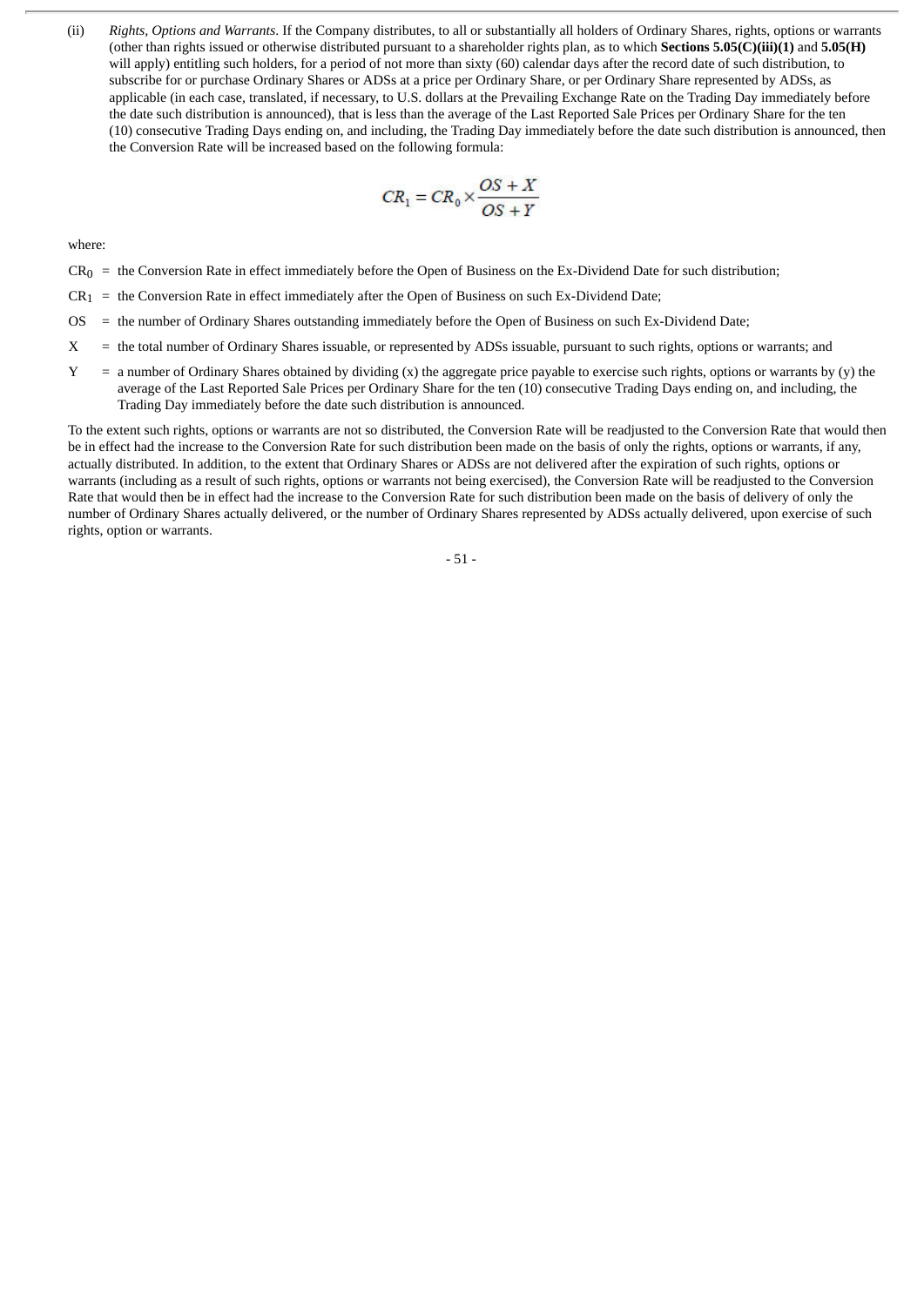(ii) *Rights, Options and Warrants*. If the Company distributes, to all or substantially all holders of Ordinary Shares, rights, options or warrants (other than rights issued or otherwise distributed pursuant to a shareholder rights plan, as to which **Sections 5.05(C)(iii)(1)** and **5.05(H)** will apply) entitling such holders, for a period of not more than sixty (60) calendar days after the record date of such distribution, to subscribe for or purchase Ordinary Shares or ADSs at a price per Ordinary Share, or per Ordinary Share represented by ADSs, as applicable (in each case, translated, if necessary, to U.S. dollars at the Prevailing Exchange Rate on the Trading Day immediately before the date such distribution is announced), that is less than the average of the Last Reported Sale Prices per Ordinary Share for the ten (10) consecutive Trading Days ending on, and including, the Trading Day immediately before the date such distribution is announced, then the Conversion Rate will be increased based on the following formula:

$$CR_1 = CR_0 \times \frac{OS + X}{OS + Y}$$

where:

$CR_0$ = the Conversion Rate in effect immediately before the Open of Business on the Ex-Dividend Date for such distribution;

$CR_1$ = the Conversion Rate in effect immediately after the Open of Business on such Ex-Dividend Date;

$OS$ = the number of Ordinary Shares outstanding immediately before the Open of Business on such Ex-Dividend Date;

$X$ = the total number of Ordinary Shares issuable, or represented by ADSs issuable, pursuant to such rights, options or warrants; and

$Y$ = a number of Ordinary Shares obtained by dividing (x) the aggregate price payable to exercise such rights, options or warrants by (y) the average of the Last Reported Sale Prices per Ordinary Share for the ten (10) consecutive Trading Days ending on, and including, the Trading Day immediately before the date such distribution is announced.

To the extent such rights, options or warrants are not so distributed, the Conversion Rate will be readjusted to the Conversion Rate that would then be in effect had the increase to the Conversion Rate for such distribution been made on the basis of only the rights, options or warrants, if any, actually distributed. In addition, to the extent that Ordinary Shares or ADSs are not delivered after the expiration of such rights, options or warrants (including as a result of such rights, options or warrants not being exercised), the Conversion Rate will be readjusted to the Conversion Rate that would then be in effect had the increase to the Conversion Rate for such distribution been made on the basis of delivery of only the number of Ordinary Shares actually delivered, or the number of Ordinary Shares represented by ADSs actually delivered, upon exercise of such rights, option or warrants.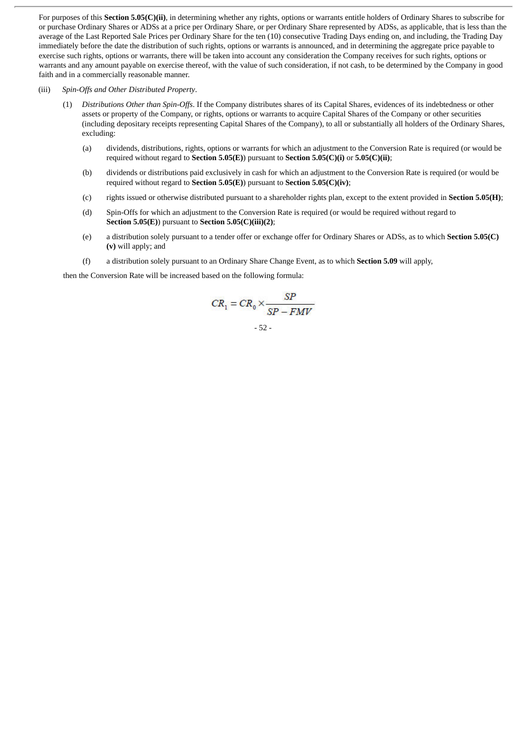For purposes of this **Section 5.05(C)(ii)**, in determining whether any rights, options or warrants entitle holders of Ordinary Shares to subscribe for or purchase Ordinary Shares or ADSs at a price per Ordinary Share, or per Ordinary Share represented by ADSs, as applicable, that is less than the average of the Last Reported Sale Prices per Ordinary Share for the ten (10) consecutive Trading Days ending on, and including, the Trading Day immediately before the date the distribution of such rights, options or warrants is announced, and in determining the aggregate price payable to exercise such rights, options or warrants, there will be taken into account any consideration the Company receives for such rights, options or warrants and any amount payable on exercise thereof, with the value of such consideration, if not cash, to be determined by the Company in good faith and in a commercially reasonable manner.

(iii) *Spin-Offs and Other Distributed Property*.

(1) *Distributions Other than Spin-Offs*. If the Company distributes shares of its Capital Shares, evidences of its indebtedness or other assets or property of the Company, or rights, options or warrants to acquire Capital Shares of the Company or other securities (including depositary receipts representing Capital Shares of the Company), to all or substantially all holders of the Ordinary Shares, excluding:

(a) dividends, distributions, rights, options or warrants for which an adjustment to the Conversion Rate is required (or would be required without regard to **Section 5.05(E)**) pursuant to **Section 5.05(C)(i)** or **5.05(C)(ii)**;

(b) dividends or distributions paid exclusively in cash for which an adjustment to the Conversion Rate is required (or would be required without regard to **Section 5.05(E)**) pursuant to **Section 5.05(C)(iv)**;

(c) rights issued or otherwise distributed pursuant to a shareholder rights plan, except to the extent provided in **Section 5.05(H)**;

(d) Spin-Offs for which an adjustment to the Conversion Rate is required (or would be required without regard to **Section 5.05(E)**) pursuant to **Section 5.05(C)(iii)(2)**;

(e) a distribution solely pursuant to a tender offer or exchange offer for Ordinary Shares or ADSs, as to which **Section 5.05(C)(v)** will apply; and

(f) a distribution solely pursuant to an Ordinary Share Change Event, as to which **Section 5.09** will apply,

then the Conversion Rate will be increased based on the following formula:

$$CR_1 = CR_0 \times \frac{SP}{SP - FMV}$$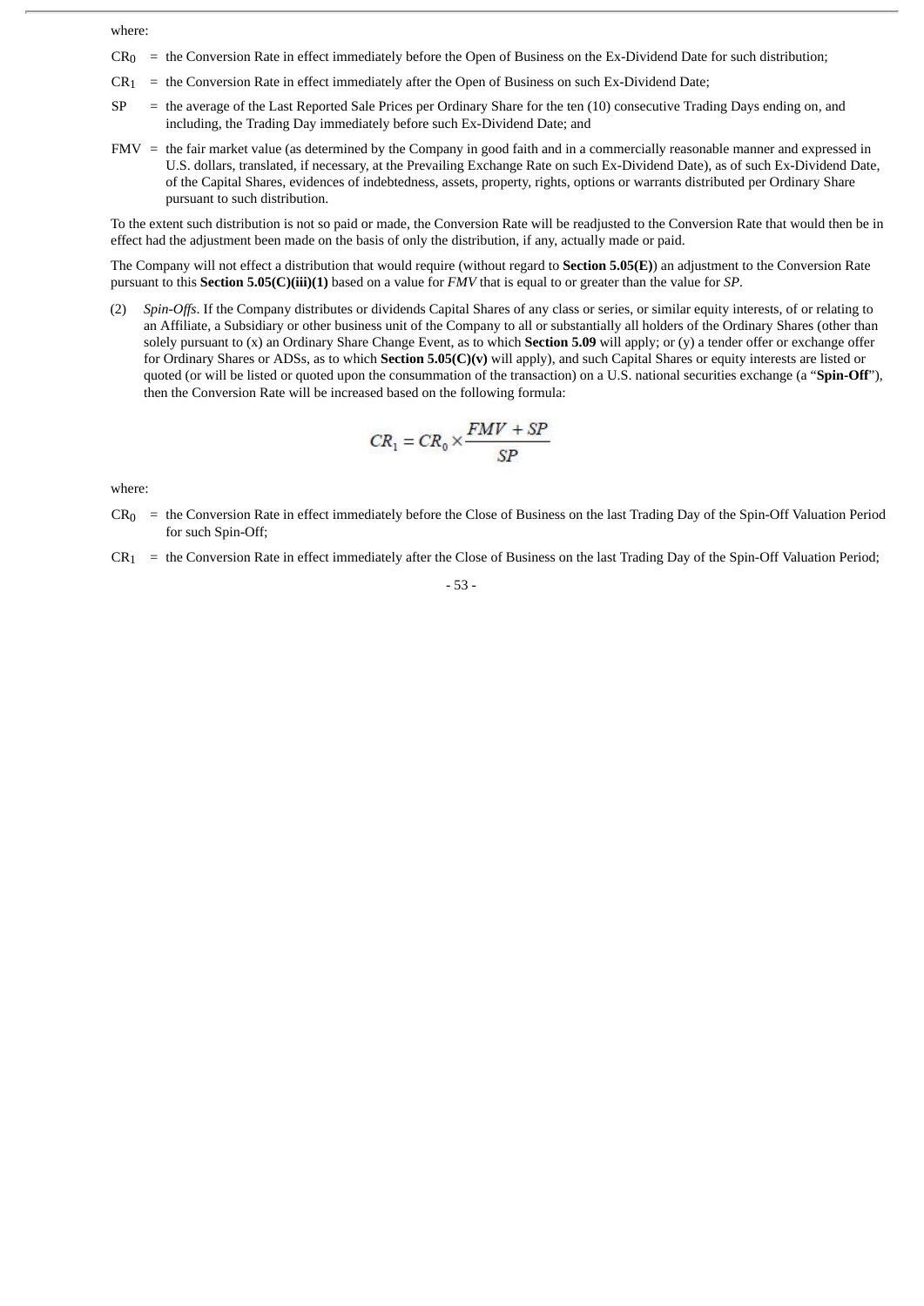where:

$CR_0$ = the Conversion Rate in effect immediately before the Open of Business on the Ex-Dividend Date for such distribution;

$CR_1$ = the Conversion Rate in effect immediately after the Open of Business on such Ex-Dividend Date;

SP = the average of the Last Reported Sale Prices per Ordinary Share for the ten (10) consecutive Trading Days ending on, and including, the Trading Day immediately before such Ex-Dividend Date; and

FMV = the fair market value (as determined by the Company in good faith and in a commercially reasonable manner and expressed in U.S. dollars, translated, if necessary, at the Prevailing Exchange Rate on such Ex-Dividend Date), as of such Ex-Dividend Date, of the Capital Shares, evidences of indebtedness, assets, property, rights, options or warrants distributed per Ordinary Share pursuant to such distribution.

To the extent such distribution is not so paid or made, the Conversion Rate will be readjusted to the Conversion Rate that would then be in effect had the adjustment been made on the basis of only the distribution, if any, actually made or paid.

The Company will not effect a distribution that would require (without regard to **Section 5.05(E)**) an adjustment to the Conversion Rate pursuant to this **Section 5.05(C)(iii)(1)** based on a value for *FMV* that is equal to or greater than the value for *SP*.

(2) *Spin-Offs*. If the Company distributes or dividends Capital Shares of any class or series, or similar equity interests, of or relating to an Affiliate, a Subsidiary or other business unit of the Company to all or substantially all holders of the Ordinary Shares (other than solely pursuant to (x) an Ordinary Share Change Event, as to which **Section 5.09** will apply; or (y) a tender offer or exchange offer for Ordinary Shares or ADSs, as to which **Section 5.05(C)(v)** will apply), and such Capital Shares or equity interests are listed or quoted (or will be listed or quoted upon the consummation of the transaction) on a U.S. national securities exchange (a "**Spin-Off**"), then the Conversion Rate will be increased based on the following formula:

$$CR_1 = CR_0 \times \frac{FMV + SP}{SP}$$

where:

$CR_0$ = the Conversion Rate in effect immediately before the Close of Business on the last Trading Day of the Spin-Off Valuation Period for such Spin-Off;

$CR_1$ = the Conversion Rate in effect immediately after the Close of Business on the last Trading Day of the Spin-Off Valuation Period;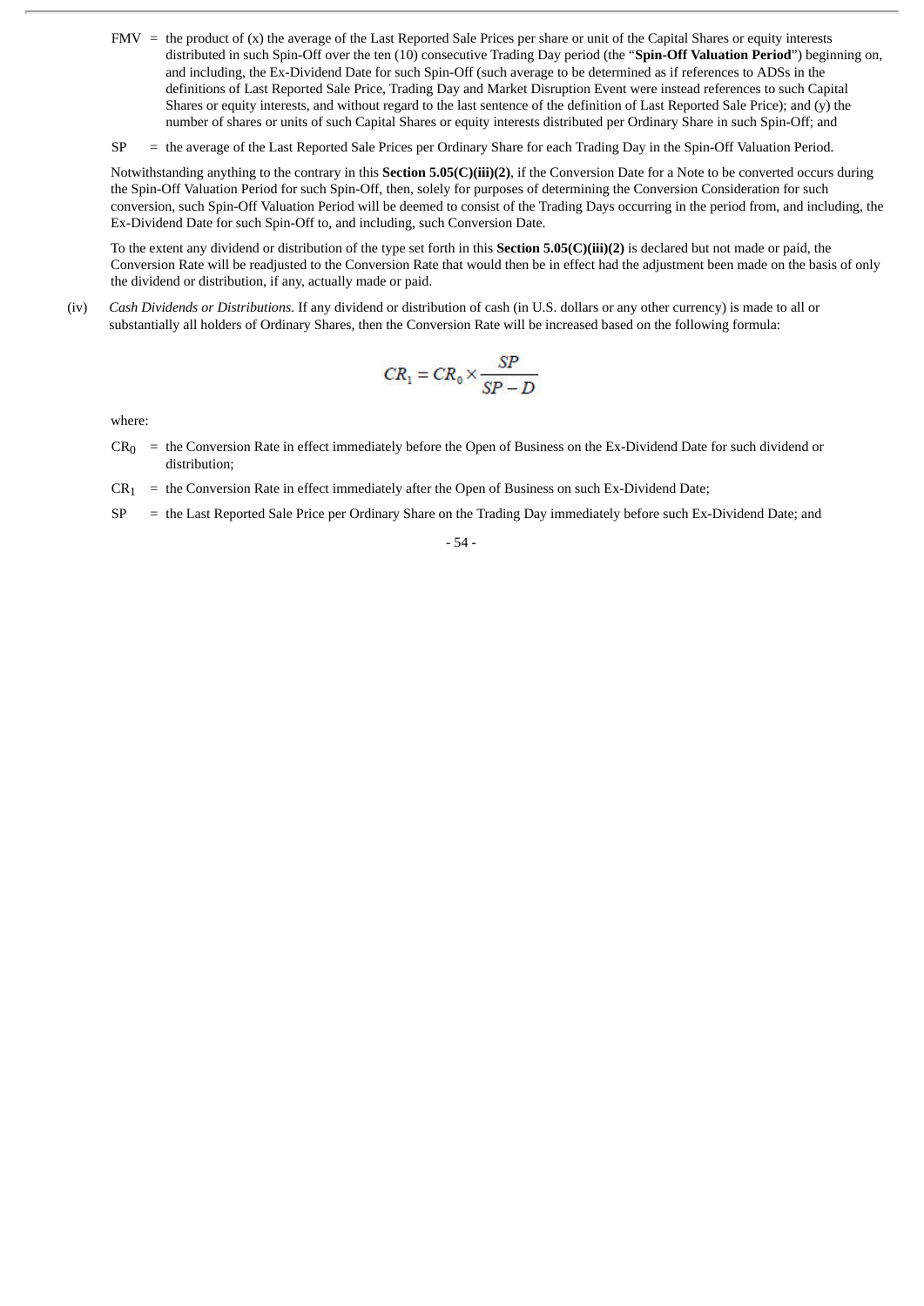FMV = the product of (x) the average of the Last Reported Sale Prices per share or unit of the Capital Shares or equity interests distributed in such Spin-Off over the ten (10) consecutive Trading Day period (the "**Spin-Off Valuation Period**") beginning on, and including, the Ex-Dividend Date for such Spin-Off (such average to be determined as if references to ADSs in the definitions of Last Reported Sale Price, Trading Day and Market Disruption Event were instead references to such Capital Shares or equity interests, and without regard to the last sentence of the definition of Last Reported Sale Price); and (y) the number of shares or units of such Capital Shares or equity interests distributed per Ordinary Share in such Spin-Off; and

SP = the average of the Last Reported Sale Prices per Ordinary Share for each Trading Day in the Spin-Off Valuation Period.

Notwithstanding anything to the contrary in this **Section 5.05(C)(iii)(2)**, if the Conversion Date for a Note to be converted occurs during the Spin-Off Valuation Period for such Spin-Off, then, solely for purposes of determining the Conversion Consideration for such conversion, such Spin-Off Valuation Period will be deemed to consist of the Trading Days occurring in the period from, and including, the Ex-Dividend Date for such Spin-Off to, and including, such Conversion Date.

To the extent any dividend or distribution of the type set forth in this **Section 5.05(C)(iii)(2)** is declared but not made or paid, the Conversion Rate will be readjusted to the Conversion Rate that would then be in effect had the adjustment been made on the basis of only the dividend or distribution, if any, actually made or paid.

(iv) *Cash Dividends or Distributions.* If any dividend or distribution of cash (in U.S. dollars or any other currency) is made to all or substantially all holders of Ordinary Shares, then the Conversion Rate will be increased based on the following formula:

$$CR_1 = CR_0 \times \frac{SP}{SP - D}$$

where:

$CR_0$ = the Conversion Rate in effect immediately before the Open of Business on the Ex-Dividend Date for such dividend or distribution;

$CR_1$ = the Conversion Rate in effect immediately after the Open of Business on such Ex-Dividend Date;

SP = the Last Reported Sale Price per Ordinary Share on the Trading Day immediately before such Ex-Dividend Date; and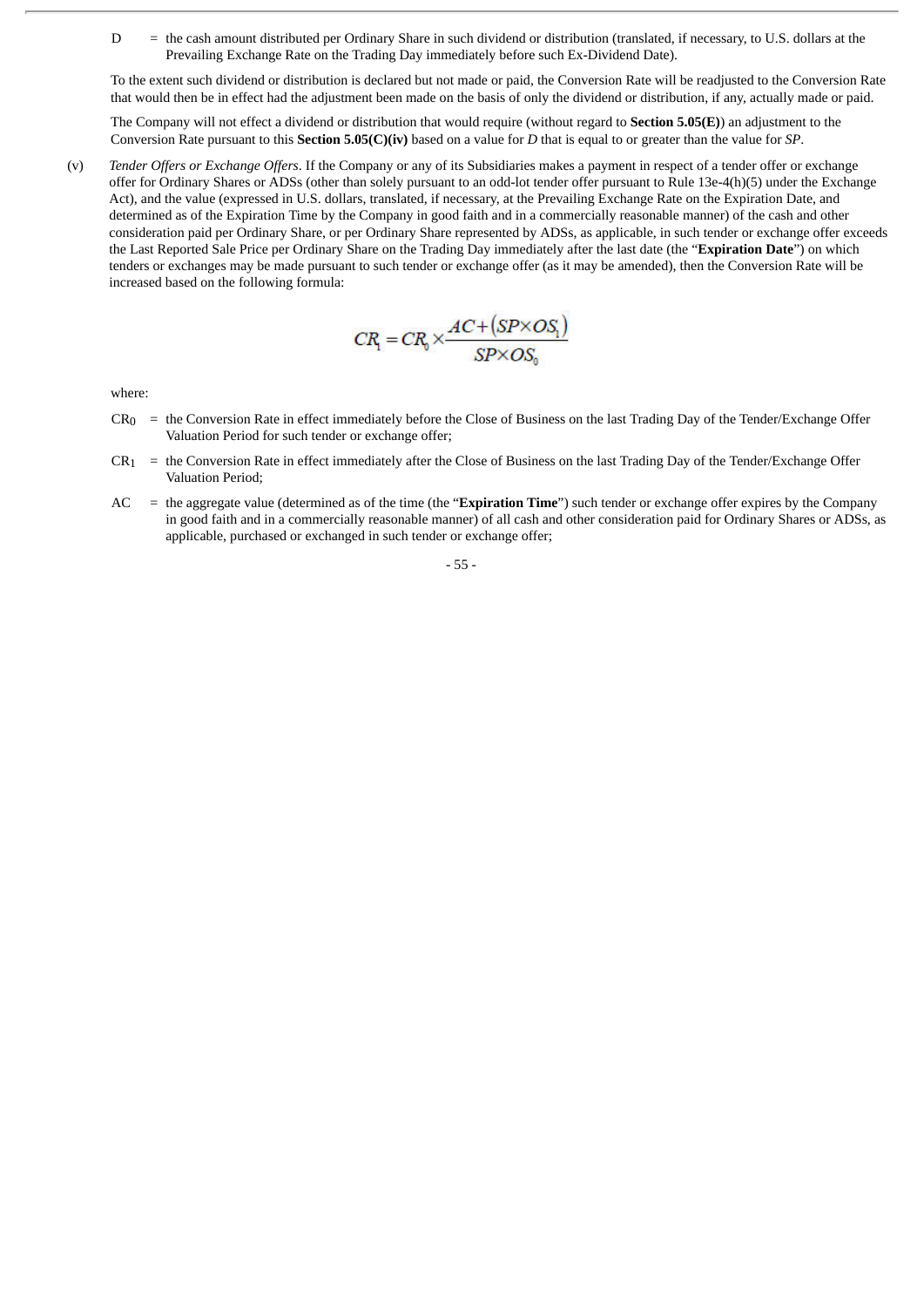$D$ = the cash amount distributed per Ordinary Share in such dividend or distribution (translated, if necessary, to U.S. dollars at the Prevailing Exchange Rate on the Trading Day immediately before such Ex-Dividend Date).

To the extent such dividend or distribution is declared but not made or paid, the Conversion Rate will be readjusted to the Conversion Rate that would then be in effect had the adjustment been made on the basis of only the dividend or distribution, if any, actually made or paid.

The Company will not effect a dividend or distribution that would require (without regard to **Section 5.05(E)**) an adjustment to the Conversion Rate pursuant to this **Section 5.05(C)(iv)** based on a value for *D* that is equal to or greater than the value for *SP*.

(v) *Tender Offers or Exchange Offers*. If the Company or any of its Subsidiaries makes a payment in respect of a tender offer or exchange offer for Ordinary Shares or ADSs (other than solely pursuant to an odd-lot tender offer pursuant to Rule 13e-4(h)(5) under the Exchange Act), and the value (expressed in U.S. dollars, translated, if necessary, at the Prevailing Exchange Rate on the Expiration Date, and determined as of the Expiration Time by the Company in good faith and in a commercially reasonable manner) of the cash and other consideration paid per Ordinary Share, or per Ordinary Share represented by ADSs, as applicable, in such tender or exchange offer exceeds the Last Reported Sale Price per Ordinary Share on the Trading Day immediately after the last date (the "**Expiration Date**") on which tenders or exchanges may be made pursuant to such tender or exchange offer (as it may be amended), then the Conversion Rate will be increased based on the following formula:

$$CR_1 = CR_0 \times \frac{AC + (SP \times OS_1)}{SP \times OS_0}$$

where:

$CR_0$ = the Conversion Rate in effect immediately before the Close of Business on the last Trading Day of the Tender/Exchange Offer Valuation Period for such tender or exchange offer;

$CR_1$ = the Conversion Rate in effect immediately after the Close of Business on the last Trading Day of the Tender/Exchange Offer Valuation Period;

$AC$ = the aggregate value (determined as of the time (the "**Expiration Time**") such tender or exchange offer expires by the Company in good faith and in a commercially reasonable manner) of all cash and other consideration paid for Ordinary Shares or ADSs, as applicable, purchased or exchanged in such tender or exchange offer;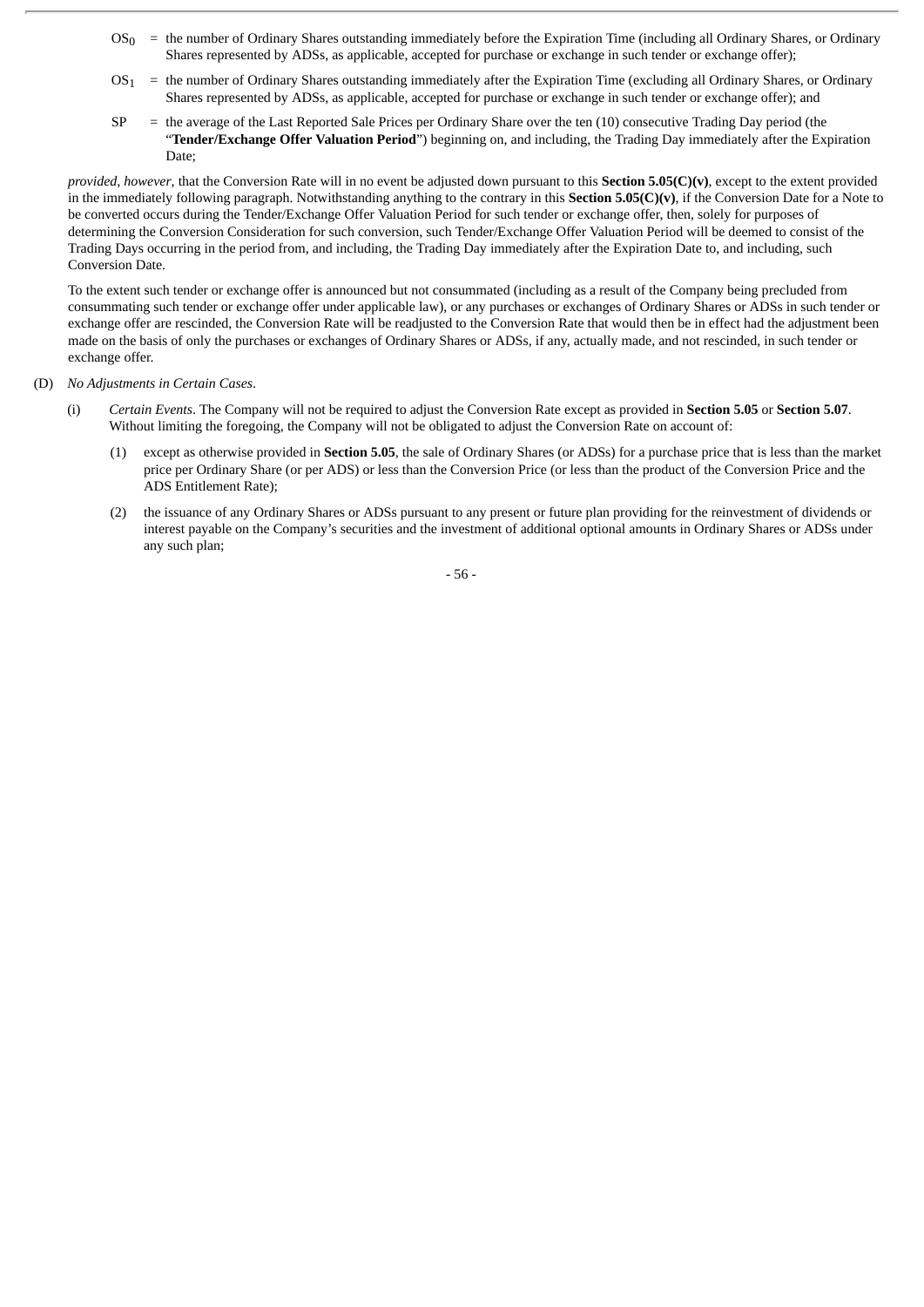$OS_0$ = the number of Ordinary Shares outstanding immediately before the Expiration Time (including all Ordinary Shares, or Ordinary Shares represented by ADSs, as applicable, accepted for purchase or exchange in such tender or exchange offer);

$OS_1$ = the number of Ordinary Shares outstanding immediately after the Expiration Time (excluding all Ordinary Shares, or Ordinary Shares represented by ADSs, as applicable, accepted for purchase or exchange in such tender or exchange offer); and

$SP$ = the average of the Last Reported Sale Prices per Ordinary Share over the ten (10) consecutive Trading Day period (the "**Tender/Exchange Offer Valuation Period**") beginning on, and including, the Trading Day immediately after the Expiration Date;

*provided*, *however*, that the Conversion Rate will in no event be adjusted down pursuant to this **Section 5.05(C)(v)**, except to the extent provided in the immediately following paragraph. Notwithstanding anything to the contrary in this **Section 5.05(C)(v)**, if the Conversion Date for a Note to be converted occurs during the Tender/Exchange Offer Valuation Period for such tender or exchange offer, then, solely for purposes of determining the Conversion Consideration for such conversion, such Tender/Exchange Offer Valuation Period will be deemed to consist of the Trading Days occurring in the period from, and including, the Trading Day immediately after the Expiration Date to, and including, such Conversion Date.

To the extent such tender or exchange offer is announced but not consummated (including as a result of the Company being precluded from consummating such tender or exchange offer under applicable law), or any purchases or exchanges of Ordinary Shares or ADSs in such tender or exchange offer are rescinded, the Conversion Rate will be readjusted to the Conversion Rate that would then be in effect had the adjustment been made on the basis of only the purchases or exchanges of Ordinary Shares or ADSs, if any, actually made, and not rescinded, in such tender or exchange offer.

(D) *No Adjustments in Certain Cases*.

(i) *Certain Events*. The Company will not be required to adjust the Conversion Rate except as provided in **Section 5.05** or **Section 5.07**. Without limiting the foregoing, the Company will not be obligated to adjust the Conversion Rate on account of:

(1) except as otherwise provided in **Section 5.05**, the sale of Ordinary Shares (or ADSs) for a purchase price that is less than the market price per Ordinary Share (or per ADS) or less than the Conversion Price (or less than the product of the Conversion Price and the ADS Entitlement Rate);

(2) the issuance of any Ordinary Shares or ADSs pursuant to any present or future plan providing for the reinvestment of dividends or interest payable on the Company's securities and the investment of additional optional amounts in Ordinary Shares or ADSs under any such plan;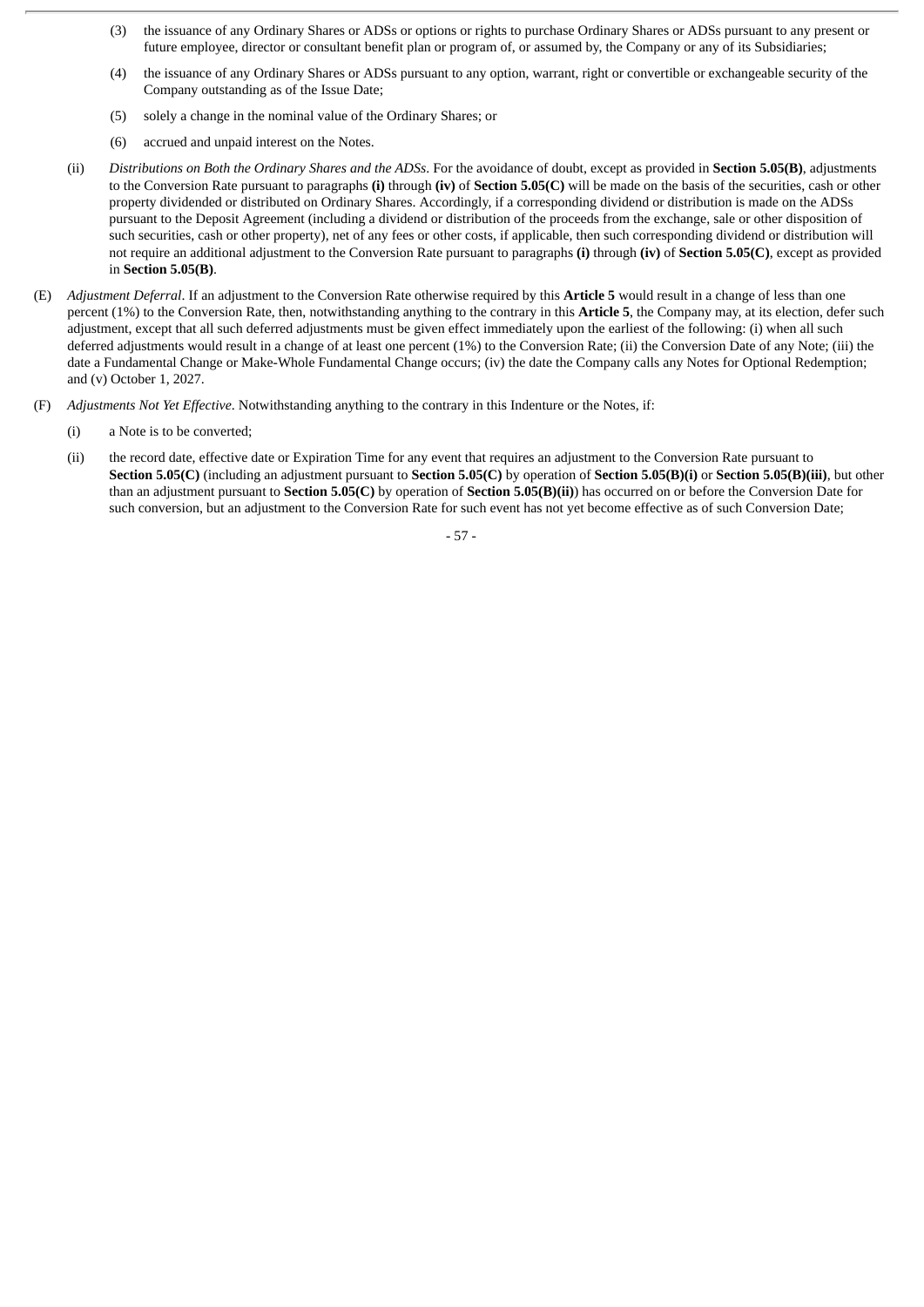(3) the issuance of any Ordinary Shares or ADSs or options or rights to purchase Ordinary Shares or ADSs pursuant to any present or future employee, director or consultant benefit plan or program of, or assumed by, the Company or any of its Subsidiaries;

(4) the issuance of any Ordinary Shares or ADSs pursuant to any option, warrant, right or convertible or exchangeable security of the Company outstanding as of the Issue Date;

(5) solely a change in the nominal value of the Ordinary Shares; or

(6) accrued and unpaid interest on the Notes.

(ii) *Distributions on Both the Ordinary Shares and the ADSs*. For the avoidance of doubt, except as provided in **Section 5.05(B)**, adjustments to the Conversion Rate pursuant to paragraphs **(i)** through **(iv)** of **Section 5.05(C)** will be made on the basis of the securities, cash or other property dividended or distributed on Ordinary Shares. Accordingly, if a corresponding dividend or distribution is made on the ADSs pursuant to the Deposit Agreement (including a dividend or distribution of the proceeds from the exchange, sale or other disposition of such securities, cash or other property), net of any fees or other costs, if applicable, then such corresponding dividend or distribution will not require an additional adjustment to the Conversion Rate pursuant to paragraphs **(i)** through **(iv)** of **Section 5.05(C)**, except as provided in **Section 5.05(B)**.

(E) *Adjustment Deferral*. If an adjustment to the Conversion Rate otherwise required by this **Article 5** would result in a change of less than one percent (1%) to the Conversion Rate, then, notwithstanding anything to the contrary in this **Article 5**, the Company may, at its election, defer such adjustment, except that all such deferred adjustments must be given effect immediately upon the earliest of the following: (i) when all such deferred adjustments would result in a change of at least one percent (1%) to the Conversion Rate; (ii) the Conversion Date of any Note; (iii) the date a Fundamental Change or Make-Whole Fundamental Change occurs; (iv) the date the Company calls any Notes for Optional Redemption; and (v) October 1, 2027.

(F) *Adjustments Not Yet Effective*. Notwithstanding anything to the contrary in this Indenture or the Notes, if:

(i) a Note is to be converted;

(ii) the record date, effective date or Expiration Time for any event that requires an adjustment to the Conversion Rate pursuant to **Section 5.05(C)** (including an adjustment pursuant to **Section 5.05(C)** by operation of **Section 5.05(B)(i)** or **Section 5.05(B)(iii)**, but other than an adjustment pursuant to **Section 5.05(C)** by operation of **Section 5.05(B)(ii)**) has occurred on or before the Conversion Date for such conversion, but an adjustment to the Conversion Rate for such event has not yet become effective as of such Conversion Date;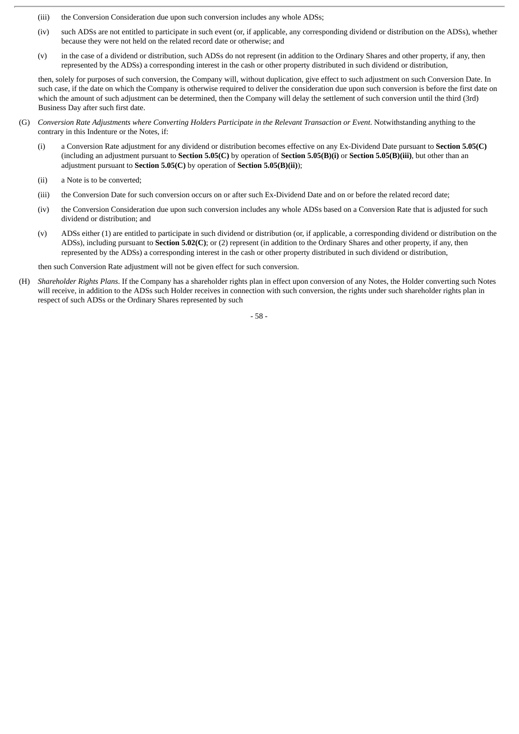(iii) the Conversion Consideration due upon such conversion includes any whole ADSs;

(iv) such ADSs are not entitled to participate in such event (or, if applicable, any corresponding dividend or distribution on the ADSs), whether because they were not held on the related record date or otherwise; and

(v) in the case of a dividend or distribution, such ADSs do not represent (in addition to the Ordinary Shares and other property, if any, then represented by the ADSs) a corresponding interest in the cash or other property distributed in such dividend or distribution,

then, solely for purposes of such conversion, the Company will, without duplication, give effect to such adjustment on such Conversion Date. In such case, if the date on which the Company is otherwise required to deliver the consideration due upon such conversion is before the first date on which the amount of such adjustment can be determined, then the Company will delay the settlement of such conversion until the third (3rd) Business Day after such first date.

(G) *Conversion Rate Adjustments where Converting Holders Participate in the Relevant Transaction or Event*. Notwithstanding anything to the contrary in this Indenture or the Notes, if:

(i) a Conversion Rate adjustment for any dividend or distribution becomes effective on any Ex-Dividend Date pursuant to **Section 5.05(C)** (including an adjustment pursuant to **Section 5.05(C)** by operation of **Section 5.05(B)(i)** or **Section 5.05(B)(iii)**, but other than an adjustment pursuant to **Section 5.05(C)** by operation of **Section 5.05(B)(ii)**);

(ii) a Note is to be converted;

(iii) the Conversion Date for such conversion occurs on or after such Ex-Dividend Date and on or before the related record date;

(iv) the Conversion Consideration due upon such conversion includes any whole ADSs based on a Conversion Rate that is adjusted for such dividend or distribution; and

(v) ADSs either (1) are entitled to participate in such dividend or distribution (or, if applicable, a corresponding dividend or distribution on the ADSs), including pursuant to **Section 5.02(C)**; or (2) represent (in addition to the Ordinary Shares and other property, if any, then represented by the ADSs) a corresponding interest in the cash or other property distributed in such dividend or distribution,

then such Conversion Rate adjustment will not be given effect for such conversion.

(H) *Shareholder Rights Plans*. If the Company has a shareholder rights plan in effect upon conversion of any Notes, the Holder converting such Notes will receive, in addition to the ADSs such Holder receives in connection with such conversion, the rights under such shareholder rights plan in respect of such ADSs or the Ordinary Shares represented by such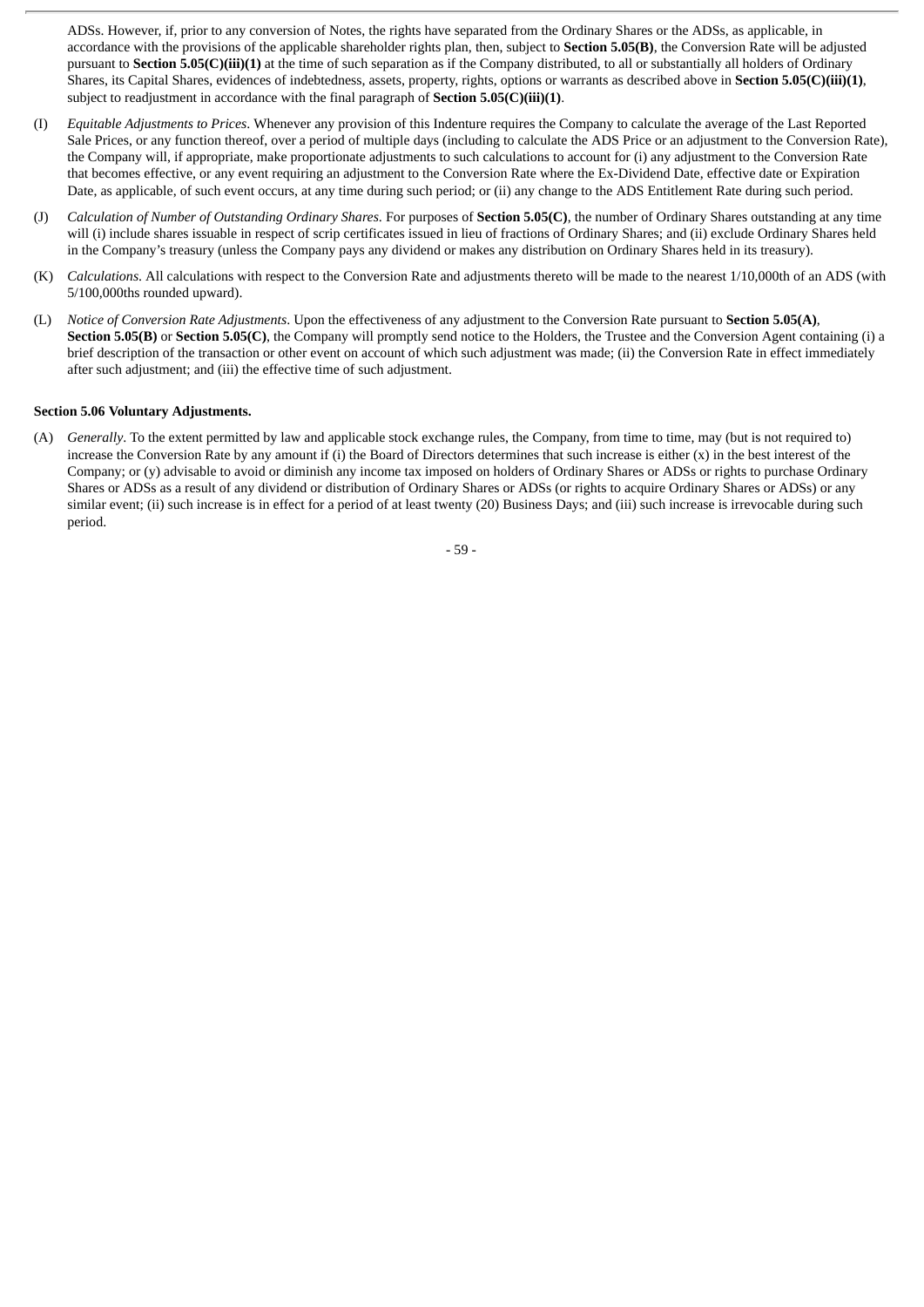ADSs. However, if, prior to any conversion of Notes, the rights have separated from the Ordinary Shares or the ADSs, as applicable, in accordance with the provisions of the applicable shareholder rights plan, then, subject to **Section 5.05(B)**, the Conversion Rate will be adjusted pursuant to **Section 5.05(C)(iii)(1)** at the time of such separation as if the Company distributed, to all or substantially all holders of Ordinary Shares, its Capital Shares, evidences of indebtedness, assets, property, rights, options or warrants as described above in **Section 5.05(C)(iii)(1)**, subject to readjustment in accordance with the final paragraph of **Section 5.05(C)(iii)(1)**.

(I) *Equitable Adjustments to Prices*. Whenever any provision of this Indenture requires the Company to calculate the average of the Last Reported Sale Prices, or any function thereof, over a period of multiple days (including to calculate the ADS Price or an adjustment to the Conversion Rate), the Company will, if appropriate, make proportionate adjustments to such calculations to account for (i) any adjustment to the Conversion Rate that becomes effective, or any event requiring an adjustment to the Conversion Rate where the Ex-Dividend Date, effective date or Expiration Date, as applicable, of such event occurs, at any time during such period; or (ii) any change to the ADS Entitlement Rate during such period.

(J) *Calculation of Number of Outstanding Ordinary Shares*. For purposes of **Section 5.05(C)**, the number of Ordinary Shares outstanding at any time will (i) include shares issuable in respect of scrip certificates issued in lieu of fractions of Ordinary Shares; and (ii) exclude Ordinary Shares held in the Company's treasury (unless the Company pays any dividend or makes any distribution on Ordinary Shares held in its treasury).

(K) *Calculations*. All calculations with respect to the Conversion Rate and adjustments thereto will be made to the nearest 1/10,000th of an ADS (with 5/100,000ths rounded upward).

(L) *Notice of Conversion Rate Adjustments*. Upon the effectiveness of any adjustment to the Conversion Rate pursuant to **Section 5.05(A)**, **Section 5.05(B)** or **Section 5.05(C)**, the Company will promptly send notice to the Holders, the Trustee and the Conversion Agent containing (i) a brief description of the transaction or other event on account of which such adjustment was made; (ii) the Conversion Rate in effect immediately after such adjustment; and (iii) the effective time of such adjustment.

**Section 5.06 Voluntary Adjustments.**

(A) *Generally*. To the extent permitted by law and applicable stock exchange rules, the Company, from time to time, may (but is not required to) increase the Conversion Rate by any amount if (i) the Board of Directors determines that such increase is either (x) in the best interest of the Company; or (y) advisable to avoid or diminish any income tax imposed on holders of Ordinary Shares or ADSs or rights to purchase Ordinary Shares or ADSs as a result of any dividend or distribution of Ordinary Shares or ADSs (or rights to acquire Ordinary Shares or ADSs) or any similar event; (ii) such increase is in effect for a period of at least twenty (20) Business Days; and (iii) such increase is irrevocable during such period.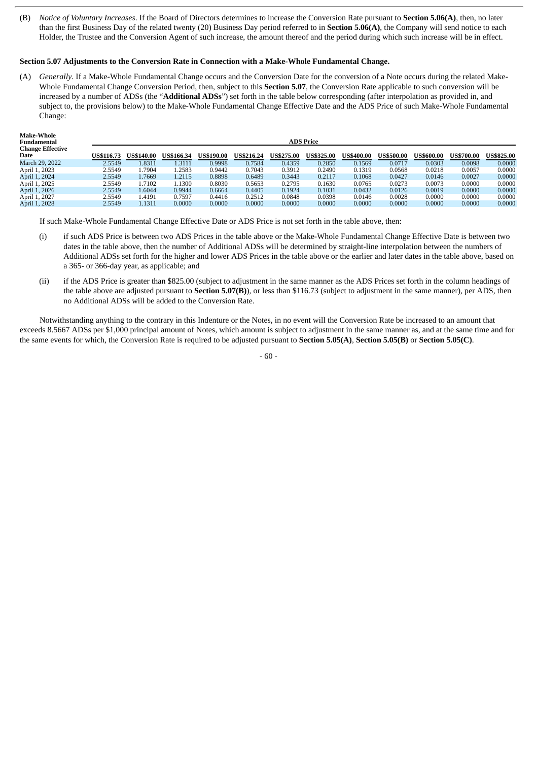(B) *Notice of Voluntary Increases*. If the Board of Directors determines to increase the Conversion Rate pursuant to **Section 5.06(A)**, then, no later than the first Business Day of the related twenty (20) Business Day period referred to in **Section 5.06(A)**, the Company will send notice to each Holder, the Trustee and the Conversion Agent of such increase, the amount thereof and the period during which such increase will be in effect.

**Section 5.07 Adjustments to the Conversion Rate in Connection with a Make-Whole Fundamental Change.**

(A) *Generally*. If a Make-Whole Fundamental Change occurs and the Conversion Date for the conversion of a Note occurs during the related Make-Whole Fundamental Change Conversion Period, then, subject to this **Section 5.07**, the Conversion Rate applicable to such conversion will be increased by a number of ADSs (the "**Additional ADSs**") set forth in the table below corresponding (after interpolation as provided in, and subject to, the provisions below) to the Make-Whole Fundamental Change Effective Date and the ADS Price of such Make-Whole Fundamental Change:

| Make-Whole Fundamental Change Effective Date | ADS Price | | | | | | | | | | | |
|---|---|---|---|---|---|---|---|---|---|---|---|---|
| | US$116.73 | US$140.00 | US$166.34 | US$190.00 | US$216.24 | US$275.00 | US$325.00 | US$400.00 | US$500.00 | US$600.00 | US$700.00 | US$825.00 |
| March 29, 2022 | 2.5549 | 1.8311 | 1.3111 | 0.9998 | 0.7584 | 0.4359 | 0.2850 | 0.1569 | 0.0717 | 0.0303 | 0.0098 | 0.0000 |
| April 1, 2023 | 2.5549 | 1.7904 | 1.2583 | 0.9442 | 0.7043 | 0.3912 | 0.2490 | 0.1319 | 0.0568 | 0.0218 | 0.0057 | 0.0000 |
| April 1, 2024 | 2.5549 | 1.7669 | 1.2115 | 0.8898 | 0.6489 | 0.3443 | 0.2117 | 0.1068 | 0.0427 | 0.0146 | 0.0027 | 0.0000 |
| April 1, 2025 | 2.5549 | 1.7102 | 1.1300 | 0.8030 | 0.5653 | 0.2795 | 0.1630 | 0.0765 | 0.0273 | 0.0073 | 0.0000 | 0.0000 |
| April 1, 2026 | 2.5549 | 1.6044 | 0.9944 | 0.6664 | 0.4405 | 0.1924 | 0.1031 | 0.0432 | 0.0126 | 0.0019 | 0.0000 | 0.0000 |
| April 1, 2027 | 2.5549 | 1.4191 | 0.7597 | 0.4416 | 0.2512 | 0.0848 | 0.0398 | 0.0146 | 0.0028 | 0.0000 | 0.0000 | 0.0000 |
| April 1, 2028 | 2.5549 | 1.1311 | 0.0000 | 0.0000 | 0.0000 | 0.0000 | 0.0000 | 0.0000 | 0.0000 | 0.0000 | 0.0000 | 0.0000 |

If such Make-Whole Fundamental Change Effective Date or ADS Price is not set forth in the table above, then:

(i) if such ADS Price is between two ADS Prices in the table above or the Make-Whole Fundamental Change Effective Date is between two dates in the table above, then the number of Additional ADSs will be determined by straight-line interpolation between the numbers of Additional ADSs set forth for the higher and lower ADS Prices in the table above or the earlier and later dates in the table above, based on a 365- or 366-day year, as applicable; and

(ii) if the ADS Price is greater than $825.00 (subject to adjustment in the same manner as the ADS Prices set forth in the column headings of the table above are adjusted pursuant to **Section 5.07(B)**), or less than $116.73 (subject to adjustment in the same manner), per ADS, then no Additional ADSs will be added to the Conversion Rate.

Notwithstanding anything to the contrary in this Indenture or the Notes, in no event will the Conversion Rate be increased to an amount that exceeds 8.5667 ADSs per $1,000 principal amount of Notes, which amount is subject to adjustment in the same manner as, and at the same time and for the same events for which, the Conversion Rate is required to be adjusted pursuant to **Section 5.05(A)**, **Section 5.05(B)** or **Section 5.05(C)**.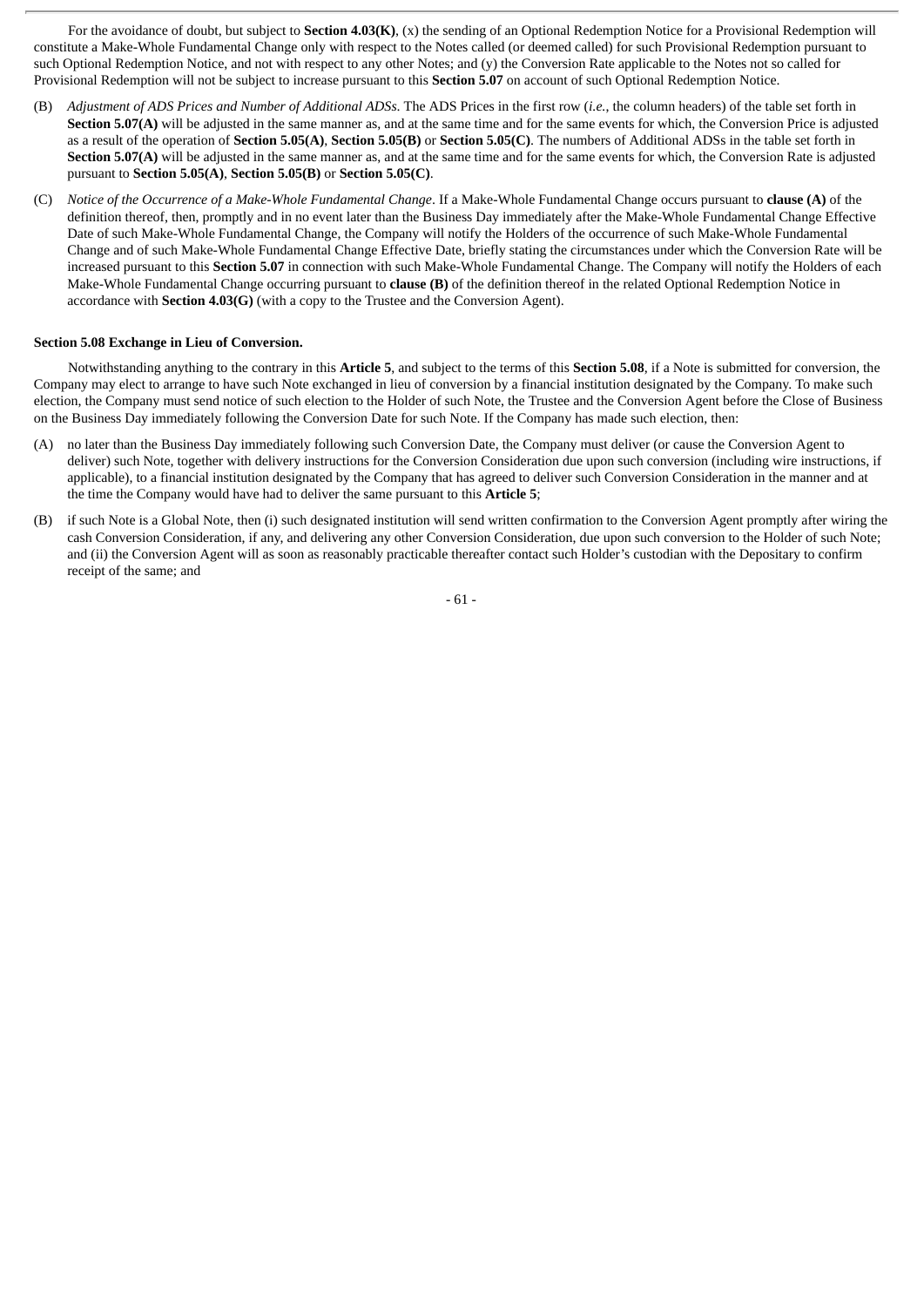For the avoidance of doubt, but subject to **Section 4.03(K)**, (x) the sending of an Optional Redemption Notice for a Provisional Redemption will constitute a Make-Whole Fundamental Change only with respect to the Notes called (or deemed called) for such Provisional Redemption pursuant to such Optional Redemption Notice, and not with respect to any other Notes; and (y) the Conversion Rate applicable to the Notes not so called for Provisional Redemption will not be subject to increase pursuant to this **Section 5.07** on account of such Optional Redemption Notice.

(B) *Adjustment of ADS Prices and Number of Additional ADSs*. The ADS Prices in the first row (*i.e.*, the column headers) of the table set forth in **Section 5.07(A)** will be adjusted in the same manner as, and at the same time and for the same events for which, the Conversion Price is adjusted as a result of the operation of **Section 5.05(A)**, **Section 5.05(B)** or **Section 5.05(C)**. The numbers of Additional ADSs in the table set forth in **Section 5.07(A)** will be adjusted in the same manner as, and at the same time and for the same events for which, the Conversion Rate is adjusted pursuant to **Section 5.05(A)**, **Section 5.05(B)** or **Section 5.05(C)**.

(C) *Notice of the Occurrence of a Make-Whole Fundamental Change*. If a Make-Whole Fundamental Change occurs pursuant to **clause (A)** of the definition thereof, then, promptly and in no event later than the Business Day immediately after the Make-Whole Fundamental Change Effective Date of such Make-Whole Fundamental Change, the Company will notify the Holders of the occurrence of such Make-Whole Fundamental Change and of such Make-Whole Fundamental Change Effective Date, briefly stating the circumstances under which the Conversion Rate will be increased pursuant to this **Section 5.07** in connection with such Make-Whole Fundamental Change. The Company will notify the Holders of each Make-Whole Fundamental Change occurring pursuant to **clause (B)** of the definition thereof in the related Optional Redemption Notice in accordance with **Section 4.03(G)** (with a copy to the Trustee and the Conversion Agent).

**Section 5.08 Exchange in Lieu of Conversion.**

Notwithstanding anything to the contrary in this **Article 5**, and subject to the terms of this **Section 5.08**, if a Note is submitted for conversion, the Company may elect to arrange to have such Note exchanged in lieu of conversion by a financial institution designated by the Company. To make such election, the Company must send notice of such election to the Holder of such Note, the Trustee and the Conversion Agent before the Close of Business on the Business Day immediately following the Conversion Date for such Note. If the Company has made such election, then:

(A) no later than the Business Day immediately following such Conversion Date, the Company must deliver (or cause the Conversion Agent to deliver) such Note, together with delivery instructions for the Conversion Consideration due upon such conversion (including wire instructions, if applicable), to a financial institution designated by the Company that has agreed to deliver such Conversion Consideration in the manner and at the time the Company would have had to deliver the same pursuant to this **Article 5**;

(B) if such Note is a Global Note, then (i) such designated institution will send written confirmation to the Conversion Agent promptly after wiring the cash Conversion Consideration, if any, and delivering any other Conversion Consideration, due upon such conversion to the Holder of such Note; and (ii) the Conversion Agent will as soon as reasonably practicable thereafter contact such Holder's custodian with the Depositary to confirm receipt of the same; and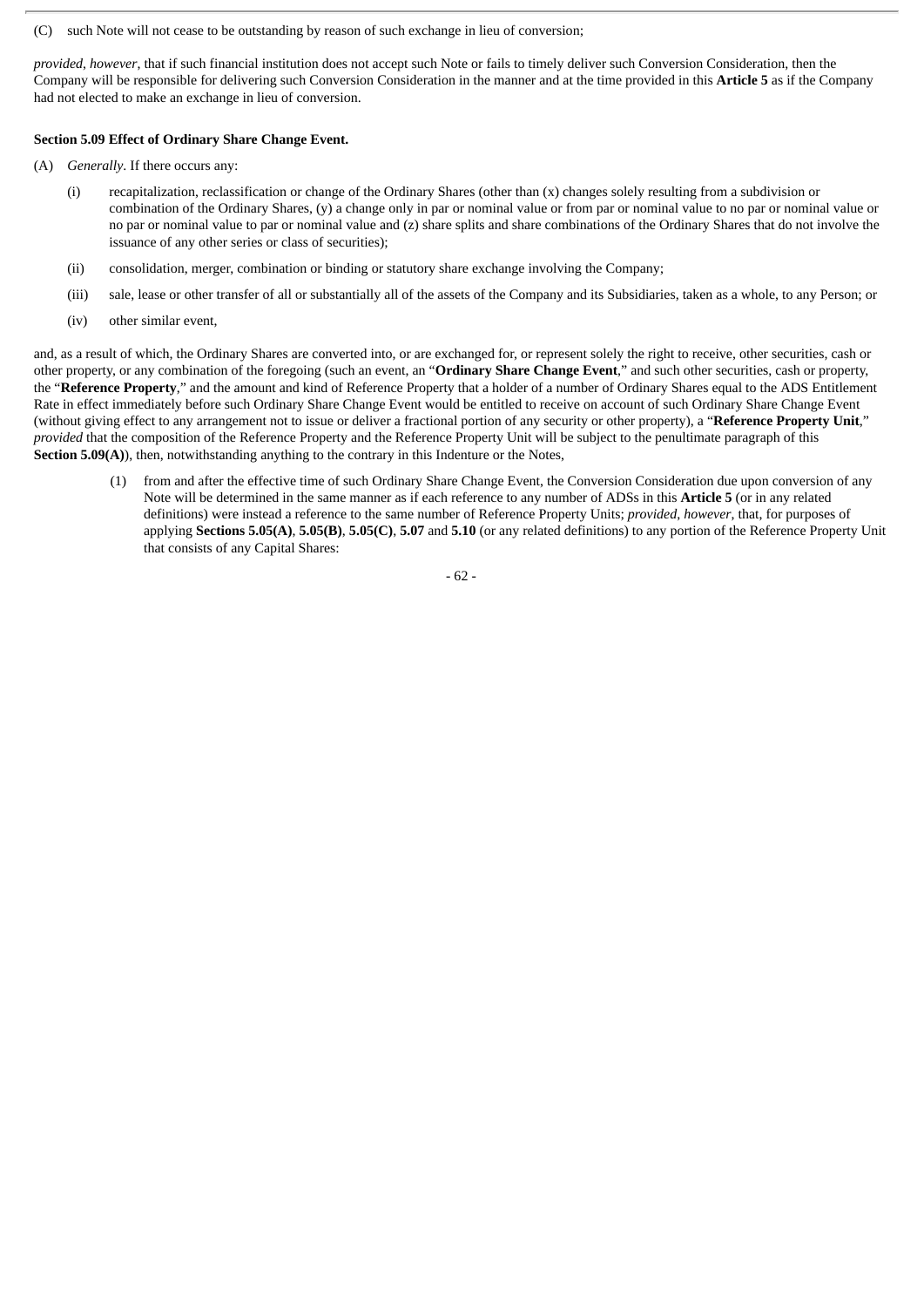(C) such Note will not cease to be outstanding by reason of such exchange in lieu of conversion;

*provided*, *however*, that if such financial institution does not accept such Note or fails to timely deliver such Conversion Consideration, then the Company will be responsible for delivering such Conversion Consideration in the manner and at the time provided in this **Article 5** as if the Company had not elected to make an exchange in lieu of conversion.

**Section 5.09 Effect of Ordinary Share Change Event.**

(A) *Generally*. If there occurs any:

(i) recapitalization, reclassification or change of the Ordinary Shares (other than (x) changes solely resulting from a subdivision or combination of the Ordinary Shares, (y) a change only in par or nominal value or from par or nominal value to no par or nominal value or no par or nominal value to par or nominal value and (z) share splits and share combinations of the Ordinary Shares that do not involve the issuance of any other series or class of securities);

(ii) consolidation, merger, combination or binding or statutory share exchange involving the Company;

(iii) sale, lease or other transfer of all or substantially all of the assets of the Company and its Subsidiaries, taken as a whole, to any Person; or

(iv) other similar event,

and, as a result of which, the Ordinary Shares are converted into, or are exchanged for, or represent solely the right to receive, other securities, cash or other property, or any combination of the foregoing (such an event, an "**Ordinary Share Change Event**," and such other securities, cash or property, the "**Reference Property**," and the amount and kind of Reference Property that a holder of a number of Ordinary Shares equal to the ADS Entitlement Rate in effect immediately before such Ordinary Share Change Event would be entitled to receive on account of such Ordinary Share Change Event (without giving effect to any arrangement not to issue or deliver a fractional portion of any security or other property), a "**Reference Property Unit**," *provided* that the composition of the Reference Property and the Reference Property Unit will be subject to the penultimate paragraph of this **Section 5.09(A)**), then, notwithstanding anything to the contrary in this Indenture or the Notes,

(1) from and after the effective time of such Ordinary Share Change Event, the Conversion Consideration due upon conversion of any Note will be determined in the same manner as if each reference to any number of ADSs in this **Article 5** (or in any related definitions) were instead a reference to the same number of Reference Property Units; *provided*, *however*, that, for purposes of applying **Sections 5.05(A)**, **5.05(B)**, **5.05(C)**, **5.07** and **5.10** (or any related definitions) to any portion of the Reference Property Unit that consists of any Capital Shares: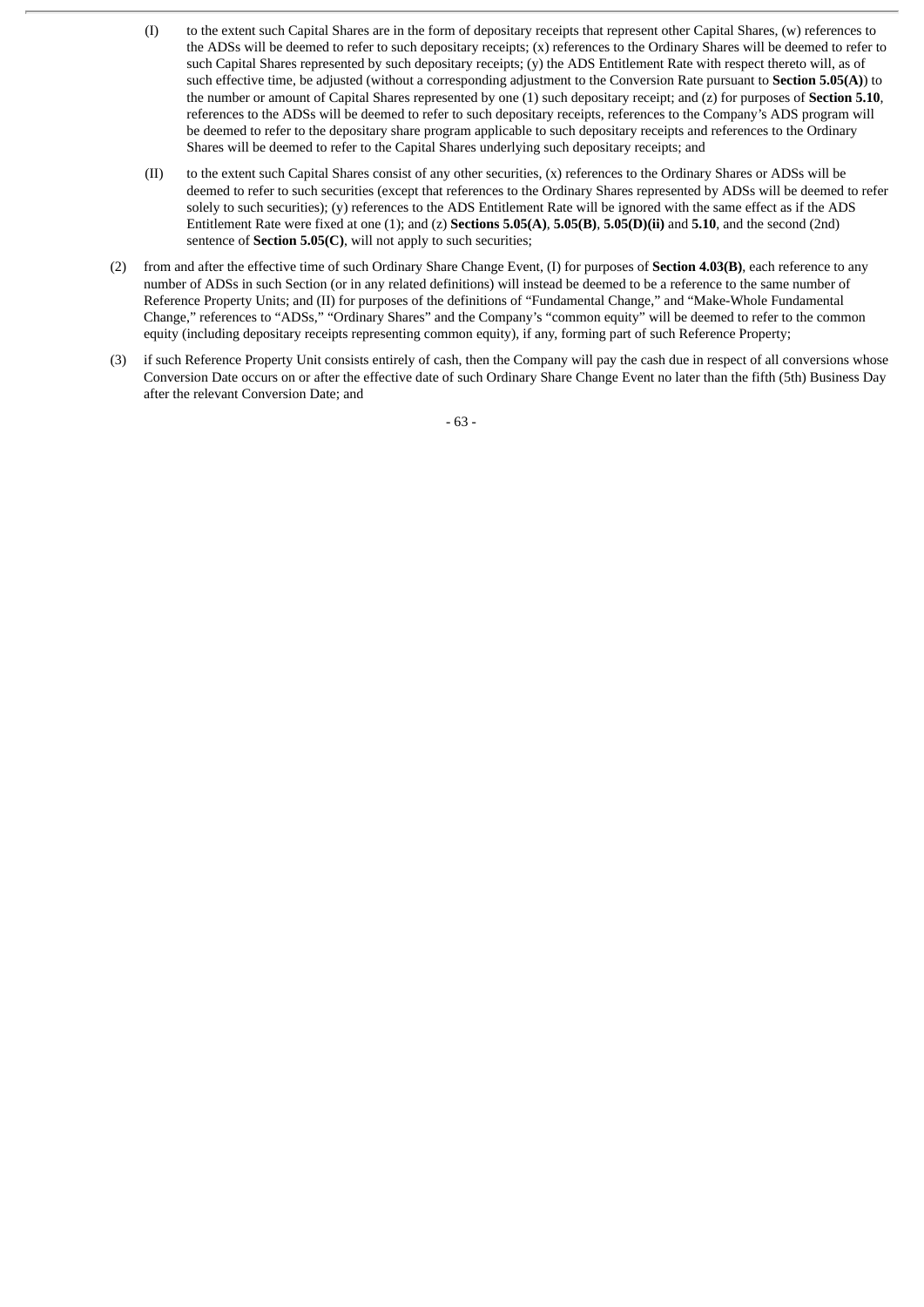(I) to the extent such Capital Shares are in the form of depositary receipts that represent other Capital Shares, (w) references to the ADSs will be deemed to refer to such depositary receipts; (x) references to the Ordinary Shares will be deemed to refer to such Capital Shares represented by such depositary receipts; (y) the ADS Entitlement Rate with respect thereto will, as of such effective time, be adjusted (without a corresponding adjustment to the Conversion Rate pursuant to **Section 5.05(A)**) to the number or amount of Capital Shares represented by one (1) such depositary receipt; and (z) for purposes of **Section 5.10**, references to the ADSs will be deemed to refer to such depositary receipts, references to the Company's ADS program will be deemed to refer to the depositary share program applicable to such depositary receipts and references to the Ordinary Shares will be deemed to refer to the Capital Shares underlying such depositary receipts; and

(II) to the extent such Capital Shares consist of any other securities, (x) references to the Ordinary Shares or ADSs will be deemed to refer to such securities (except that references to the Ordinary Shares represented by ADSs will be deemed to refer solely to such securities); (y) references to the ADS Entitlement Rate will be ignored with the same effect as if the ADS Entitlement Rate were fixed at one (1); and (z) **Sections 5.05(A)**, **5.05(B)**, **5.05(D)(ii)** and **5.10**, and the second (2nd) sentence of **Section 5.05(C)**, will not apply to such securities;

(2) from and after the effective time of such Ordinary Share Change Event, (I) for purposes of **Section 4.03(B)**, each reference to any number of ADSs in such Section (or in any related definitions) will instead be deemed to be a reference to the same number of Reference Property Units; and (II) for purposes of the definitions of "Fundamental Change," and "Make-Whole Fundamental Change," references to "ADSs," "Ordinary Shares" and the Company's "common equity" will be deemed to refer to the common equity (including depositary receipts representing common equity), if any, forming part of such Reference Property;

(3) if such Reference Property Unit consists entirely of cash, then the Company will pay the cash due in respect of all conversions whose Conversion Date occurs on or after the effective date of such Ordinary Share Change Event no later than the fifth (5th) Business Day after the relevant Conversion Date; and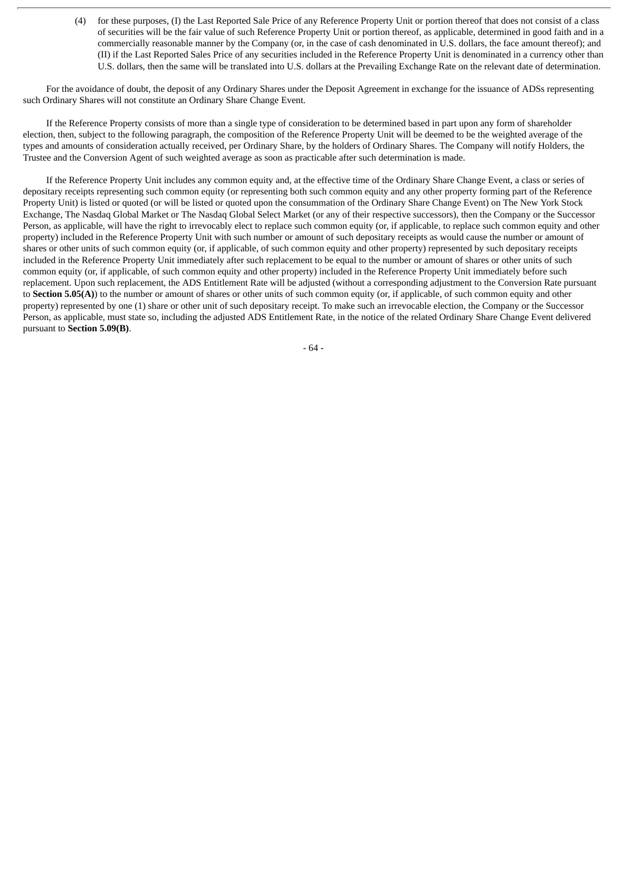(4) for these purposes, (I) the Last Reported Sale Price of any Reference Property Unit or portion thereof that does not consist of a class of securities will be the fair value of such Reference Property Unit or portion thereof, as applicable, determined in good faith and in a commercially reasonable manner by the Company (or, in the case of cash denominated in U.S. dollars, the face amount thereof); and (II) if the Last Reported Sales Price of any securities included in the Reference Property Unit is denominated in a currency other than U.S. dollars, then the same will be translated into U.S. dollars at the Prevailing Exchange Rate on the relevant date of determination.

For the avoidance of doubt, the deposit of any Ordinary Shares under the Deposit Agreement in exchange for the issuance of ADSs representing such Ordinary Shares will not constitute an Ordinary Share Change Event.

If the Reference Property consists of more than a single type of consideration to be determined based in part upon any form of shareholder election, then, subject to the following paragraph, the composition of the Reference Property Unit will be deemed to be the weighted average of the types and amounts of consideration actually received, per Ordinary Share, by the holders of Ordinary Shares. The Company will notify Holders, the Trustee and the Conversion Agent of such weighted average as soon as practicable after such determination is made.

If the Reference Property Unit includes any common equity and, at the effective time of the Ordinary Share Change Event, a class or series of depositary receipts representing such common equity (or representing both such common equity and any other property forming part of the Reference Property Unit) is listed or quoted (or will be listed or quoted upon the consummation of the Ordinary Share Change Event) on The New York Stock Exchange, The Nasdaq Global Market or The Nasdaq Global Select Market (or any of their respective successors), then the Company or the Successor Person, as applicable, will have the right to irrevocably elect to replace such common equity (or, if applicable, to replace such common equity and other property) included in the Reference Property Unit with such number or amount of such depositary receipts as would cause the number or amount of shares or other units of such common equity (or, if applicable, of such common equity and other property) represented by such depositary receipts included in the Reference Property Unit immediately after such replacement to be equal to the number or amount of shares or other units of such common equity (or, if applicable, of such common equity and other property) included in the Reference Property Unit immediately before such replacement. Upon such replacement, the ADS Entitlement Rate will be adjusted (without a corresponding adjustment to the Conversion Rate pursuant to **Section 5.05(A)**) to the number or amount of shares or other units of such common equity (or, if applicable, of such common equity and other property) represented by one (1) share or other unit of such depositary receipt. To make such an irrevocable election, the Company or the Successor Person, as applicable, must state so, including the adjusted ADS Entitlement Rate, in the notice of the related Ordinary Share Change Event delivered pursuant to **Section 5.09(B)**.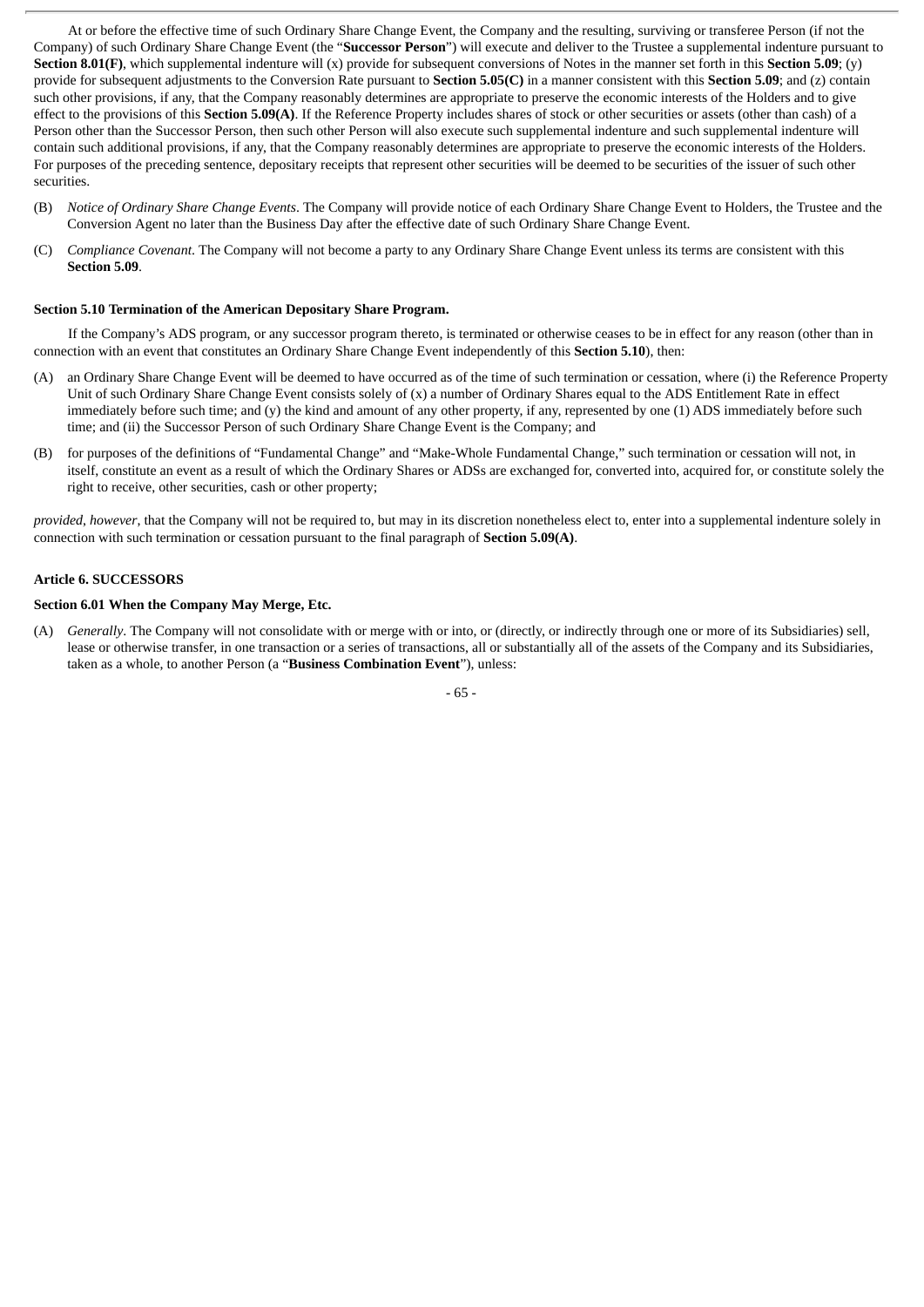At or before the effective time of such Ordinary Share Change Event, the Company and the resulting, surviving or transferee Person (if not the Company) of such Ordinary Share Change Event (the "**Successor Person**") will execute and deliver to the Trustee a supplemental indenture pursuant to **Section 8.01(F)**, which supplemental indenture will (x) provide for subsequent conversions of Notes in the manner set forth in this **Section 5.09**; (y) provide for subsequent adjustments to the Conversion Rate pursuant to **Section 5.05(C)** in a manner consistent with this **Section 5.09**; and (z) contain such other provisions, if any, that the Company reasonably determines are appropriate to preserve the economic interests of the Holders and to give effect to the provisions of this **Section 5.09(A)**. If the Reference Property includes shares of stock or other securities or assets (other than cash) of a Person other than the Successor Person, then such other Person will also execute such supplemental indenture and such supplemental indenture will contain such additional provisions, if any, that the Company reasonably determines are appropriate to preserve the economic interests of the Holders. For purposes of the preceding sentence, depositary receipts that represent other securities will be deemed to be securities of the issuer of such other securities.

(B) *Notice of Ordinary Share Change Events*. The Company will provide notice of each Ordinary Share Change Event to Holders, the Trustee and the Conversion Agent no later than the Business Day after the effective date of such Ordinary Share Change Event.

(C) *Compliance Covenant*. The Company will not become a party to any Ordinary Share Change Event unless its terms are consistent with this **Section 5.09**.

**Section 5.10 Termination of the American Depositary Share Program.**

If the Company's ADS program, or any successor program thereto, is terminated or otherwise ceases to be in effect for any reason (other than in connection with an event that constitutes an Ordinary Share Change Event independently of this **Section 5.10**), then:

(A) an Ordinary Share Change Event will be deemed to have occurred as of the time of such termination or cessation, where (i) the Reference Property Unit of such Ordinary Share Change Event consists solely of (x) a number of Ordinary Shares equal to the ADS Entitlement Rate in effect immediately before such time; and (y) the kind and amount of any other property, if any, represented by one (1) ADS immediately before such time; and (ii) the Successor Person of such Ordinary Share Change Event is the Company; and

(B) for purposes of the definitions of "Fundamental Change" and "Make-Whole Fundamental Change," such termination or cessation will not, in itself, constitute an event as a result of which the Ordinary Shares or ADSs are exchanged for, converted into, acquired for, or constitute solely the right to receive, other securities, cash or other property;

*provided*, *however*, that the Company will not be required to, but may in its discretion nonetheless elect to, enter into a supplemental indenture solely in connection with such termination or cessation pursuant to the final paragraph of **Section 5.09(A)**.

**Article 6. SUCCESSORS**

**Section 6.01 When the Company May Merge, Etc.**

(A) *Generally*. The Company will not consolidate with or merge with or into, or (directly, or indirectly through one or more of its Subsidiaries) sell, lease or otherwise transfer, in one transaction or a series of transactions, all or substantially all of the assets of the Company and its Subsidiaries, taken as a whole, to another Person (a "**Business Combination Event**"), unless: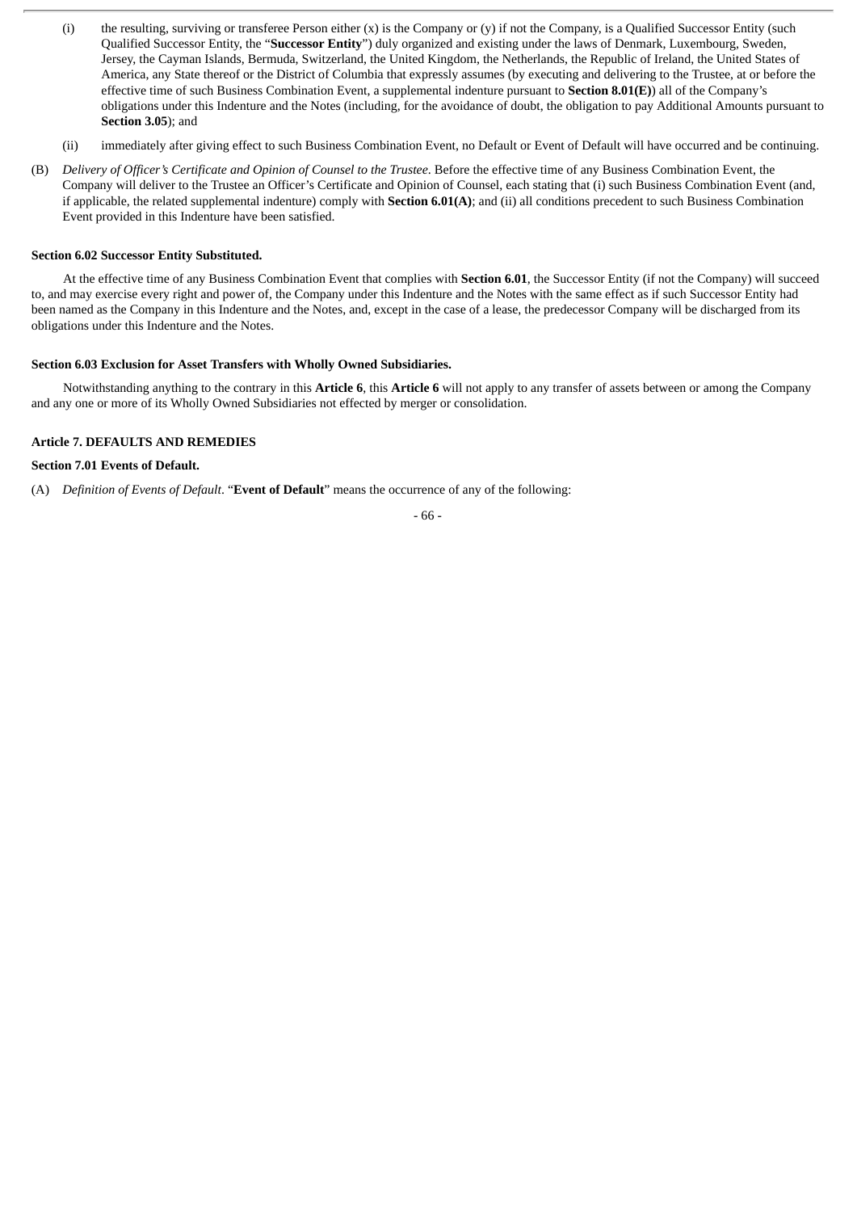(i) the resulting, surviving or transferee Person either (x) is the Company or (y) if not the Company, is a Qualified Successor Entity (such Qualified Successor Entity, the "**Successor Entity**") duly organized and existing under the laws of Denmark, Luxembourg, Sweden, Jersey, the Cayman Islands, Bermuda, Switzerland, the United Kingdom, the Netherlands, the Republic of Ireland, the United States of America, any State thereof or the District of Columbia that expressly assumes (by executing and delivering to the Trustee, at or before the effective time of such Business Combination Event, a supplemental indenture pursuant to **Section 8.01(E)**) all of the Company's obligations under this Indenture and the Notes (including, for the avoidance of doubt, the obligation to pay Additional Amounts pursuant to **Section 3.05**); and

(ii) immediately after giving effect to such Business Combination Event, no Default or Event of Default will have occurred and be continuing.

(B) *Delivery of Officer's Certificate and Opinion of Counsel to the Trustee*. Before the effective time of any Business Combination Event, the Company will deliver to the Trustee an Officer's Certificate and Opinion of Counsel, each stating that (i) such Business Combination Event (and, if applicable, the related supplemental indenture) comply with **Section 6.01(A)**; and (ii) all conditions precedent to such Business Combination Event provided in this Indenture have been satisfied.

**Section 6.02 Successor Entity Substituted.**

At the effective time of any Business Combination Event that complies with **Section 6.01**, the Successor Entity (if not the Company) will succeed to, and may exercise every right and power of, the Company under this Indenture and the Notes with the same effect as if such Successor Entity had been named as the Company in this Indenture and the Notes, and, except in the case of a lease, the predecessor Company will be discharged from its obligations under this Indenture and the Notes.

**Section 6.03 Exclusion for Asset Transfers with Wholly Owned Subsidiaries.**

Notwithstanding anything to the contrary in this **Article 6**, this **Article 6** will not apply to any transfer of assets between or among the Company and any one or more of its Wholly Owned Subsidiaries not effected by merger or consolidation.

**Article 7. DEFAULTS AND REMEDIES**

**Section 7.01 Events of Default.**

(A) *Definition of Events of Default*. "**Event of Default**" means the occurrence of any of the following: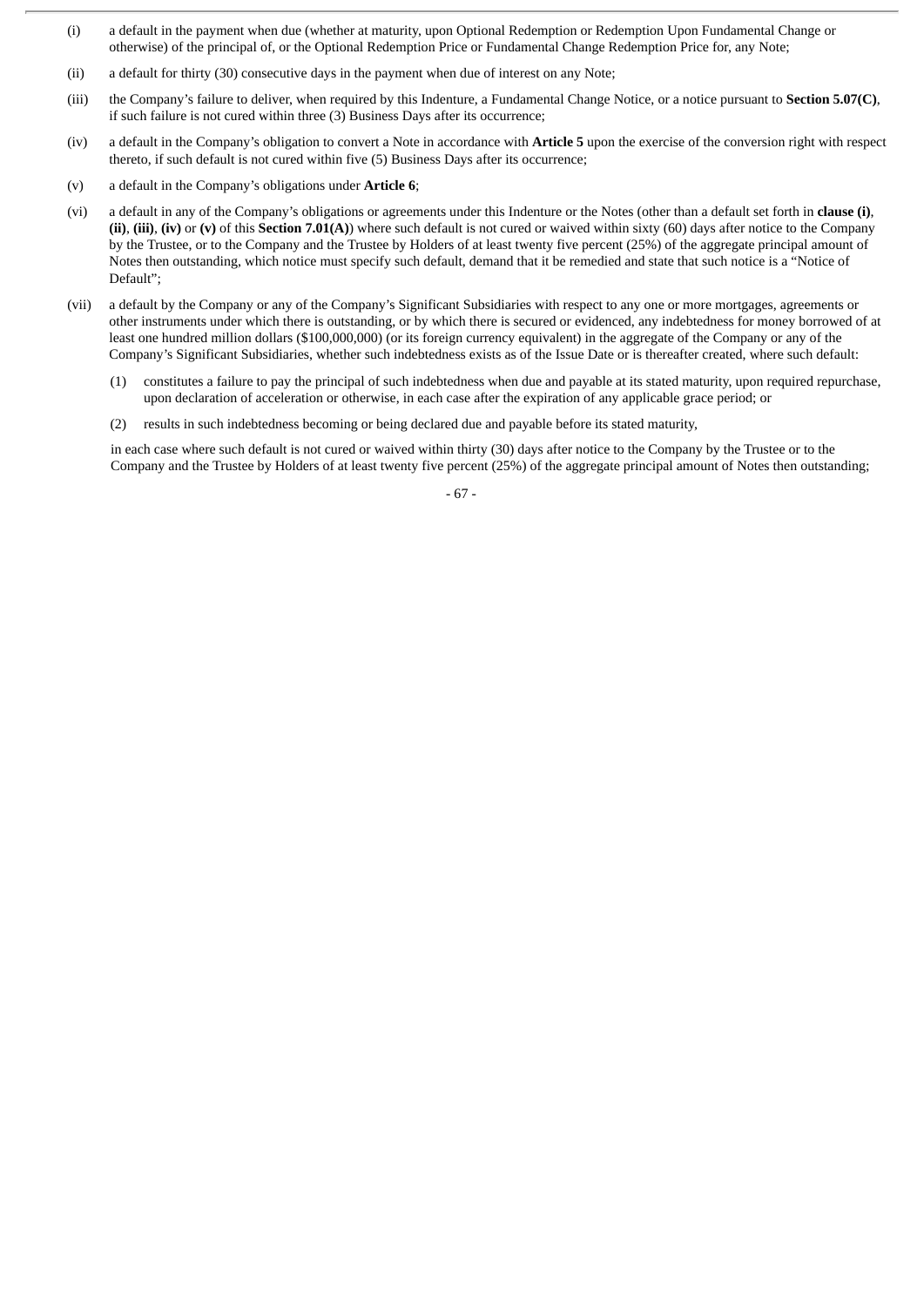(i) a default in the payment when due (whether at maturity, upon Optional Redemption or Redemption Upon Fundamental Change or otherwise) of the principal of, or the Optional Redemption Price or Fundamental Change Redemption Price for, any Note;

(ii) a default for thirty (30) consecutive days in the payment when due of interest on any Note;

(iii) the Company's failure to deliver, when required by this Indenture, a Fundamental Change Notice, or a notice pursuant to **Section 5.07(C)**, if such failure is not cured within three (3) Business Days after its occurrence;

(iv) a default in the Company's obligation to convert a Note in accordance with **Article 5** upon the exercise of the conversion right with respect thereto, if such default is not cured within five (5) Business Days after its occurrence;

(v) a default in the Company's obligations under **Article 6**;

(vi) a default in any of the Company's obligations or agreements under this Indenture or the Notes (other than a default set forth in **clause (i)**, **(ii)**, **(iii)**, **(iv)** or **(v)** of this **Section 7.01(A)**) where such default is not cured or waived within sixty (60) days after notice to the Company by the Trustee, or to the Company and the Trustee by Holders of at least twenty five percent (25%) of the aggregate principal amount of Notes then outstanding, which notice must specify such default, demand that it be remedied and state that such notice is a "Notice of Default";

(vii) a default by the Company or any of the Company's Significant Subsidiaries with respect to any one or more mortgages, agreements or other instruments under which there is outstanding, or by which there is secured or evidenced, any indebtedness for money borrowed of at least one hundred million dollars ($100,000,000) (or its foreign currency equivalent) in the aggregate of the Company or any of the Company's Significant Subsidiaries, whether such indebtedness exists as of the Issue Date or is thereafter created, where such default:

  (1) constitutes a failure to pay the principal of such indebtedness when due and payable at its stated maturity, upon required repurchase, upon declaration of acceleration or otherwise, in each case after the expiration of any applicable grace period; or

  (2) results in such indebtedness becoming or being declared due and payable before its stated maturity,

  in each case where such default is not cured or waived within thirty (30) days after notice to the Company by the Trustee or to the Company and the Trustee by Holders of at least twenty five percent (25%) of the aggregate principal amount of Notes then outstanding;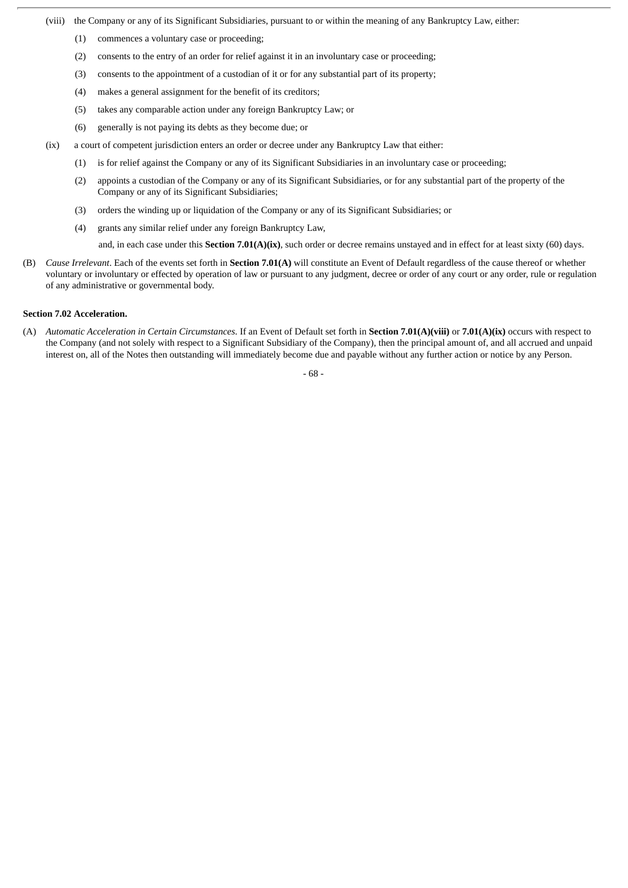(viii) the Company or any of its Significant Subsidiaries, pursuant to or within the meaning of any Bankruptcy Law, either:

(1) commences a voluntary case or proceeding;

(2) consents to the entry of an order for relief against it in an involuntary case or proceeding;

(3) consents to the appointment of a custodian of it or for any substantial part of its property;

(4) makes a general assignment for the benefit of its creditors;

(5) takes any comparable action under any foreign Bankruptcy Law; or

(6) generally is not paying its debts as they become due; or

(ix) a court of competent jurisdiction enters an order or decree under any Bankruptcy Law that either:

(1) is for relief against the Company or any of its Significant Subsidiaries in an involuntary case or proceeding;

(2) appoints a custodian of the Company or any of its Significant Subsidiaries, or for any substantial part of the property of the Company or any of its Significant Subsidiaries;

(3) orders the winding up or liquidation of the Company or any of its Significant Subsidiaries; or

(4) grants any similar relief under any foreign Bankruptcy Law,

and, in each case under this **Section 7.01(A)(ix)**, such order or decree remains unstayed and in effect for at least sixty (60) days.

(B) *Cause Irrelevant*. Each of the events set forth in **Section 7.01(A)** will constitute an Event of Default regardless of the cause thereof or whether voluntary or involuntary or effected by operation of law or pursuant to any judgment, decree or order of any court or any order, rule or regulation of any administrative or governmental body.

**Section 7.02 Acceleration.**

(A) *Automatic Acceleration in Certain Circumstances.* If an Event of Default set forth in **Section 7.01(A)(viii)** or **7.01(A)(ix)** occurs with respect to the Company (and not solely with respect to a Significant Subsidiary of the Company), then the principal amount of, and all accrued and unpaid interest on, all of the Notes then outstanding will immediately become due and payable without any further action or notice by any Person.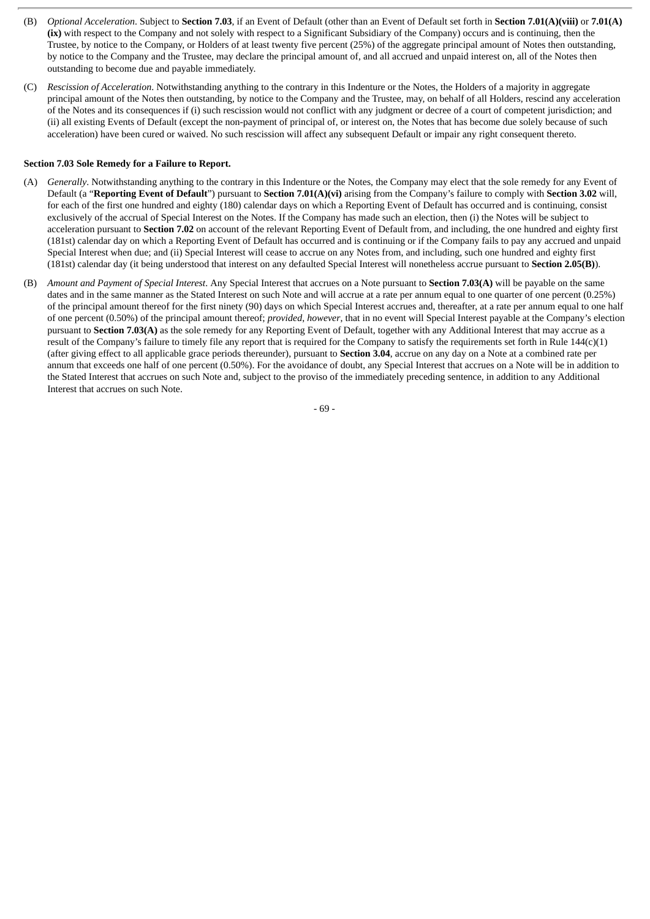(B) *Optional Acceleration*. Subject to **Section 7.03**, if an Event of Default (other than an Event of Default set forth in **Section 7.01(A)(viii)** or **7.01(A)(ix)** with respect to the Company and not solely with respect to a Significant Subsidiary of the Company) occurs and is continuing, then the Trustee, by notice to the Company, or Holders of at least twenty five percent (25%) of the aggregate principal amount of Notes then outstanding, by notice to the Company and the Trustee, may declare the principal amount of, and all accrued and unpaid interest on, all of the Notes then outstanding to become due and payable immediately.

(C) *Rescission of Acceleration*. Notwithstanding anything to the contrary in this Indenture or the Notes, the Holders of a majority in aggregate principal amount of the Notes then outstanding, by notice to the Company and the Trustee, may, on behalf of all Holders, rescind any acceleration of the Notes and its consequences if (i) such rescission would not conflict with any judgment or decree of a court of competent jurisdiction; and (ii) all existing Events of Default (except the non-payment of principal of, or interest on, the Notes that has become due solely because of such acceleration) have been cured or waived. No such rescission will affect any subsequent Default or impair any right consequent thereto.

**Section 7.03 Sole Remedy for a Failure to Report.**

(A) *Generally*. Notwithstanding anything to the contrary in this Indenture or the Notes, the Company may elect that the sole remedy for any Event of Default (a "**Reporting Event of Default**") pursuant to **Section 7.01(A)(vi)** arising from the Company's failure to comply with **Section 3.02** will, for each of the first one hundred and eighty (180) calendar days on which a Reporting Event of Default has occurred and is continuing, consist exclusively of the accrual of Special Interest on the Notes. If the Company has made such an election, then (i) the Notes will be subject to acceleration pursuant to **Section 7.02** on account of the relevant Reporting Event of Default from, and including, the one hundred and eighty first (181st) calendar day on which a Reporting Event of Default has occurred and is continuing or if the Company fails to pay any accrued and unpaid Special Interest when due; and (ii) Special Interest will cease to accrue on any Notes from, and including, such one hundred and eighty first (181st) calendar day (it being understood that interest on any defaulted Special Interest will nonetheless accrue pursuant to **Section 2.05(B)**).

(B) *Amount and Payment of Special Interest*. Any Special Interest that accrues on a Note pursuant to **Section 7.03(A)** will be payable on the same dates and in the same manner as the Stated Interest on such Note and will accrue at a rate per annum equal to one quarter of one percent (0.25%) of the principal amount thereof for the first ninety (90) days on which Special Interest accrues and, thereafter, at a rate per annum equal to one half of one percent (0.50%) of the principal amount thereof; *provided*, *however*, that in no event will Special Interest payable at the Company's election pursuant to **Section 7.03(A)** as the sole remedy for any Reporting Event of Default, together with any Additional Interest that may accrue as a result of the Company's failure to timely file any report that is required for the Company to satisfy the requirements set forth in Rule 144(c)(1) (after giving effect to all applicable grace periods thereunder), pursuant to **Section 3.04**, accrue on any day on a Note at a combined rate per annum that exceeds one half of one percent (0.50%). For the avoidance of doubt, any Special Interest that accrues on a Note will be in addition to the Stated Interest that accrues on such Note and, subject to the proviso of the immediately preceding sentence, in addition to any Additional Interest that accrues on such Note.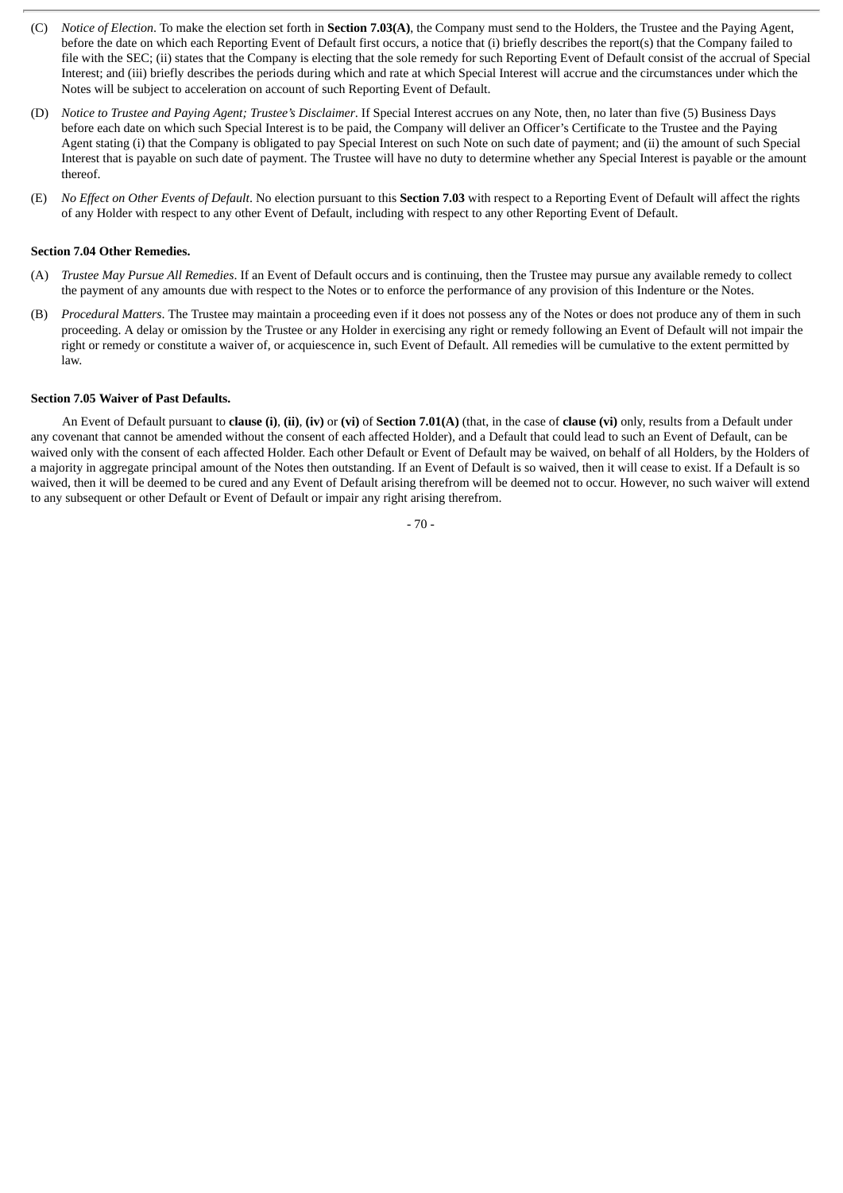(C) *Notice of Election*. To make the election set forth in **Section 7.03(A)**, the Company must send to the Holders, the Trustee and the Paying Agent, before the date on which each Reporting Event of Default first occurs, a notice that (i) briefly describes the report(s) that the Company failed to file with the SEC; (ii) states that the Company is electing that the sole remedy for such Reporting Event of Default consist of the accrual of Special Interest; and (iii) briefly describes the periods during which and rate at which Special Interest will accrue and the circumstances under which the Notes will be subject to acceleration on account of such Reporting Event of Default.

(D) *Notice to Trustee and Paying Agent; Trustee's Disclaimer*. If Special Interest accrues on any Note, then, no later than five (5) Business Days before each date on which such Special Interest is to be paid, the Company will deliver an Officer's Certificate to the Trustee and the Paying Agent stating (i) that the Company is obligated to pay Special Interest on such Note on such date of payment; and (ii) the amount of such Special Interest that is payable on such date of payment. The Trustee will have no duty to determine whether any Special Interest is payable or the amount thereof.

(E) *No Effect on Other Events of Default*. No election pursuant to this **Section 7.03** with respect to a Reporting Event of Default will affect the rights of any Holder with respect to any other Event of Default, including with respect to any other Reporting Event of Default.

**Section 7.04 Other Remedies.**

(A) *Trustee May Pursue All Remedies*. If an Event of Default occurs and is continuing, then the Trustee may pursue any available remedy to collect the payment of any amounts due with respect to the Notes or to enforce the performance of any provision of this Indenture or the Notes.

(B) *Procedural Matters*. The Trustee may maintain a proceeding even if it does not possess any of the Notes or does not produce any of them in such proceeding. A delay or omission by the Trustee or any Holder in exercising any right or remedy following an Event of Default will not impair the right or remedy or constitute a waiver of, or acquiescence in, such Event of Default. All remedies will be cumulative to the extent permitted by law.

**Section 7.05 Waiver of Past Defaults.**

An Event of Default pursuant to **clause (i)**, **(ii)**, **(iv)** or **(vi)** of **Section 7.01(A)** (that, in the case of **clause (vi)** only, results from a Default under any covenant that cannot be amended without the consent of each affected Holder), and a Default that could lead to such an Event of Default, can be waived only with the consent of each affected Holder. Each other Default or Event of Default may be waived, on behalf of all Holders, by the Holders of a majority in aggregate principal amount of the Notes then outstanding. If an Event of Default is so waived, then it will cease to exist. If a Default is so waived, then it will be deemed to be cured and any Event of Default arising therefrom will be deemed not to occur. However, no such waiver will extend to any subsequent or other Default or Event of Default or impair any right arising therefrom.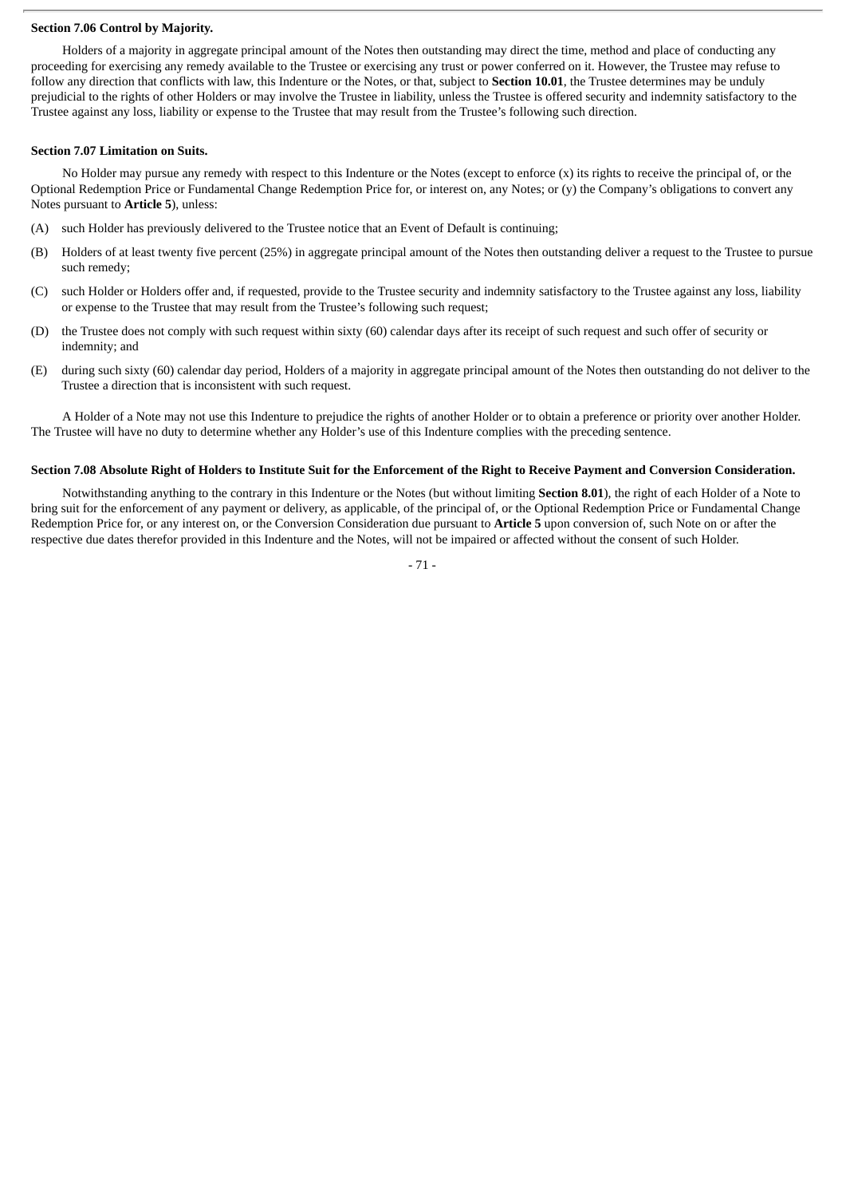**Section 7.06 Control by Majority.**

Holders of a majority in aggregate principal amount of the Notes then outstanding may direct the time, method and place of conducting any proceeding for exercising any remedy available to the Trustee or exercising any trust or power conferred on it. However, the Trustee may refuse to follow any direction that conflicts with law, this Indenture or the Notes, or that, subject to **Section 10.01**, the Trustee determines may be unduly prejudicial to the rights of other Holders or may involve the Trustee in liability, unless the Trustee is offered security and indemnity satisfactory to the Trustee against any loss, liability or expense to the Trustee that may result from the Trustee's following such direction.

**Section 7.07 Limitation on Suits.**

No Holder may pursue any remedy with respect to this Indenture or the Notes (except to enforce (x) its rights to receive the principal of, or the Optional Redemption Price or Fundamental Change Redemption Price for, or interest on, any Notes; or (y) the Company's obligations to convert any Notes pursuant to **Article 5**), unless:

(A) such Holder has previously delivered to the Trustee notice that an Event of Default is continuing;

(B) Holders of at least twenty five percent (25%) in aggregate principal amount of the Notes then outstanding deliver a request to the Trustee to pursue such remedy;

(C) such Holder or Holders offer and, if requested, provide to the Trustee security and indemnity satisfactory to the Trustee against any loss, liability or expense to the Trustee that may result from the Trustee's following such request;

(D) the Trustee does not comply with such request within sixty (60) calendar days after its receipt of such request and such offer of security or indemnity; and

(E) during such sixty (60) calendar day period, Holders of a majority in aggregate principal amount of the Notes then outstanding do not deliver to the Trustee a direction that is inconsistent with such request.

A Holder of a Note may not use this Indenture to prejudice the rights of another Holder or to obtain a preference or priority over another Holder. The Trustee will have no duty to determine whether any Holder's use of this Indenture complies with the preceding sentence.

**Section 7.08 Absolute Right of Holders to Institute Suit for the Enforcement of the Right to Receive Payment and Conversion Consideration.**

Notwithstanding anything to the contrary in this Indenture or the Notes (but without limiting **Section 8.01**), the right of each Holder of a Note to bring suit for the enforcement of any payment or delivery, as applicable, of the principal of, or the Optional Redemption Price or Fundamental Change Redemption Price for, or any interest on, or the Conversion Consideration due pursuant to **Article 5** upon conversion of, such Note on or after the respective due dates therefor provided in this Indenture and the Notes, will not be impaired or affected without the consent of such Holder.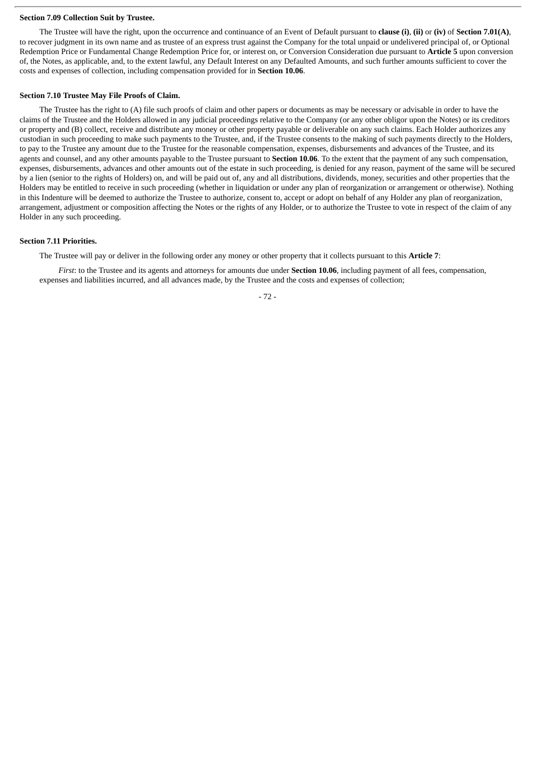**Section 7.09 Collection Suit by Trustee.**

The Trustee will have the right, upon the occurrence and continuance of an Event of Default pursuant to **clause (i)**, **(ii)** or **(iv)** of **Section 7.01(A)**, to recover judgment in its own name and as trustee of an express trust against the Company for the total unpaid or undelivered principal of, or Optional Redemption Price or Fundamental Change Redemption Price for, or interest on, or Conversion Consideration due pursuant to **Article 5** upon conversion of, the Notes, as applicable, and, to the extent lawful, any Default Interest on any Defaulted Amounts, and such further amounts sufficient to cover the costs and expenses of collection, including compensation provided for in **Section 10.06**.

**Section 7.10 Trustee May File Proofs of Claim.**

The Trustee has the right to (A) file such proofs of claim and other papers or documents as may be necessary or advisable in order to have the claims of the Trustee and the Holders allowed in any judicial proceedings relative to the Company (or any other obligor upon the Notes) or its creditors or property and (B) collect, receive and distribute any money or other property payable or deliverable on any such claims. Each Holder authorizes any custodian in such proceeding to make such payments to the Trustee, and, if the Trustee consents to the making of such payments directly to the Holders, to pay to the Trustee any amount due to the Trustee for the reasonable compensation, expenses, disbursements and advances of the Trustee, and its agents and counsel, and any other amounts payable to the Trustee pursuant to **Section 10.06**. To the extent that the payment of any such compensation, expenses, disbursements, advances and other amounts out of the estate in such proceeding, is denied for any reason, payment of the same will be secured by a lien (senior to the rights of Holders) on, and will be paid out of, any and all distributions, dividends, money, securities and other properties that the Holders may be entitled to receive in such proceeding (whether in liquidation or under any plan of reorganization or arrangement or otherwise). Nothing in this Indenture will be deemed to authorize the Trustee to authorize, consent to, accept or adopt on behalf of any Holder any plan of reorganization, arrangement, adjustment or composition affecting the Notes or the rights of any Holder, or to authorize the Trustee to vote in respect of the claim of any Holder in any such proceeding.

**Section 7.11 Priorities.**

The Trustee will pay or deliver in the following order any money or other property that it collects pursuant to this **Article 7**:

*First*: to the Trustee and its agents and attorneys for amounts due under **Section 10.06**, including payment of all fees, compensation, expenses and liabilities incurred, and all advances made, by the Trustee and the costs and expenses of collection;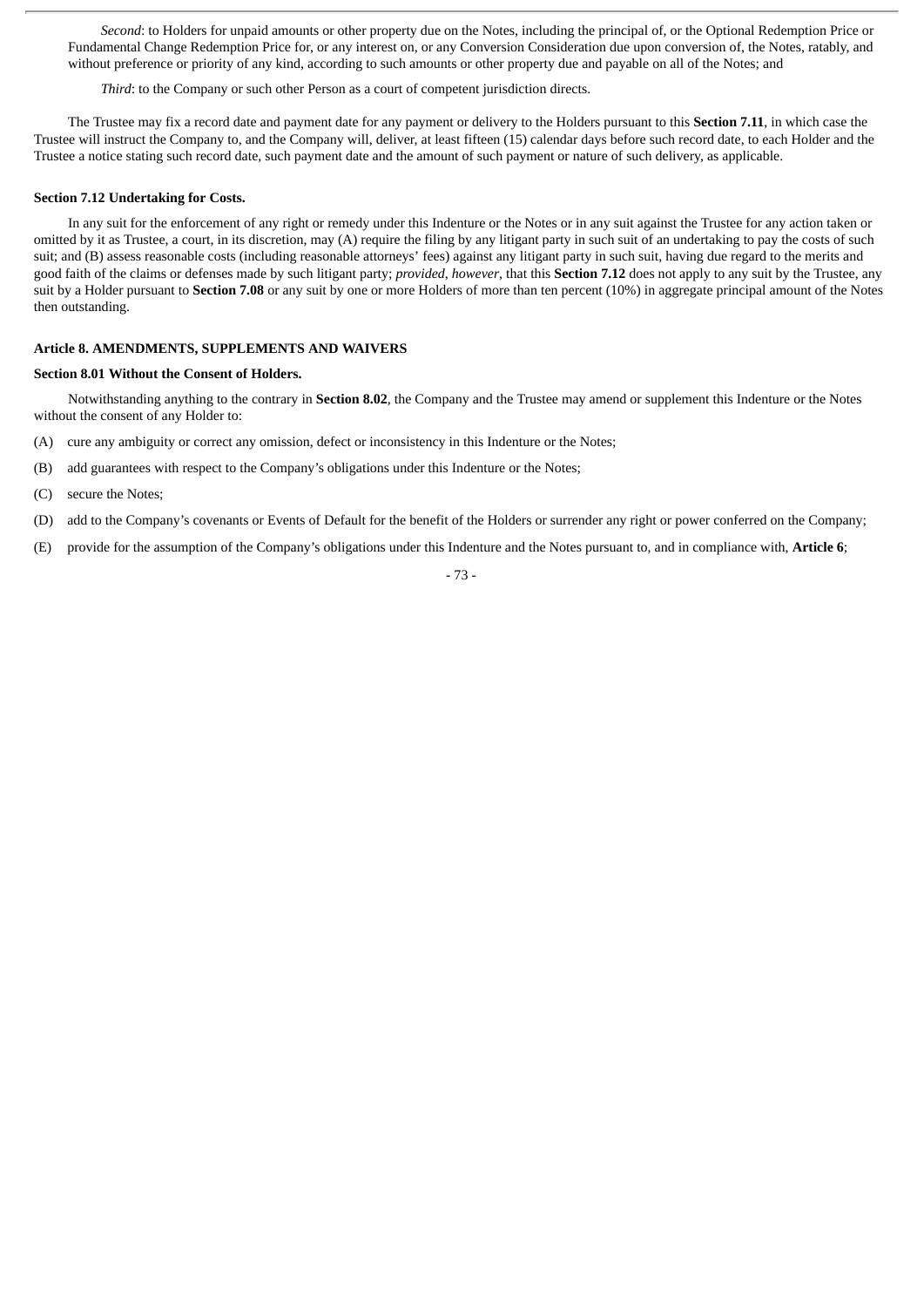*Second*: to Holders for unpaid amounts or other property due on the Notes, including the principal of, or the Optional Redemption Price or Fundamental Change Redemption Price for, or any interest on, or any Conversion Consideration due upon conversion of, the Notes, ratably, and without preference or priority of any kind, according to such amounts or other property due and payable on all of the Notes; and

*Third*: to the Company or such other Person as a court of competent jurisdiction directs.

The Trustee may fix a record date and payment date for any payment or delivery to the Holders pursuant to this **Section 7.11**, in which case the Trustee will instruct the Company to, and the Company will, deliver, at least fifteen (15) calendar days before such record date, to each Holder and the Trustee a notice stating such record date, such payment date and the amount of such payment or nature of such delivery, as applicable.

**Section 7.12 Undertaking for Costs.**

In any suit for the enforcement of any right or remedy under this Indenture or the Notes or in any suit against the Trustee for any action taken or omitted by it as Trustee, a court, in its discretion, may (A) require the filing by any litigant party in such suit of an undertaking to pay the costs of such suit; and (B) assess reasonable costs (including reasonable attorneys' fees) against any litigant party in such suit, having due regard to the merits and good faith of the claims or defenses made by such litigant party; *provided*, *however*, that this **Section 7.12** does not apply to any suit by the Trustee, any suit by a Holder pursuant to **Section 7.08** or any suit by one or more Holders of more than ten percent (10%) in aggregate principal amount of the Notes then outstanding.

**Article 8. AMENDMENTS, SUPPLEMENTS AND WAIVERS**

**Section 8.01 Without the Consent of Holders.**

Notwithstanding anything to the contrary in **Section 8.02**, the Company and the Trustee may amend or supplement this Indenture or the Notes without the consent of any Holder to:

(A) cure any ambiguity or correct any omission, defect or inconsistency in this Indenture or the Notes;

(B) add guarantees with respect to the Company's obligations under this Indenture or the Notes;

(C) secure the Notes;

(D) add to the Company's covenants or Events of Default for the benefit of the Holders or surrender any right or power conferred on the Company;

(E) provide for the assumption of the Company's obligations under this Indenture and the Notes pursuant to, and in compliance with, **Article 6**;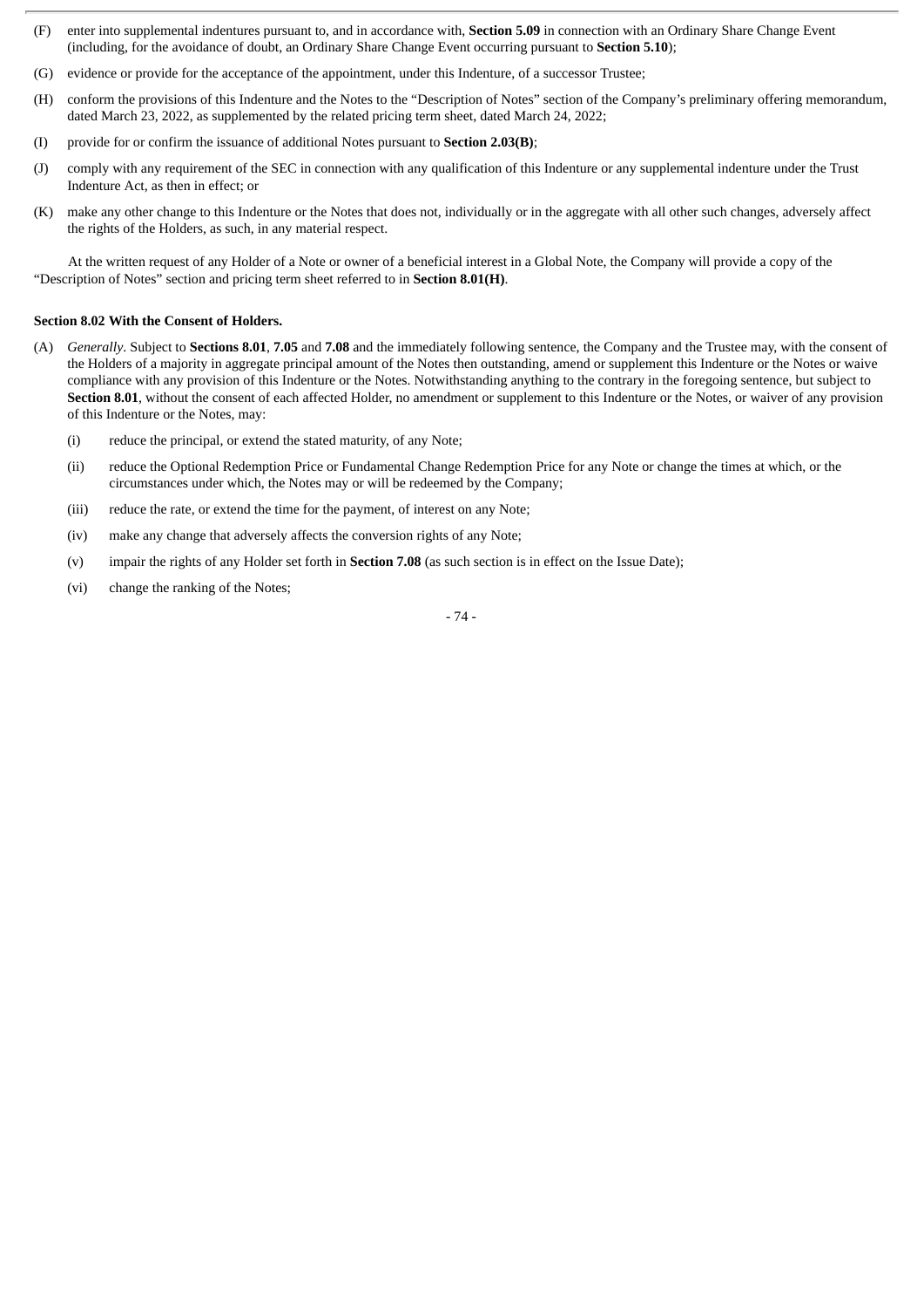(F) enter into supplemental indentures pursuant to, and in accordance with, **Section 5.09** in connection with an Ordinary Share Change Event (including, for the avoidance of doubt, an Ordinary Share Change Event occurring pursuant to **Section 5.10**);

(G) evidence or provide for the acceptance of the appointment, under this Indenture, of a successor Trustee;

(H) conform the provisions of this Indenture and the Notes to the "Description of Notes" section of the Company's preliminary offering memorandum, dated March 23, 2022, as supplemented by the related pricing term sheet, dated March 24, 2022;

(I) provide for or confirm the issuance of additional Notes pursuant to **Section 2.03(B)**;

(J) comply with any requirement of the SEC in connection with any qualification of this Indenture or any supplemental indenture under the Trust Indenture Act, as then in effect; or

(K) make any other change to this Indenture or the Notes that does not, individually or in the aggregate with all other such changes, adversely affect the rights of the Holders, as such, in any material respect.

At the written request of any Holder of a Note or owner of a beneficial interest in a Global Note, the Company will provide a copy of the "Description of Notes" section and pricing term sheet referred to in **Section 8.01(H)**.

**Section 8.02 With the Consent of Holders.**

(A) *Generally*. Subject to **Sections 8.01**, **7.05** and **7.08** and the immediately following sentence, the Company and the Trustee may, with the consent of the Holders of a majority in aggregate principal amount of the Notes then outstanding, amend or supplement this Indenture or the Notes or waive compliance with any provision of this Indenture or the Notes. Notwithstanding anything to the contrary in the foregoing sentence, but subject to **Section 8.01**, without the consent of each affected Holder, no amendment or supplement to this Indenture or the Notes, or waiver of any provision of this Indenture or the Notes, may:

(i) reduce the principal, or extend the stated maturity, of any Note;

(ii) reduce the Optional Redemption Price or Fundamental Change Redemption Price for any Note or change the times at which, or the circumstances under which, the Notes may or will be redeemed by the Company;

(iii) reduce the rate, or extend the time for the payment, of interest on any Note;

(iv) make any change that adversely affects the conversion rights of any Note;

(v) impair the rights of any Holder set forth in **Section 7.08** (as such section is in effect on the Issue Date);

(vi) change the ranking of the Notes;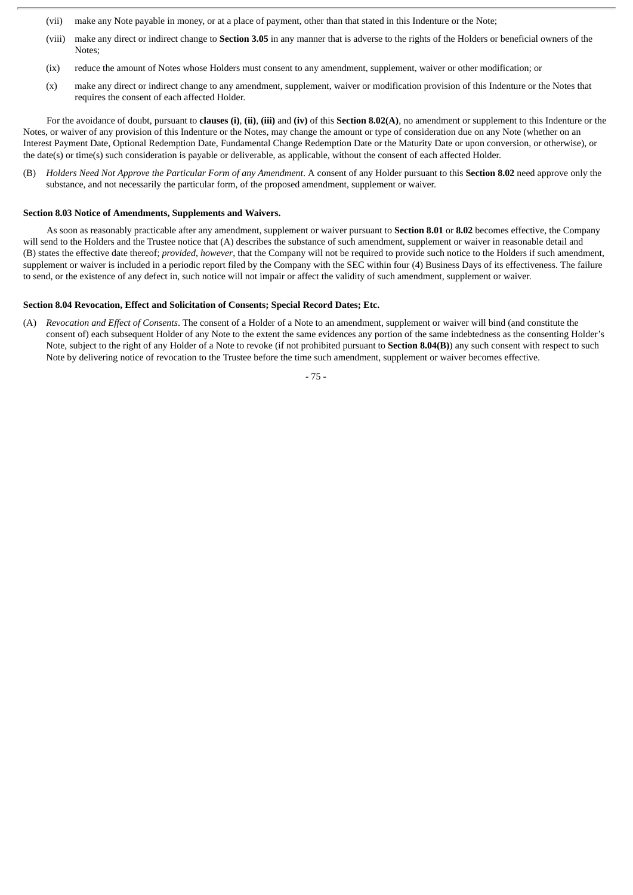(vii) make any Note payable in money, or at a place of payment, other than that stated in this Indenture or the Note;

(viii) make any direct or indirect change to **Section 3.05** in any manner that is adverse to the rights of the Holders or beneficial owners of the Notes;

(ix) reduce the amount of Notes whose Holders must consent to any amendment, supplement, waiver or other modification; or

(x) make any direct or indirect change to any amendment, supplement, waiver or modification provision of this Indenture or the Notes that requires the consent of each affected Holder.

For the avoidance of doubt, pursuant to **clauses (i)**, **(ii)**, **(iii)** and **(iv)** of this **Section 8.02(A)**, no amendment or supplement to this Indenture or the Notes, or waiver of any provision of this Indenture or the Notes, may change the amount or type of consideration due on any Note (whether on an Interest Payment Date, Optional Redemption Date, Fundamental Change Redemption Date or the Maturity Date or upon conversion, or otherwise), or the date(s) or time(s) such consideration is payable or deliverable, as applicable, without the consent of each affected Holder.

(B) *Holders Need Not Approve the Particular Form of any Amendment*. A consent of any Holder pursuant to this **Section 8.02** need approve only the substance, and not necessarily the particular form, of the proposed amendment, supplement or waiver.

**Section 8.03 Notice of Amendments, Supplements and Waivers.**

As soon as reasonably practicable after any amendment, supplement or waiver pursuant to **Section 8.01** or **8.02** becomes effective, the Company will send to the Holders and the Trustee notice that (A) describes the substance of such amendment, supplement or waiver in reasonable detail and (B) states the effective date thereof; *provided*, *however*, that the Company will not be required to provide such notice to the Holders if such amendment, supplement or waiver is included in a periodic report filed by the Company with the SEC within four (4) Business Days of its effectiveness. The failure to send, or the existence of any defect in, such notice will not impair or affect the validity of such amendment, supplement or waiver.

**Section 8.04 Revocation, Effect and Solicitation of Consents; Special Record Dates; Etc.**

(A) *Revocation and Effect of Consents*. The consent of a Holder of a Note to an amendment, supplement or waiver will bind (and constitute the consent of) each subsequent Holder of any Note to the extent the same evidences any portion of the same indebtedness as the consenting Holder's Note, subject to the right of any Holder of a Note to revoke (if not prohibited pursuant to **Section 8.04(B)**) any such consent with respect to such Note by delivering notice of revocation to the Trustee before the time such amendment, supplement or waiver becomes effective.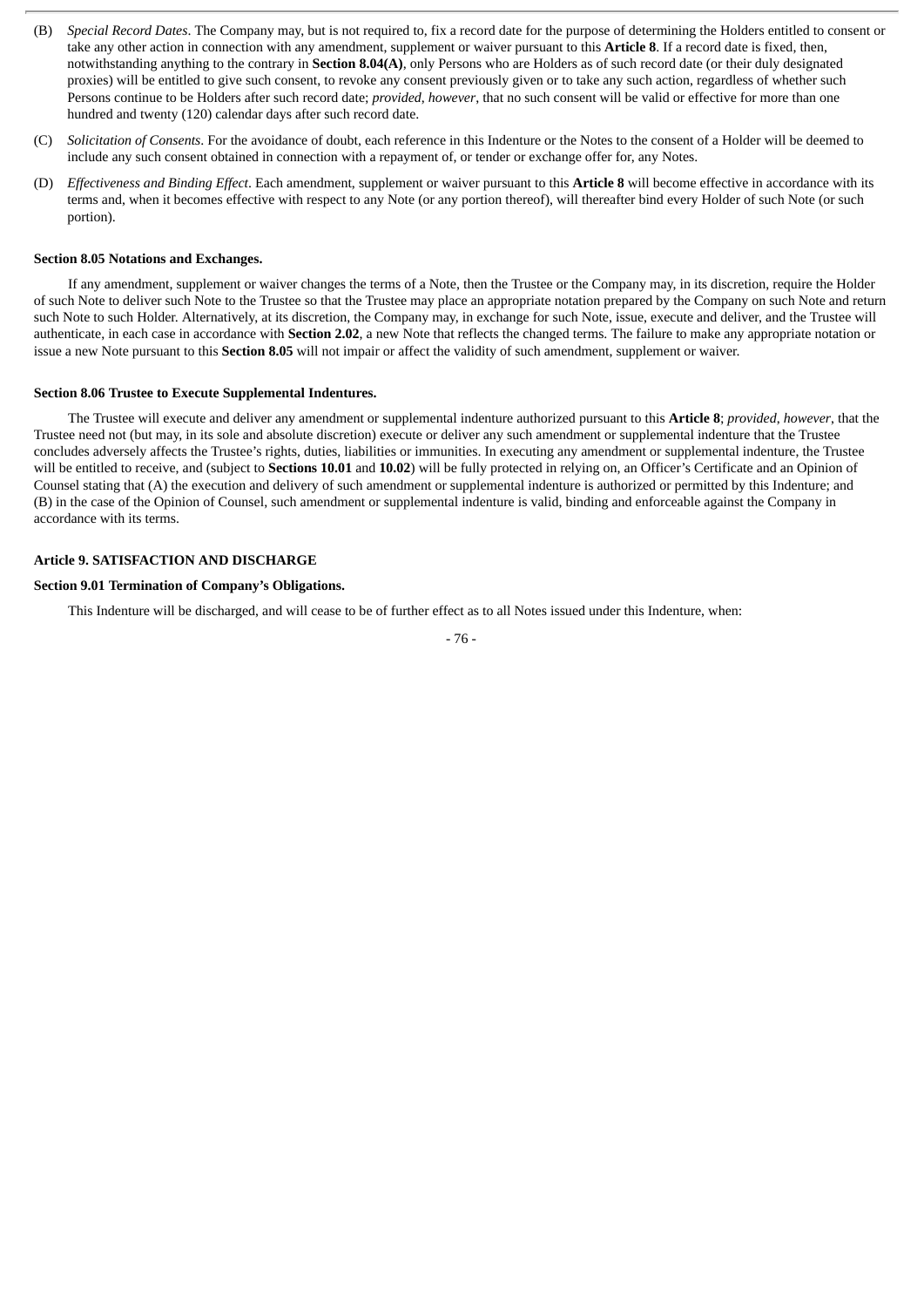(B) *Special Record Dates*. The Company may, but is not required to, fix a record date for the purpose of determining the Holders entitled to consent or take any other action in connection with any amendment, supplement or waiver pursuant to this **Article 8**. If a record date is fixed, then, notwithstanding anything to the contrary in **Section 8.04(A)**, only Persons who are Holders as of such record date (or their duly designated proxies) will be entitled to give such consent, to revoke any consent previously given or to take any such action, regardless of whether such Persons continue to be Holders after such record date; *provided*, *however*, that no such consent will be valid or effective for more than one hundred and twenty (120) calendar days after such record date.

(C) *Solicitation of Consents*. For the avoidance of doubt, each reference in this Indenture or the Notes to the consent of a Holder will be deemed to include any such consent obtained in connection with a repayment of, or tender or exchange offer for, any Notes.

(D) *Effectiveness and Binding Effect*. Each amendment, supplement or waiver pursuant to this **Article 8** will become effective in accordance with its terms and, when it becomes effective with respect to any Note (or any portion thereof), will thereafter bind every Holder of such Note (or such portion).

**Section 8.05 Notations and Exchanges.**

If any amendment, supplement or waiver changes the terms of a Note, then the Trustee or the Company may, in its discretion, require the Holder of such Note to deliver such Note to the Trustee so that the Trustee may place an appropriate notation prepared by the Company on such Note and return such Note to such Holder. Alternatively, at its discretion, the Company may, in exchange for such Note, issue, execute and deliver, and the Trustee will authenticate, in each case in accordance with **Section 2.02**, a new Note that reflects the changed terms. The failure to make any appropriate notation or issue a new Note pursuant to this **Section 8.05** will not impair or affect the validity of such amendment, supplement or waiver.

**Section 8.06 Trustee to Execute Supplemental Indentures.**

The Trustee will execute and deliver any amendment or supplemental indenture authorized pursuant to this **Article 8**; *provided*, *however*, that the Trustee need not (but may, in its sole and absolute discretion) execute or deliver any such amendment or supplemental indenture that the Trustee concludes adversely affects the Trustee's rights, duties, liabilities or immunities. In executing any amendment or supplemental indenture, the Trustee will be entitled to receive, and (subject to **Sections 10.01** and **10.02**) will be fully protected in relying on, an Officer's Certificate and an Opinion of Counsel stating that (A) the execution and delivery of such amendment or supplemental indenture is authorized or permitted by this Indenture; and (B) in the case of the Opinion of Counsel, such amendment or supplemental indenture is valid, binding and enforceable against the Company in accordance with its terms.

**Article 9. SATISFACTION AND DISCHARGE**

**Section 9.01 Termination of Company's Obligations.**

This Indenture will be discharged, and will cease to be of further effect as to all Notes issued under this Indenture, when: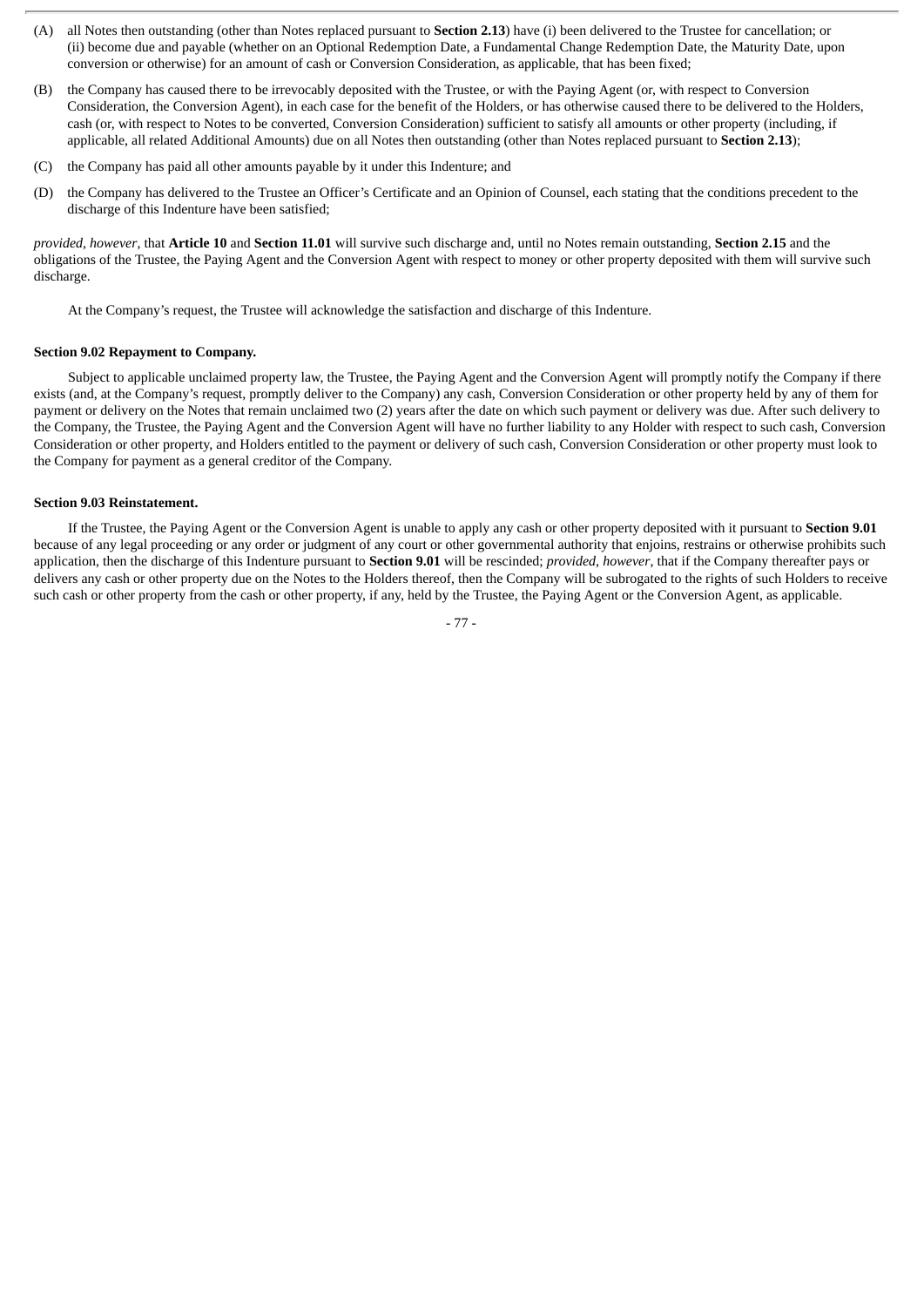(A) all Notes then outstanding (other than Notes replaced pursuant to **Section 2.13**) have (i) been delivered to the Trustee for cancellation; or (ii) become due and payable (whether on an Optional Redemption Date, a Fundamental Change Redemption Date, the Maturity Date, upon conversion or otherwise) for an amount of cash or Conversion Consideration, as applicable, that has been fixed;

(B) the Company has caused there to be irrevocably deposited with the Trustee, or with the Paying Agent (or, with respect to Conversion Consideration, the Conversion Agent), in each case for the benefit of the Holders, or has otherwise caused there to be delivered to the Holders, cash (or, with respect to Notes to be converted, Conversion Consideration) sufficient to satisfy all amounts or other property (including, if applicable, all related Additional Amounts) due on all Notes then outstanding (other than Notes replaced pursuant to **Section 2.13**);

(C) the Company has paid all other amounts payable by it under this Indenture; and

(D) the Company has delivered to the Trustee an Officer's Certificate and an Opinion of Counsel, each stating that the conditions precedent to the discharge of this Indenture have been satisfied;

*provided*, *however*, that **Article 10** and **Section 11.01** will survive such discharge and, until no Notes remain outstanding, **Section 2.15** and the obligations of the Trustee, the Paying Agent and the Conversion Agent with respect to money or other property deposited with them will survive such discharge.

At the Company's request, the Trustee will acknowledge the satisfaction and discharge of this Indenture.

**Section 9.02 Repayment to Company.**

Subject to applicable unclaimed property law, the Trustee, the Paying Agent and the Conversion Agent will promptly notify the Company if there exists (and, at the Company's request, promptly deliver to the Company) any cash, Conversion Consideration or other property held by any of them for payment or delivery on the Notes that remain unclaimed two (2) years after the date on which such payment or delivery was due. After such delivery to the Company, the Trustee, the Paying Agent and the Conversion Agent will have no further liability to any Holder with respect to such cash, Conversion Consideration or other property, and Holders entitled to the payment or delivery of such cash, Conversion Consideration or other property must look to the Company for payment as a general creditor of the Company.

**Section 9.03 Reinstatement.**

If the Trustee, the Paying Agent or the Conversion Agent is unable to apply any cash or other property deposited with it pursuant to **Section 9.01** because of any legal proceeding or any order or judgment of any court or other governmental authority that enjoins, restrains or otherwise prohibits such application, then the discharge of this Indenture pursuant to **Section 9.01** will be rescinded; *provided*, *however*, that if the Company thereafter pays or delivers any cash or other property due on the Notes to the Holders thereof, then the Company will be subrogated to the rights of such Holders to receive such cash or other property from the cash or other property, if any, held by the Trustee, the Paying Agent or the Conversion Agent, as applicable.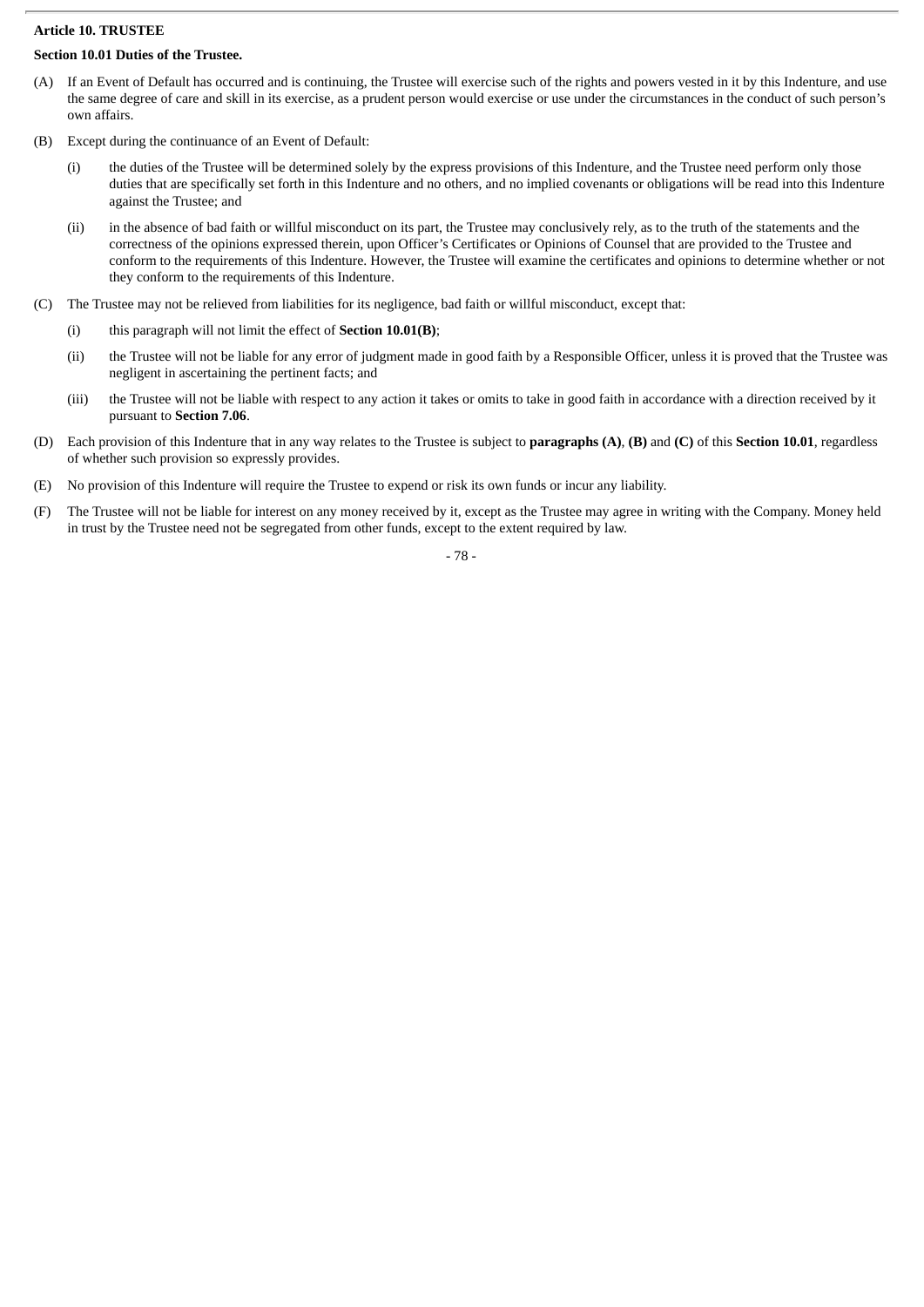**Article 10. TRUSTEE**

**Section 10.01 Duties of the Trustee.**

(A) If an Event of Default has occurred and is continuing, the Trustee will exercise such of the rights and powers vested in it by this Indenture, and use the same degree of care and skill in its exercise, as a prudent person would exercise or use under the circumstances in the conduct of such person's own affairs.

(B) Except during the continuance of an Event of Default:

(i) the duties of the Trustee will be determined solely by the express provisions of this Indenture, and the Trustee need perform only those duties that are specifically set forth in this Indenture and no others, and no implied covenants or obligations will be read into this Indenture against the Trustee; and

(ii) in the absence of bad faith or willful misconduct on its part, the Trustee may conclusively rely, as to the truth of the statements and the correctness of the opinions expressed therein, upon Officer's Certificates or Opinions of Counsel that are provided to the Trustee and conform to the requirements of this Indenture. However, the Trustee will examine the certificates and opinions to determine whether or not they conform to the requirements of this Indenture.

(C) The Trustee may not be relieved from liabilities for its negligence, bad faith or willful misconduct, except that:

(i) this paragraph will not limit the effect of **Section 10.01(B)**;

(ii) the Trustee will not be liable for any error of judgment made in good faith by a Responsible Officer, unless it is proved that the Trustee was negligent in ascertaining the pertinent facts; and

(iii) the Trustee will not be liable with respect to any action it takes or omits to take in good faith in accordance with a direction received by it pursuant to **Section 7.06**.

(D) Each provision of this Indenture that in any way relates to the Trustee is subject to **paragraphs (A)**, **(B)** and **(C)** of this **Section 10.01**, regardless of whether such provision so expressly provides.

(E) No provision of this Indenture will require the Trustee to expend or risk its own funds or incur any liability.

(F) The Trustee will not be liable for interest on any money received by it, except as the Trustee may agree in writing with the Company. Money held in trust by the Trustee need not be segregated from other funds, except to the extent required by law.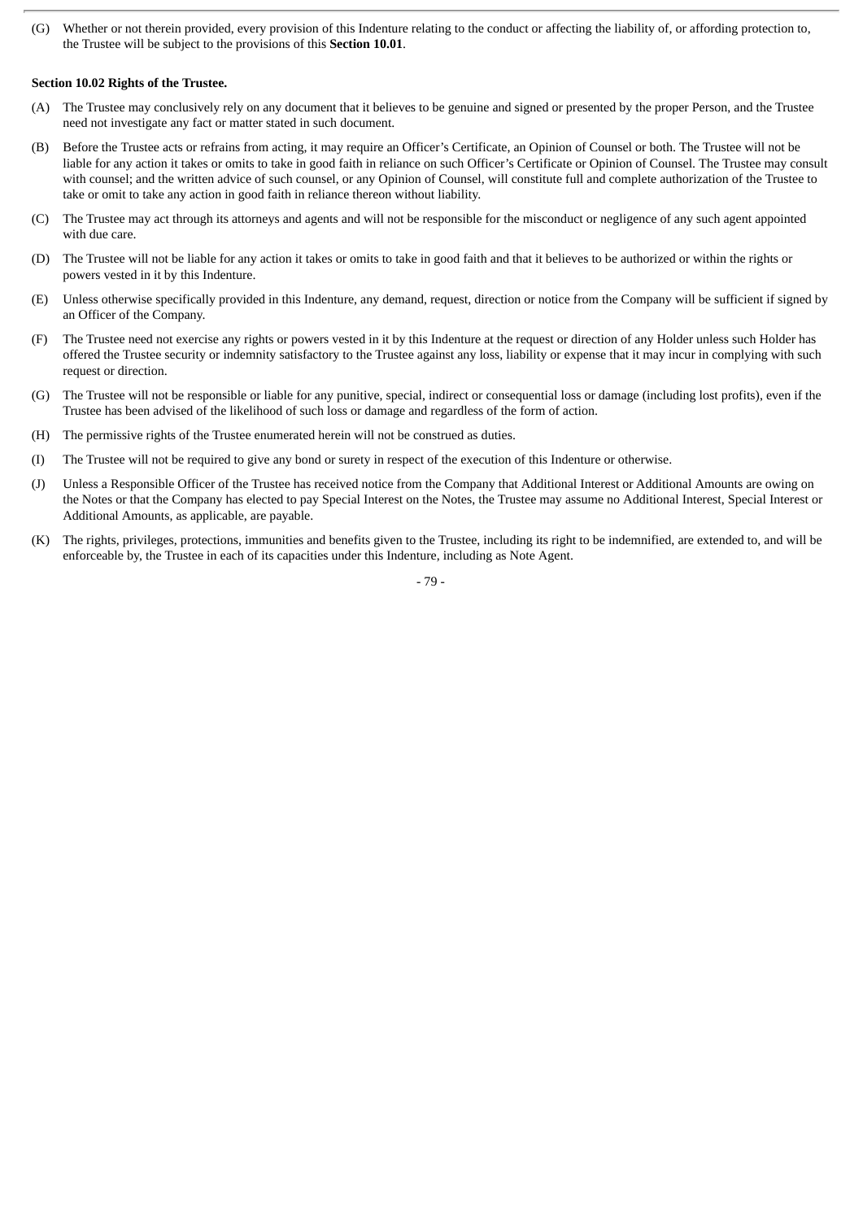(G) Whether or not therein provided, every provision of this Indenture relating to the conduct or affecting the liability of, or affording protection to, the Trustee will be subject to the provisions of this **Section 10.01**.

**Section 10.02 Rights of the Trustee.**

(A) The Trustee may conclusively rely on any document that it believes to be genuine and signed or presented by the proper Person, and the Trustee need not investigate any fact or matter stated in such document.

(B) Before the Trustee acts or refrains from acting, it may require an Officer's Certificate, an Opinion of Counsel or both. The Trustee will not be liable for any action it takes or omits to take in good faith in reliance on such Officer's Certificate or Opinion of Counsel. The Trustee may consult with counsel; and the written advice of such counsel, or any Opinion of Counsel, will constitute full and complete authorization of the Trustee to take or omit to take any action in good faith in reliance thereon without liability.

(C) The Trustee may act through its attorneys and agents and will not be responsible for the misconduct or negligence of any such agent appointed with due care.

(D) The Trustee will not be liable for any action it takes or omits to take in good faith and that it believes to be authorized or within the rights or powers vested in it by this Indenture.

(E) Unless otherwise specifically provided in this Indenture, any demand, request, direction or notice from the Company will be sufficient if signed by an Officer of the Company.

(F) The Trustee need not exercise any rights or powers vested in it by this Indenture at the request or direction of any Holder unless such Holder has offered the Trustee security or indemnity satisfactory to the Trustee against any loss, liability or expense that it may incur in complying with such request or direction.

(G) The Trustee will not be responsible or liable for any punitive, special, indirect or consequential loss or damage (including lost profits), even if the Trustee has been advised of the likelihood of such loss or damage and regardless of the form of action.

(H) The permissive rights of the Trustee enumerated herein will not be construed as duties.

(I) The Trustee will not be required to give any bond or surety in respect of the execution of this Indenture or otherwise.

(J) Unless a Responsible Officer of the Trustee has received notice from the Company that Additional Interest or Additional Amounts are owing on the Notes or that the Company has elected to pay Special Interest on the Notes, the Trustee may assume no Additional Interest, Special Interest or Additional Amounts, as applicable, are payable.

(K) The rights, privileges, protections, immunities and benefits given to the Trustee, including its right to be indemnified, are extended to, and will be enforceable by, the Trustee in each of its capacities under this Indenture, including as Note Agent.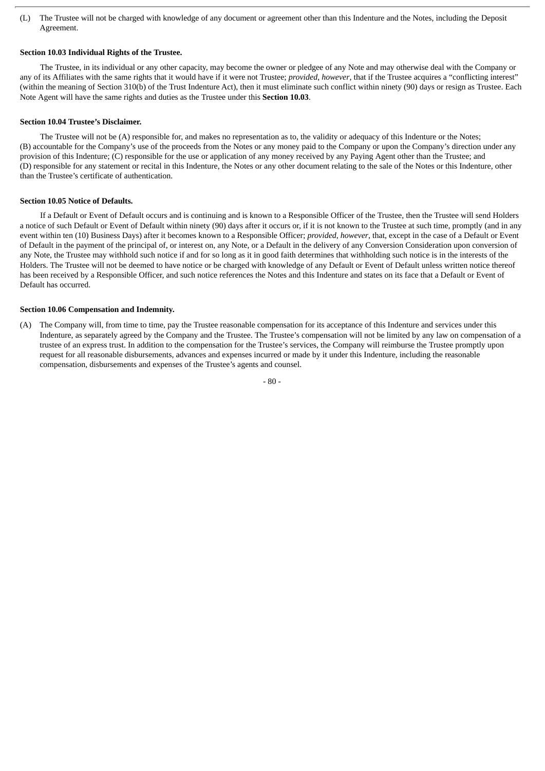(L) The Trustee will not be charged with knowledge of any document or agreement other than this Indenture and the Notes, including the Deposit Agreement.

**Section 10.03 Individual Rights of the Trustee.**

The Trustee, in its individual or any other capacity, may become the owner or pledgee of any Note and may otherwise deal with the Company or any of its Affiliates with the same rights that it would have if it were not Trustee; *provided*, *however*, that if the Trustee acquires a "conflicting interest" (within the meaning of Section 310(b) of the Trust Indenture Act), then it must eliminate such conflict within ninety (90) days or resign as Trustee. Each Note Agent will have the same rights and duties as the Trustee under this **Section 10.03**.

**Section 10.04 Trustee's Disclaimer.**

The Trustee will not be (A) responsible for, and makes no representation as to, the validity or adequacy of this Indenture or the Notes; (B) accountable for the Company's use of the proceeds from the Notes or any money paid to the Company or upon the Company's direction under any provision of this Indenture; (C) responsible for the use or application of any money received by any Paying Agent other than the Trustee; and (D) responsible for any statement or recital in this Indenture, the Notes or any other document relating to the sale of the Notes or this Indenture, other than the Trustee's certificate of authentication.

**Section 10.05 Notice of Defaults.**

If a Default or Event of Default occurs and is continuing and is known to a Responsible Officer of the Trustee, then the Trustee will send Holders a notice of such Default or Event of Default within ninety (90) days after it occurs or, if it is not known to the Trustee at such time, promptly (and in any event within ten (10) Business Days) after it becomes known to a Responsible Officer; *provided*, *however*, that, except in the case of a Default or Event of Default in the payment of the principal of, or interest on, any Note, or a Default in the delivery of any Conversion Consideration upon conversion of any Note, the Trustee may withhold such notice if and for so long as it in good faith determines that withholding such notice is in the interests of the Holders. The Trustee will not be deemed to have notice or be charged with knowledge of any Default or Event of Default unless written notice thereof has been received by a Responsible Officer, and such notice references the Notes and this Indenture and states on its face that a Default or Event of Default has occurred.

**Section 10.06 Compensation and Indemnity.**

(A) The Company will, from time to time, pay the Trustee reasonable compensation for its acceptance of this Indenture and services under this Indenture, as separately agreed by the Company and the Trustee. The Trustee's compensation will not be limited by any law on compensation of a trustee of an express trust. In addition to the compensation for the Trustee's services, the Company will reimburse the Trustee promptly upon request for all reasonable disbursements, advances and expenses incurred or made by it under this Indenture, including the reasonable compensation, disbursements and expenses of the Trustee's agents and counsel.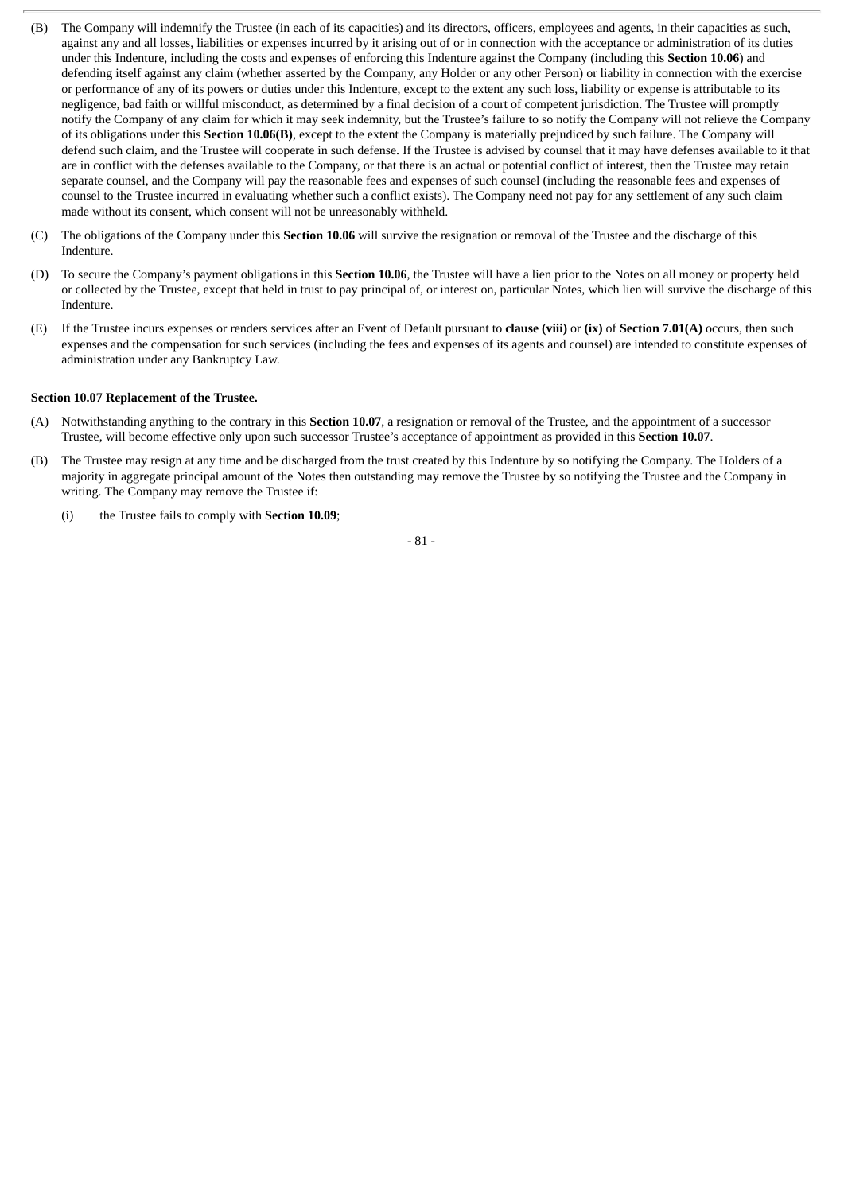(B) The Company will indemnify the Trustee (in each of its capacities) and its directors, officers, employees and agents, in their capacities as such, against any and all losses, liabilities or expenses incurred by it arising out of or in connection with the acceptance or administration of its duties under this Indenture, including the costs and expenses of enforcing this Indenture against the Company (including this **Section 10.06**) and defending itself against any claim (whether asserted by the Company, any Holder or any other Person) or liability in connection with the exercise or performance of any of its powers or duties under this Indenture, except to the extent any such loss, liability or expense is attributable to its negligence, bad faith or willful misconduct, as determined by a final decision of a court of competent jurisdiction. The Trustee will promptly notify the Company of any claim for which it may seek indemnity, but the Trustee's failure to so notify the Company will not relieve the Company of its obligations under this **Section 10.06(B)**, except to the extent the Company is materially prejudiced by such failure. The Company will defend such claim, and the Trustee will cooperate in such defense. If the Trustee is advised by counsel that it may have defenses available to it that are in conflict with the defenses available to the Company, or that there is an actual or potential conflict of interest, then the Trustee may retain separate counsel, and the Company will pay the reasonable fees and expenses of such counsel (including the reasonable fees and expenses of counsel to the Trustee incurred in evaluating whether such a conflict exists). The Company need not pay for any settlement of any such claim made without its consent, which consent will not be unreasonably withheld.

(C) The obligations of the Company under this **Section 10.06** will survive the resignation or removal of the Trustee and the discharge of this Indenture.

(D) To secure the Company's payment obligations in this **Section 10.06**, the Trustee will have a lien prior to the Notes on all money or property held or collected by the Trustee, except that held in trust to pay principal of, or interest on, particular Notes, which lien will survive the discharge of this Indenture.

(E) If the Trustee incurs expenses or renders services after an Event of Default pursuant to **clause (viii)** or **(ix)** of **Section 7.01(A)** occurs, then such expenses and the compensation for such services (including the fees and expenses of its agents and counsel) are intended to constitute expenses of administration under any Bankruptcy Law.

**Section 10.07 Replacement of the Trustee.**

(A) Notwithstanding anything to the contrary in this **Section 10.07**, a resignation or removal of the Trustee, and the appointment of a successor Trustee, will become effective only upon such successor Trustee's acceptance of appointment as provided in this **Section 10.07**.

(B) The Trustee may resign at any time and be discharged from the trust created by this Indenture by so notifying the Company. The Holders of a majority in aggregate principal amount of the Notes then outstanding may remove the Trustee by so notifying the Trustee and the Company in writing. The Company may remove the Trustee if:

(i) the Trustee fails to comply with **Section 10.09**;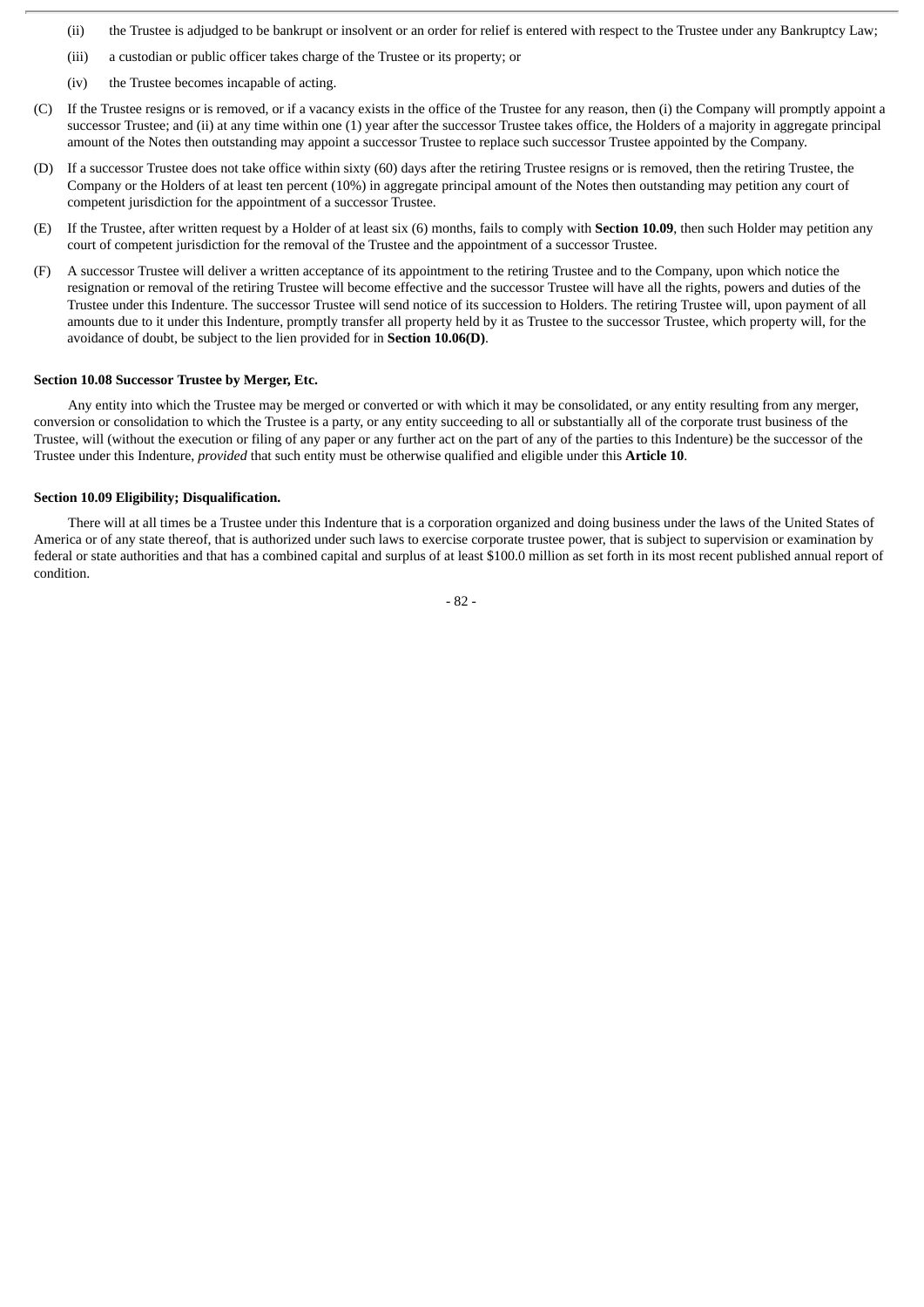(ii) the Trustee is adjudged to be bankrupt or insolvent or an order for relief is entered with respect to the Trustee under any Bankruptcy Law;

(iii) a custodian or public officer takes charge of the Trustee or its property; or

(iv) the Trustee becomes incapable of acting.

(C) If the Trustee resigns or is removed, or if a vacancy exists in the office of the Trustee for any reason, then (i) the Company will promptly appoint a successor Trustee; and (ii) at any time within one (1) year after the successor Trustee takes office, the Holders of a majority in aggregate principal amount of the Notes then outstanding may appoint a successor Trustee to replace such successor Trustee appointed by the Company.

(D) If a successor Trustee does not take office within sixty (60) days after the retiring Trustee resigns or is removed, then the retiring Trustee, the Company or the Holders of at least ten percent (10%) in aggregate principal amount of the Notes then outstanding may petition any court of competent jurisdiction for the appointment of a successor Trustee.

(E) If the Trustee, after written request by a Holder of at least six (6) months, fails to comply with **Section 10.09**, then such Holder may petition any court of competent jurisdiction for the removal of the Trustee and the appointment of a successor Trustee.

(F) A successor Trustee will deliver a written acceptance of its appointment to the retiring Trustee and to the Company, upon which notice the resignation or removal of the retiring Trustee will become effective and the successor Trustee will have all the rights, powers and duties of the Trustee under this Indenture. The successor Trustee will send notice of its succession to Holders. The retiring Trustee will, upon payment of all amounts due to it under this Indenture, promptly transfer all property held by it as Trustee to the successor Trustee, which property will, for the avoidance of doubt, be subject to the lien provided for in **Section 10.06(D)**.

**Section 10.08 Successor Trustee by Merger, Etc.**

Any entity into which the Trustee may be merged or converted or with which it may be consolidated, or any entity resulting from any merger, conversion or consolidation to which the Trustee is a party, or any entity succeeding to all or substantially all of the corporate trust business of the Trustee, will (without the execution or filing of any paper or any further act on the part of any of the parties to this Indenture) be the successor of the Trustee under this Indenture, *provided* that such entity must be otherwise qualified and eligible under this **Article 10**.

**Section 10.09 Eligibility; Disqualification.**

There will at all times be a Trustee under this Indenture that is a corporation organized and doing business under the laws of the United States of America or of any state thereof, that is authorized under such laws to exercise corporate trustee power, that is subject to supervision or examination by federal or state authorities and that has a combined capital and surplus of at least $100.0 million as set forth in its most recent published annual report of condition.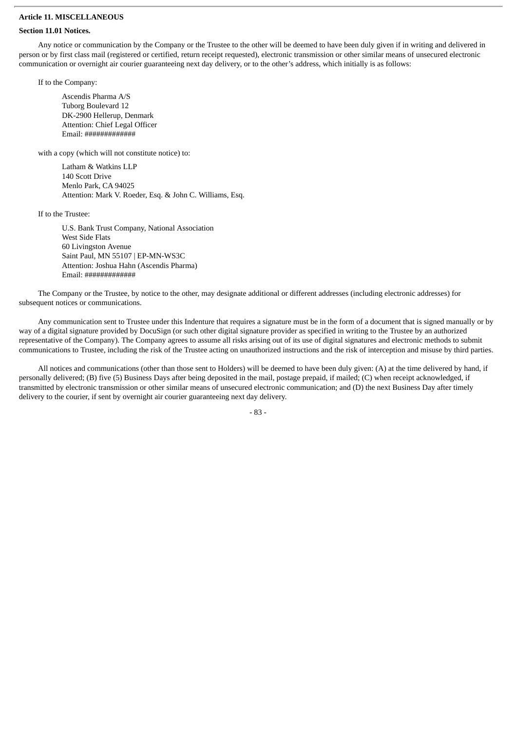**Article 11. MISCELLANEOUS**

**Section 11.01 Notices.**

Any notice or communication by the Company or the Trustee to the other will be deemed to have been duly given if in writing and delivered in person or by first class mail (registered or certified, return receipt requested), electronic transmission or other similar means of unsecured electronic communication or overnight air courier guaranteeing next day delivery, or to the other's address, which initially is as follows:

If to the Company:

Ascendis Pharma A/S
Tuborg Boulevard 12
DK-2900 Hellerup, Denmark
Attention: Chief Legal Officer
Email: #############

with a copy (which will not constitute notice) to:

Latham & Watkins LLP
140 Scott Drive
Menlo Park, CA 94025
Attention: Mark V. Roeder, Esq. & John C. Williams, Esq.

If to the Trustee:

U.S. Bank Trust Company, National Association
West Side Flats
60 Livingston Avenue
Saint Paul, MN 55107 | EP-MN-WS3C
Attention: Joshua Hahn (Ascendis Pharma)
Email: #############

The Company or the Trustee, by notice to the other, may designate additional or different addresses (including electronic addresses) for subsequent notices or communications.

Any communication sent to Trustee under this Indenture that requires a signature must be in the form of a document that is signed manually or by way of a digital signature provided by DocuSign (or such other digital signature provider as specified in writing to the Trustee by an authorized representative of the Company). The Company agrees to assume all risks arising out of its use of digital signatures and electronic methods to submit communications to Trustee, including the risk of the Trustee acting on unauthorized instructions and the risk of interception and misuse by third parties.

All notices and communications (other than those sent to Holders) will be deemed to have been duly given: (A) at the time delivered by hand, if personally delivered; (B) five (5) Business Days after being deposited in the mail, postage prepaid, if mailed; (C) when receipt acknowledged, if transmitted by electronic transmission or other similar means of unsecured electronic communication; and (D) the next Business Day after timely delivery to the courier, if sent by overnight air courier guaranteeing next day delivery.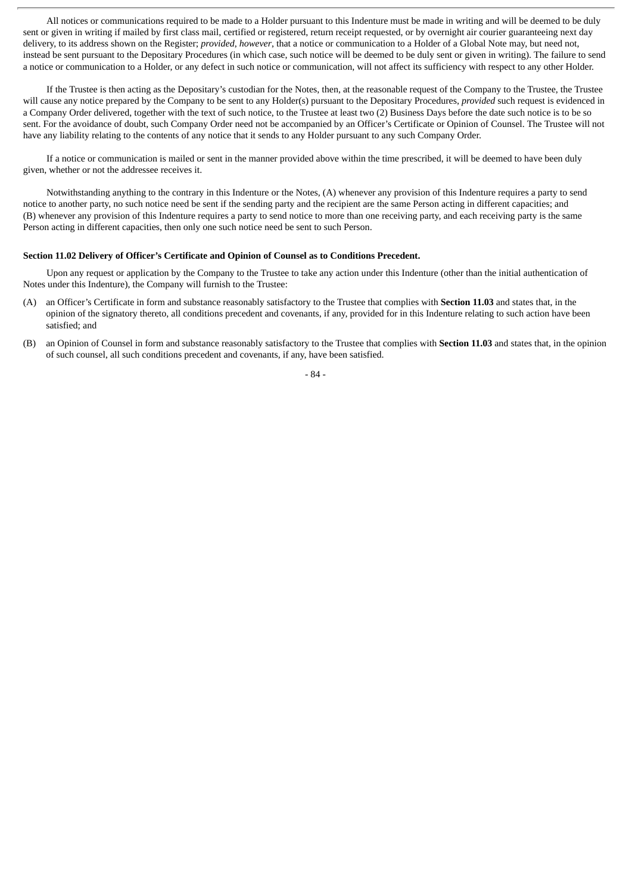All notices or communications required to be made to a Holder pursuant to this Indenture must be made in writing and will be deemed to be duly sent or given in writing if mailed by first class mail, certified or registered, return receipt requested, or by overnight air courier guaranteeing next day delivery, to its address shown on the Register; *provided*, *however*, that a notice or communication to a Holder of a Global Note may, but need not, instead be sent pursuant to the Depositary Procedures (in which case, such notice will be deemed to be duly sent or given in writing). The failure to send a notice or communication to a Holder, or any defect in such notice or communication, will not affect its sufficiency with respect to any other Holder.

If the Trustee is then acting as the Depositary's custodian for the Notes, then, at the reasonable request of the Company to the Trustee, the Trustee will cause any notice prepared by the Company to be sent to any Holder(s) pursuant to the Depositary Procedures, *provided* such request is evidenced in a Company Order delivered, together with the text of such notice, to the Trustee at least two (2) Business Days before the date such notice is to be so sent. For the avoidance of doubt, such Company Order need not be accompanied by an Officer's Certificate or Opinion of Counsel. The Trustee will not have any liability relating to the contents of any notice that it sends to any Holder pursuant to any such Company Order.

If a notice or communication is mailed or sent in the manner provided above within the time prescribed, it will be deemed to have been duly given, whether or not the addressee receives it.

Notwithstanding anything to the contrary in this Indenture or the Notes, (A) whenever any provision of this Indenture requires a party to send notice to another party, no such notice need be sent if the sending party and the recipient are the same Person acting in different capacities; and (B) whenever any provision of this Indenture requires a party to send notice to more than one receiving party, and each receiving party is the same Person acting in different capacities, then only one such notice need be sent to such Person.

**Section 11.02 Delivery of Officer's Certificate and Opinion of Counsel as to Conditions Precedent.**

Upon any request or application by the Company to the Trustee to take any action under this Indenture (other than the initial authentication of Notes under this Indenture), the Company will furnish to the Trustee:

(A) an Officer's Certificate in form and substance reasonably satisfactory to the Trustee that complies with **Section 11.03** and states that, in the opinion of the signatory thereto, all conditions precedent and covenants, if any, provided for in this Indenture relating to such action have been satisfied; and

(B) an Opinion of Counsel in form and substance reasonably satisfactory to the Trustee that complies with **Section 11.03** and states that, in the opinion of such counsel, all such conditions precedent and covenants, if any, have been satisfied.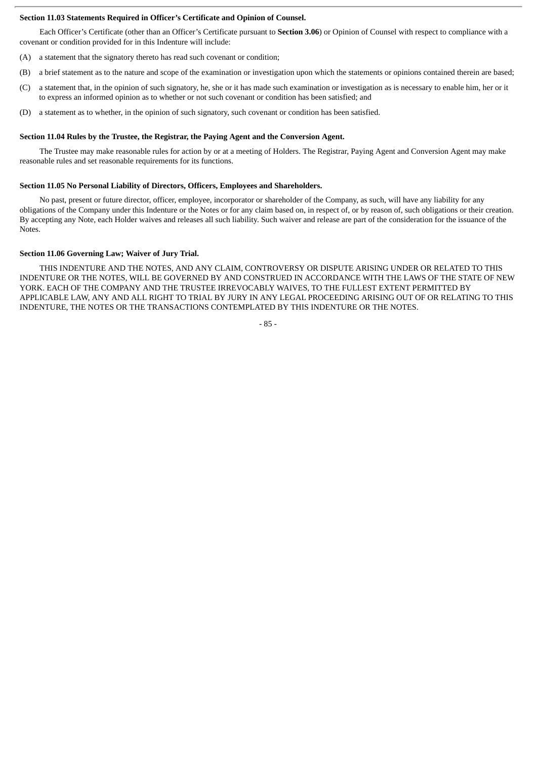**Section 11.03 Statements Required in Officer's Certificate and Opinion of Counsel.**

Each Officer's Certificate (other than an Officer's Certificate pursuant to **Section 3.06**) or Opinion of Counsel with respect to compliance with a covenant or condition provided for in this Indenture will include:

(A) a statement that the signatory thereto has read such covenant or condition;

(B) a brief statement as to the nature and scope of the examination or investigation upon which the statements or opinions contained therein are based;

(C) a statement that, in the opinion of such signatory, he, she or it has made such examination or investigation as is necessary to enable him, her or it to express an informed opinion as to whether or not such covenant or condition has been satisfied; and

(D) a statement as to whether, in the opinion of such signatory, such covenant or condition has been satisfied.

**Section 11.04 Rules by the Trustee, the Registrar, the Paying Agent and the Conversion Agent.**

The Trustee may make reasonable rules for action by or at a meeting of Holders. The Registrar, Paying Agent and Conversion Agent may make reasonable rules and set reasonable requirements for its functions.

**Section 11.05 No Personal Liability of Directors, Officers, Employees and Shareholders.**

No past, present or future director, officer, employee, incorporator or shareholder of the Company, as such, will have any liability for any obligations of the Company under this Indenture or the Notes or for any claim based on, in respect of, or by reason of, such obligations or their creation. By accepting any Note, each Holder waives and releases all such liability. Such waiver and release are part of the consideration for the issuance of the Notes.

**Section 11.06 Governing Law; Waiver of Jury Trial.**

THIS INDENTURE AND THE NOTES, AND ANY CLAIM, CONTROVERSY OR DISPUTE ARISING UNDER OR RELATED TO THIS INDENTURE OR THE NOTES, WILL BE GOVERNED BY AND CONSTRUED IN ACCORDANCE WITH THE LAWS OF THE STATE OF NEW YORK. EACH OF THE COMPANY AND THE TRUSTEE IRREVOCABLY WAIVES, TO THE FULLEST EXTENT PERMITTED BY APPLICABLE LAW, ANY AND ALL RIGHT TO TRIAL BY JURY IN ANY LEGAL PROCEEDING ARISING OUT OF OR RELATING TO THIS INDENTURE, THE NOTES OR THE TRANSACTIONS CONTEMPLATED BY THIS INDENTURE OR THE NOTES.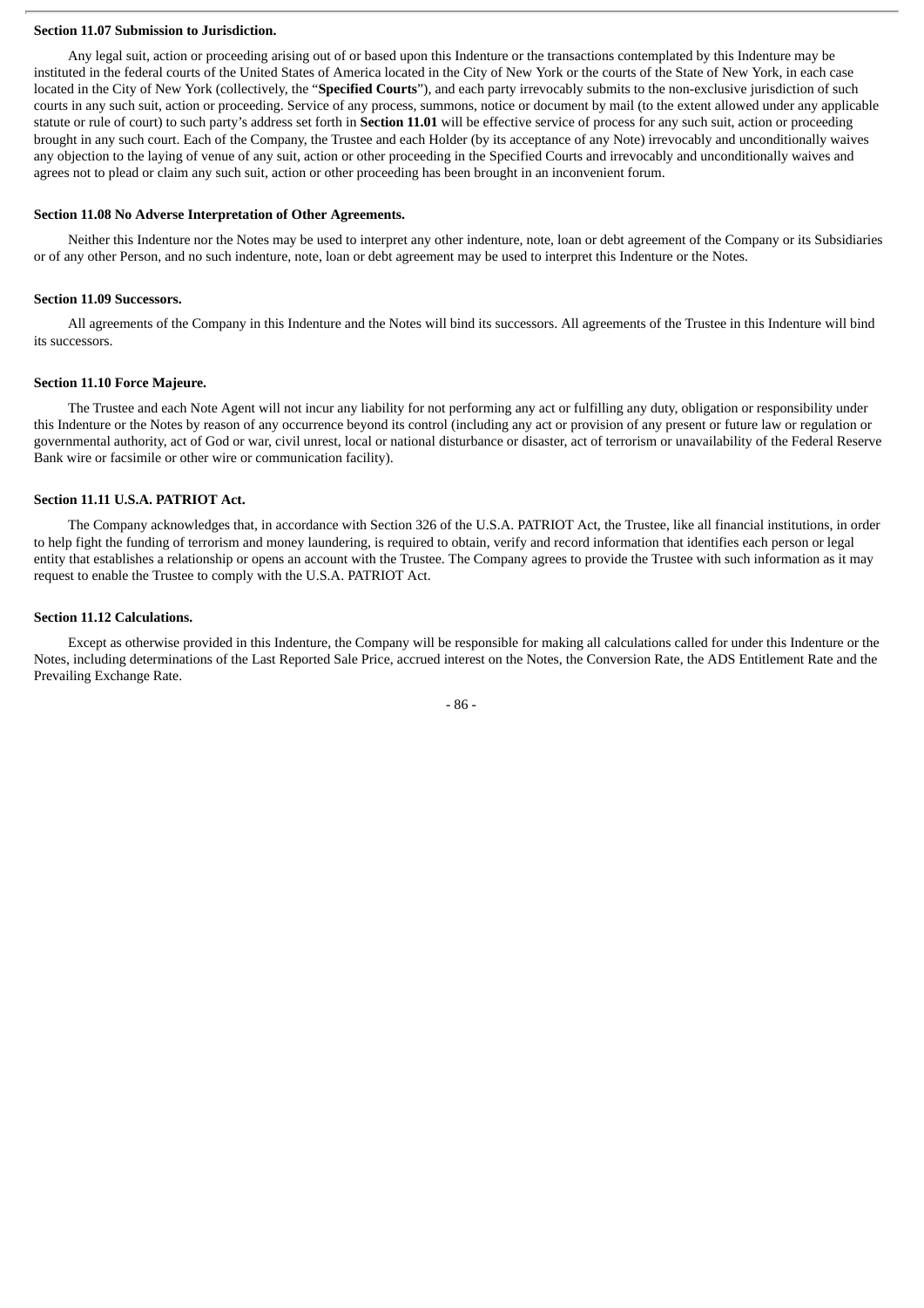**Section 11.07 Submission to Jurisdiction.**

Any legal suit, action or proceeding arising out of or based upon this Indenture or the transactions contemplated by this Indenture may be instituted in the federal courts of the United States of America located in the City of New York or the courts of the State of New York, in each case located in the City of New York (collectively, the "**Specified Courts**"), and each party irrevocably submits to the non-exclusive jurisdiction of such courts in any such suit, action or proceeding. Service of any process, summons, notice or document by mail (to the extent allowed under any applicable statute or rule of court) to such party's address set forth in **Section 11.01** will be effective service of process for any such suit, action or proceeding brought in any such court. Each of the Company, the Trustee and each Holder (by its acceptance of any Note) irrevocably and unconditionally waives any objection to the laying of venue of any suit, action or other proceeding in the Specified Courts and irrevocably and unconditionally waives and agrees not to plead or claim any such suit, action or other proceeding has been brought in an inconvenient forum.

**Section 11.08 No Adverse Interpretation of Other Agreements.**

Neither this Indenture nor the Notes may be used to interpret any other indenture, note, loan or debt agreement of the Company or its Subsidiaries or of any other Person, and no such indenture, note, loan or debt agreement may be used to interpret this Indenture or the Notes.

**Section 11.09 Successors.**

All agreements of the Company in this Indenture and the Notes will bind its successors. All agreements of the Trustee in this Indenture will bind its successors.

**Section 11.10 Force Majeure.**

The Trustee and each Note Agent will not incur any liability for not performing any act or fulfilling any duty, obligation or responsibility under this Indenture or the Notes by reason of any occurrence beyond its control (including any act or provision of any present or future law or regulation or governmental authority, act of God or war, civil unrest, local or national disturbance or disaster, act of terrorism or unavailability of the Federal Reserve Bank wire or facsimile or other wire or communication facility).

**Section 11.11 U.S.A. PATRIOT Act.**

The Company acknowledges that, in accordance with Section 326 of the U.S.A. PATRIOT Act, the Trustee, like all financial institutions, in order to help fight the funding of terrorism and money laundering, is required to obtain, verify and record information that identifies each person or legal entity that establishes a relationship or opens an account with the Trustee. The Company agrees to provide the Trustee with such information as it may request to enable the Trustee to comply with the U.S.A. PATRIOT Act.

**Section 11.12 Calculations.**

Except as otherwise provided in this Indenture, the Company will be responsible for making all calculations called for under this Indenture or the Notes, including determinations of the Last Reported Sale Price, accrued interest on the Notes, the Conversion Rate, the ADS Entitlement Rate and the Prevailing Exchange Rate.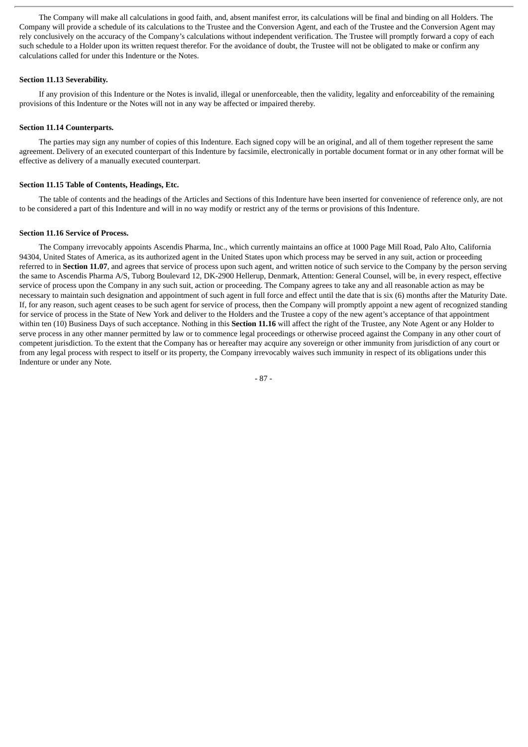The Company will make all calculations in good faith, and, absent manifest error, its calculations will be final and binding on all Holders. The Company will provide a schedule of its calculations to the Trustee and the Conversion Agent, and each of the Trustee and the Conversion Agent may rely conclusively on the accuracy of the Company's calculations without independent verification. The Trustee will promptly forward a copy of each such schedule to a Holder upon its written request therefor. For the avoidance of doubt, the Trustee will not be obligated to make or confirm any calculations called for under this Indenture or the Notes.

**Section 11.13 Severability.**

If any provision of this Indenture or the Notes is invalid, illegal or unenforceable, then the validity, legality and enforceability of the remaining provisions of this Indenture or the Notes will not in any way be affected or impaired thereby.

**Section 11.14 Counterparts.**

The parties may sign any number of copies of this Indenture. Each signed copy will be an original, and all of them together represent the same agreement. Delivery of an executed counterpart of this Indenture by facsimile, electronically in portable document format or in any other format will be effective as delivery of a manually executed counterpart.

**Section 11.15 Table of Contents, Headings, Etc.**

The table of contents and the headings of the Articles and Sections of this Indenture have been inserted for convenience of reference only, are not to be considered a part of this Indenture and will in no way modify or restrict any of the terms or provisions of this Indenture.

**Section 11.16 Service of Process.**

The Company irrevocably appoints Ascendis Pharma, Inc., which currently maintains an office at 1000 Page Mill Road, Palo Alto, California 94304, United States of America, as its authorized agent in the United States upon which process may be served in any suit, action or proceeding referred to in **Section 11.07**, and agrees that service of process upon such agent, and written notice of such service to the Company by the person serving the same to Ascendis Pharma A/S, Tuborg Boulevard 12, DK-2900 Hellerup, Denmark, Attention: General Counsel, will be, in every respect, effective service of process upon the Company in any such suit, action or proceeding. The Company agrees to take any and all reasonable action as may be necessary to maintain such designation and appointment of such agent in full force and effect until the date that is six (6) months after the Maturity Date. If, for any reason, such agent ceases to be such agent for service of process, then the Company will promptly appoint a new agent of recognized standing for service of process in the State of New York and deliver to the Holders and the Trustee a copy of the new agent's acceptance of that appointment within ten (10) Business Days of such acceptance. Nothing in this **Section 11.16** will affect the right of the Trustee, any Note Agent or any Holder to serve process in any other manner permitted by law or to commence legal proceedings or otherwise proceed against the Company in any other court of competent jurisdiction. To the extent that the Company has or hereafter may acquire any sovereign or other immunity from jurisdiction of any court or from any legal process with respect to itself or its property, the Company irrevocably waives such immunity in respect of its obligations under this Indenture or under any Note.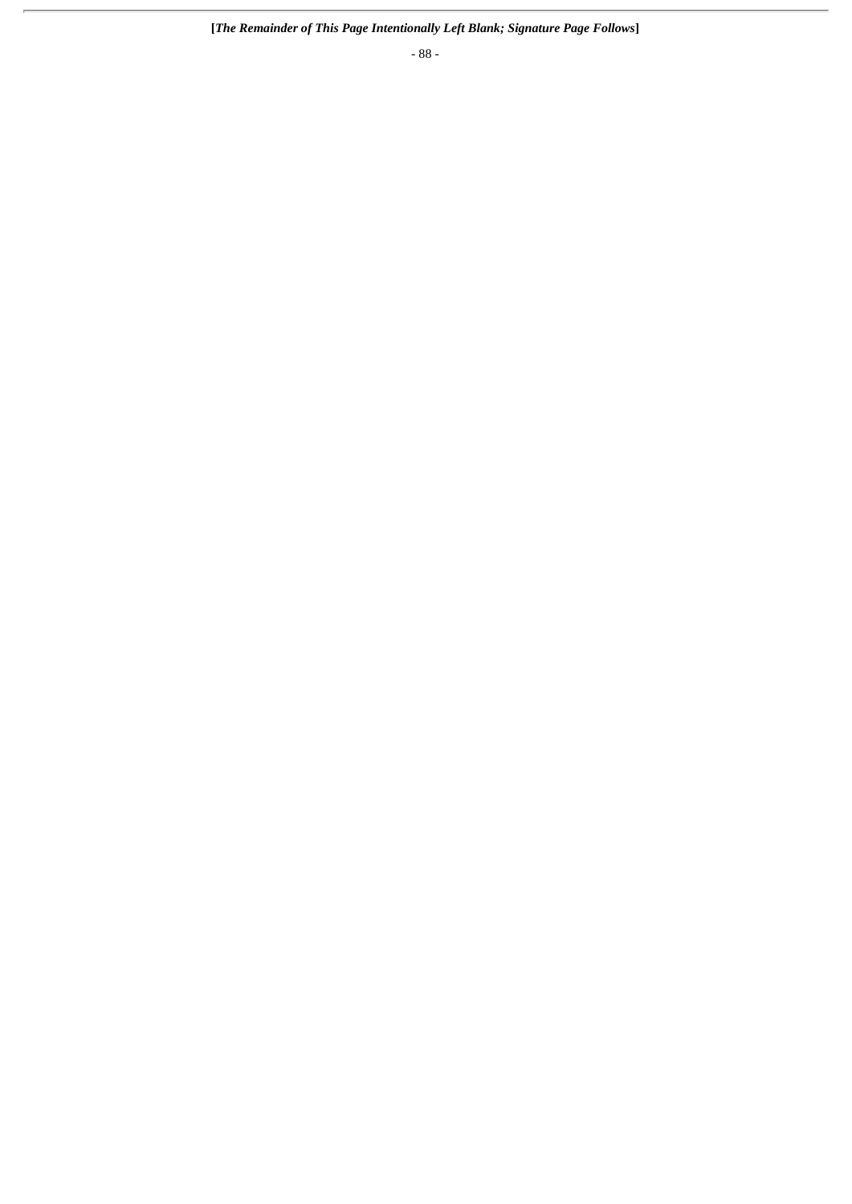**[*The Remainder of This Page Intentionally Left Blank; Signature Page Follows*]**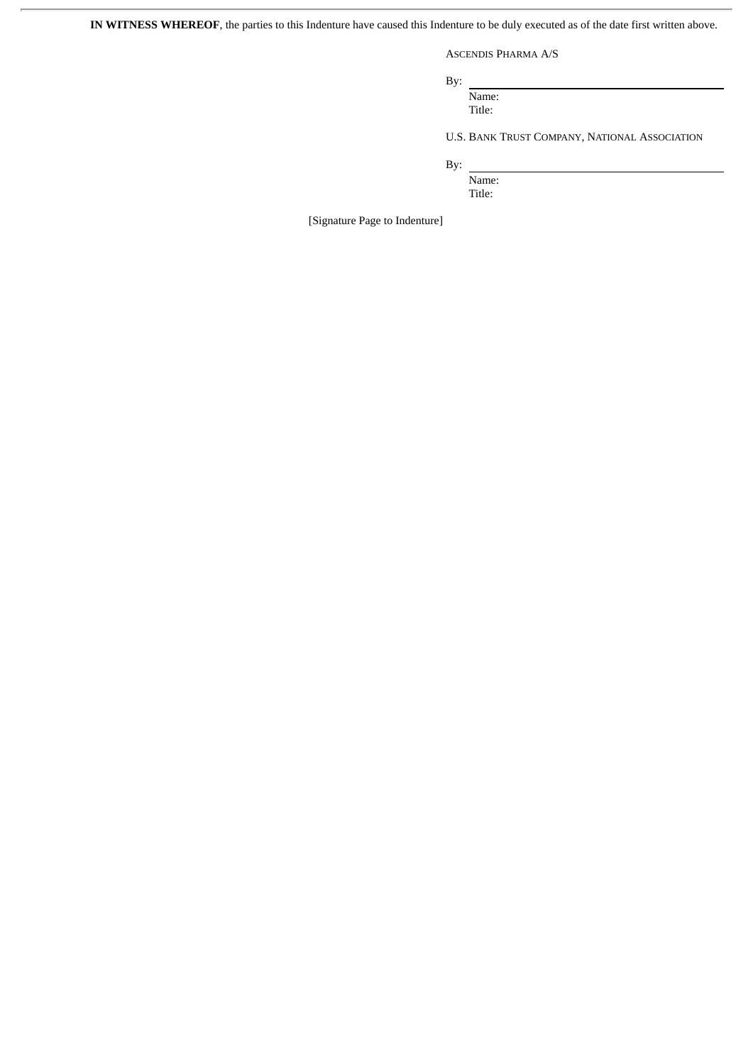**IN WITNESS WHEREOF**, the parties to this Indenture have caused this Indenture to be duly executed as of the date first written above.

ASCENDIS PHARMA A/S

By: \_\_\_\_\_\_\_\_\_\_\_\_\_\_\_\_\_\_\_\_\_\_\_\_\_\_\_\_\_\_
Name:
Title:

U.S. BANK TRUST COMPANY, NATIONAL ASSOCIATION

By: \_\_\_\_\_\_\_\_\_\_\_\_\_\_\_\_\_\_\_\_\_\_\_\_\_\_\_\_\_\_
Name:
Title:

[Signature Page to Indenture]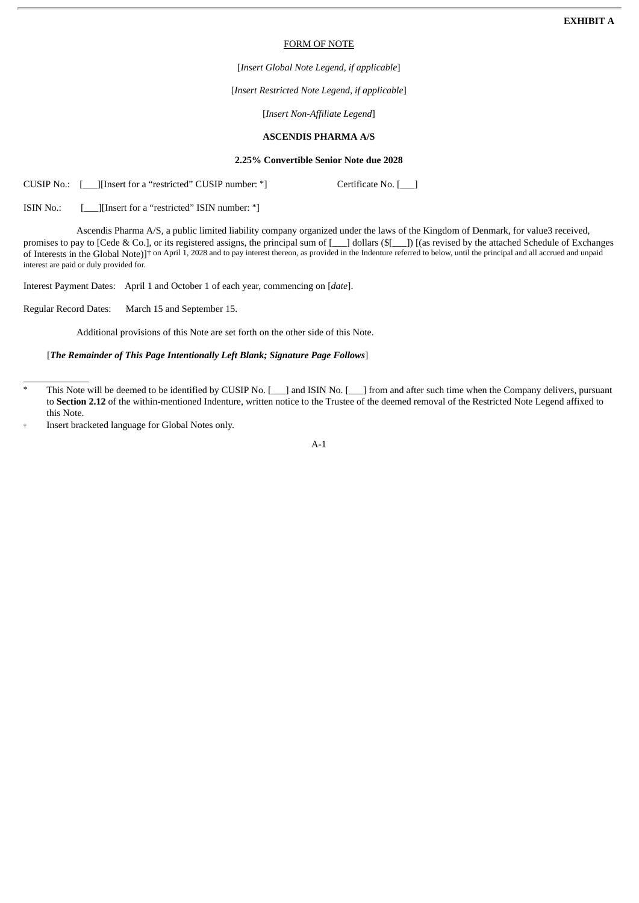**EXHIBIT A**

FORM OF NOTE

[*Insert Global Note Legend, if applicable*]

[*Insert Restricted Note Legend, if applicable*]

[*Insert Non-Affiliate Legend*]

**ASCENDIS PHARMA A/S**

**2.25% Convertible Senior Note due 2028**

CUSIP No.: [___][Insert for a "restricted" CUSIP number: *]     Certificate No. [___]

ISIN No.: [___][Insert for a "restricted" ISIN number: *]

Ascendis Pharma A/S, a public limited liability company organized under the laws of the Kingdom of Denmark, for value3 received, promises to pay to [Cede & Co.], or its registered assigns, the principal sum of [___] dollars ($[___]) [(as revised by the attached Schedule of Exchanges of Interests in the Global Note)]† on April 1, 2028 and to pay interest thereon, as provided in the Indenture referred to below, until the principal and all accrued and unpaid interest are paid or duly provided for.

Interest Payment Dates: April 1 and October 1 of each year, commencing on [*date*].

Regular Record Dates: March 15 and September 15.

Additional provisions of this Note are set forth on the other side of this Note.

[***The Remainder of This Page Intentionally Left Blank; Signature Page Follows***]

---

* This Note will be deemed to be identified by CUSIP No. [___] and ISIN No. [___] from and after such time when the Company delivers, pursuant to **Section 2.12** of the within-mentioned Indenture, written notice to the Trustee of the deemed removal of the Restricted Note Legend affixed to this Note.

† Insert bracketed language for Global Notes only.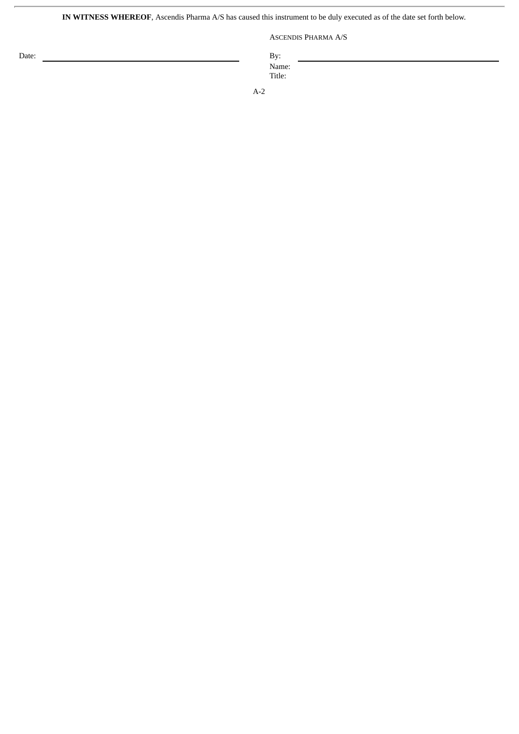**IN WITNESS WHEREOF**, Ascendis Pharma A/S has caused this instrument to be duly executed as of the date set forth below.

ASCENDIS PHARMA A/S

Date: \_\_\_\_\_\_\_\_\_\_\_\_\_\_\_\_\_\_\_\_\_\_\_\_\_\_\_\_

By: \_\_\_\_\_\_\_\_\_\_\_\_\_\_\_\_\_\_\_\_\_\_\_\_\_\_\_\_
Name:
Title: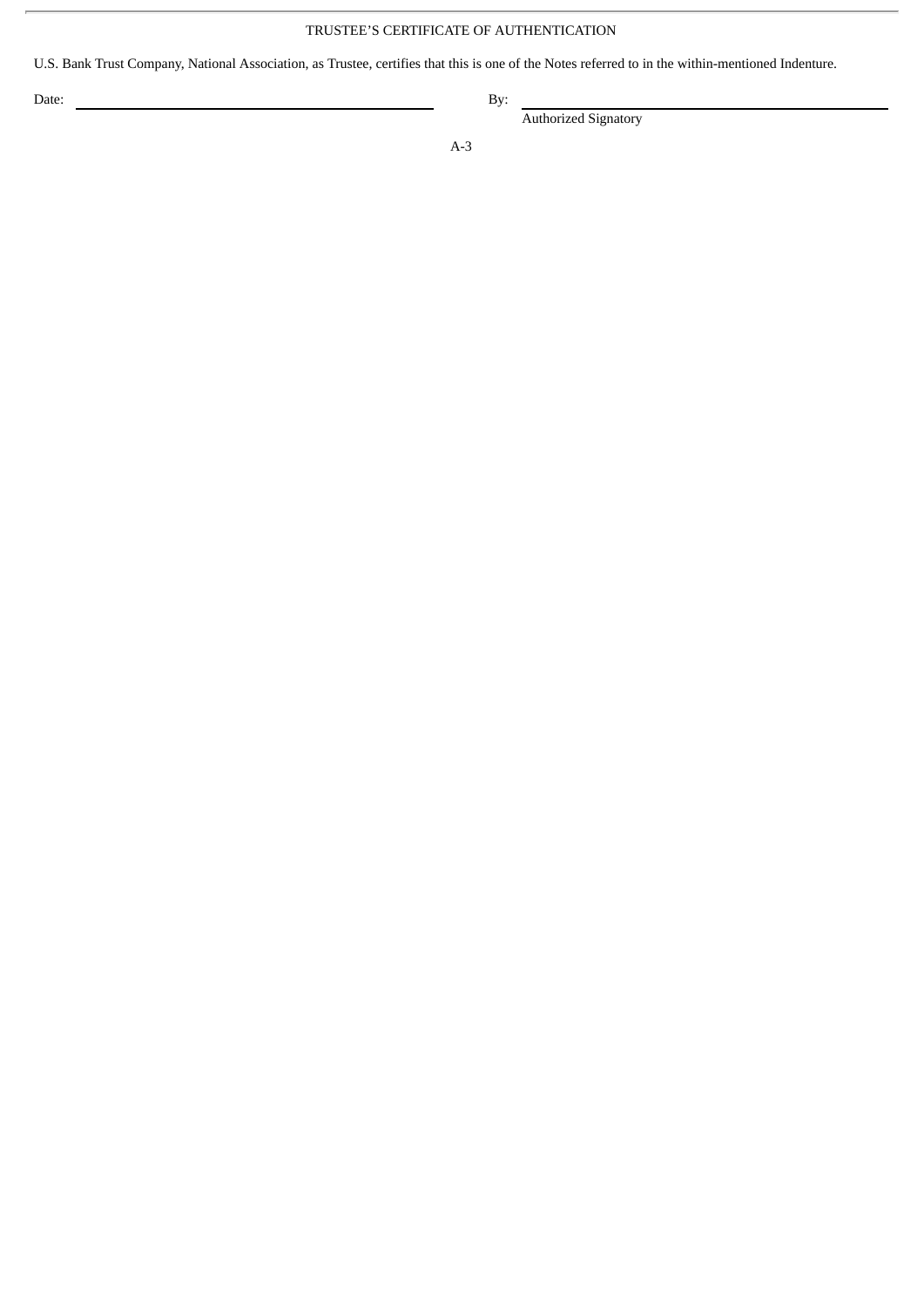TRUSTEE'S CERTIFICATE OF AUTHENTICATION

U.S. Bank Trust Company, National Association, as Trustee, certifies that this is one of the Notes referred to in the within-mentioned Indenture.

Date: \_\_\_\_\_\_\_\_\_\_\_\_\_\_\_\_\_\_\_\_\_\_\_\_\_\_\_\_ By: \_\_\_\_\_\_\_\_\_\_\_\_\_\_\_\_\_\_\_\_\_\_\_\_\_\_\_\_

Authorized Signatory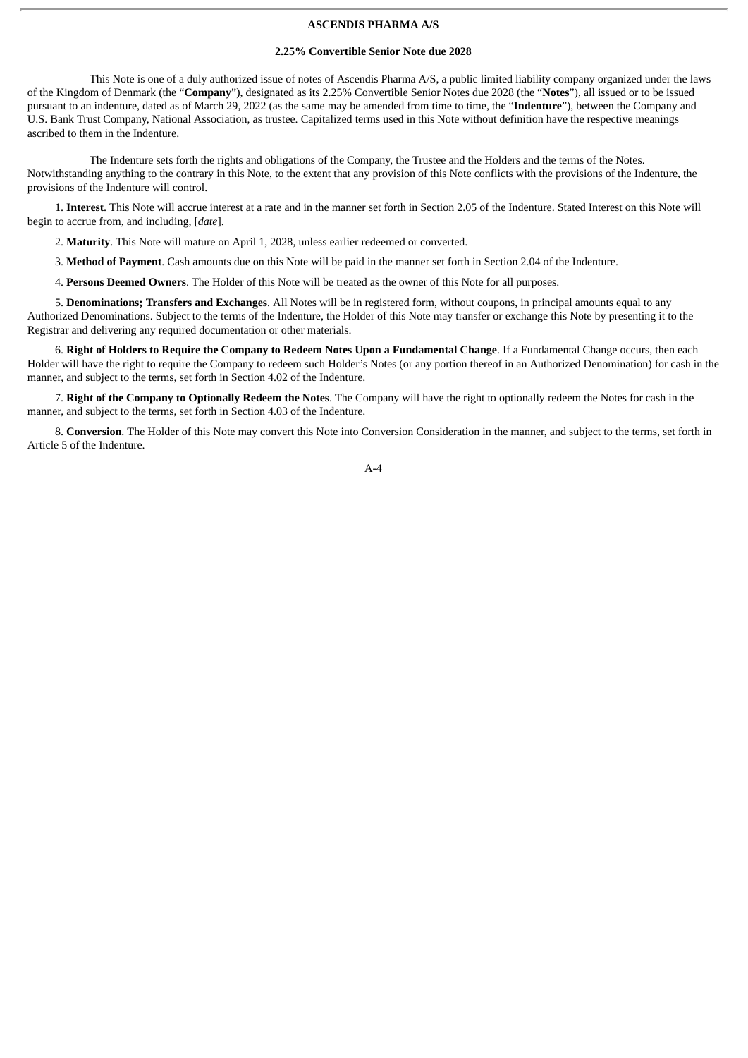**ASCENDIS PHARMA A/S**

**2.25% Convertible Senior Note due 2028**

This Note is one of a duly authorized issue of notes of Ascendis Pharma A/S, a public limited liability company organized under the laws of the Kingdom of Denmark (the "**Company**"), designated as its 2.25% Convertible Senior Notes due 2028 (the "**Notes**"), all issued or to be issued pursuant to an indenture, dated as of March 29, 2022 (as the same may be amended from time to time, the "**Indenture**"), between the Company and U.S. Bank Trust Company, National Association, as trustee. Capitalized terms used in this Note without definition have the respective meanings ascribed to them in the Indenture.

The Indenture sets forth the rights and obligations of the Company, the Trustee and the Holders and the terms of the Notes. Notwithstanding anything to the contrary in this Note, to the extent that any provision of this Note conflicts with the provisions of the Indenture, the provisions of the Indenture will control.

1. **Interest**. This Note will accrue interest at a rate and in the manner set forth in Section 2.05 of the Indenture. Stated Interest on this Note will begin to accrue from, and including, [*date*].

2. **Maturity**. This Note will mature on April 1, 2028, unless earlier redeemed or converted.

3. **Method of Payment**. Cash amounts due on this Note will be paid in the manner set forth in Section 2.04 of the Indenture.

4. **Persons Deemed Owners**. The Holder of this Note will be treated as the owner of this Note for all purposes.

5. **Denominations; Transfers and Exchanges**. All Notes will be in registered form, without coupons, in principal amounts equal to any Authorized Denominations. Subject to the terms of the Indenture, the Holder of this Note may transfer or exchange this Note by presenting it to the Registrar and delivering any required documentation or other materials.

6. **Right of Holders to Require the Company to Redeem Notes Upon a Fundamental Change**. If a Fundamental Change occurs, then each Holder will have the right to require the Company to redeem such Holder's Notes (or any portion thereof in an Authorized Denomination) for cash in the manner, and subject to the terms, set forth in Section 4.02 of the Indenture.

7. **Right of the Company to Optionally Redeem the Notes**. The Company will have the right to optionally redeem the Notes for cash in the manner, and subject to the terms, set forth in Section 4.03 of the Indenture.

8. **Conversion**. The Holder of this Note may convert this Note into Conversion Consideration in the manner, and subject to the terms, set forth in Article 5 of the Indenture.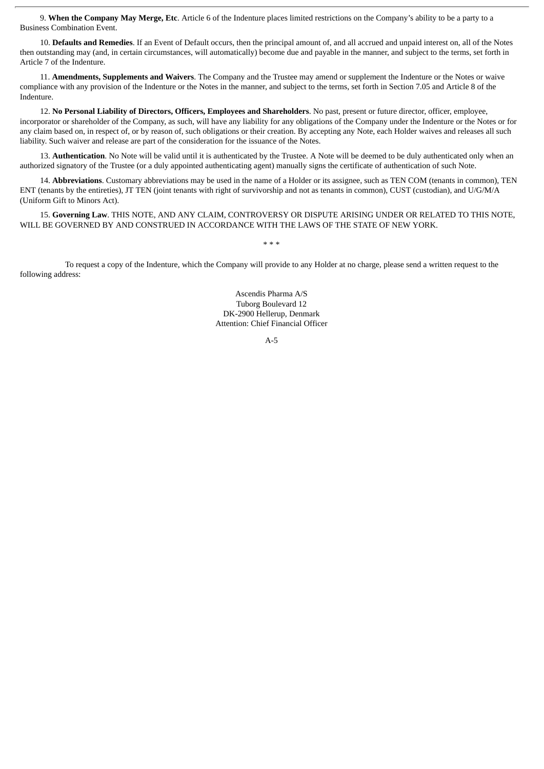9. **When the Company May Merge, Etc**. Article 6 of the Indenture places limited restrictions on the Company's ability to be a party to a Business Combination Event.

10. **Defaults and Remedies**. If an Event of Default occurs, then the principal amount of, and all accrued and unpaid interest on, all of the Notes then outstanding may (and, in certain circumstances, will automatically) become due and payable in the manner, and subject to the terms, set forth in Article 7 of the Indenture.

11. **Amendments, Supplements and Waivers**. The Company and the Trustee may amend or supplement the Indenture or the Notes or waive compliance with any provision of the Indenture or the Notes in the manner, and subject to the terms, set forth in Section 7.05 and Article 8 of the Indenture.

12. **No Personal Liability of Directors, Officers, Employees and Shareholders**. No past, present or future director, officer, employee, incorporator or shareholder of the Company, as such, will have any liability for any obligations of the Company under the Indenture or the Notes or for any claim based on, in respect of, or by reason of, such obligations or their creation. By accepting any Note, each Holder waives and releases all such liability. Such waiver and release are part of the consideration for the issuance of the Notes.

13. **Authentication**. No Note will be valid until it is authenticated by the Trustee. A Note will be deemed to be duly authenticated only when an authorized signatory of the Trustee (or a duly appointed authenticating agent) manually signs the certificate of authentication of such Note.

14. **Abbreviations**. Customary abbreviations may be used in the name of a Holder or its assignee, such as TEN COM (tenants in common), TEN ENT (tenants by the entireties), JT TEN (joint tenants with right of survivorship and not as tenants in common), CUST (custodian), and U/G/M/A (Uniform Gift to Minors Act).

15. **Governing Law**. THIS NOTE, AND ANY CLAIM, CONTROVERSY OR DISPUTE ARISING UNDER OR RELATED TO THIS NOTE, WILL BE GOVERNED BY AND CONSTRUED IN ACCORDANCE WITH THE LAWS OF THE STATE OF NEW YORK.

\* \* \*

To request a copy of the Indenture, which the Company will provide to any Holder at no charge, please send a written request to the following address:

Ascendis Pharma A/S
Tuborg Boulevard 12
DK-2900 Hellerup, Denmark
Attention: Chief Financial Officer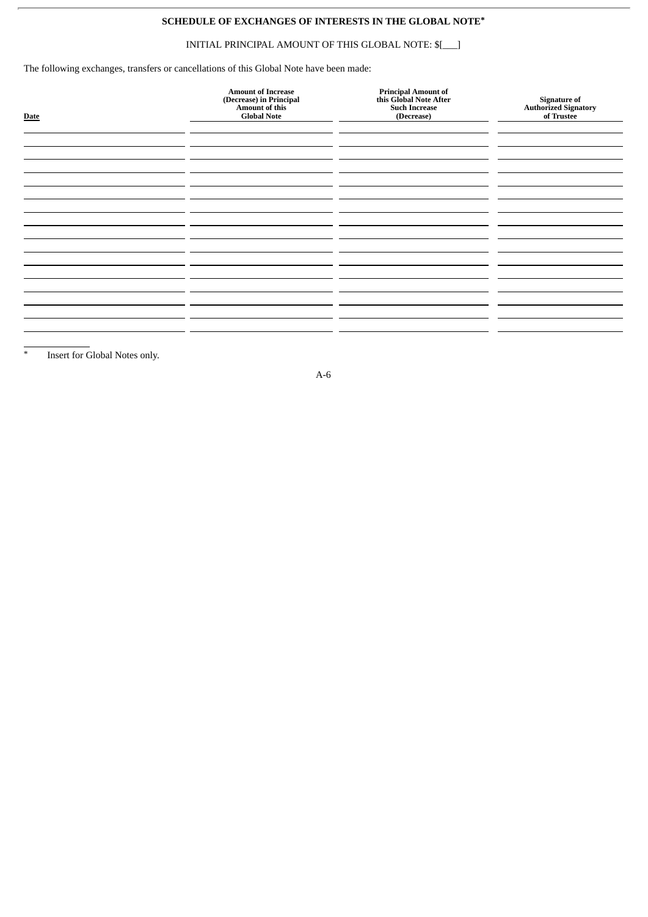## SCHEDULE OF EXCHANGES OF INTERESTS IN THE GLOBAL NOTE*

INITIAL PRINCIPAL AMOUNT OF THIS GLOBAL NOTE: $[___]

The following exchanges, transfers or cancellations of this Global Note have been made:

| Date | Amount of Increase (Decrease) in Principal Amount of this Global Note | Principal Amount of this Global Note After Such Increase (Decrease) | Signature of Authorized Signatory of Trustee |
|---|---|---|---|
| | | | |
| | | | |
| | | | |
| | | | |
| | | | |
| | | | |
| | | | |
| | | | |
| | | | |
| | | | |
| | | | |
| | | | |
| | | | |
| | | | |
| | | | |
| | | | |

\* Insert for Global Notes only.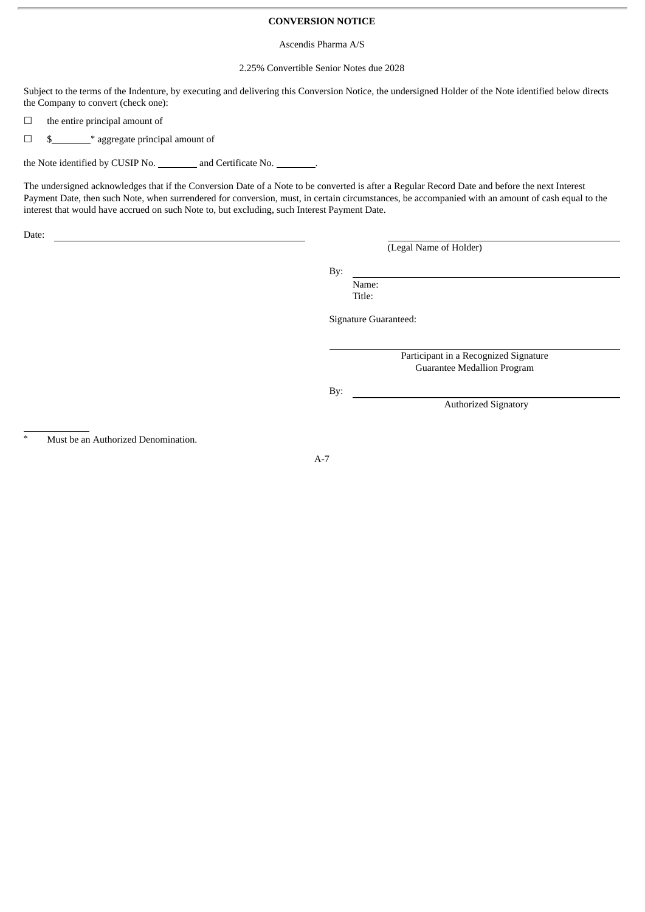**CONVERSION NOTICE**

Ascendis Pharma A/S

2.25% Convertible Senior Notes due 2028

Subject to the terms of the Indenture, by executing and delivering this Conversion Notice, the undersigned Holder of the Note identified below directs the Company to convert (check one):

☐ the entire principal amount of

☐ $________* aggregate principal amount of

the Note identified by CUSIP No. ________ and Certificate No. ________.

The undersigned acknowledges that if the Conversion Date of a Note to be converted is after a Regular Record Date and before the next Interest Payment Date, then such Note, when surrendered for conversion, must, in certain circumstances, be accompanied with an amount of cash equal to the interest that would have accrued on such Note to, but excluding, such Interest Payment Date.

Date: ________________________________

________________________________
(Legal Name of Holder)

By: ________________________________
Name:
Title:

Signature Guaranteed:

________________________________
Participant in a Recognized Signature Guarantee Medallion Program

By: ________________________________
Authorized Signatory

\* Must be an Authorized Denomination.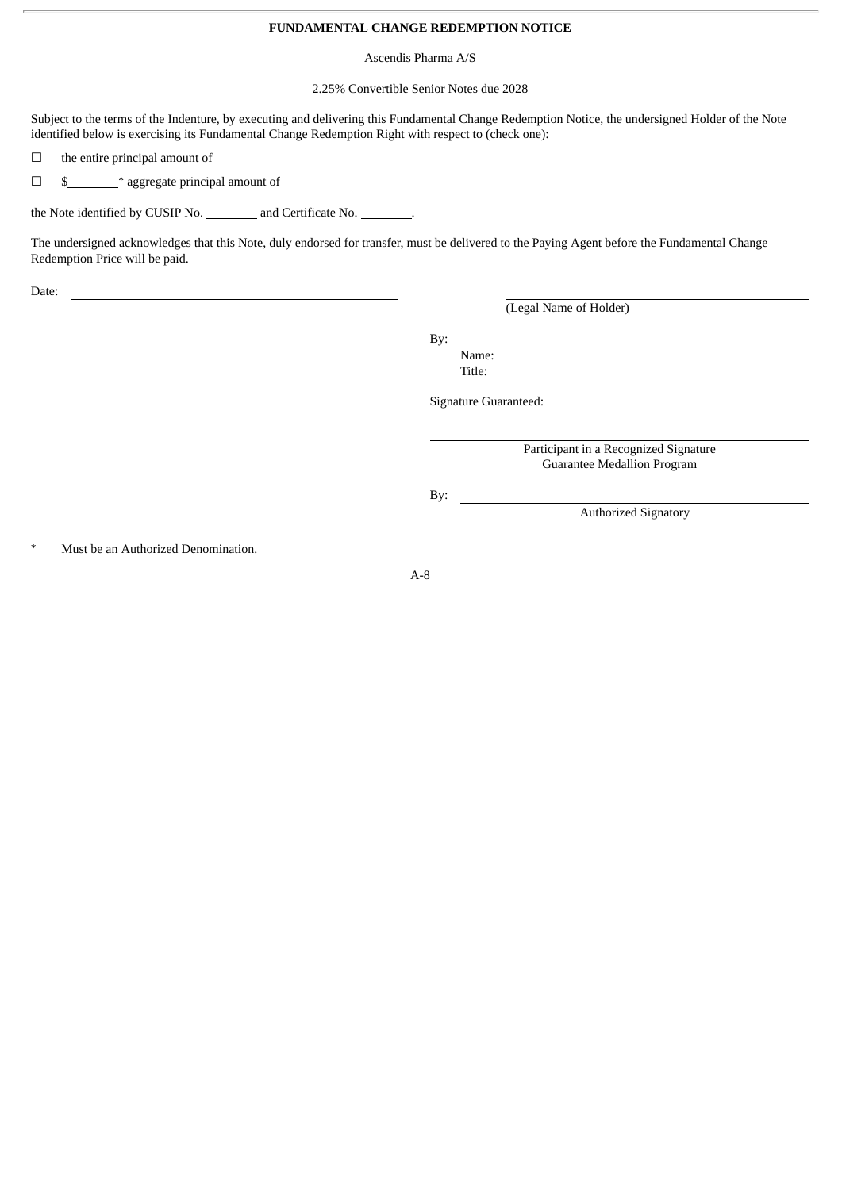**FUNDAMENTAL CHANGE REDEMPTION NOTICE**

Ascendis Pharma A/S

2.25% Convertible Senior Notes due 2028

Subject to the terms of the Indenture, by executing and delivering this Fundamental Change Redemption Notice, the undersigned Holder of the Note identified below is exercising its Fundamental Change Redemption Right with respect to (check one):

☐ the entire principal amount of

☐ $\_\_\_\_\_\_\_\_* aggregate principal amount of

the Note identified by CUSIP No. \_\_\_\_\_\_\_\_ and Certificate No. \_\_\_\_\_\_\_\_.

The undersigned acknowledges that this Note, duly endorsed for transfer, must be delivered to the Paying Agent before the Fundamental Change Redemption Price will be paid.

Date: \_\_\_\_\_\_\_\_\_\_\_\_\_\_\_\_\_\_\_\_\_\_\_\_\_\_\_\_\_\_\_\_\_\_\_\_\_\_\_\_

\_\_\_\_\_\_\_\_\_\_\_\_\_\_\_\_\_\_\_\_\_\_\_\_\_\_\_\_\_\_\_\_\_\_\_\_\_\_\_\_
(Legal Name of Holder)

By: \_\_\_\_\_\_\_\_\_\_\_\_\_\_\_\_\_\_\_\_\_\_\_\_\_\_\_\_\_\_\_\_\_\_\_\_\_\_\_\_
Name:
Title:

Signature Guaranteed:

\_\_\_\_\_\_\_\_\_\_\_\_\_\_\_\_\_\_\_\_\_\_\_\_\_\_\_\_\_\_\_\_\_\_\_\_\_\_\_\_
Participant in a Recognized Signature Guarantee Medallion Program

By: \_\_\_\_\_\_\_\_\_\_\_\_\_\_\_\_\_\_\_\_\_\_\_\_\_\_\_\_\_\_\_\_\_\_\_\_\_\_\_\_
Authorized Signatory

---

\* Must be an Authorized Denomination.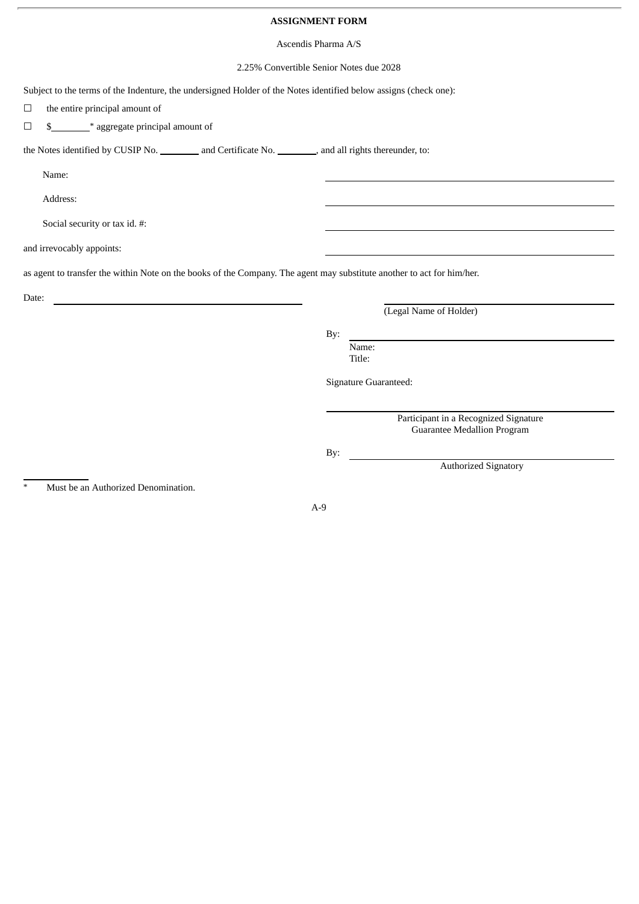**ASSIGNMENT FORM**

Ascendis Pharma A/S

2.25% Convertible Senior Notes due 2028

Subject to the terms of the Indenture, the undersigned Holder of the Notes identified below assigns (check one):

☐ the entire principal amount of

☐ $________* aggregate principal amount of

the Notes identified by CUSIP No. ________ and Certificate No. ________, and all rights thereunder, to:

Name: ______________________________

Address: ______________________________

Social security or tax id. #: ______________________________

and irrevocably appoints: ______________________________

as agent to transfer the within Note on the books of the Company. The agent may substitute another to act for him/her.

Date: ______________________________

______________________________
(Legal Name of Holder)

By: ______________________________
Name:
Title:

Signature Guaranteed:

______________________________
Participant in a Recognized Signature Guarantee Medallion Program

By: ______________________________
Authorized Signatory

---

\* Must be an Authorized Denomination.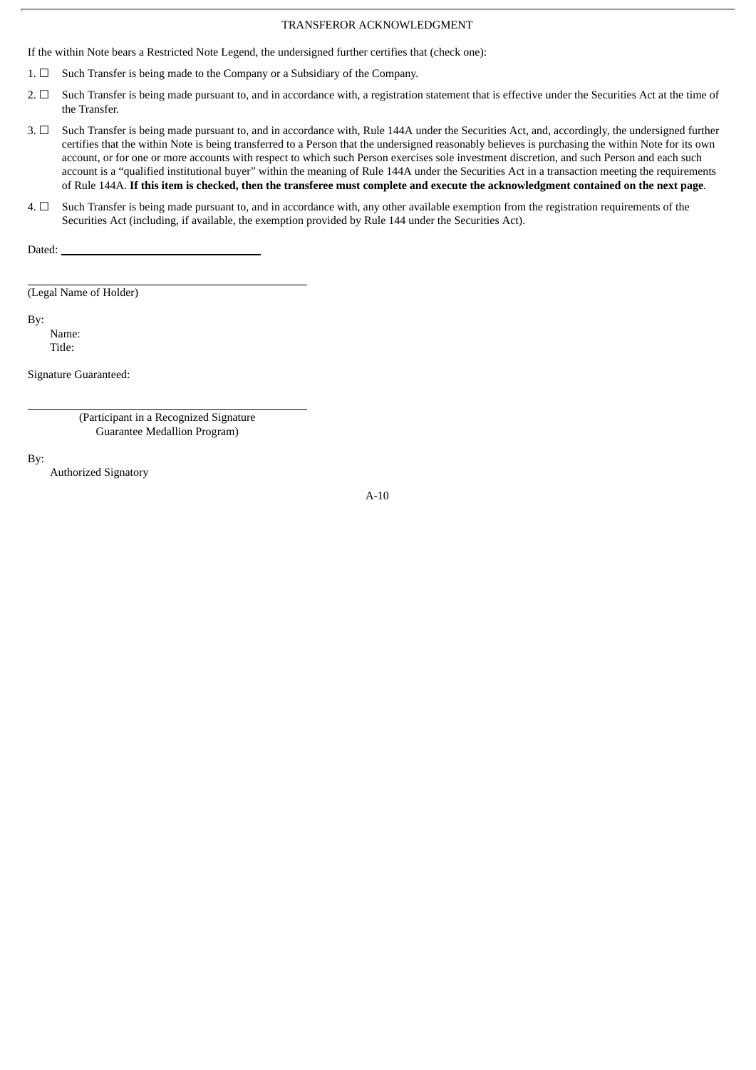TRANSFEROR ACKNOWLEDGMENT

If the within Note bears a Restricted Note Legend, the undersigned further certifies that (check one):

1. ☐ Such Transfer is being made to the Company or a Subsidiary of the Company.

2. ☐ Such Transfer is being made pursuant to, and in accordance with, a registration statement that is effective under the Securities Act at the time of the Transfer.

3. ☐ Such Transfer is being made pursuant to, and in accordance with, Rule 144A under the Securities Act, and, accordingly, the undersigned further certifies that the within Note is being transferred to a Person that the undersigned reasonably believes is purchasing the within Note for its own account, or for one or more accounts with respect to which such Person exercises sole investment discretion, and such Person and each such account is a "qualified institutional buyer" within the meaning of Rule 144A under the Securities Act in a transaction meeting the requirements of Rule 144A. **If this item is checked, then the transferee must complete and execute the acknowledgment contained on the next page**.

4. ☐ Such Transfer is being made pursuant to, and in accordance with, any other available exemption from the registration requirements of the Securities Act (including, if available, the exemption provided by Rule 144 under the Securities Act).

Dated: ______________________________

______________________________
(Legal Name of Holder)

By:
Name:
Title:

Signature Guaranteed:

______________________________
(Participant in a Recognized Signature Guarantee Medallion Program)

By:
Authorized Signatory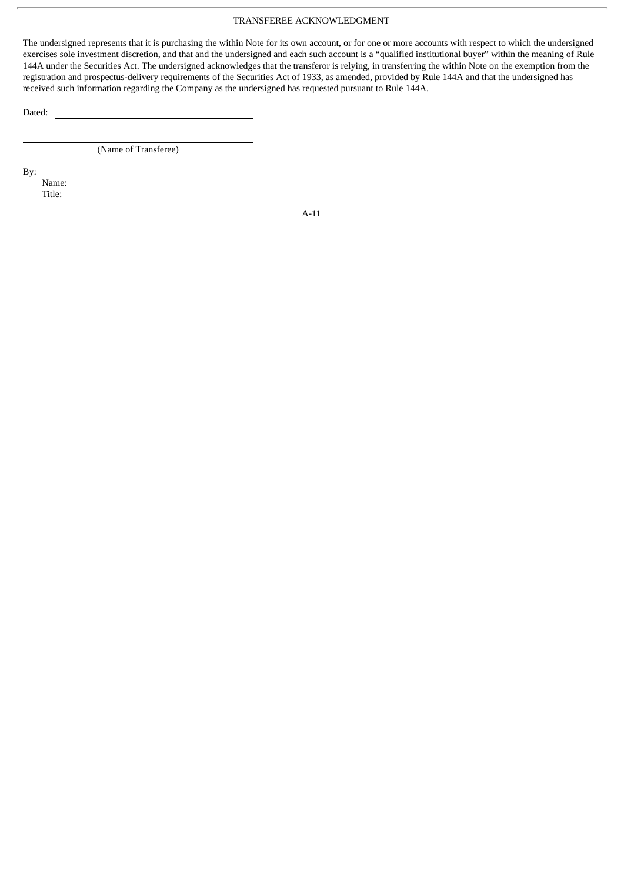# TRANSFEREE ACKNOWLEDGMENT

The undersigned represents that it is purchasing the within Note for its own account, or for one or more accounts with respect to which the undersigned exercises sole investment discretion, and that and the undersigned and each such account is a "qualified institutional buyer" within the meaning of Rule 144A under the Securities Act. The undersigned acknowledges that the transferor is relying, in transferring the within Note on the exemption from the registration and prospectus-delivery requirements of the Securities Act of 1933, as amended, provided by Rule 144A and that the undersigned has received such information regarding the Company as the undersigned has requested pursuant to Rule 144A.

Dated: \_\_\_\_\_\_\_\_\_\_\_\_\_\_\_\_\_\_\_\_\_\_\_\_\_\_\_\_\_\_\_\_

\_\_\_\_\_\_\_\_\_\_\_\_\_\_\_\_\_\_\_\_\_\_\_\_\_\_\_\_\_\_\_\_\_\_\_\_\_\_
(Name of Transferee)

By:
Name:
Title: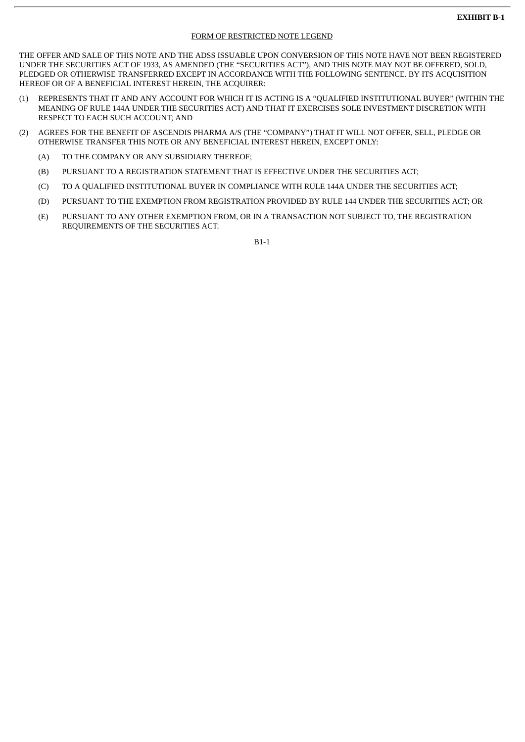**EXHIBIT B-1**

FORM OF RESTRICTED NOTE LEGEND

THE OFFER AND SALE OF THIS NOTE AND THE ADSS ISSUABLE UPON CONVERSION OF THIS NOTE HAVE NOT BEEN REGISTERED UNDER THE SECURITIES ACT OF 1933, AS AMENDED (THE "SECURITIES ACT"), AND THIS NOTE MAY NOT BE OFFERED, SOLD, PLEDGED OR OTHERWISE TRANSFERRED EXCEPT IN ACCORDANCE WITH THE FOLLOWING SENTENCE. BY ITS ACQUISITION HEREOF OR OF A BENEFICIAL INTEREST HEREIN, THE ACQUIRER:

(1) REPRESENTS THAT IT AND ANY ACCOUNT FOR WHICH IT IS ACTING IS A "QUALIFIED INSTITUTIONAL BUYER" (WITHIN THE MEANING OF RULE 144A UNDER THE SECURITIES ACT) AND THAT IT EXERCISES SOLE INVESTMENT DISCRETION WITH RESPECT TO EACH SUCH ACCOUNT; AND

(2) AGREES FOR THE BENEFIT OF ASCENDIS PHARMA A/S (THE "COMPANY") THAT IT WILL NOT OFFER, SELL, PLEDGE OR OTHERWISE TRANSFER THIS NOTE OR ANY BENEFICIAL INTEREST HEREIN, EXCEPT ONLY:

(A) TO THE COMPANY OR ANY SUBSIDIARY THEREOF;

(B) PURSUANT TO A REGISTRATION STATEMENT THAT IS EFFECTIVE UNDER THE SECURITIES ACT;

(C) TO A QUALIFIED INSTITUTIONAL BUYER IN COMPLIANCE WITH RULE 144A UNDER THE SECURITIES ACT;

(D) PURSUANT TO THE EXEMPTION FROM REGISTRATION PROVIDED BY RULE 144 UNDER THE SECURITIES ACT; OR

(E) PURSUANT TO ANY OTHER EXEMPTION FROM, OR IN A TRANSACTION NOT SUBJECT TO, THE REGISTRATION REQUIREMENTS OF THE SECURITIES ACT.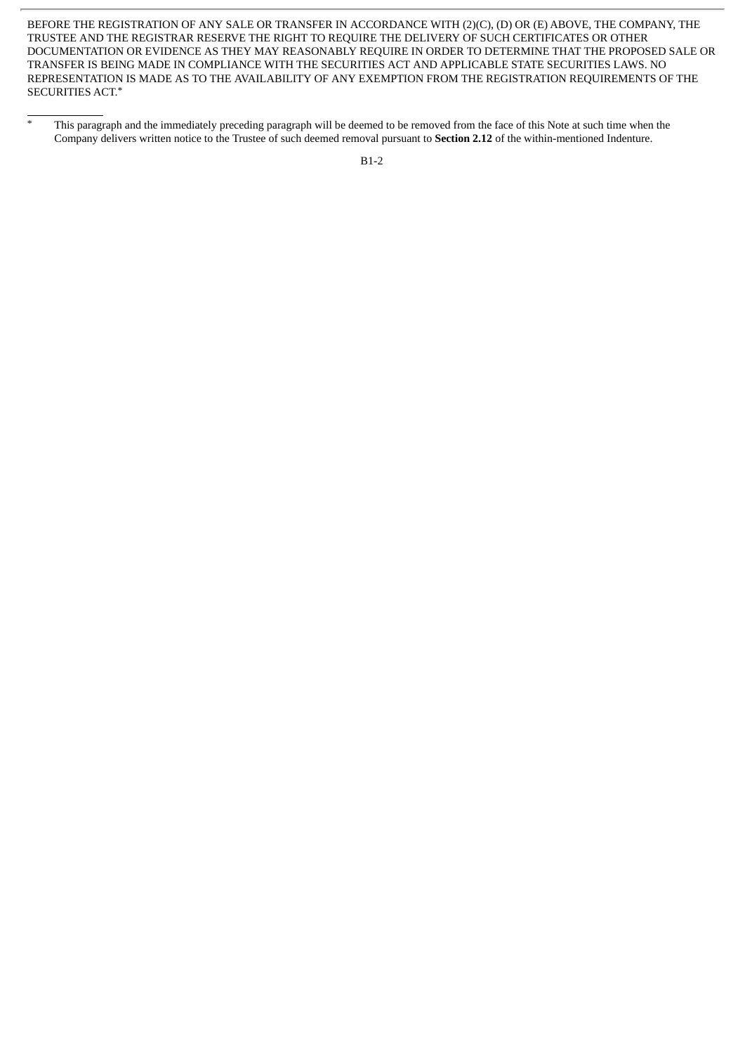BEFORE THE REGISTRATION OF ANY SALE OR TRANSFER IN ACCORDANCE WITH (2)(C), (D) OR (E) ABOVE, THE COMPANY, THE TRUSTEE AND THE REGISTRAR RESERVE THE RIGHT TO REQUIRE THE DELIVERY OF SUCH CERTIFICATES OR OTHER DOCUMENTATION OR EVIDENCE AS THEY MAY REASONABLY REQUIRE IN ORDER TO DETERMINE THAT THE PROPOSED SALE OR TRANSFER IS BEING MADE IN COMPLIANCE WITH THE SECURITIES ACT AND APPLICABLE STATE SECURITIES LAWS. NO REPRESENTATION IS MADE AS TO THE AVAILABILITY OF ANY EXEMPTION FROM THE REGISTRATION REQUIREMENTS OF THE SECURITIES ACT.*

\* This paragraph and the immediately preceding paragraph will be deemed to be removed from the face of this Note at such time when the Company delivers written notice to the Trustee of such deemed removal pursuant to **Section 2.12** of the within-mentioned Indenture.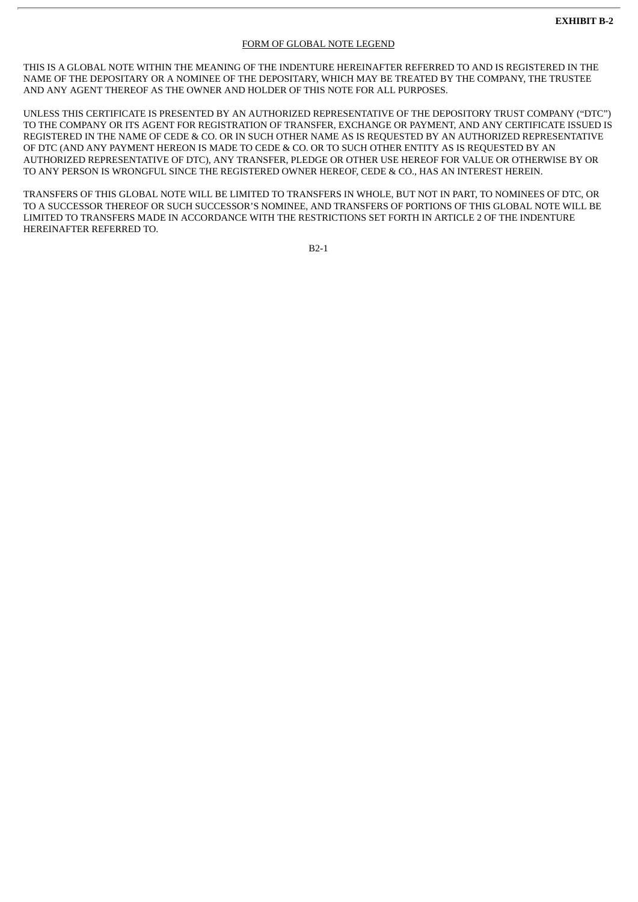**EXHIBIT B-2**

FORM OF GLOBAL NOTE LEGEND

THIS IS A GLOBAL NOTE WITHIN THE MEANING OF THE INDENTURE HEREINAFTER REFERRED TO AND IS REGISTERED IN THE NAME OF THE DEPOSITARY OR A NOMINEE OF THE DEPOSITARY, WHICH MAY BE TREATED BY THE COMPANY, THE TRUSTEE AND ANY AGENT THEREOF AS THE OWNER AND HOLDER OF THIS NOTE FOR ALL PURPOSES.

UNLESS THIS CERTIFICATE IS PRESENTED BY AN AUTHORIZED REPRESENTATIVE OF THE DEPOSITORY TRUST COMPANY ("DTC") TO THE COMPANY OR ITS AGENT FOR REGISTRATION OF TRANSFER, EXCHANGE OR PAYMENT, AND ANY CERTIFICATE ISSUED IS REGISTERED IN THE NAME OF CEDE & CO. OR IN SUCH OTHER NAME AS IS REQUESTED BY AN AUTHORIZED REPRESENTATIVE OF DTC (AND ANY PAYMENT HEREON IS MADE TO CEDE & CO. OR TO SUCH OTHER ENTITY AS IS REQUESTED BY AN AUTHORIZED REPRESENTATIVE OF DTC), ANY TRANSFER, PLEDGE OR OTHER USE HEREOF FOR VALUE OR OTHERWISE BY OR TO ANY PERSON IS WRONGFUL SINCE THE REGISTERED OWNER HEREOF, CEDE & CO., HAS AN INTEREST HEREIN.

TRANSFERS OF THIS GLOBAL NOTE WILL BE LIMITED TO TRANSFERS IN WHOLE, BUT NOT IN PART, TO NOMINEES OF DTC, OR TO A SUCCESSOR THEREOF OR SUCH SUCCESSOR'S NOMINEE, AND TRANSFERS OF PORTIONS OF THIS GLOBAL NOTE WILL BE LIMITED TO TRANSFERS MADE IN ACCORDANCE WITH THE RESTRICTIONS SET FORTH IN ARTICLE 2 OF THE INDENTURE HEREINAFTER REFERRED TO.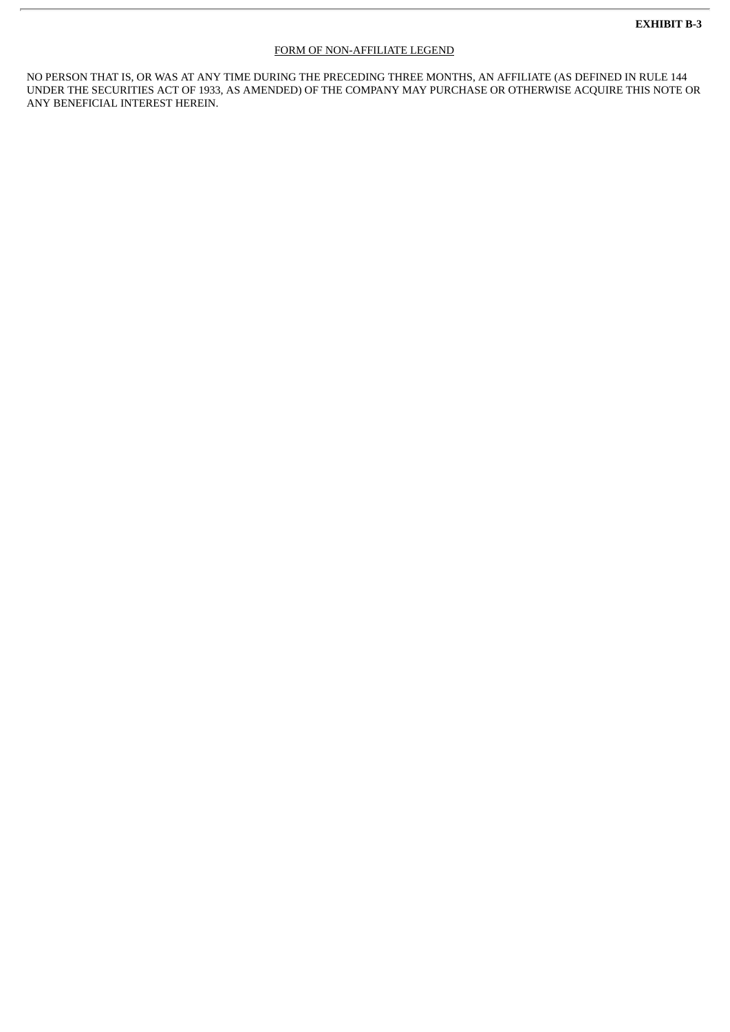**EXHIBIT B-3**

FORM OF NON-AFFILIATE LEGEND

NO PERSON THAT IS, OR WAS AT ANY TIME DURING THE PRECEDING THREE MONTHS, AN AFFILIATE (AS DEFINED IN RULE 144 UNDER THE SECURITIES ACT OF 1933, AS AMENDED) OF THE COMPANY MAY PURCHASE OR OTHERWISE ACQUIRE THIS NOTE OR ANY BENEFICIAL INTEREST HEREIN.